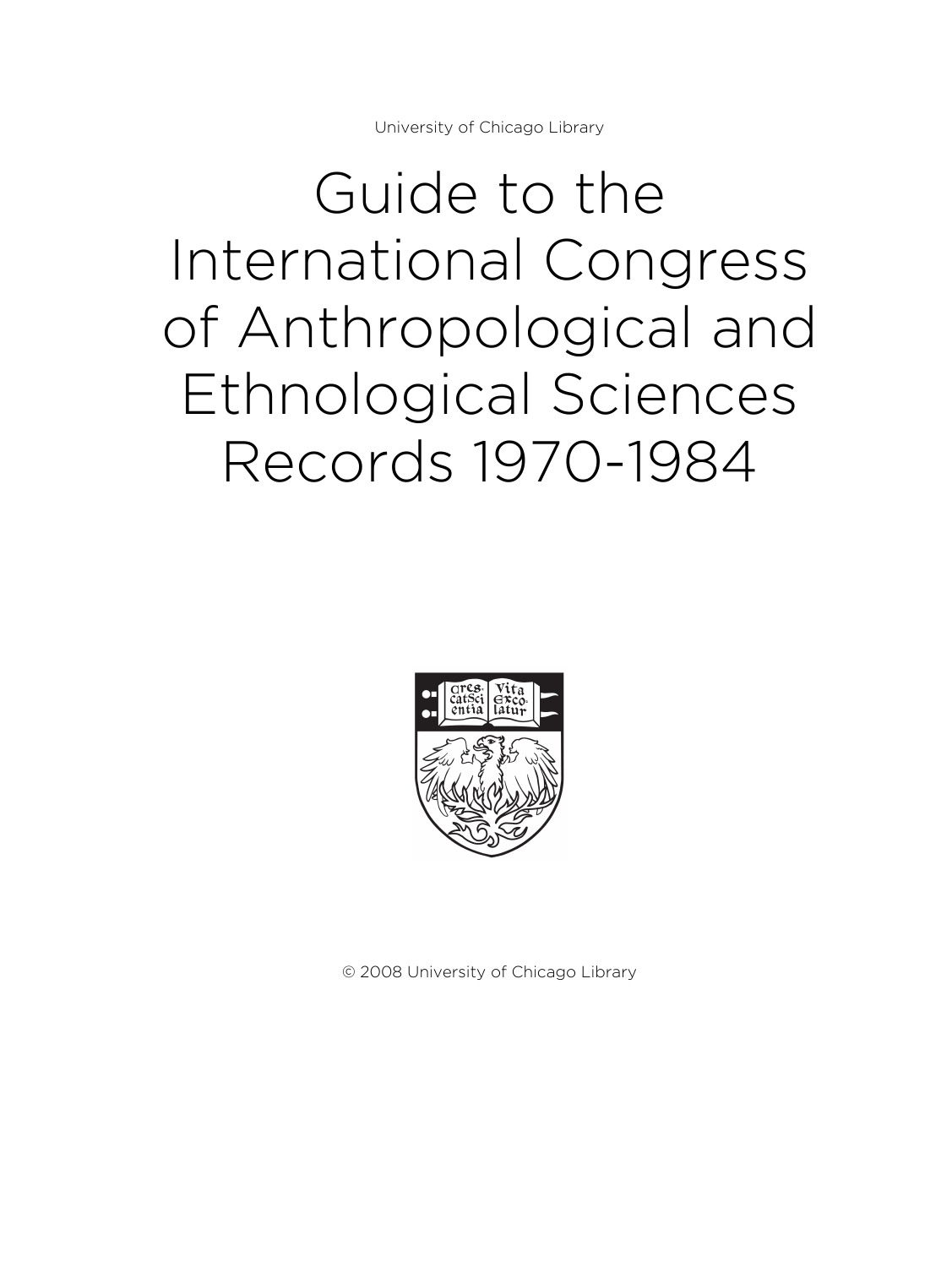University of Chicago Library

# Guide to the International Congress of Anthropological and Ethnological Sciences Records 1970-1984

© 2008 University of Chicago Library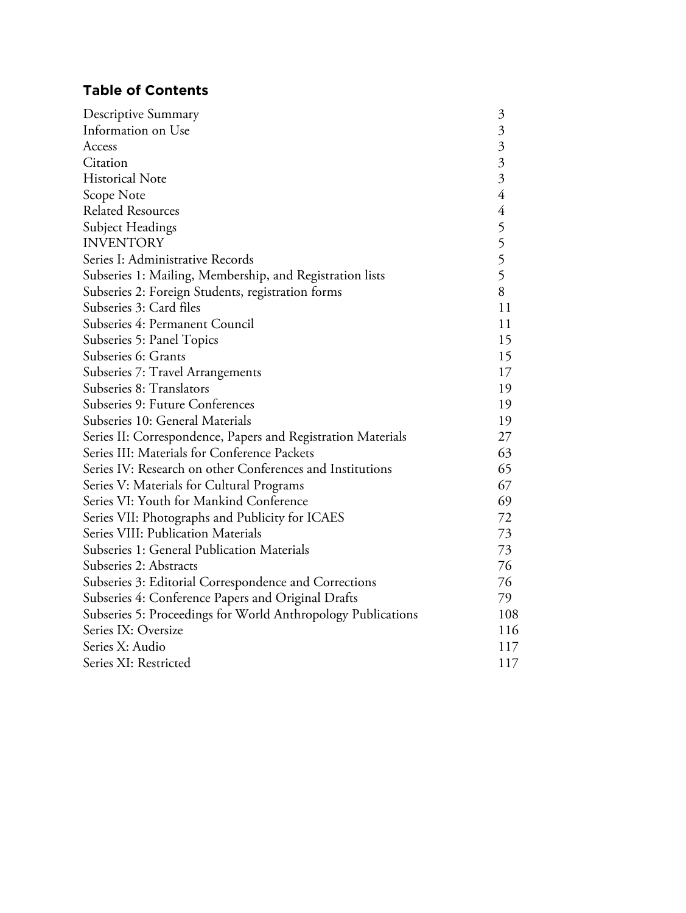## Table of Contents

| | |
|---|---|
| Descriptive Summary | 3 |
| Information on Use | 3 |
| Access | 3 |
| Citation | 3 |
| Historical Note | 3 |
| Scope Note | 4 |
| Related Resources | 4 |
| Subject Headings | 5 |
| INVENTORY | 5 |
| Series I: Administrative Records | 5 |
| Subseries 1: Mailing, Membership, and Registration lists | 5 |
| Subseries 2: Foreign Students, registration forms | 8 |
| Subseries 3: Card files | 11 |
| Subseries 4: Permanent Council | 11 |
| Subseries 5: Panel Topics | 15 |
| Subseries 6: Grants | 15 |
| Subseries 7: Travel Arrangements | 17 |
| Subseries 8: Translators | 19 |
| Subseries 9: Future Conferences | 19 |
| Subseries 10: General Materials | 19 |
| Series II: Correspondence, Papers and Registration Materials | 27 |
| Series III: Materials for Conference Packets | 63 |
| Series IV: Research on other Conferences and Institutions | 65 |
| Series V: Materials for Cultural Programs | 67 |
| Series VI: Youth for Mankind Conference | 69 |
| Series VII: Photographs and Publicity for ICAES | 72 |
| Series VIII: Publication Materials | 73 |
| Subseries 1: General Publication Materials | 73 |
| Subseries 2: Abstracts | 76 |
| Subseries 3: Editorial Correspondence and Corrections | 76 |
| Subseries 4: Conference Papers and Original Drafts | 79 |
| Subseries 5: Proceedings for World Anthropology Publications | 108 |
| Series IX: Oversize | 116 |
| Series X: Audio | 117 |
| Series XI: Restricted | 117 |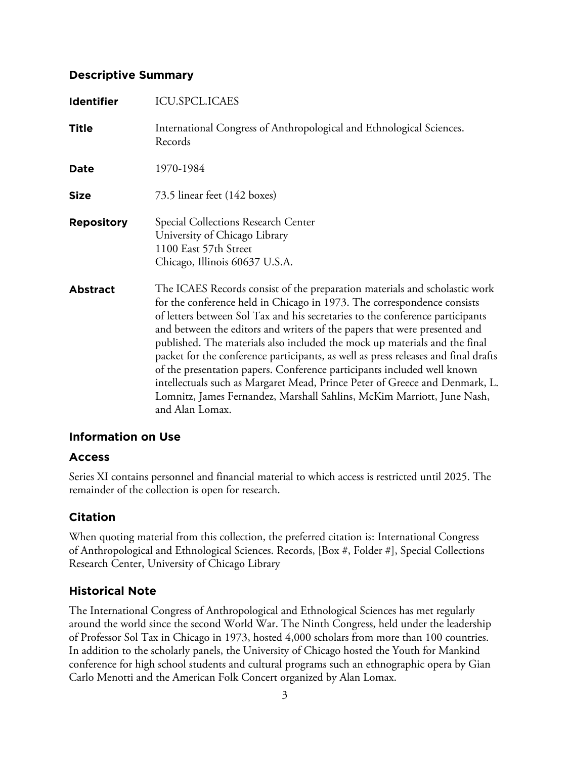## Descriptive Summary

| | |
|---|---|
| **Identifier** | ICU.SPCL.ICAES |
| **Title** | International Congress of Anthropological and Ethnological Sciences. Records |
| **Date** | 1970-1984 |
| **Size** | 73.5 linear feet (142 boxes) |
| **Repository** | Special Collections Research Center<br>University of Chicago Library<br>1100 East 57th Street<br>Chicago, Illinois 60637 U.S.A. |
| **Abstract** | The ICAES Records consist of the preparation materials and scholastic work for the conference held in Chicago in 1973. The correspondence consists of letters between Sol Tax and his secretaries to the conference participants and between the editors and writers of the papers that were presented and published. The materials also included the mock up materials and the final packet for the conference participants, as well as press releases and final drafts of the presentation papers. Conference participants included well known intellectuals such as Margaret Mead, Prince Peter of Greece and Denmark, L. Lomnitz, James Fernandez, Marshall Sahlins, McKim Marriott, June Nash, and Alan Lomax. |

## Information on Use

### Access

Series XI contains personnel and financial material to which access is restricted until 2025. The remainder of the collection is open for research.

### Citation

When quoting material from this collection, the preferred citation is: International Congress of Anthropological and Ethnological Sciences. Records, [Box #, Folder #], Special Collections Research Center, University of Chicago Library

## Historical Note

The International Congress of Anthropological and Ethnological Sciences has met regularly around the world since the second World War. The Ninth Congress, held under the leadership of Professor Sol Tax in Chicago in 1973, hosted 4,000 scholars from more than 100 countries. In addition to the scholarly panels, the University of Chicago hosted the Youth for Mankind conference for high school students and cultural programs such an ethnographic opera by Gian Carlo Menotti and the American Folk Concert organized by Alan Lomax.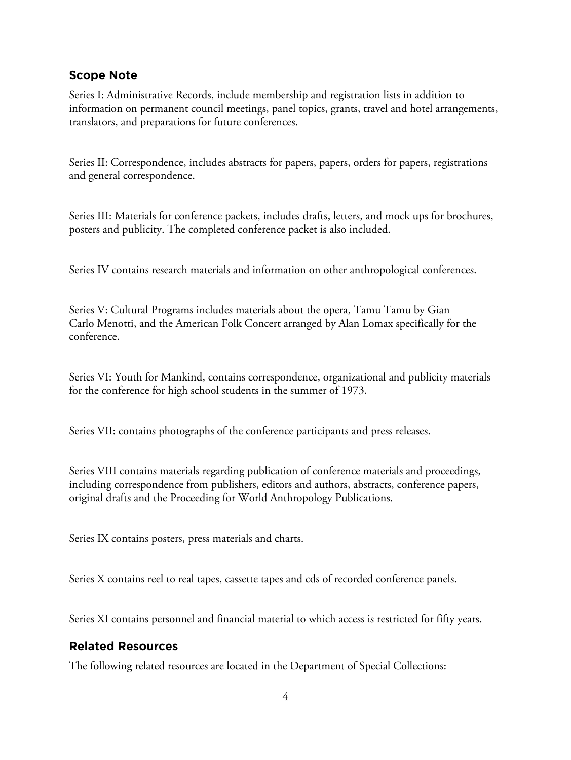## Scope Note

Series I: Administrative Records, include membership and registration lists in addition to information on permanent council meetings, panel topics, grants, travel and hotel arrangements, translators, and preparations for future conferences.

Series II: Correspondence, includes abstracts for papers, papers, orders for papers, registrations and general correspondence.

Series III: Materials for conference packets, includes drafts, letters, and mock ups for brochures, posters and publicity. The completed conference packet is also included.

Series IV contains research materials and information on other anthropological conferences.

Series V: Cultural Programs includes materials about the opera, Tamu Tamu by Gian Carlo Menotti, and the American Folk Concert arranged by Alan Lomax specifically for the conference.

Series VI: Youth for Mankind, contains correspondence, organizational and publicity materials for the conference for high school students in the summer of 1973.

Series VII: contains photographs of the conference participants and press releases.

Series VIII contains materials regarding publication of conference materials and proceedings, including correspondence from publishers, editors and authors, abstracts, conference papers, original drafts and the Proceeding for World Anthropology Publications.

Series IX contains posters, press materials and charts.

Series X contains reel to real tapes, cassette tapes and cds of recorded conference panels.

Series XI contains personnel and financial material to which access is restricted for fifty years.

## Related Resources

The following related resources are located in the Department of Special Collections: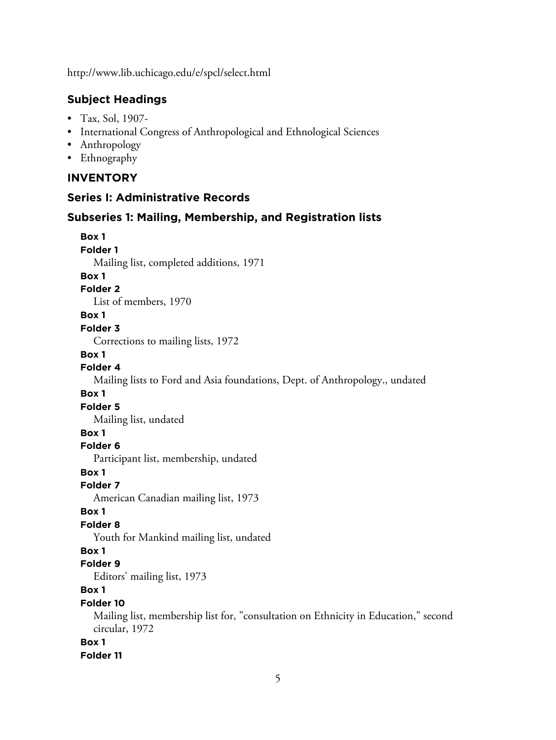http://www.lib.uchicago.edu/e/spcl/select.html

## Subject Headings

- Tax, Sol, 1907-
- International Congress of Anthropological and Ethnological Sciences
- Anthropology
- Ethnography

## INVENTORY

## Series I: Administrative Records

## Subseries 1: Mailing, Membership, and Registration lists

**Box 1**
**Folder 1**
Mailing list, completed additions, 1971

**Box 1**
**Folder 2**
List of members, 1970

**Box 1**
**Folder 3**
Corrections to mailing lists, 1972

**Box 1**
**Folder 4**
Mailing lists to Ford and Asia foundations, Dept. of Anthropology., undated

**Box 1**
**Folder 5**
Mailing list, undated

**Box 1**
**Folder 6**
Participant list, membership, undated

**Box 1**
**Folder 7**
American Canadian mailing list, 1973

**Box 1**
**Folder 8**
Youth for Mankind mailing list, undated

**Box 1**
**Folder 9**
Editors' mailing list, 1973

**Box 1**
**Folder 10**
Mailing list, membership list for, "consultation on Ethnicity in Education," second circular, 1972

**Box 1**
**Folder 11**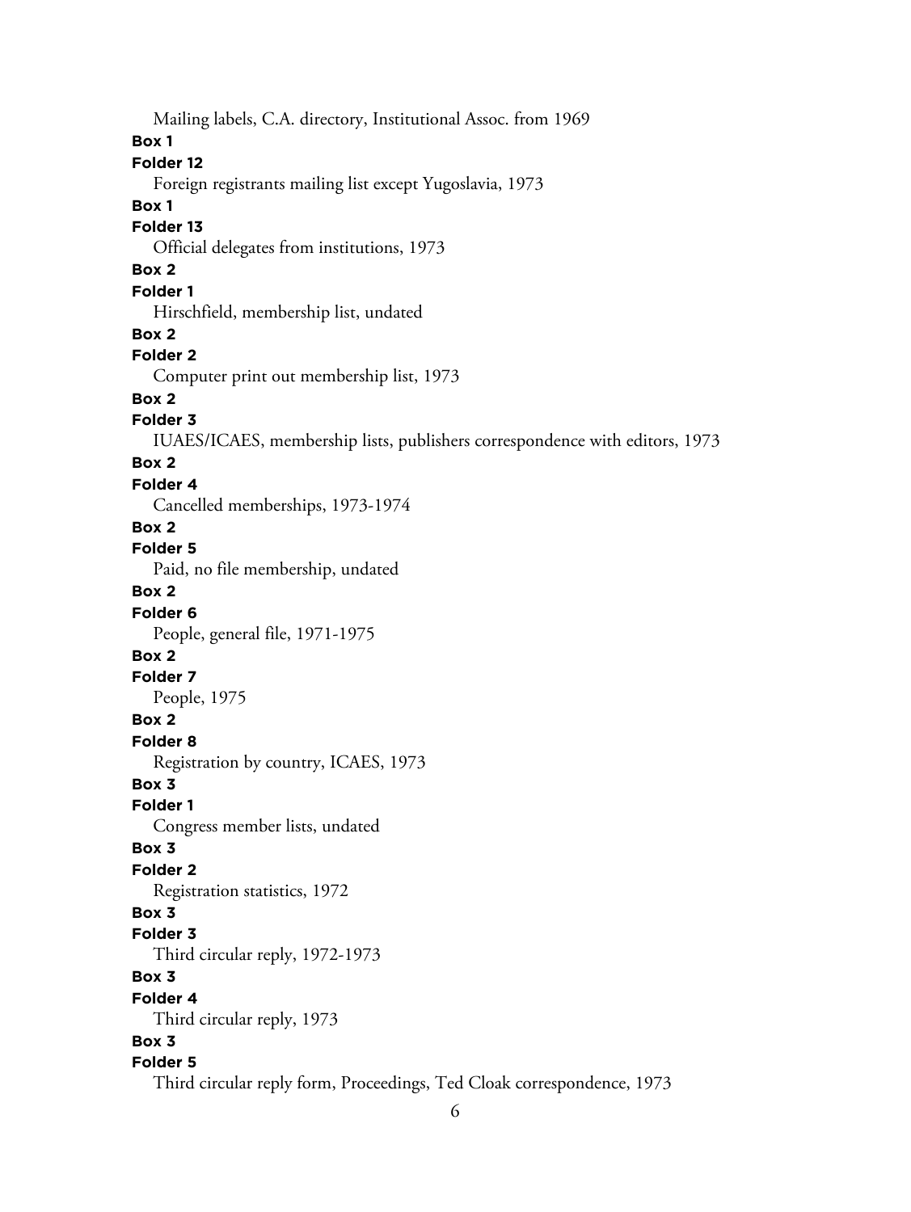Mailing labels, C.A. directory, Institutional Assoc. from 1969

**Box 1**

**Folder 12**

Foreign registrants mailing list except Yugoslavia, 1973

**Box 1**

**Folder 13**

Official delegates from institutions, 1973

**Box 2**

**Folder 1**

Hirschfield, membership list, undated

**Box 2**

**Folder 2**

Computer print out membership list, 1973

**Box 2**

**Folder 3**

IUAES/ICAES, membership lists, publishers correspondence with editors, 1973

**Box 2**

**Folder 4**

Cancelled memberships, 1973-1974

**Box 2**

**Folder 5**

Paid, no file membership, undated

**Box 2**

**Folder 6**

People, general file, 1971-1975

**Box 2**

**Folder 7**

People, 1975

**Box 2**

**Folder 8**

Registration by country, ICAES, 1973

**Box 3**

**Folder 1**

Congress member lists, undated

**Box 3**

**Folder 2**

Registration statistics, 1972

**Box 3**

**Folder 3**

Third circular reply, 1972-1973

**Box 3**

**Folder 4**

Third circular reply, 1973

**Box 3**

**Folder 5**

Third circular reply form, Proceedings, Ted Cloak correspondence, 1973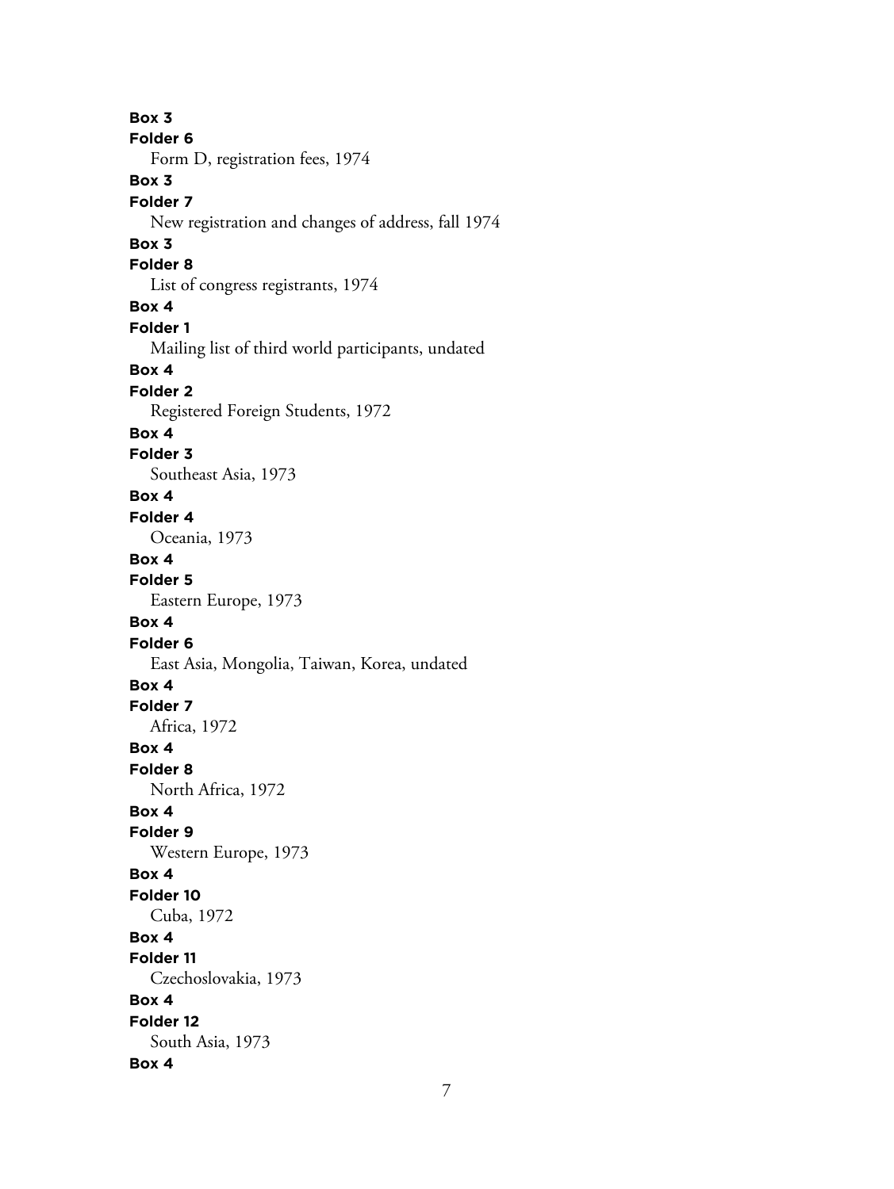**Box 3**
**Folder 6**
Form D, registration fees, 1974

**Box 3**
**Folder 7**
New registration and changes of address, fall 1974

**Box 3**
**Folder 8**
List of congress registrants, 1974

**Box 4**
**Folder 1**
Mailing list of third world participants, undated

**Box 4**
**Folder 2**
Registered Foreign Students, 1972

**Box 4**
**Folder 3**
Southeast Asia, 1973

**Box 4**
**Folder 4**
Oceania, 1973

**Box 4**
**Folder 5**
Eastern Europe, 1973

**Box 4**
**Folder 6**
East Asia, Mongolia, Taiwan, Korea, undated

**Box 4**
**Folder 7**
Africa, 1972

**Box 4**
**Folder 8**
North Africa, 1972

**Box 4**
**Folder 9**
Western Europe, 1973

**Box 4**
**Folder 10**
Cuba, 1972

**Box 4**
**Folder 11**
Czechoslovakia, 1973

**Box 4**
**Folder 12**
South Asia, 1973

**Box 4**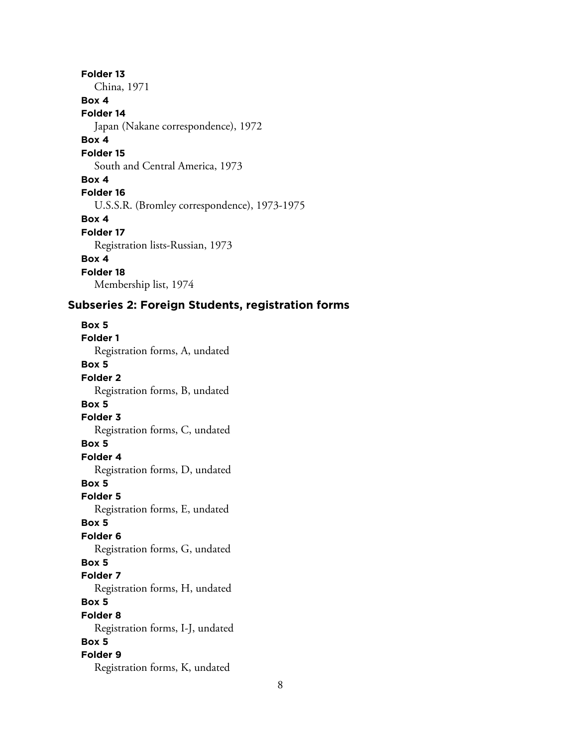**Folder 13**
China, 1971

**Box 4**
**Folder 14**
Japan (Nakane correspondence), 1972

**Box 4**
**Folder 15**
South and Central America, 1973

**Box 4**
**Folder 16**
U.S.S.R. (Bromley correspondence), 1973-1975

**Box 4**
**Folder 17**
Registration lists-Russian, 1973

**Box 4**
**Folder 18**
Membership list, 1974

## Subseries 2: Foreign Students, registration forms

**Box 5**
**Folder 1**
Registration forms, A, undated

**Box 5**
**Folder 2**
Registration forms, B, undated

**Box 5**
**Folder 3**
Registration forms, C, undated

**Box 5**
**Folder 4**
Registration forms, D, undated

**Box 5**
**Folder 5**
Registration forms, E, undated

**Box 5**
**Folder 6**
Registration forms, G, undated

**Box 5**
**Folder 7**
Registration forms, H, undated

**Box 5**
**Folder 8**
Registration forms, I-J, undated

**Box 5**
**Folder 9**
Registration forms, K, undated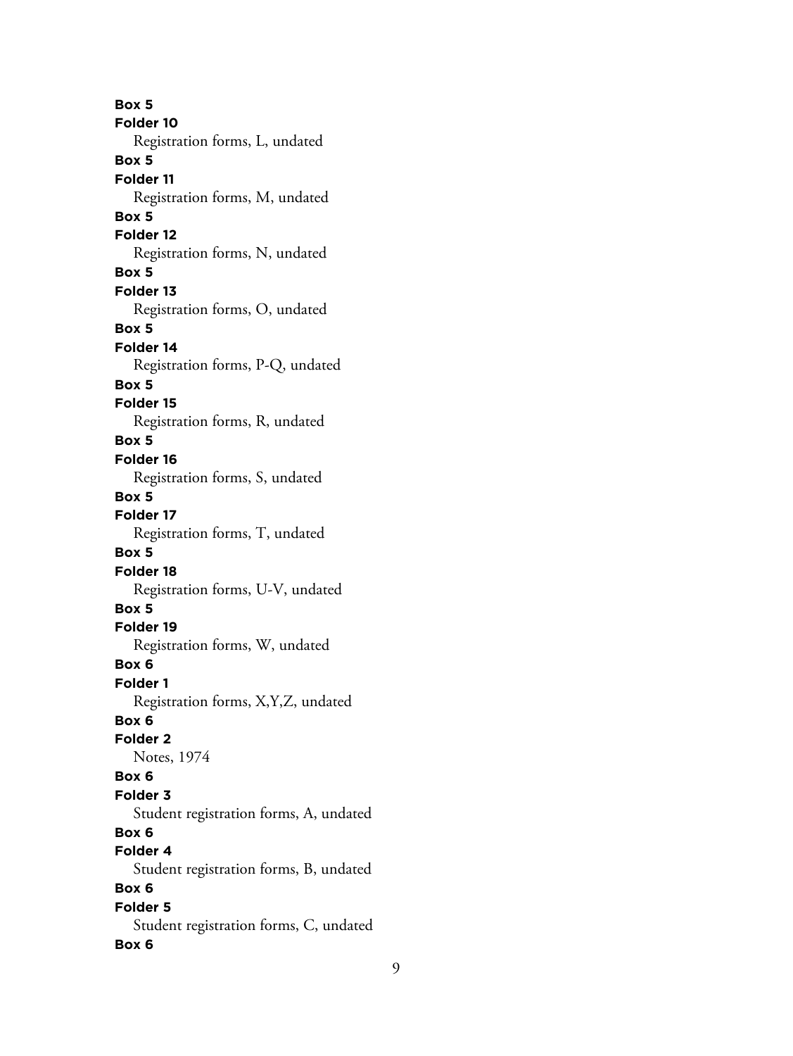**Box 5**
**Folder 10**
Registration forms, L, undated
**Box 5**
**Folder 11**
Registration forms, M, undated
**Box 5**
**Folder 12**
Registration forms, N, undated
**Box 5**
**Folder 13**
Registration forms, O, undated
**Box 5**
**Folder 14**
Registration forms, P-Q, undated
**Box 5**
**Folder 15**
Registration forms, R, undated
**Box 5**
**Folder 16**
Registration forms, S, undated
**Box 5**
**Folder 17**
Registration forms, T, undated
**Box 5**
**Folder 18**
Registration forms, U-V, undated
**Box 5**
**Folder 19**
Registration forms, W, undated
**Box 6**
**Folder 1**
Registration forms, X,Y,Z, undated
**Box 6**
**Folder 2**
Notes, 1974
**Box 6**
**Folder 3**
Student registration forms, A, undated
**Box 6**
**Folder 4**
Student registration forms, B, undated
**Box 6**
**Folder 5**
Student registration forms, C, undated
**Box 6**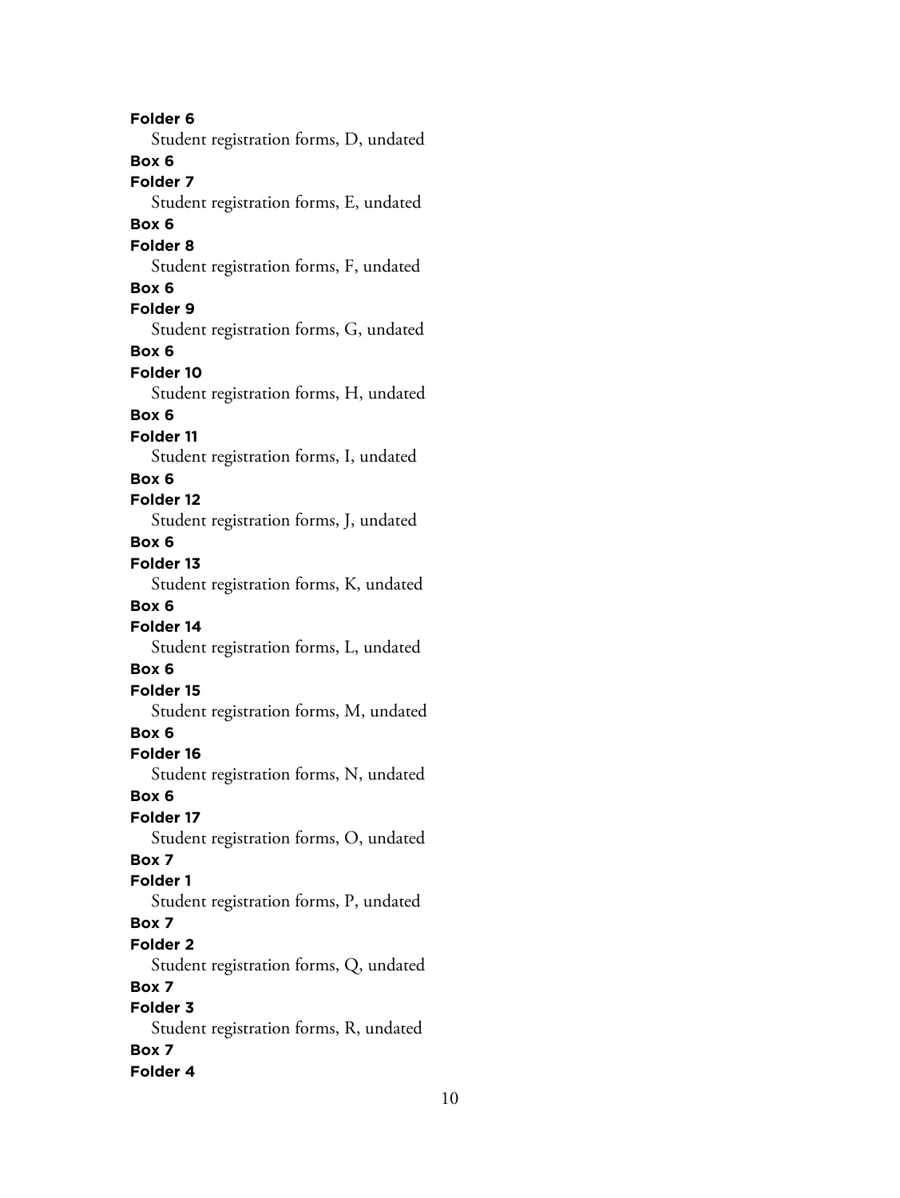**Folder 6**

Student registration forms, D, undated

**Box 6**

**Folder 7**

Student registration forms, E, undated

**Box 6**

**Folder 8**

Student registration forms, F, undated

**Box 6**

**Folder 9**

Student registration forms, G, undated

**Box 6**

**Folder 10**

Student registration forms, H, undated

**Box 6**

**Folder 11**

Student registration forms, I, undated

**Box 6**

**Folder 12**

Student registration forms, J, undated

**Box 6**

**Folder 13**

Student registration forms, K, undated

**Box 6**

**Folder 14**

Student registration forms, L, undated

**Box 6**

**Folder 15**

Student registration forms, M, undated

**Box 6**

**Folder 16**

Student registration forms, N, undated

**Box 6**

**Folder 17**

Student registration forms, O, undated

**Box 7**

**Folder 1**

Student registration forms, P, undated

**Box 7**

**Folder 2**

Student registration forms, Q, undated

**Box 7**

**Folder 3**

Student registration forms, R, undated

**Box 7**

**Folder 4**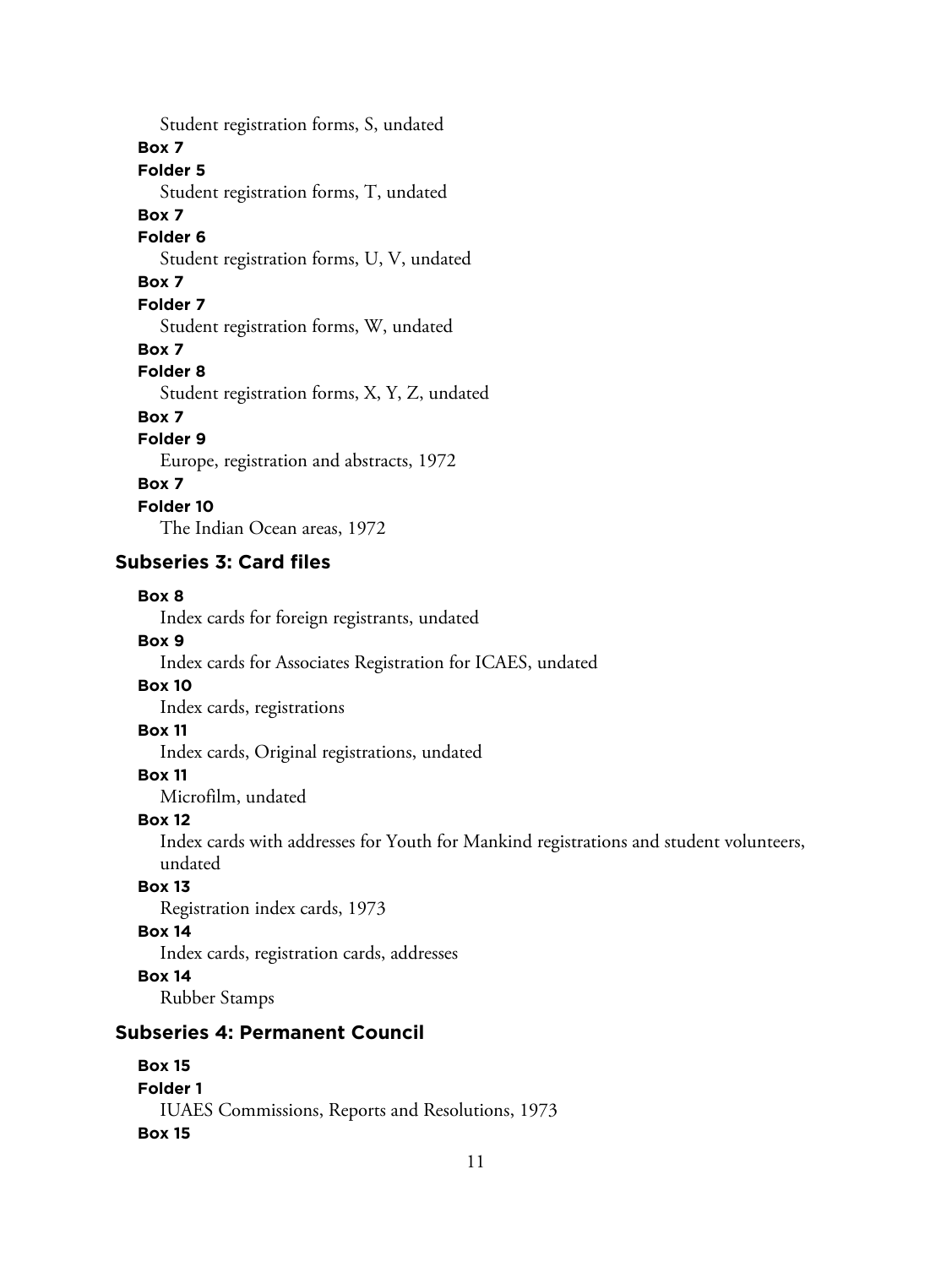Student registration forms, S, undated

**Box 7**

**Folder 5**

Student registration forms, T, undated

**Box 7**

**Folder 6**

Student registration forms, U, V, undated

**Box 7**

**Folder 7**

Student registration forms, W, undated

**Box 7**

**Folder 8**

Student registration forms, X, Y, Z, undated

**Box 7**

**Folder 9**

Europe, registration and abstracts, 1972

**Box 7**

**Folder 10**

The Indian Ocean areas, 1972

### Subseries 3: Card files

**Box 8**

Index cards for foreign registrants, undated

**Box 9**

Index cards for Associates Registration for ICAES, undated

**Box 10**

Index cards, registrations

**Box 11**

Index cards, Original registrations, undated

**Box 11**

Microfilm, undated

**Box 12**

Index cards with addresses for Youth for Mankind registrations and student volunteers, undated

**Box 13**

Registration index cards, 1973

**Box 14**

Index cards, registration cards, addresses

**Box 14**

Rubber Stamps

### Subseries 4: Permanent Council

**Box 15**

**Folder 1**

IUAES Commissions, Reports and Resolutions, 1973

**Box 15**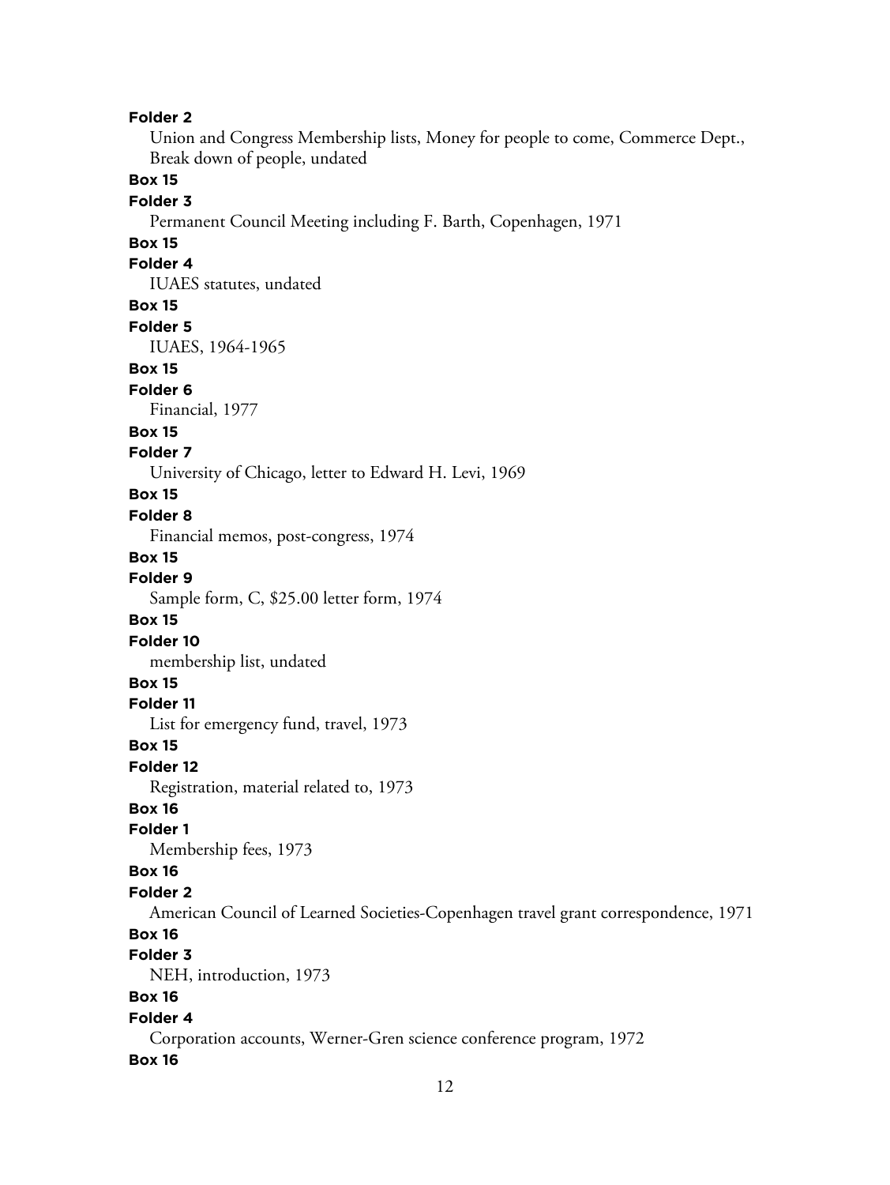**Folder 2**

Union and Congress Membership lists, Money for people to come, Commerce Dept., Break down of people, undated

**Box 15**

**Folder 3**

Permanent Council Meeting including F. Barth, Copenhagen, 1971

**Box 15**

**Folder 4**

IUAES statutes, undated

**Box 15**

**Folder 5**

IUAES, 1964-1965

**Box 15**

**Folder 6**

Financial, 1977

**Box 15**

**Folder 7**

University of Chicago, letter to Edward H. Levi, 1969

**Box 15**

**Folder 8**

Financial memos, post-congress, 1974

**Box 15**

**Folder 9**

Sample form, C, $25.00 letter form, 1974

**Box 15**

**Folder 10**

membership list, undated

**Box 15**

**Folder 11**

List for emergency fund, travel, 1973

**Box 15**

**Folder 12**

Registration, material related to, 1973

**Box 16**

**Folder 1**

Membership fees, 1973

**Box 16**

**Folder 2**

American Council of Learned Societies-Copenhagen travel grant correspondence, 1971

**Box 16**

**Folder 3**

NEH, introduction, 1973

**Box 16**

**Folder 4**

Corporation accounts, Werner-Gren science conference program, 1972

**Box 16**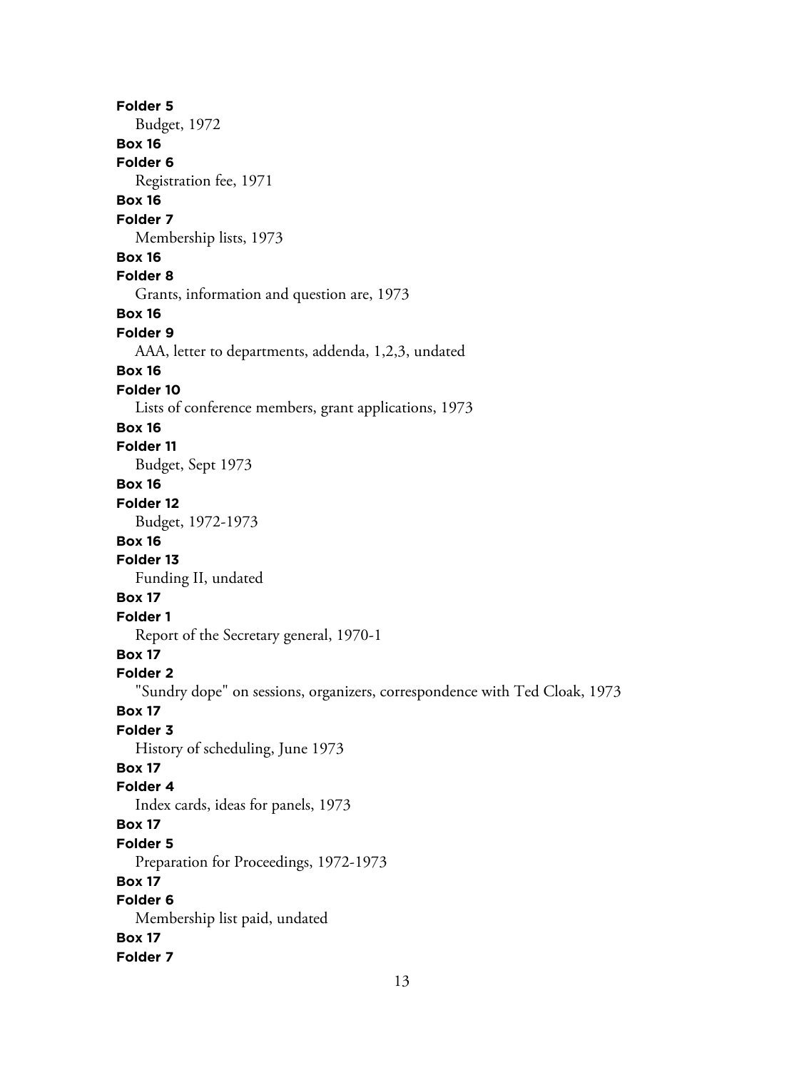**Folder 5**
Budget, 1972
**Box 16**
**Folder 6**
Registration fee, 1971
**Box 16**
**Folder 7**
Membership lists, 1973
**Box 16**
**Folder 8**
Grants, information and question are, 1973
**Box 16**
**Folder 9**
AAA, letter to departments, addenda, 1,2,3, undated
**Box 16**
**Folder 10**
Lists of conference members, grant applications, 1973
**Box 16**
**Folder 11**
Budget, Sept 1973
**Box 16**
**Folder 12**
Budget, 1972-1973
**Box 16**
**Folder 13**
Funding II, undated
**Box 17**
**Folder 1**
Report of the Secretary general, 1970-1
**Box 17**
**Folder 2**
"Sundry dope" on sessions, organizers, correspondence with Ted Cloak, 1973
**Box 17**
**Folder 3**
History of scheduling, June 1973
**Box 17**
**Folder 4**
Index cards, ideas for panels, 1973
**Box 17**
**Folder 5**
Preparation for Proceedings, 1972-1973
**Box 17**
**Folder 6**
Membership list paid, undated
**Box 17**
**Folder 7**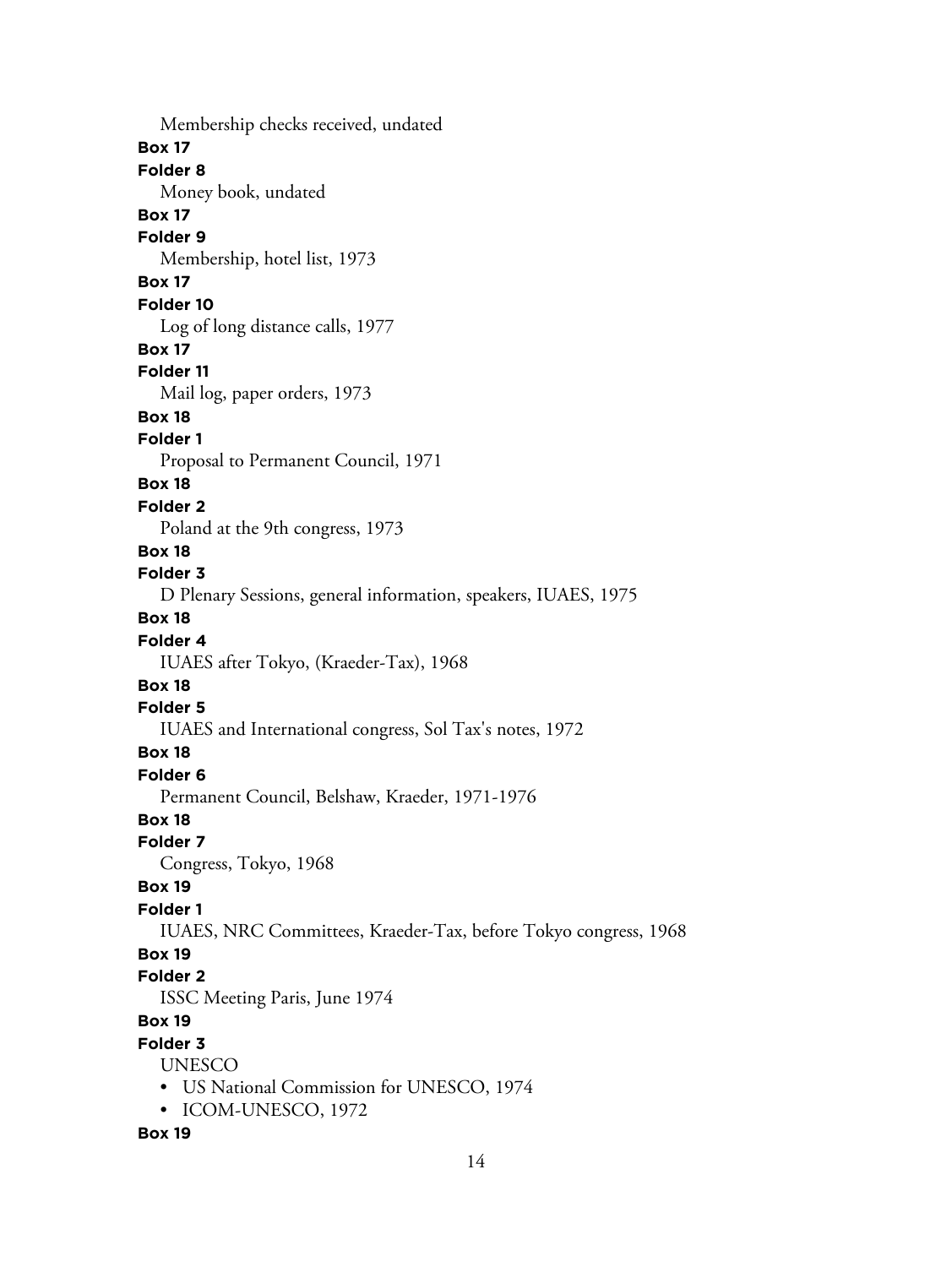Membership checks received, undated

**Box 17**

**Folder 8**

Money book, undated

**Box 17**

**Folder 9**

Membership, hotel list, 1973

**Box 17**

**Folder 10**

Log of long distance calls, 1977

**Box 17**

**Folder 11**

Mail log, paper orders, 1973

**Box 18**

**Folder 1**

Proposal to Permanent Council, 1971

**Box 18**

**Folder 2**

Poland at the 9th congress, 1973

**Box 18**

**Folder 3**

D Plenary Sessions, general information, speakers, IUAES, 1975

**Box 18**

**Folder 4**

IUAES after Tokyo, (Kraeder-Tax), 1968

**Box 18**

**Folder 5**

IUAES and International congress, Sol Tax's notes, 1972

**Box 18**

**Folder 6**

Permanent Council, Belshaw, Kraeder, 1971-1976

**Box 18**

**Folder 7**

Congress, Tokyo, 1968

**Box 19**

**Folder 1**

IUAES, NRC Committees, Kraeder-Tax, before Tokyo congress, 1968

**Box 19**

**Folder 2**

ISSC Meeting Paris, June 1974

**Box 19**

**Folder 3**

UNESCO

- US National Commission for UNESCO, 1974
- ICOM-UNESCO, 1972

**Box 19**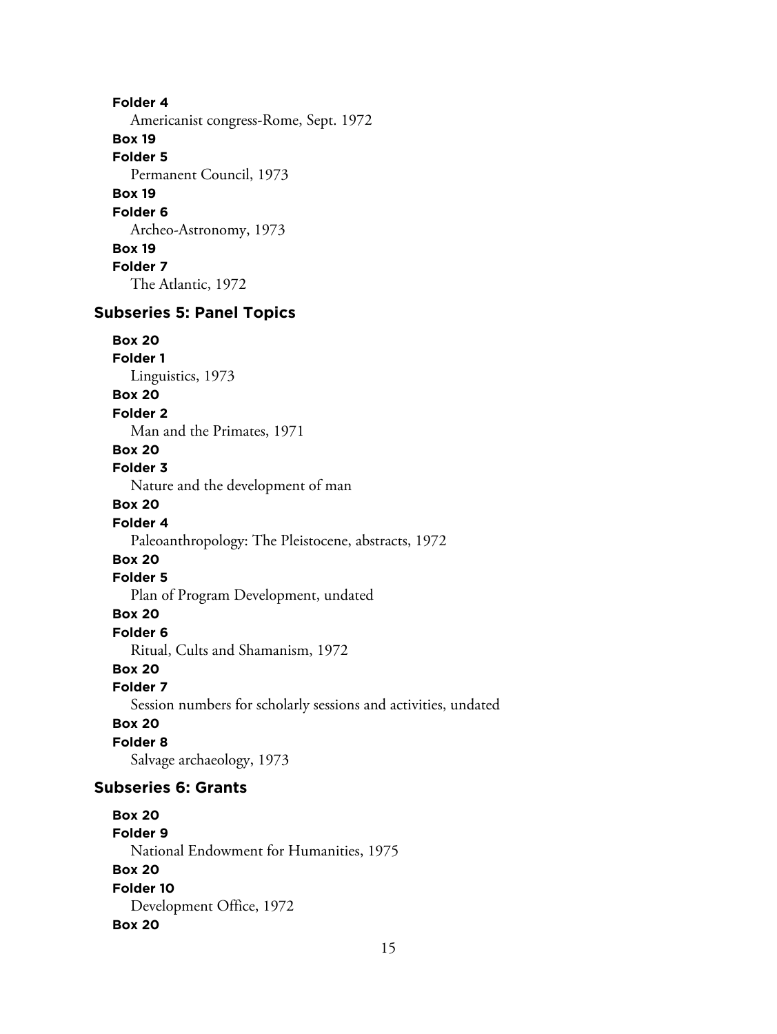**Folder 4**
Americanist congress-Rome, Sept. 1972

**Box 19**
**Folder 5**
Permanent Council, 1973

**Box 19**
**Folder 6**
Archeo-Astronomy, 1973

**Box 19**
**Folder 7**
The Atlantic, 1972

### Subseries 5: Panel Topics

**Box 20**
**Folder 1**
Linguistics, 1973

**Box 20**
**Folder 2**
Man and the Primates, 1971

**Box 20**
**Folder 3**
Nature and the development of man

**Box 20**
**Folder 4**
Paleoanthropology: The Pleistocene, abstracts, 1972

**Box 20**
**Folder 5**
Plan of Program Development, undated

**Box 20**
**Folder 6**
Ritual, Cults and Shamanism, 1972

**Box 20**
**Folder 7**
Session numbers for scholarly sessions and activities, undated

**Box 20**
**Folder 8**
Salvage archaeology, 1973

### Subseries 6: Grants

**Box 20**
**Folder 9**
National Endowment for Humanities, 1975

**Box 20**
**Folder 10**
Development Office, 1972

**Box 20**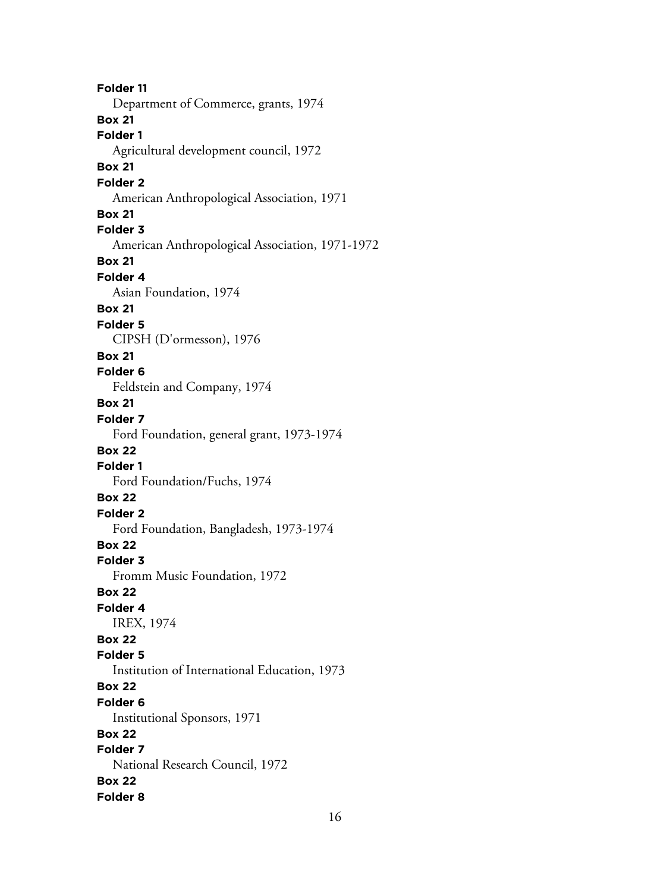**Folder 11**
Department of Commerce, grants, 1974

**Box 21**
**Folder 1**
Agricultural development council, 1972

**Box 21**
**Folder 2**
American Anthropological Association, 1971

**Box 21**
**Folder 3**
American Anthropological Association, 1971-1972

**Box 21**
**Folder 4**
Asian Foundation, 1974

**Box 21**
**Folder 5**
CIPSH (D'ormesson), 1976

**Box 21**
**Folder 6**
Feldstein and Company, 1974

**Box 21**
**Folder 7**
Ford Foundation, general grant, 1973-1974

**Box 22**
**Folder 1**
Ford Foundation/Fuchs, 1974

**Box 22**
**Folder 2**
Ford Foundation, Bangladesh, 1973-1974

**Box 22**
**Folder 3**
Fromm Music Foundation, 1972

**Box 22**
**Folder 4**
IREX, 1974

**Box 22**
**Folder 5**
Institution of International Education, 1973

**Box 22**
**Folder 6**
Institutional Sponsors, 1971

**Box 22**
**Folder 7**
National Research Council, 1972

**Box 22**
**Folder 8**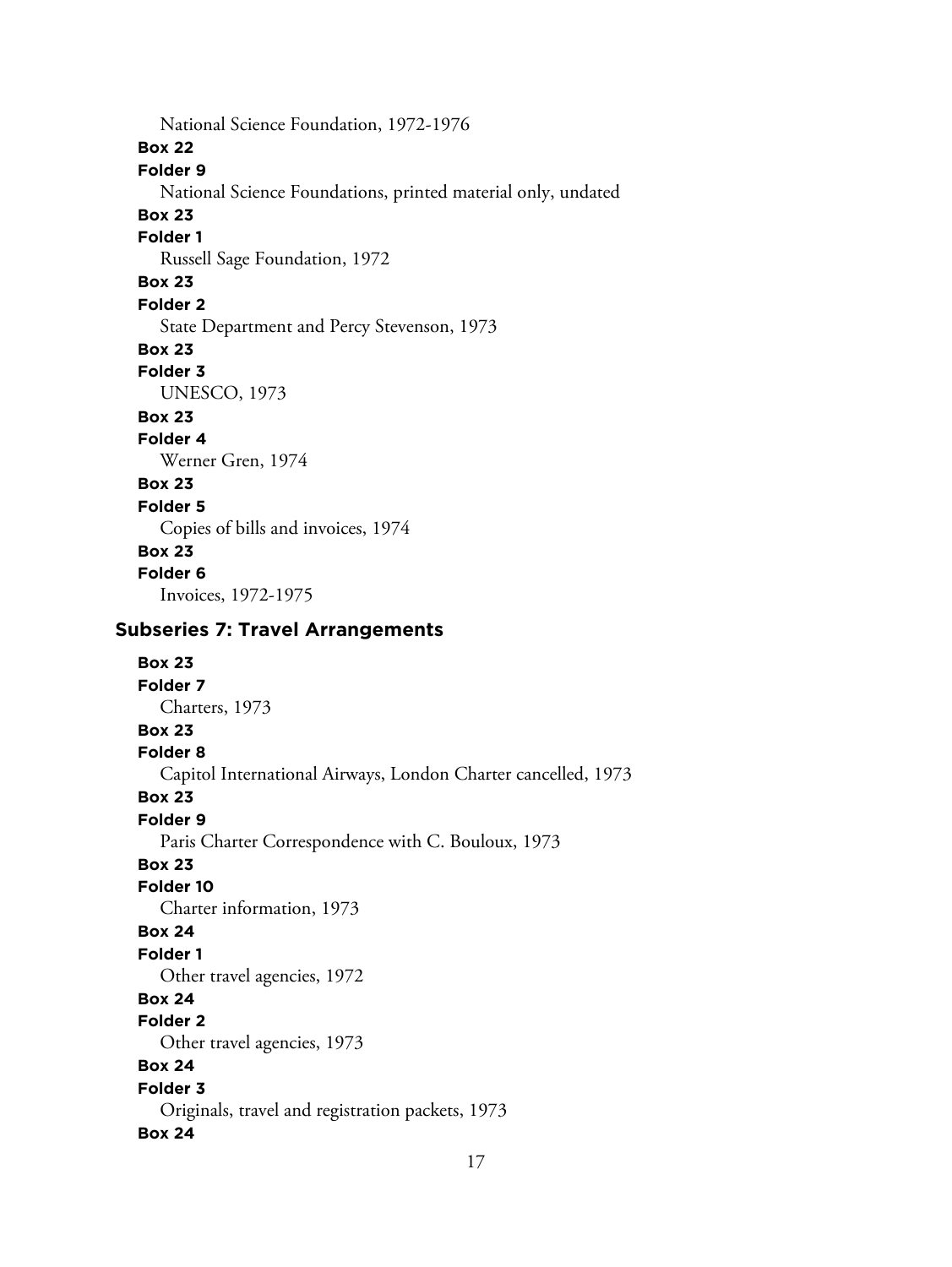National Science Foundation, 1972-1976

**Box 22**

**Folder 9**

National Science Foundations, printed material only, undated

**Box 23**

**Folder 1**

Russell Sage Foundation, 1972

**Box 23**

**Folder 2**

State Department and Percy Stevenson, 1973

**Box 23**

**Folder 3**

UNESCO, 1973

**Box 23**

**Folder 4**

Werner Gren, 1974

**Box 23**

**Folder 5**

Copies of bills and invoices, 1974

**Box 23**

**Folder 6**

Invoices, 1972-1975

### Subseries 7: Travel Arrangements

**Box 23**

**Folder 7**

Charters, 1973

**Box 23**

**Folder 8**

Capitol International Airways, London Charter cancelled, 1973

**Box 23**

**Folder 9**

Paris Charter Correspondence with C. Bouloux, 1973

**Box 23**

**Folder 10**

Charter information, 1973

**Box 24**

**Folder 1**

Other travel agencies, 1972

**Box 24**

**Folder 2**

Other travel agencies, 1973

**Box 24**

**Folder 3**

Originals, travel and registration packets, 1973

**Box 24**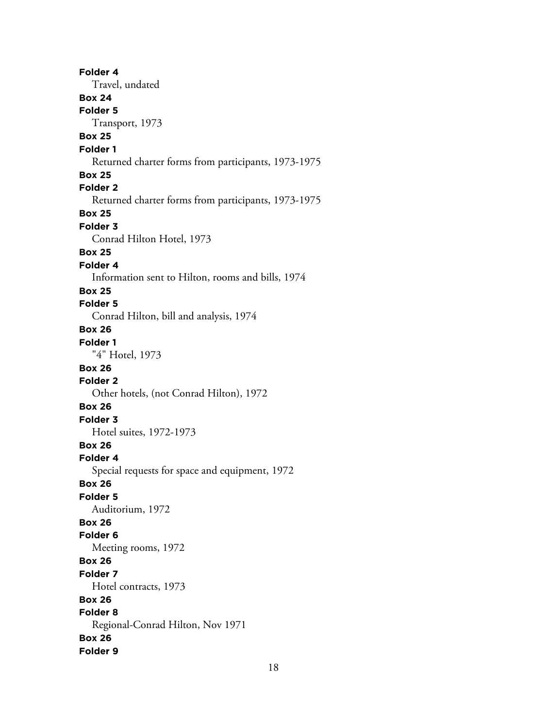**Folder 4**
Travel, undated
**Box 24**
**Folder 5**
Transport, 1973
**Box 25**
**Folder 1**
Returned charter forms from participants, 1973-1975
**Box 25**
**Folder 2**
Returned charter forms from participants, 1973-1975
**Box 25**
**Folder 3**
Conrad Hilton Hotel, 1973
**Box 25**
**Folder 4**
Information sent to Hilton, rooms and bills, 1974
**Box 25**
**Folder 5**
Conrad Hilton, bill and analysis, 1974
**Box 26**
**Folder 1**
"4" Hotel, 1973
**Box 26**
**Folder 2**
Other hotels, (not Conrad Hilton), 1972
**Box 26**
**Folder 3**
Hotel suites, 1972-1973
**Box 26**
**Folder 4**
Special requests for space and equipment, 1972
**Box 26**
**Folder 5**
Auditorium, 1972
**Box 26**
**Folder 6**
Meeting rooms, 1972
**Box 26**
**Folder 7**
Hotel contracts, 1973
**Box 26**
**Folder 8**
Regional-Conrad Hilton, Nov 1971
**Box 26**
**Folder 9**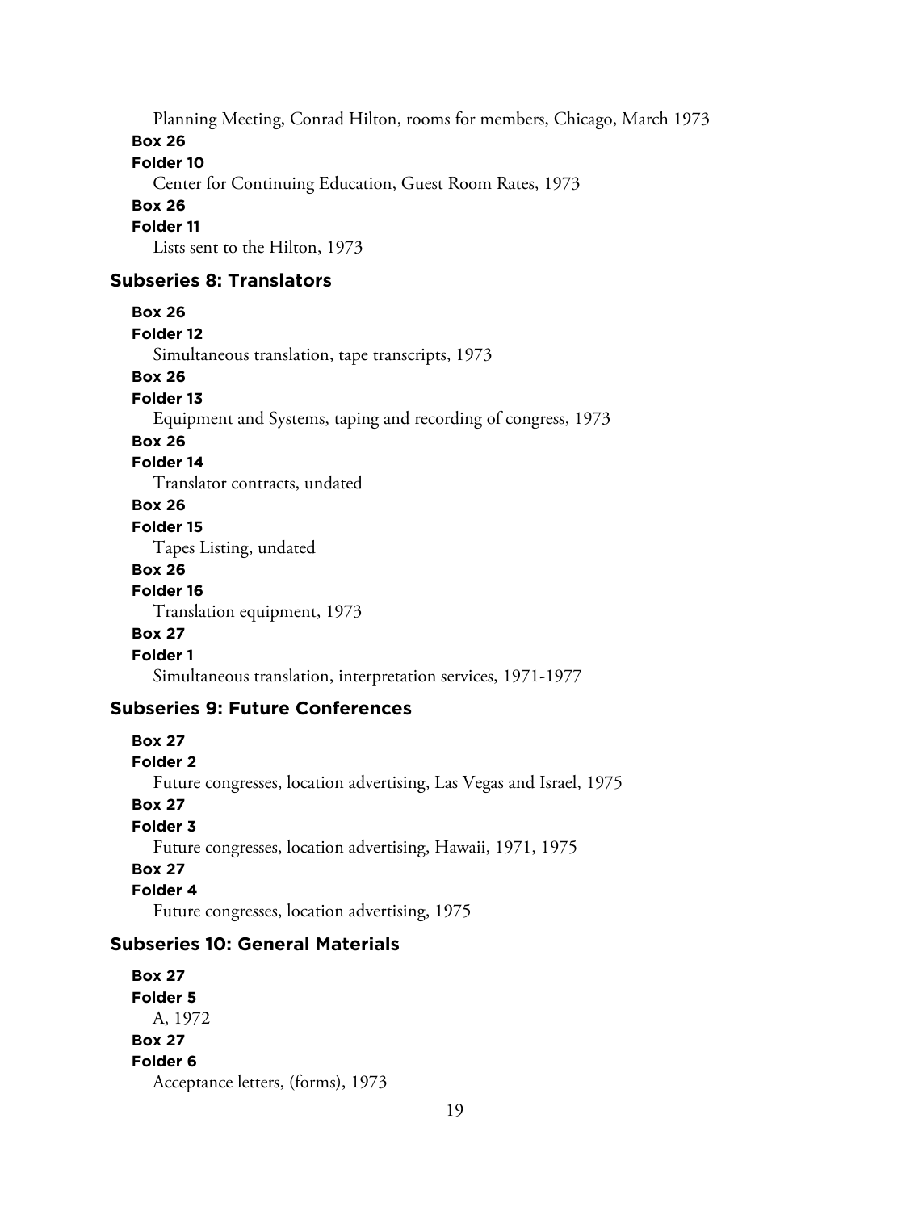Planning Meeting, Conrad Hilton, rooms for members, Chicago, March 1973

**Box 26**

**Folder 10**

Center for Continuing Education, Guest Room Rates, 1973

**Box 26**

**Folder 11**

Lists sent to the Hilton, 1973

### Subseries 8: Translators

**Box 26**

**Folder 12**

Simultaneous translation, tape transcripts, 1973

**Box 26**

**Folder 13**

Equipment and Systems, taping and recording of congress, 1973

**Box 26**

**Folder 14**

Translator contracts, undated

**Box 26**

**Folder 15**

Tapes Listing, undated

**Box 26**

**Folder 16**

Translation equipment, 1973

**Box 27**

**Folder 1**

Simultaneous translation, interpretation services, 1971-1977

### Subseries 9: Future Conferences

**Box 27**

**Folder 2**

Future congresses, location advertising, Las Vegas and Israel, 1975

**Box 27**

**Folder 3**

Future congresses, location advertising, Hawaii, 1971, 1975

**Box 27**

**Folder 4**

Future congresses, location advertising, 1975

### Subseries 10: General Materials

**Box 27**

**Folder 5**

A, 1972

**Box 27**

**Folder 6**

Acceptance letters, (forms), 1973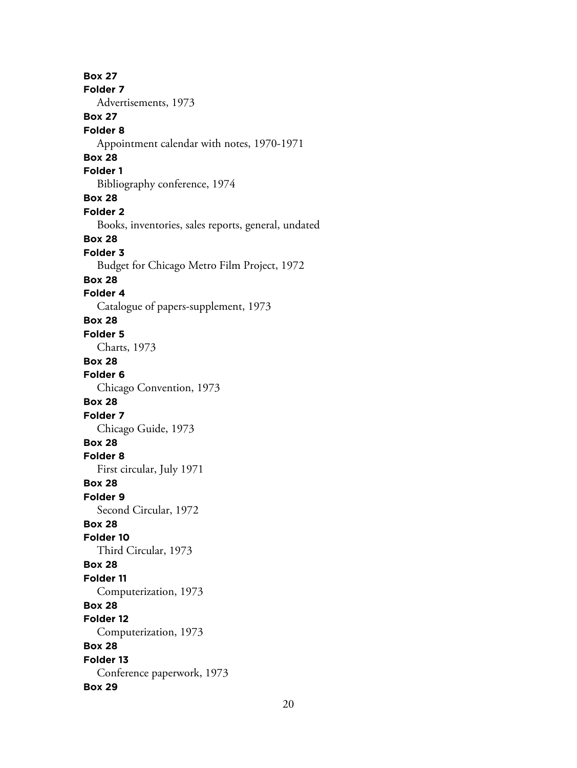**Box 27**
**Folder 7**
Advertisements, 1973
**Box 27**
**Folder 8**
Appointment calendar with notes, 1970-1971
**Box 28**
**Folder 1**
Bibliography conference, 1974
**Box 28**
**Folder 2**
Books, inventories, sales reports, general, undated
**Box 28**
**Folder 3**
Budget for Chicago Metro Film Project, 1972
**Box 28**
**Folder 4**
Catalogue of papers-supplement, 1973
**Box 28**
**Folder 5**
Charts, 1973
**Box 28**
**Folder 6**
Chicago Convention, 1973
**Box 28**
**Folder 7**
Chicago Guide, 1973
**Box 28**
**Folder 8**
First circular, July 1971
**Box 28**
**Folder 9**
Second Circular, 1972
**Box 28**
**Folder 10**
Third Circular, 1973
**Box 28**
**Folder 11**
Computerization, 1973
**Box 28**
**Folder 12**
Computerization, 1973
**Box 28**
**Folder 13**
Conference paperwork, 1973
**Box 29**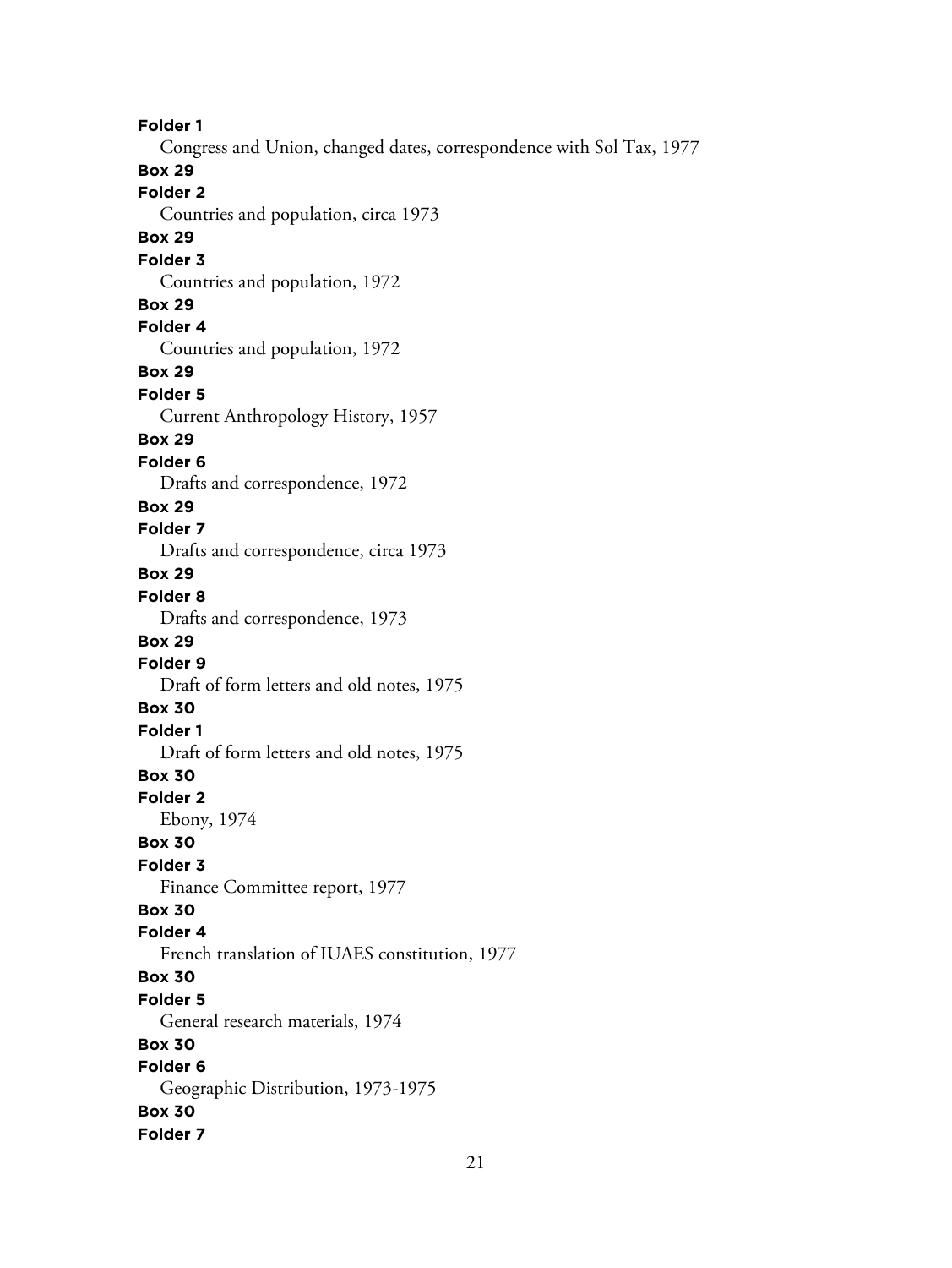**Folder 1**

Congress and Union, changed dates, correspondence with Sol Tax, 1977

**Box 29**

**Folder 2**

Countries and population, circa 1973

**Box 29**

**Folder 3**

Countries and population, 1972

**Box 29**

**Folder 4**

Countries and population, 1972

**Box 29**

**Folder 5**

Current Anthropology History, 1957

**Box 29**

**Folder 6**

Drafts and correspondence, 1972

**Box 29**

**Folder 7**

Drafts and correspondence, circa 1973

**Box 29**

**Folder 8**

Drafts and correspondence, 1973

**Box 29**

**Folder 9**

Draft of form letters and old notes, 1975

**Box 30**

**Folder 1**

Draft of form letters and old notes, 1975

**Box 30**

**Folder 2**

Ebony, 1974

**Box 30**

**Folder 3**

Finance Committee report, 1977

**Box 30**

**Folder 4**

French translation of IUAES constitution, 1977

**Box 30**

**Folder 5**

General research materials, 1974

**Box 30**

**Folder 6**

Geographic Distribution, 1973-1975

**Box 30**

**Folder 7**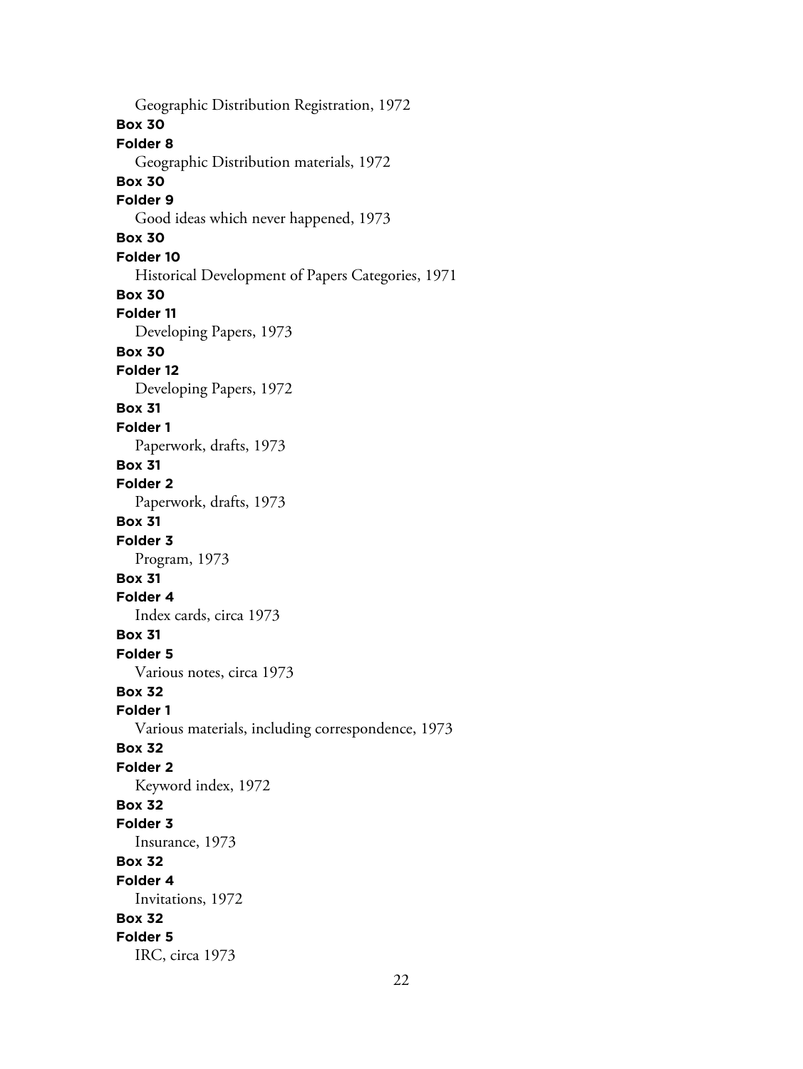Geographic Distribution Registration, 1972

**Box 30**
**Folder 8**
Geographic Distribution materials, 1972

**Box 30**
**Folder 9**
Good ideas which never happened, 1973

**Box 30**
**Folder 10**
Historical Development of Papers Categories, 1971

**Box 30**
**Folder 11**
Developing Papers, 1973

**Box 30**
**Folder 12**
Developing Papers, 1972

**Box 31**
**Folder 1**
Paperwork, drafts, 1973

**Box 31**
**Folder 2**
Paperwork, drafts, 1973

**Box 31**
**Folder 3**
Program, 1973

**Box 31**
**Folder 4**
Index cards, circa 1973

**Box 31**
**Folder 5**
Various notes, circa 1973

**Box 32**
**Folder 1**
Various materials, including correspondence, 1973

**Box 32**
**Folder 2**
Keyword index, 1972

**Box 32**
**Folder 3**
Insurance, 1973

**Box 32**
**Folder 4**
Invitations, 1972

**Box 32**
**Folder 5**
IRC, circa 1973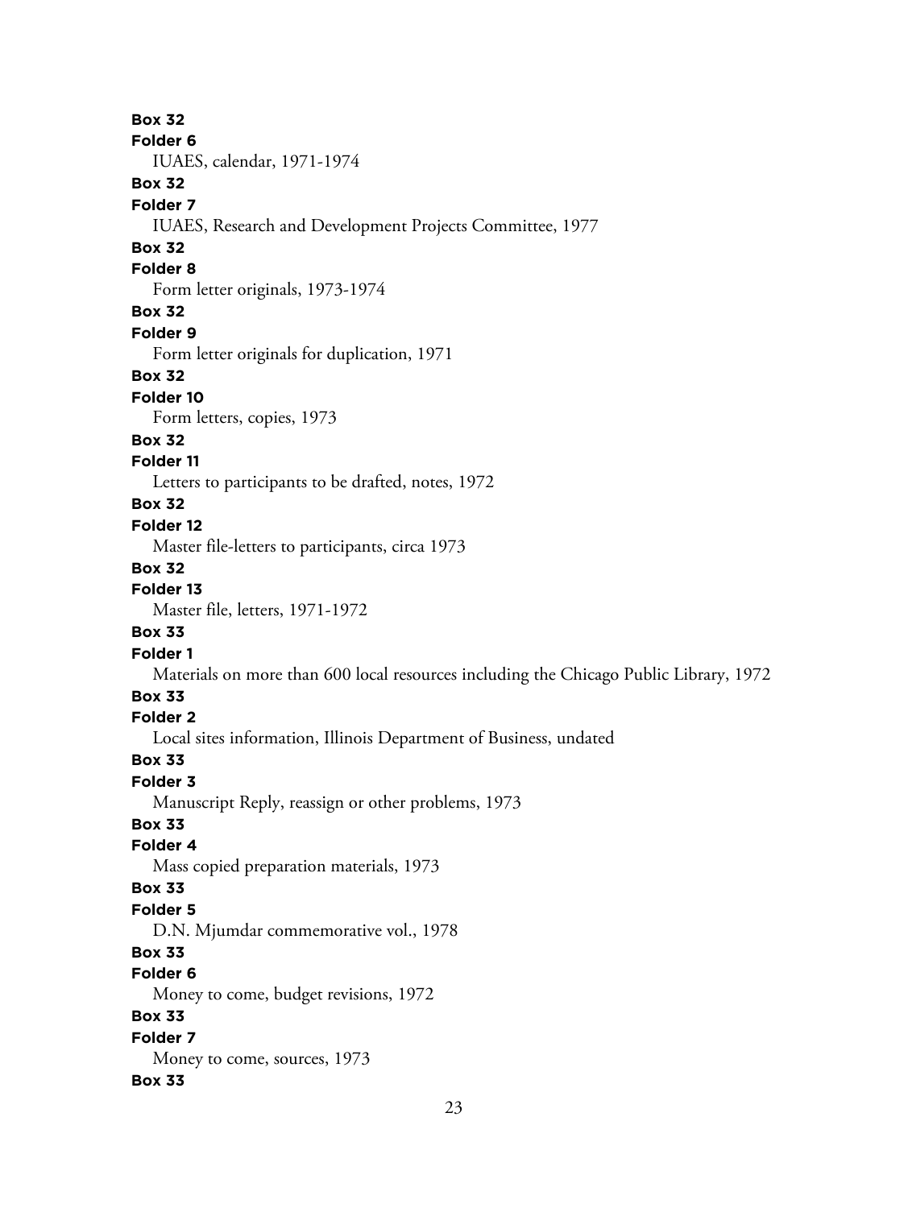**Box 32**
**Folder 6**
IUAES, calendar, 1971-1974

**Box 32**
**Folder 7**
IUAES, Research and Development Projects Committee, 1977

**Box 32**
**Folder 8**
Form letter originals, 1973-1974

**Box 32**
**Folder 9**
Form letter originals for duplication, 1971

**Box 32**
**Folder 10**
Form letters, copies, 1973

**Box 32**
**Folder 11**
Letters to participants to be drafted, notes, 1972

**Box 32**
**Folder 12**
Master file-letters to participants, circa 1973

**Box 32**
**Folder 13**
Master file, letters, 1971-1972

**Box 33**
**Folder 1**
Materials on more than 600 local resources including the Chicago Public Library, 1972

**Box 33**
**Folder 2**
Local sites information, Illinois Department of Business, undated

**Box 33**
**Folder 3**
Manuscript Reply, reassign or other problems, 1973

**Box 33**
**Folder 4**
Mass copied preparation materials, 1973

**Box 33**
**Folder 5**
D.N. Mjumdar commemorative vol., 1978

**Box 33**
**Folder 6**
Money to come, budget revisions, 1972

**Box 33**
**Folder 7**
Money to come, sources, 1973

**Box 33**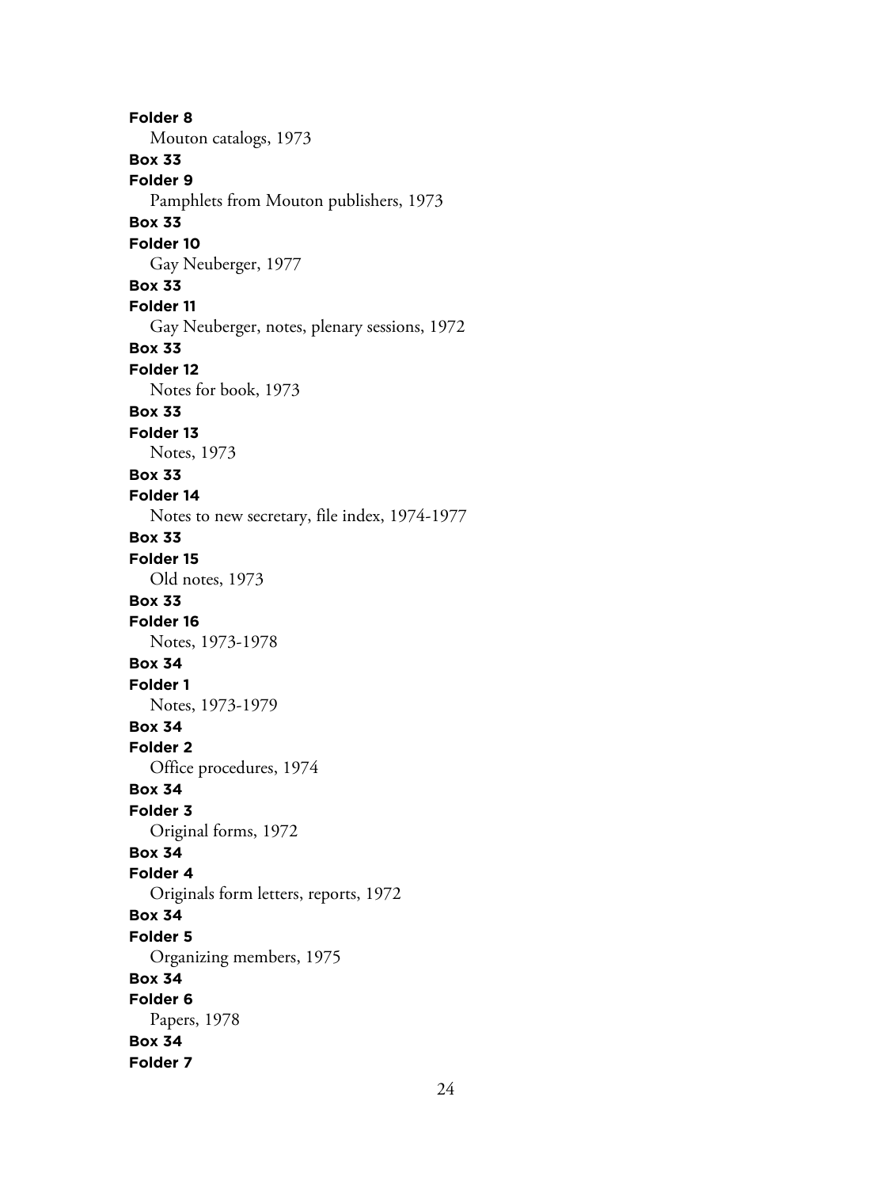**Folder 8**
Mouton catalogs, 1973

**Box 33**
**Folder 9**
Pamphlets from Mouton publishers, 1973

**Box 33**
**Folder 10**
Gay Neuberger, 1977

**Box 33**
**Folder 11**
Gay Neuberger, notes, plenary sessions, 1972

**Box 33**
**Folder 12**
Notes for book, 1973

**Box 33**
**Folder 13**
Notes, 1973

**Box 33**
**Folder 14**
Notes to new secretary, file index, 1974-1977

**Box 33**
**Folder 15**
Old notes, 1973

**Box 33**
**Folder 16**
Notes, 1973-1978

**Box 34**
**Folder 1**
Notes, 1973-1979

**Box 34**
**Folder 2**
Office procedures, 1974

**Box 34**
**Folder 3**
Original forms, 1972

**Box 34**
**Folder 4**
Originals form letters, reports, 1972

**Box 34**
**Folder 5**
Organizing members, 1975

**Box 34**
**Folder 6**
Papers, 1978

**Box 34**
**Folder 7**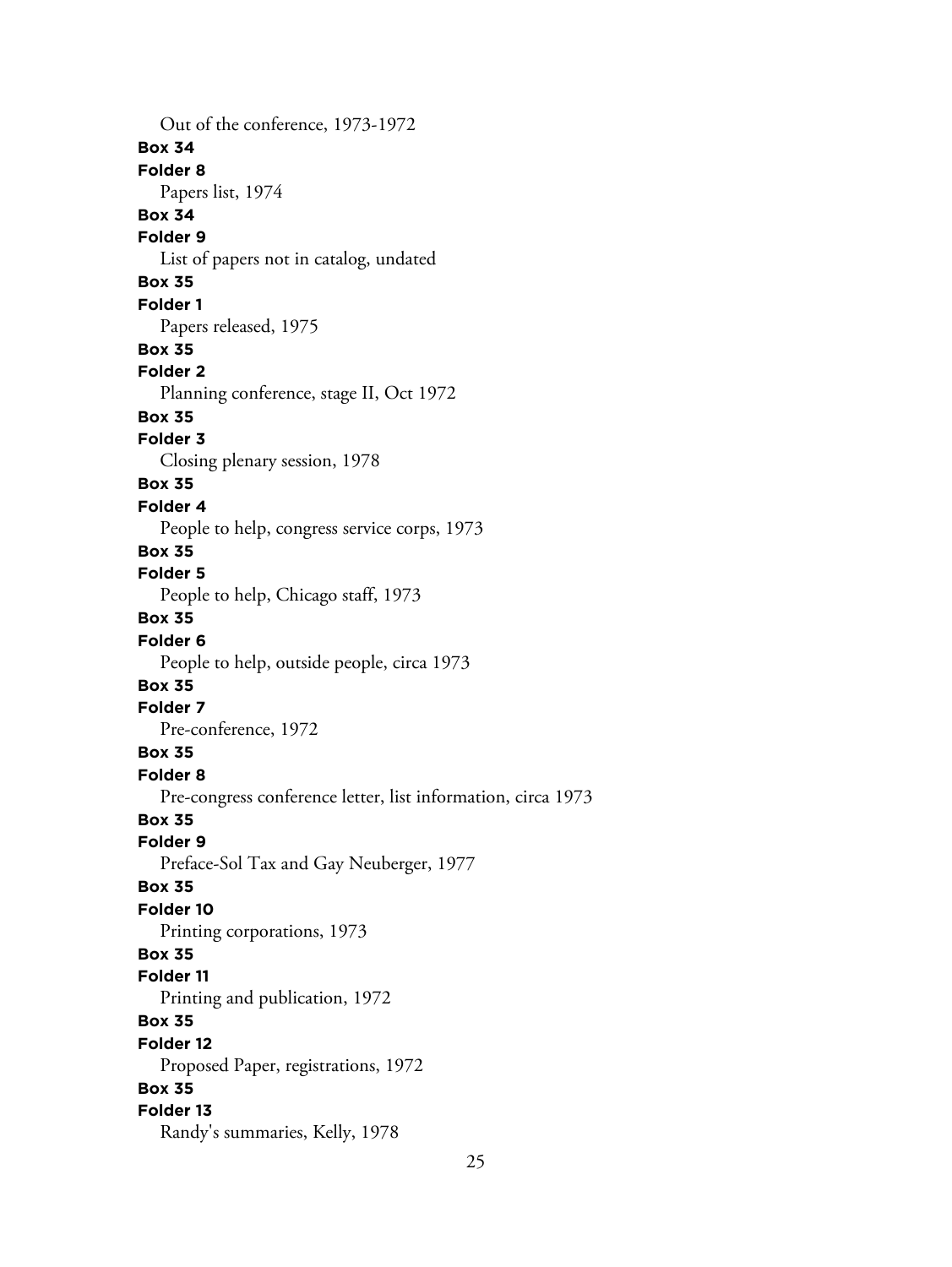Out of the conference, 1973-1972

**Box 34**

**Folder 8**

Papers list, 1974

**Box 34**

**Folder 9**

List of papers not in catalog, undated

**Box 35**

**Folder 1**

Papers released, 1975

**Box 35**

**Folder 2**

Planning conference, stage II, Oct 1972

**Box 35**

**Folder 3**

Closing plenary session, 1978

**Box 35**

**Folder 4**

People to help, congress service corps, 1973

**Box 35**

**Folder 5**

People to help, Chicago staff, 1973

**Box 35**

**Folder 6**

People to help, outside people, circa 1973

**Box 35**

**Folder 7**

Pre-conference, 1972

**Box 35**

**Folder 8**

Pre-congress conference letter, list information, circa 1973

**Box 35**

**Folder 9**

Preface-Sol Tax and Gay Neuberger, 1977

**Box 35**

**Folder 10**

Printing corporations, 1973

**Box 35**

**Folder 11**

Printing and publication, 1972

**Box 35**

**Folder 12**

Proposed Paper, registrations, 1972

**Box 35**

**Folder 13**

Randy's summaries, Kelly, 1978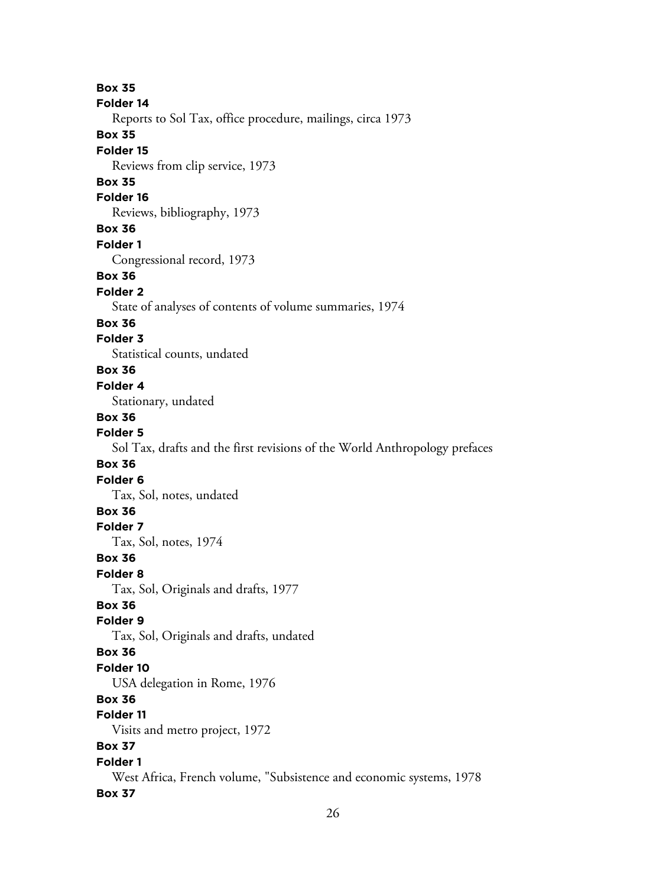**Box 35**
**Folder 14**
Reports to Sol Tax, office procedure, mailings, circa 1973

**Box 35**
**Folder 15**
Reviews from clip service, 1973

**Box 35**
**Folder 16**
Reviews, bibliography, 1973

**Box 36**
**Folder 1**
Congressional record, 1973

**Box 36**
**Folder 2**
State of analyses of contents of volume summaries, 1974

**Box 36**
**Folder 3**
Statistical counts, undated

**Box 36**
**Folder 4**
Stationary, undated

**Box 36**
**Folder 5**
Sol Tax, drafts and the first revisions of the World Anthropology prefaces

**Box 36**
**Folder 6**
Tax, Sol, notes, undated

**Box 36**
**Folder 7**
Tax, Sol, notes, 1974

**Box 36**
**Folder 8**
Tax, Sol, Originals and drafts, 1977

**Box 36**
**Folder 9**
Tax, Sol, Originals and drafts, undated

**Box 36**
**Folder 10**
USA delegation in Rome, 1976

**Box 36**
**Folder 11**
Visits and metro project, 1972

**Box 37**
**Folder 1**
West Africa, French volume, "Subsistence and economic systems, 1978

**Box 37**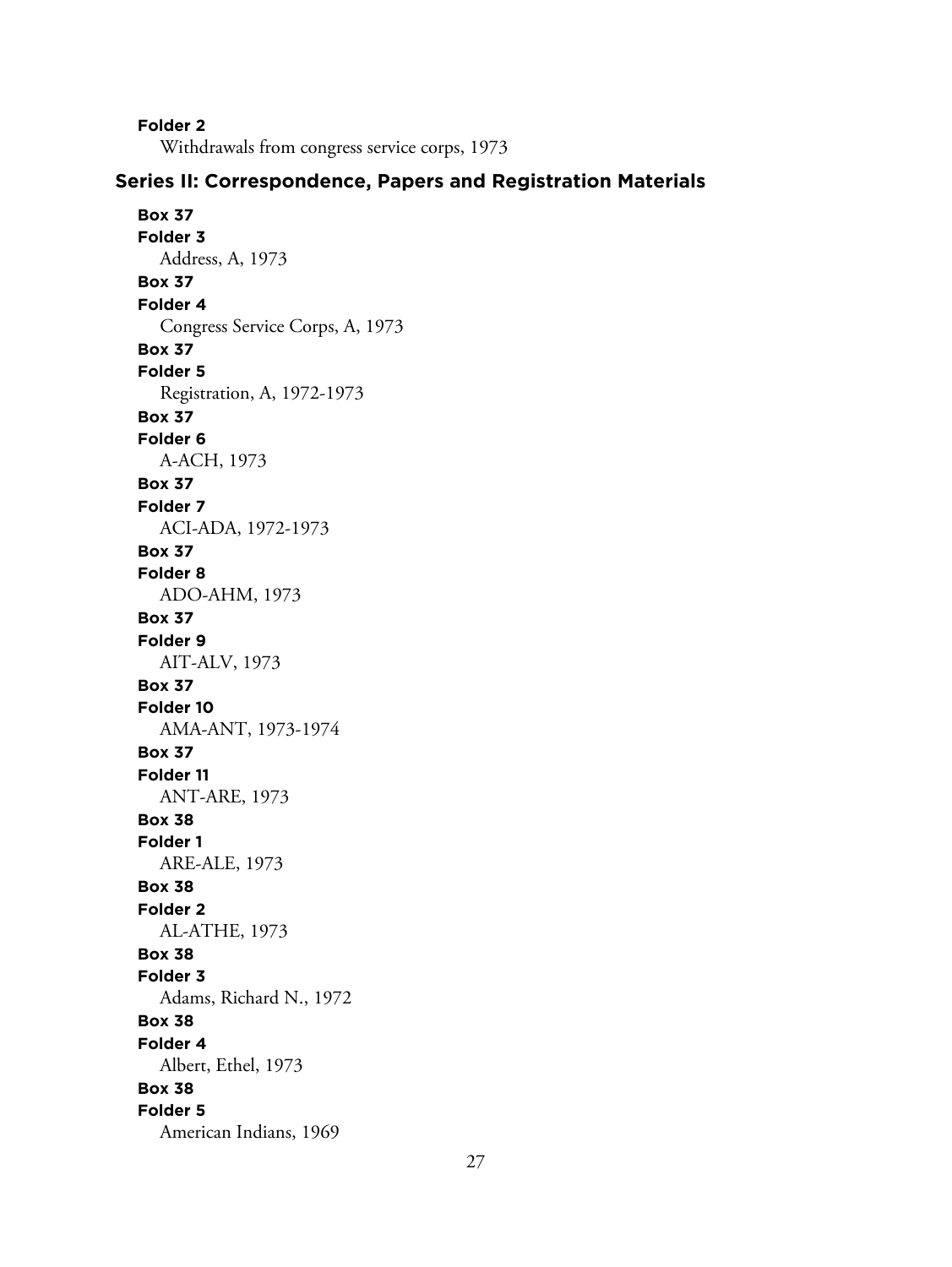**Folder 2**
Withdrawals from congress service corps, 1973

## Series II: Correspondence, Papers and Registration Materials

**Box 37**
**Folder 3**
Address, A, 1973

**Box 37**
**Folder 4**
Congress Service Corps, A, 1973

**Box 37**
**Folder 5**
Registration, A, 1972-1973

**Box 37**
**Folder 6**
A-ACH, 1973

**Box 37**
**Folder 7**
ACI-ADA, 1972-1973

**Box 37**
**Folder 8**
ADO-AHM, 1973

**Box 37**
**Folder 9**
AIT-ALV, 1973

**Box 37**
**Folder 10**
AMA-ANT, 1973-1974

**Box 37**
**Folder 11**
ANT-ARE, 1973

**Box 38**
**Folder 1**
ARE-ALE, 1973

**Box 38**
**Folder 2**
AL-ATHE, 1973

**Box 38**
**Folder 3**
Adams, Richard N., 1972

**Box 38**
**Folder 4**
Albert, Ethel, 1973

**Box 38**
**Folder 5**
American Indians, 1969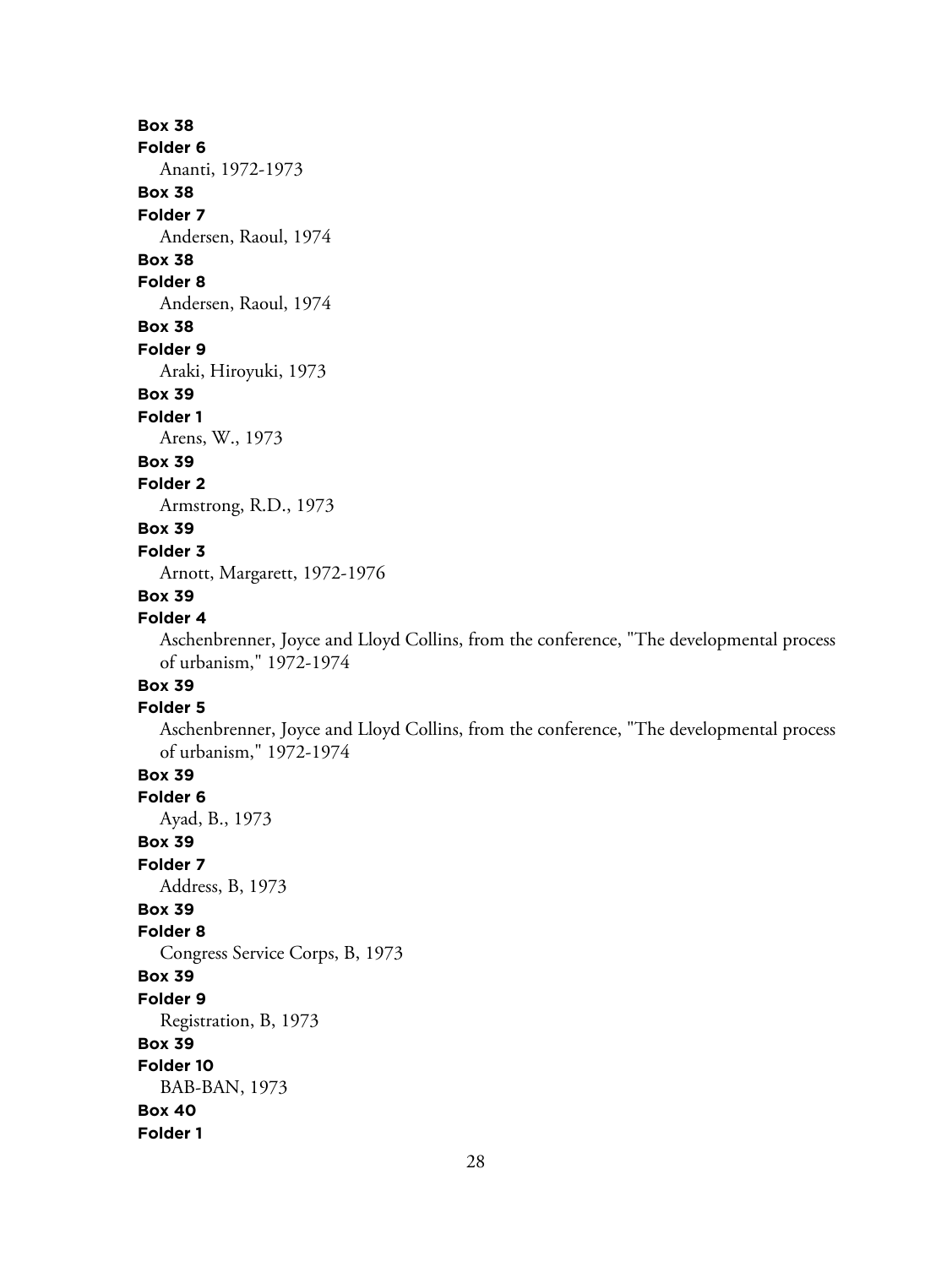**Box 38**
**Folder 6**
Ananti, 1972-1973

**Box 38**
**Folder 7**
Andersen, Raoul, 1974

**Box 38**
**Folder 8**
Andersen, Raoul, 1974

**Box 38**
**Folder 9**
Araki, Hiroyuki, 1973

**Box 39**
**Folder 1**
Arens, W., 1973

**Box 39**
**Folder 2**
Armstrong, R.D., 1973

**Box 39**
**Folder 3**
Arnott, Margarett, 1972-1976

**Box 39**
**Folder 4**
Aschenbrenner, Joyce and Lloyd Collins, from the conference, "The developmental process of urbanism," 1972-1974

**Box 39**
**Folder 5**
Aschenbrenner, Joyce and Lloyd Collins, from the conference, "The developmental process of urbanism," 1972-1974

**Box 39**
**Folder 6**
Ayad, B., 1973

**Box 39**
**Folder 7**
Address, B, 1973

**Box 39**
**Folder 8**
Congress Service Corps, B, 1973

**Box 39**
**Folder 9**
Registration, B, 1973

**Box 39**
**Folder 10**
BAB-BAN, 1973

**Box 40**
**Folder 1**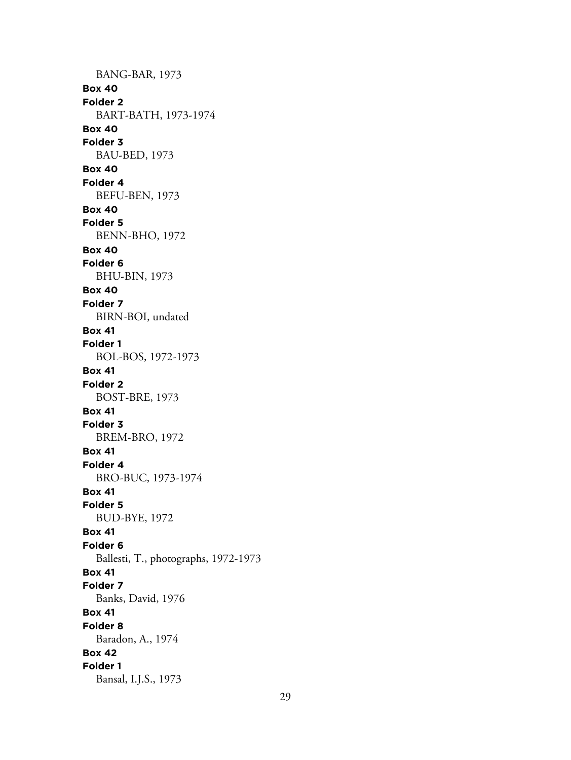BANG-BAR, 1973

**Box 40**
**Folder 2**
BART-BATH, 1973-1974

**Box 40**
**Folder 3**
BAU-BED, 1973

**Box 40**
**Folder 4**
BEFU-BEN, 1973

**Box 40**
**Folder 5**
BENN-BHO, 1972

**Box 40**
**Folder 6**
BHU-BIN, 1973

**Box 40**
**Folder 7**
BIRN-BOI, undated

**Box 41**
**Folder 1**
BOL-BOS, 1972-1973

**Box 41**
**Folder 2**
BOST-BRE, 1973

**Box 41**
**Folder 3**
BREM-BRO, 1972

**Box 41**
**Folder 4**
BRO-BUC, 1973-1974

**Box 41**
**Folder 5**
BUD-BYE, 1972

**Box 41**
**Folder 6**
Ballesti, T., photographs, 1972-1973

**Box 41**
**Folder 7**
Banks, David, 1976

**Box 41**
**Folder 8**
Baradon, A., 1974

**Box 42**
**Folder 1**
Bansal, I.J.S., 1973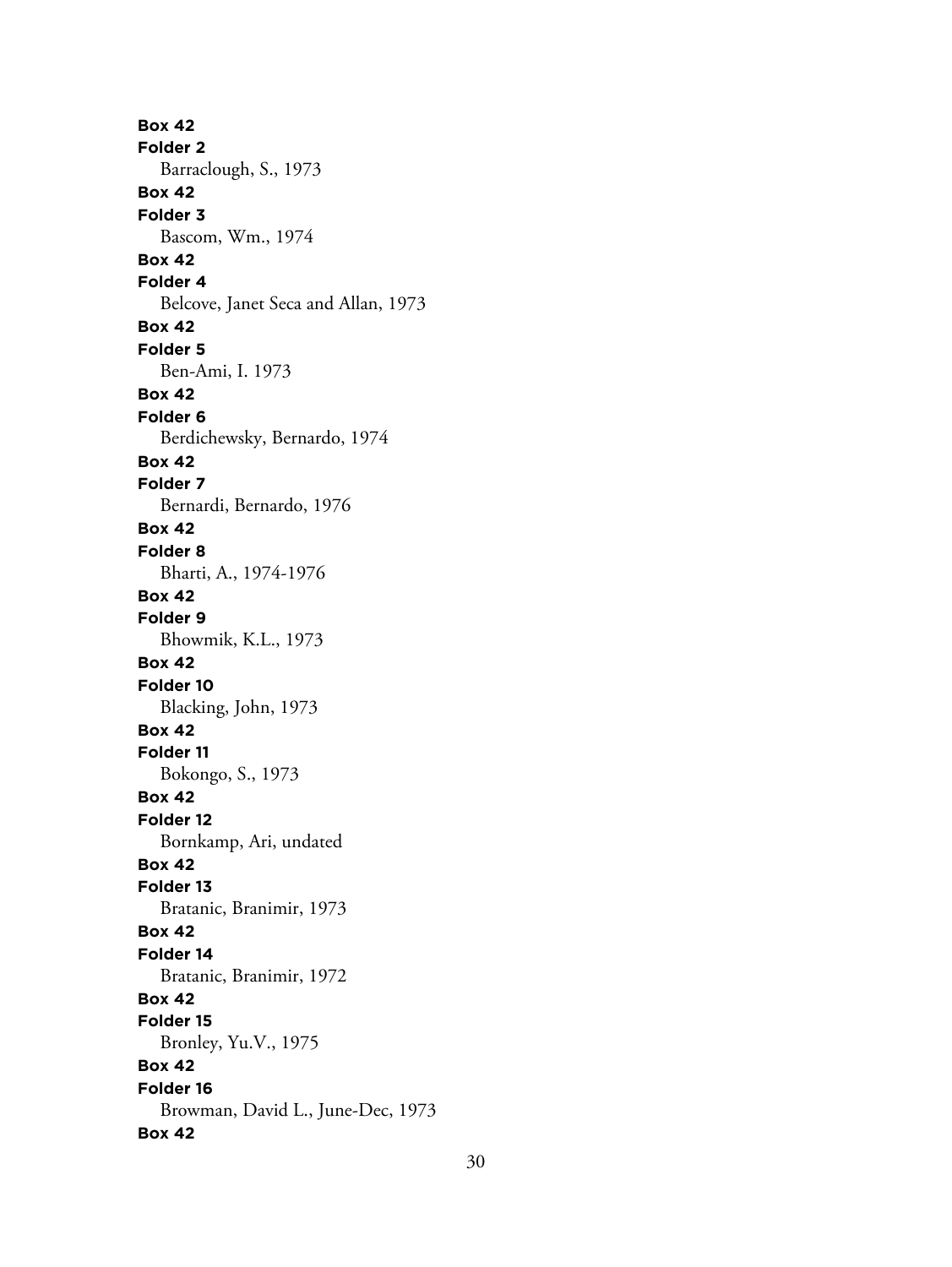**Box 42**
**Folder 2**
Barraclough, S., 1973
**Box 42**
**Folder 3**
Bascom, Wm., 1974
**Box 42**
**Folder 4**
Belcove, Janet Seca and Allan, 1973
**Box 42**
**Folder 5**
Ben-Ami, I. 1973
**Box 42**
**Folder 6**
Berdichewsky, Bernardo, 1974
**Box 42**
**Folder 7**
Bernardi, Bernardo, 1976
**Box 42**
**Folder 8**
Bharti, A., 1974-1976
**Box 42**
**Folder 9**
Bhowmik, K.L., 1973
**Box 42**
**Folder 10**
Blacking, John, 1973
**Box 42**
**Folder 11**
Bokongo, S., 1973
**Box 42**
**Folder 12**
Bornkamp, Ari, undated
**Box 42**
**Folder 13**
Bratanic, Branimir, 1973
**Box 42**
**Folder 14**
Bratanic, Branimir, 1972
**Box 42**
**Folder 15**
Bronley, Yu.V., 1975
**Box 42**
**Folder 16**
Browman, David L., June-Dec, 1973
**Box 42**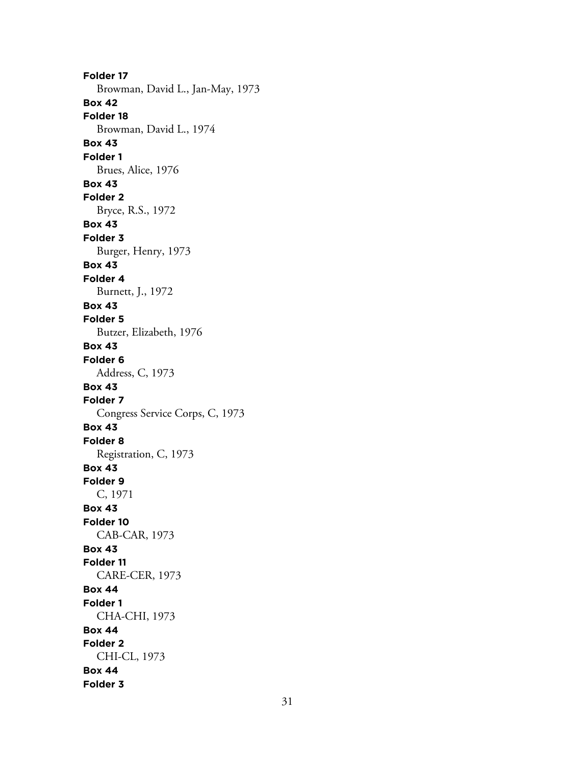**Folder 17**
Browman, David L., Jan-May, 1973

**Box 42**
**Folder 18**
Browman, David L., 1974

**Box 43**
**Folder 1**
Brues, Alice, 1976

**Box 43**
**Folder 2**
Bryce, R.S., 1972

**Box 43**
**Folder 3**
Burger, Henry, 1973

**Box 43**
**Folder 4**
Burnett, J., 1972

**Box 43**
**Folder 5**
Butzer, Elizabeth, 1976

**Box 43**
**Folder 6**
Address, C, 1973

**Box 43**
**Folder 7**
Congress Service Corps, C, 1973

**Box 43**
**Folder 8**
Registration, C, 1973

**Box 43**
**Folder 9**
C, 1971

**Box 43**
**Folder 10**
CAB-CAR, 1973

**Box 43**
**Folder 11**
CARE-CER, 1973

**Box 44**
**Folder 1**
CHA-CHI, 1973

**Box 44**
**Folder 2**
CHI-CL, 1973

**Box 44**
**Folder 3**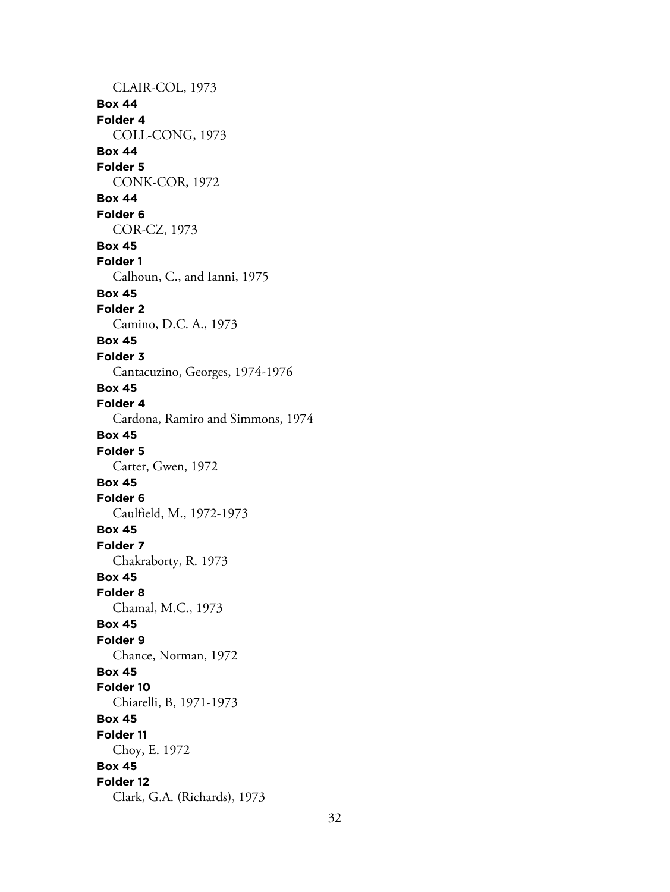CLAIR-COL, 1973

**Box 44**
**Folder 4**
COLL-CONG, 1973

**Box 44**
**Folder 5**
CONK-COR, 1972

**Box 44**
**Folder 6**
COR-CZ, 1973

**Box 45**
**Folder 1**
Calhoun, C., and Ianni, 1975

**Box 45**
**Folder 2**
Camino, D.C. A., 1973

**Box 45**
**Folder 3**
Cantacuzino, Georges, 1974-1976

**Box 45**
**Folder 4**
Cardona, Ramiro and Simmons, 1974

**Box 45**
**Folder 5**
Carter, Gwen, 1972

**Box 45**
**Folder 6**
Caulfield, M., 1972-1973

**Box 45**
**Folder 7**
Chakraborty, R. 1973

**Box 45**
**Folder 8**
Chamal, M.C., 1973

**Box 45**
**Folder 9**
Chance, Norman, 1972

**Box 45**
**Folder 10**
Chiarelli, B, 1971-1973

**Box 45**
**Folder 11**
Choy, E. 1972

**Box 45**
**Folder 12**
Clark, G.A. (Richards), 1973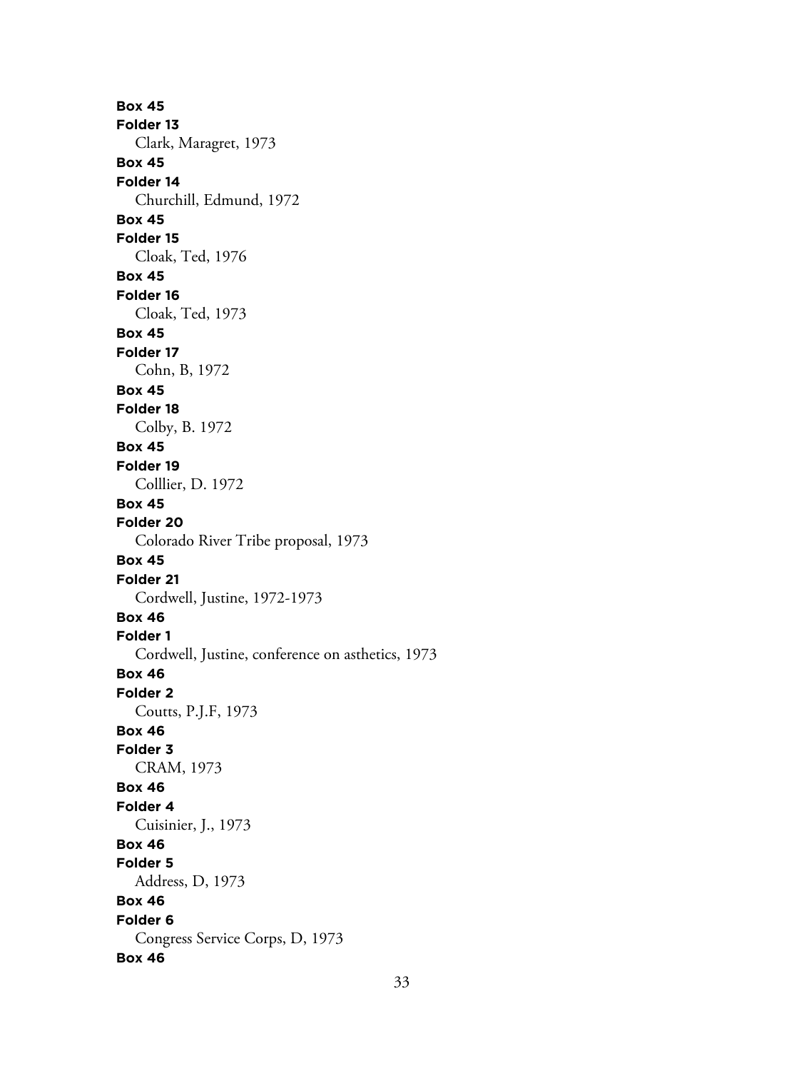**Box 45**
**Folder 13**
Clark, Maragret, 1973
**Box 45**
**Folder 14**
Churchill, Edmund, 1972
**Box 45**
**Folder 15**
Cloak, Ted, 1976
**Box 45**
**Folder 16**
Cloak, Ted, 1973
**Box 45**
**Folder 17**
Cohn, B, 1972
**Box 45**
**Folder 18**
Colby, B. 1972
**Box 45**
**Folder 19**
Colllier, D. 1972
**Box 45**
**Folder 20**
Colorado River Tribe proposal, 1973
**Box 45**
**Folder 21**
Cordwell, Justine, 1972-1973
**Box 46**
**Folder 1**
Cordwell, Justine, conference on asthetics, 1973
**Box 46**
**Folder 2**
Coutts, P.J.F, 1973
**Box 46**
**Folder 3**
CRAM, 1973
**Box 46**
**Folder 4**
Cuisinier, J., 1973
**Box 46**
**Folder 5**
Address, D, 1973
**Box 46**
**Folder 6**
Congress Service Corps, D, 1973
**Box 46**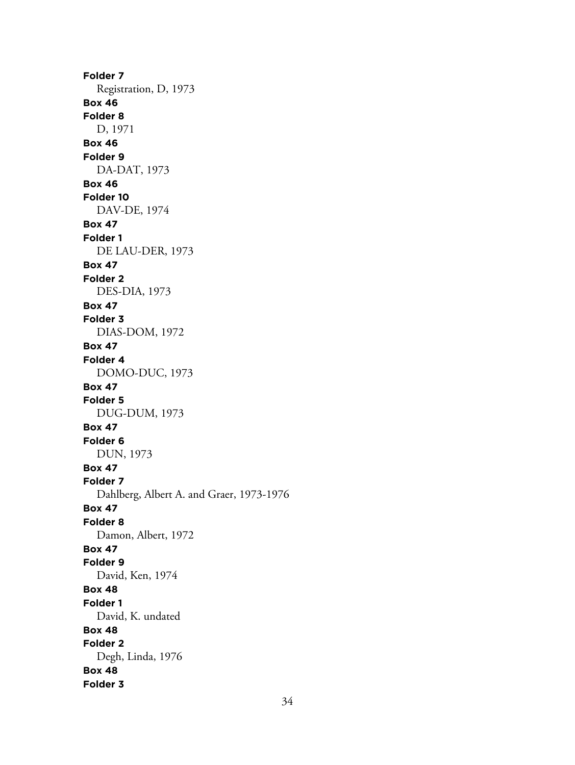**Folder 7**
Registration, D, 1973
**Box 46**
**Folder 8**
D, 1971
**Box 46**
**Folder 9**
DA-DAT, 1973
**Box 46**
**Folder 10**
DAV-DE, 1974
**Box 47**
**Folder 1**
DE LAU-DER, 1973
**Box 47**
**Folder 2**
DES-DIA, 1973
**Box 47**
**Folder 3**
DIAS-DOM, 1972
**Box 47**
**Folder 4**
DOMO-DUC, 1973
**Box 47**
**Folder 5**
DUG-DUM, 1973
**Box 47**
**Folder 6**
DUN, 1973
**Box 47**
**Folder 7**
Dahlberg, Albert A. and Graer, 1973-1976
**Box 47**
**Folder 8**
Damon, Albert, 1972
**Box 47**
**Folder 9**
David, Ken, 1974
**Box 48**
**Folder 1**
David, K. undated
**Box 48**
**Folder 2**
Degh, Linda, 1976
**Box 48**
**Folder 3**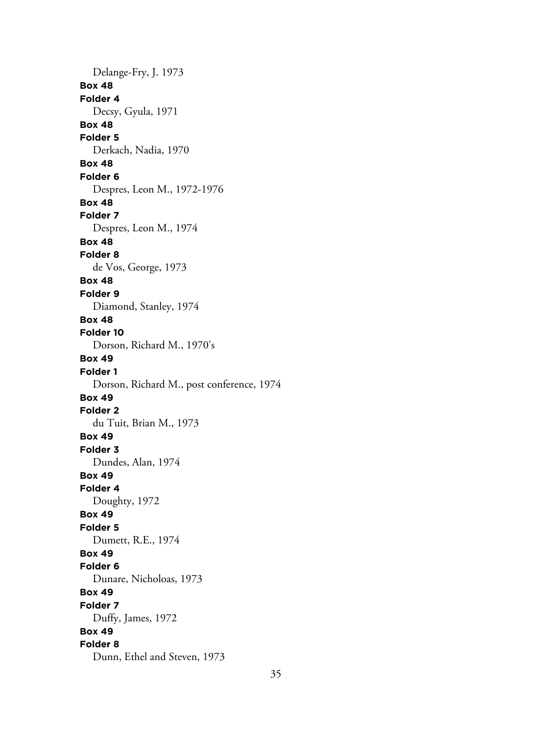Delange-Fry, J. 1973

**Box 48**
**Folder 4**
Decsy, Gyula, 1971

**Box 48**
**Folder 5**
Derkach, Nadia, 1970

**Box 48**
**Folder 6**
Despres, Leon M., 1972-1976

**Box 48**
**Folder 7**
Despres, Leon M., 1974

**Box 48**
**Folder 8**
de Vos, George, 1973

**Box 48**
**Folder 9**
Diamond, Stanley, 1974

**Box 48**
**Folder 10**
Dorson, Richard M., 1970's

**Box 49**
**Folder 1**
Dorson, Richard M., post conference, 1974

**Box 49**
**Folder 2**
du Tuit, Brian M., 1973

**Box 49**
**Folder 3**
Dundes, Alan, 1974

**Box 49**
**Folder 4**
Doughty, 1972

**Box 49**
**Folder 5**
Dumett, R.E., 1974

**Box 49**
**Folder 6**
Dunare, Nicholoas, 1973

**Box 49**
**Folder 7**
Duffy, James, 1972

**Box 49**
**Folder 8**
Dunn, Ethel and Steven, 1973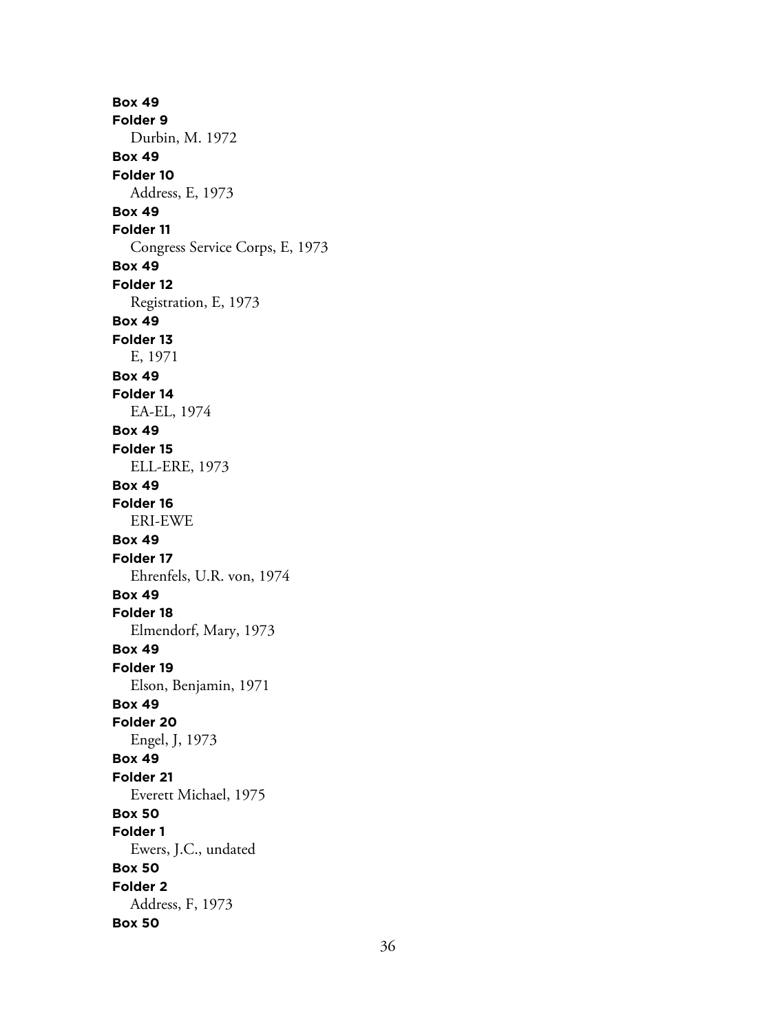**Box 49**
**Folder 9**
Durbin, M. 1972
**Box 49**
**Folder 10**
Address, E, 1973
**Box 49**
**Folder 11**
Congress Service Corps, E, 1973
**Box 49**
**Folder 12**
Registration, E, 1973
**Box 49**
**Folder 13**
E, 1971
**Box 49**
**Folder 14**
EA-EL, 1974
**Box 49**
**Folder 15**
ELL-ERE, 1973
**Box 49**
**Folder 16**
ERI-EWE
**Box 49**
**Folder 17**
Ehrenfels, U.R. von, 1974
**Box 49**
**Folder 18**
Elmendorf, Mary, 1973
**Box 49**
**Folder 19**
Elson, Benjamin, 1971
**Box 49**
**Folder 20**
Engel, J, 1973
**Box 49**
**Folder 21**
Everett Michael, 1975
**Box 50**
**Folder 1**
Ewers, J.C., undated
**Box 50**
**Folder 2**
Address, F, 1973
**Box 50**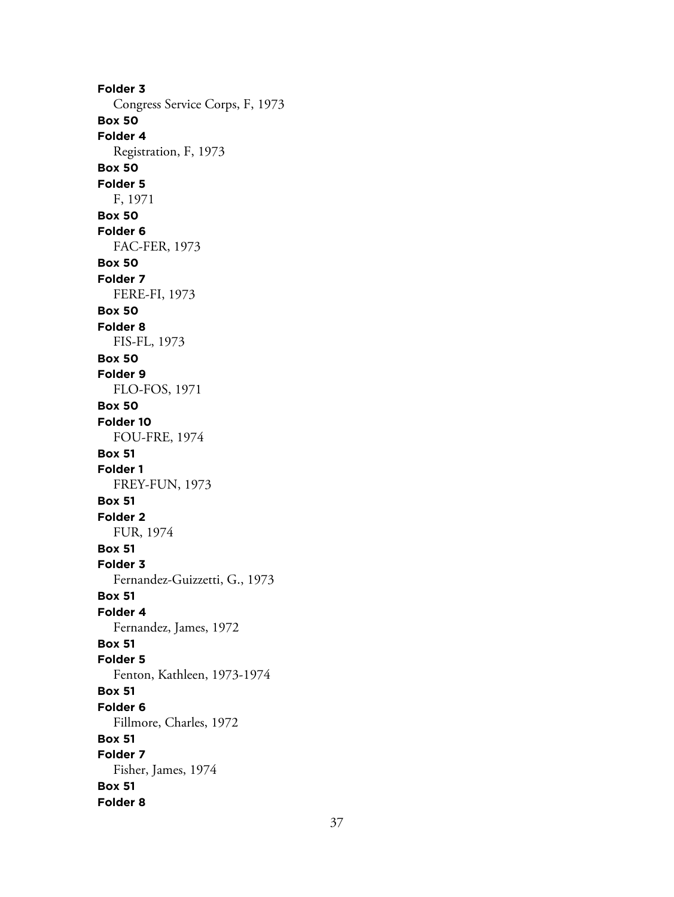**Folder 3**
Congress Service Corps, F, 1973

**Box 50**
**Folder 4**
Registration, F, 1973

**Box 50**
**Folder 5**
F, 1971

**Box 50**
**Folder 6**
FAC-FER, 1973

**Box 50**
**Folder 7**
FERE-FI, 1973

**Box 50**
**Folder 8**
FIS-FL, 1973

**Box 50**
**Folder 9**
FLO-FOS, 1971

**Box 50**
**Folder 10**
FOU-FRE, 1974

**Box 51**
**Folder 1**
FREY-FUN, 1973

**Box 51**
**Folder 2**
FUR, 1974

**Box 51**
**Folder 3**
Fernandez-Guizzetti, G., 1973

**Box 51**
**Folder 4**
Fernandez, James, 1972

**Box 51**
**Folder 5**
Fenton, Kathleen, 1973-1974

**Box 51**
**Folder 6**
Fillmore, Charles, 1972

**Box 51**
**Folder 7**
Fisher, James, 1974

**Box 51**
**Folder 8**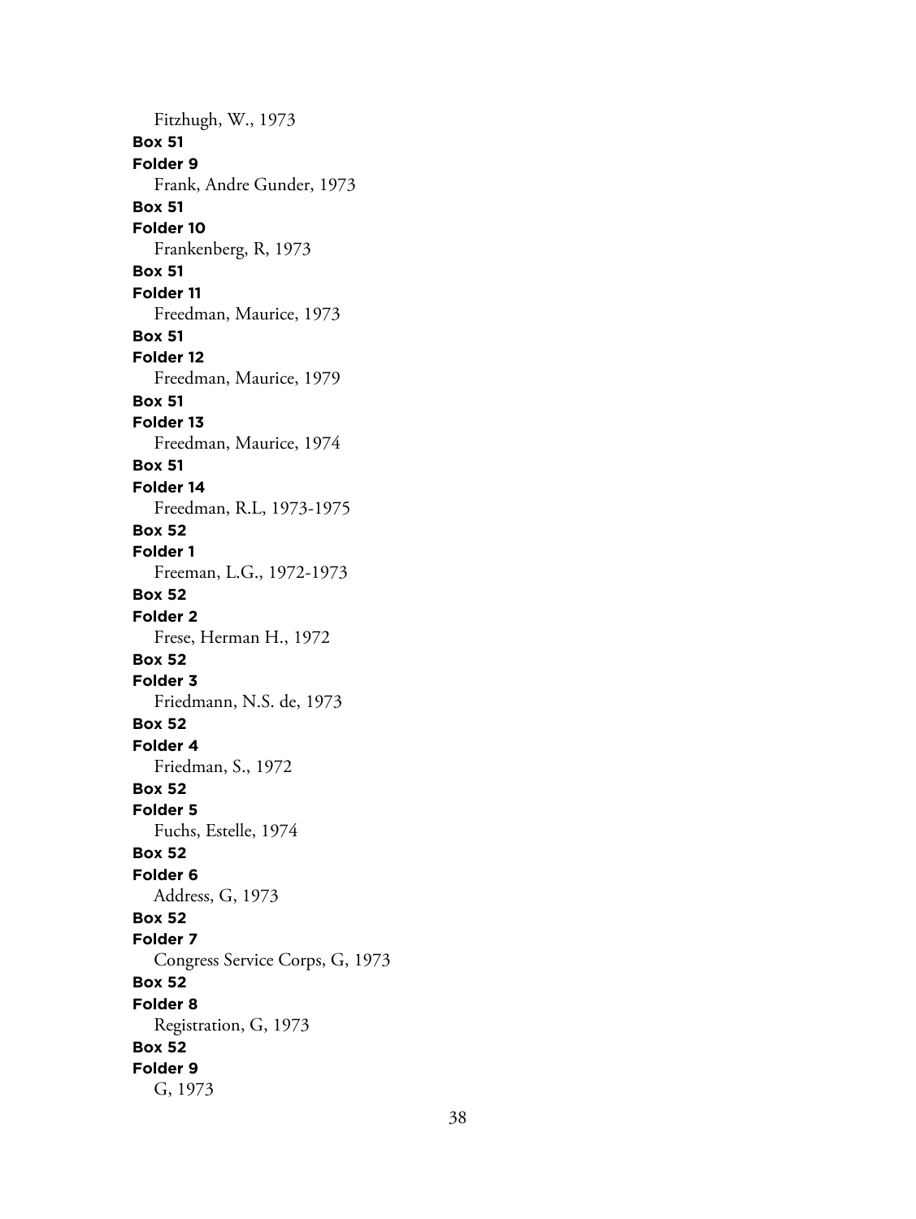Fitzhugh, W., 1973

**Box 51**

**Folder 9**

Frank, Andre Gunder, 1973

**Box 51**

**Folder 10**

Frankenberg, R, 1973

**Box 51**

**Folder 11**

Freedman, Maurice, 1973

**Box 51**

**Folder 12**

Freedman, Maurice, 1979

**Box 51**

**Folder 13**

Freedman, Maurice, 1974

**Box 51**

**Folder 14**

Freedman, R.L, 1973-1975

**Box 52**

**Folder 1**

Freeman, L.G., 1972-1973

**Box 52**

**Folder 2**

Frese, Herman H., 1972

**Box 52**

**Folder 3**

Friedmann, N.S. de, 1973

**Box 52**

**Folder 4**

Friedman, S., 1972

**Box 52**

**Folder 5**

Fuchs, Estelle, 1974

**Box 52**

**Folder 6**

Address, G, 1973

**Box 52**

**Folder 7**

Congress Service Corps, G, 1973

**Box 52**

**Folder 8**

Registration, G, 1973

**Box 52**

**Folder 9**

G, 1973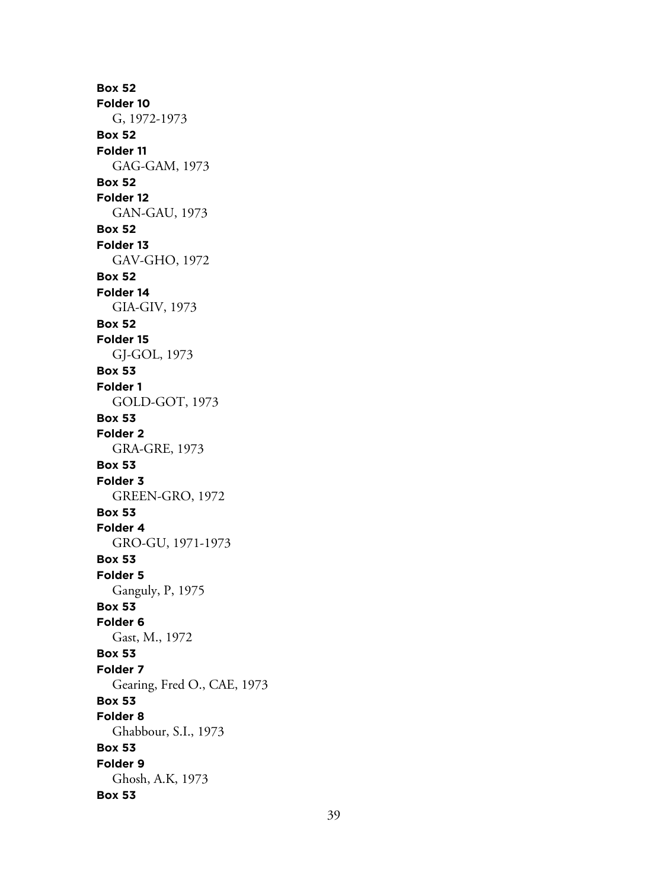**Box 52**
**Folder 10**
G, 1972-1973
**Box 52**
**Folder 11**
GAG-GAM, 1973
**Box 52**
**Folder 12**
GAN-GAU, 1973
**Box 52**
**Folder 13**
GAV-GHO, 1972
**Box 52**
**Folder 14**
GIA-GIV, 1973
**Box 52**
**Folder 15**
GJ-GOL, 1973
**Box 53**
**Folder 1**
GOLD-GOT, 1973
**Box 53**
**Folder 2**
GRA-GRE, 1973
**Box 53**
**Folder 3**
GREEN-GRO, 1972
**Box 53**
**Folder 4**
GRO-GU, 1971-1973
**Box 53**
**Folder 5**
Ganguly, P, 1975
**Box 53**
**Folder 6**
Gast, M., 1972
**Box 53**
**Folder 7**
Gearing, Fred O., CAE, 1973
**Box 53**
**Folder 8**
Ghabbour, S.I., 1973
**Box 53**
**Folder 9**
Ghosh, A.K, 1973
**Box 53**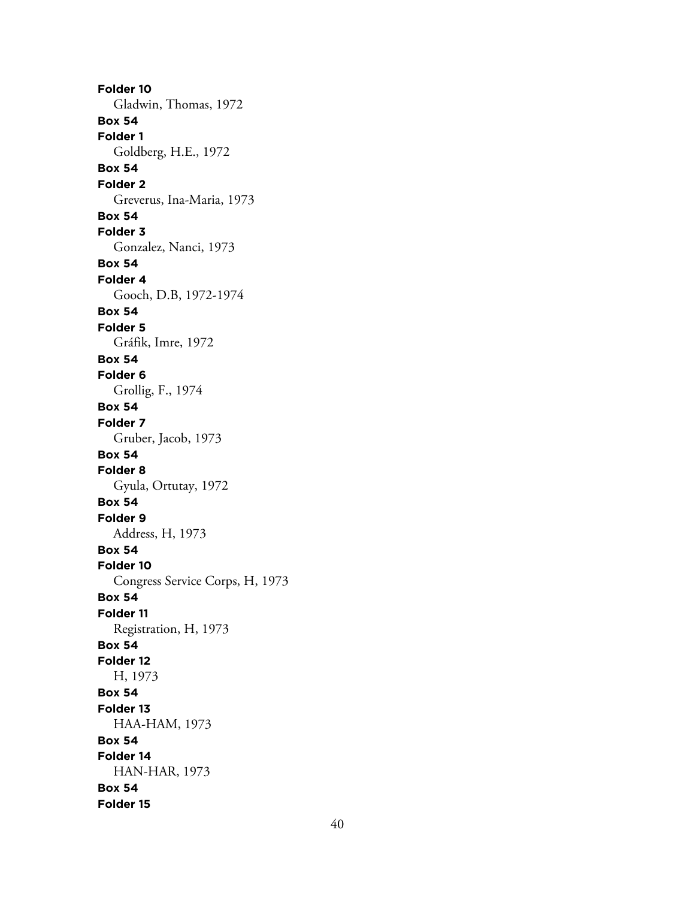**Folder 10**
Gladwin, Thomas, 1972

**Box 54**
**Folder 1**
Goldberg, H.E., 1972

**Box 54**
**Folder 2**
Greverus, Ina-Maria, 1973

**Box 54**
**Folder 3**
Gonzalez, Nanci, 1973

**Box 54**
**Folder 4**
Gooch, D.B, 1972-1974

**Box 54**
**Folder 5**
Gráfik, Imre, 1972

**Box 54**
**Folder 6**
Grollig, F., 1974

**Box 54**
**Folder 7**
Gruber, Jacob, 1973

**Box 54**
**Folder 8**
Gyula, Ortutay, 1972

**Box 54**
**Folder 9**
Address, H, 1973

**Box 54**
**Folder 10**
Congress Service Corps, H, 1973

**Box 54**
**Folder 11**
Registration, H, 1973

**Box 54**
**Folder 12**
H, 1973

**Box 54**
**Folder 13**
HAA-HAM, 1973

**Box 54**
**Folder 14**
HAN-HAR, 1973

**Box 54**
**Folder 15**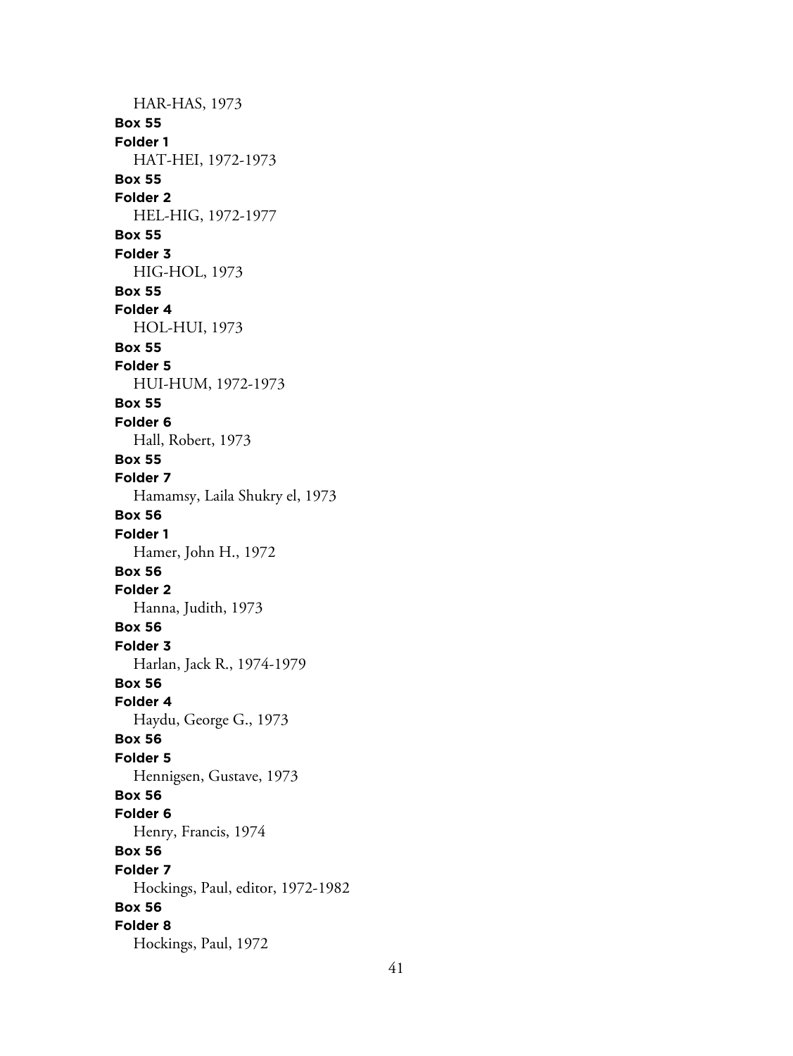HAR-HAS, 1973

**Box 55**
**Folder 1**
HAT-HEI, 1972-1973

**Box 55**
**Folder 2**
HEL-HIG, 1972-1977

**Box 55**
**Folder 3**
HIG-HOL, 1973

**Box 55**
**Folder 4**
HOL-HUI, 1973

**Box 55**
**Folder 5**
HUI-HUM, 1972-1973

**Box 55**
**Folder 6**
Hall, Robert, 1973

**Box 55**
**Folder 7**
Hamamsy, Laila Shukry el, 1973

**Box 56**
**Folder 1**
Hamer, John H., 1972

**Box 56**
**Folder 2**
Hanna, Judith, 1973

**Box 56**
**Folder 3**
Harlan, Jack R., 1974-1979

**Box 56**
**Folder 4**
Haydu, George G., 1973

**Box 56**
**Folder 5**
Hennigsen, Gustave, 1973

**Box 56**
**Folder 6**
Henry, Francis, 1974

**Box 56**
**Folder 7**
Hockings, Paul, editor, 1972-1982

**Box 56**
**Folder 8**
Hockings, Paul, 1972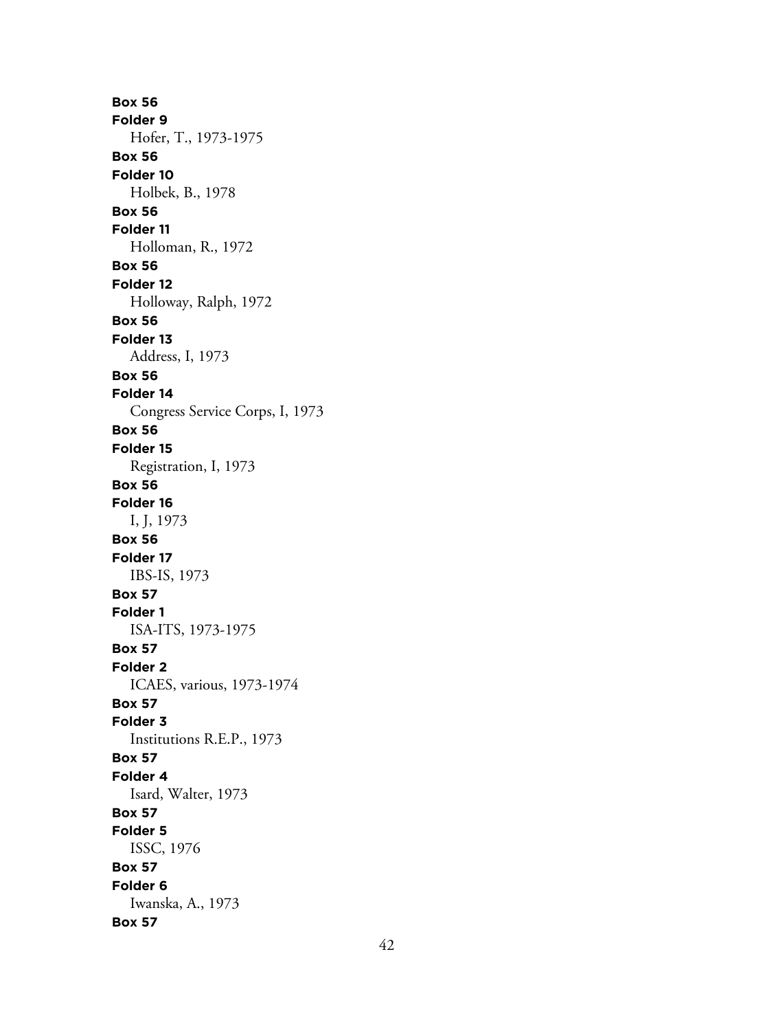**Box 56**
**Folder 9**
Hofer, T., 1973-1975
**Box 56**
**Folder 10**
Holbek, B., 1978
**Box 56**
**Folder 11**
Holloman, R., 1972
**Box 56**
**Folder 12**
Holloway, Ralph, 1972
**Box 56**
**Folder 13**
Address, I, 1973
**Box 56**
**Folder 14**
Congress Service Corps, I, 1973
**Box 56**
**Folder 15**
Registration, I, 1973
**Box 56**
**Folder 16**
I, J, 1973
**Box 56**
**Folder 17**
IBS-IS, 1973
**Box 57**
**Folder 1**
ISA-ITS, 1973-1975
**Box 57**
**Folder 2**
ICAES, various, 1973-1974
**Box 57**
**Folder 3**
Institutions R.E.P., 1973
**Box 57**
**Folder 4**
Isard, Walter, 1973
**Box 57**
**Folder 5**
ISSC, 1976
**Box 57**
**Folder 6**
Iwanska, A., 1973
**Box 57**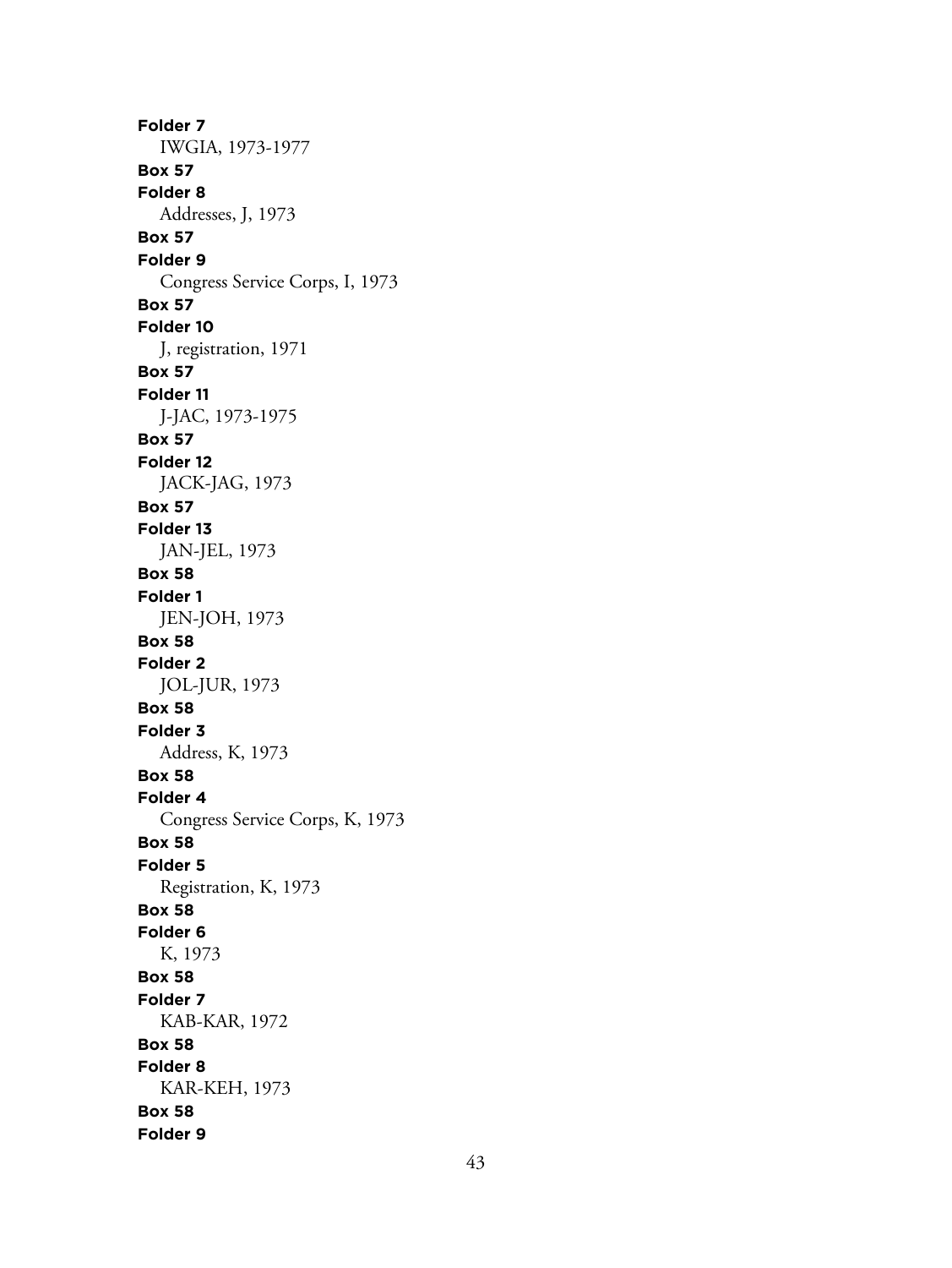**Folder 7**
IWGIA, 1973-1977

**Box 57**
**Folder 8**
Addresses, J, 1973

**Box 57**
**Folder 9**
Congress Service Corps, I, 1973

**Box 57**
**Folder 10**
J, registration, 1971

**Box 57**
**Folder 11**
J-JAC, 1973-1975

**Box 57**
**Folder 12**
JACK-JAG, 1973

**Box 57**
**Folder 13**
JAN-JEL, 1973

**Box 58**
**Folder 1**
JEN-JOH, 1973

**Box 58**
**Folder 2**
JOL-JUR, 1973

**Box 58**
**Folder 3**
Address, K, 1973

**Box 58**
**Folder 4**
Congress Service Corps, K, 1973

**Box 58**
**Folder 5**
Registration, K, 1973

**Box 58**
**Folder 6**
K, 1973

**Box 58**
**Folder 7**
KAB-KAR, 1972

**Box 58**
**Folder 8**
KAR-KEH, 1973

**Box 58**
**Folder 9**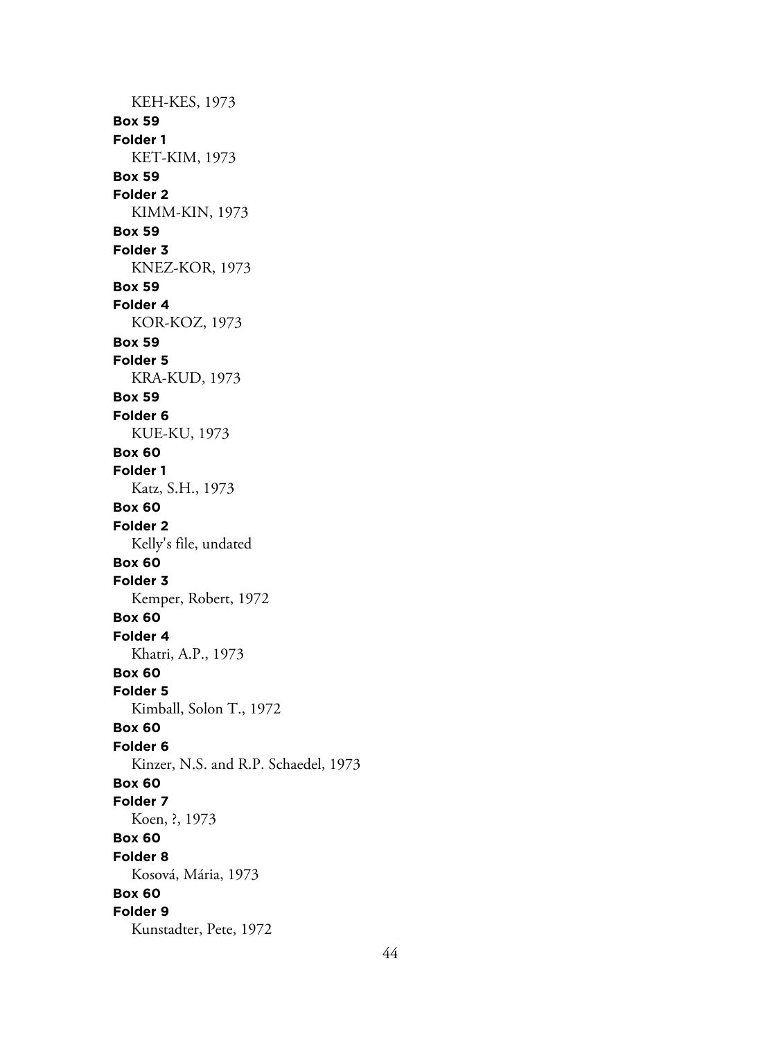KEH-KES, 1973

**Box 59**
**Folder 1**
KET-KIM, 1973

**Box 59**
**Folder 2**
KIMM-KIN, 1973

**Box 59**
**Folder 3**
KNEZ-KOR, 1973

**Box 59**
**Folder 4**
KOR-KOZ, 1973

**Box 59**
**Folder 5**
KRA-KUD, 1973

**Box 59**
**Folder 6**
KUE-KU, 1973

**Box 60**
**Folder 1**
Katz, S.H., 1973

**Box 60**
**Folder 2**
Kelly's file, undated

**Box 60**
**Folder 3**
Kemper, Robert, 1972

**Box 60**
**Folder 4**
Khatri, A.P., 1973

**Box 60**
**Folder 5**
Kimball, Solon T., 1972

**Box 60**
**Folder 6**
Kinzer, N.S. and R.P. Schaedel, 1973

**Box 60**
**Folder 7**
Koen, ?, 1973

**Box 60**
**Folder 8**
Kosová, Mária, 1973

**Box 60**
**Folder 9**
Kunstadter, Pete, 1972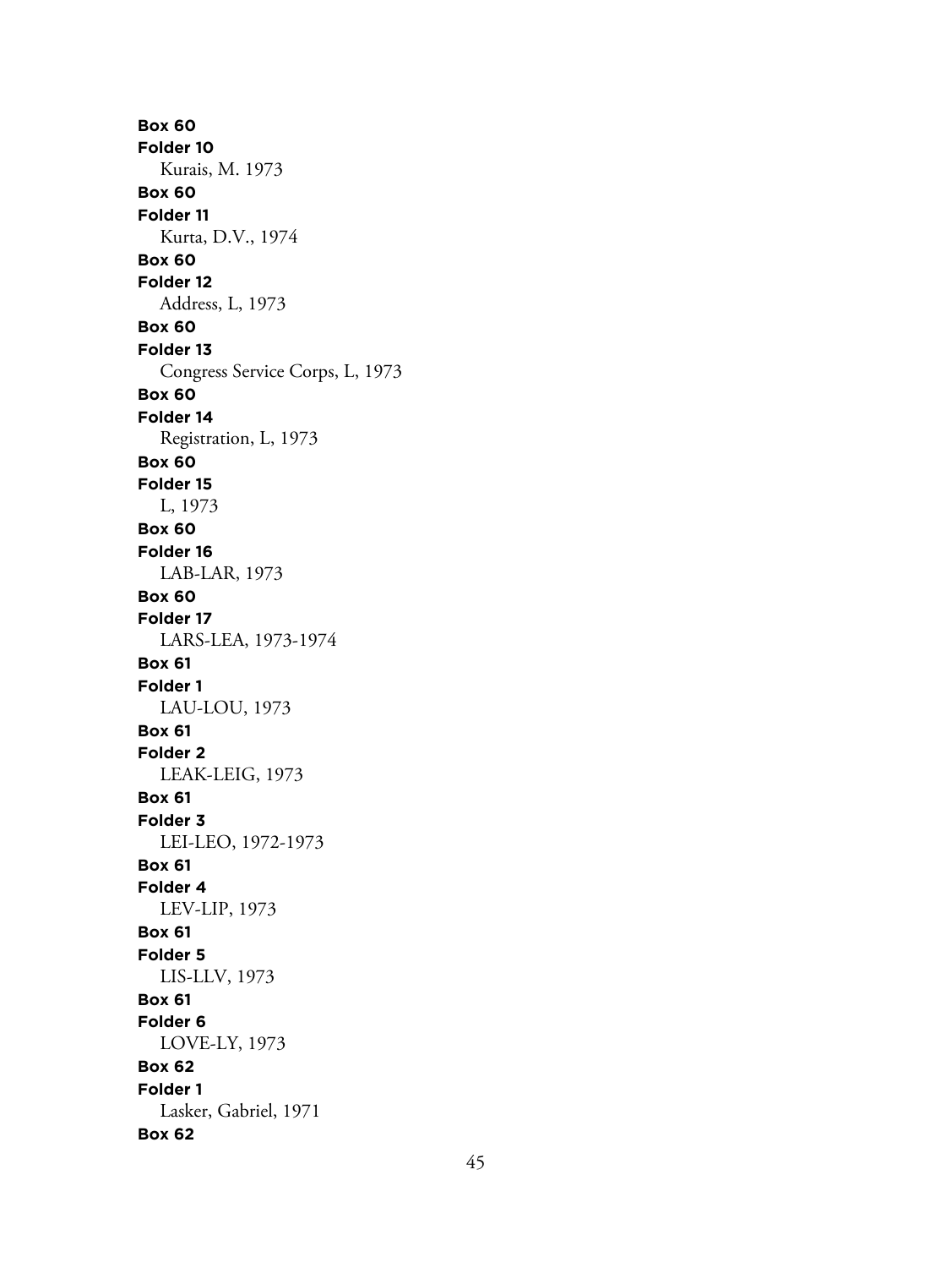**Box 60**
**Folder 10**
Kurais, M. 1973
**Box 60**
**Folder 11**
Kurta, D.V., 1974
**Box 60**
**Folder 12**
Address, L, 1973
**Box 60**
**Folder 13**
Congress Service Corps, L, 1973
**Box 60**
**Folder 14**
Registration, L, 1973
**Box 60**
**Folder 15**
L, 1973
**Box 60**
**Folder 16**
LAB-LAR, 1973
**Box 60**
**Folder 17**
LARS-LEA, 1973-1974
**Box 61**
**Folder 1**
LAU-LOU, 1973
**Box 61**
**Folder 2**
LEAK-LEIG, 1973
**Box 61**
**Folder 3**
LEI-LEO, 1972-1973
**Box 61**
**Folder 4**
LEV-LIP, 1973
**Box 61**
**Folder 5**
LIS-LLV, 1973
**Box 61**
**Folder 6**
LOVE-LY, 1973
**Box 62**
**Folder 1**
Lasker, Gabriel, 1971
**Box 62**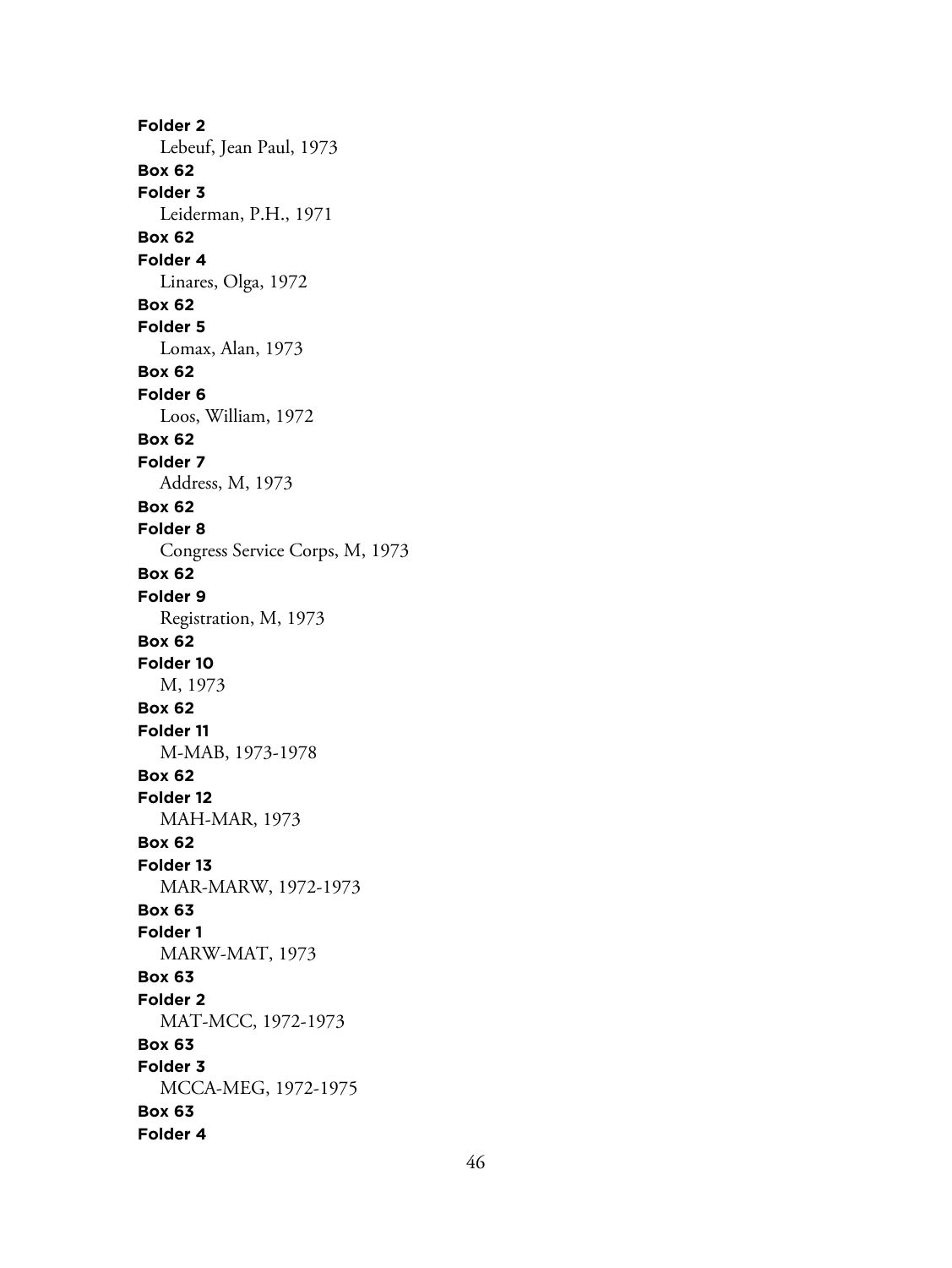**Folder 2**
Lebeuf, Jean Paul, 1973

**Box 62**
**Folder 3**
Leiderman, P.H., 1971

**Box 62**
**Folder 4**
Linares, Olga, 1972

**Box 62**
**Folder 5**
Lomax, Alan, 1973

**Box 62**
**Folder 6**
Loos, William, 1972

**Box 62**
**Folder 7**
Address, M, 1973

**Box 62**
**Folder 8**
Congress Service Corps, M, 1973

**Box 62**
**Folder 9**
Registration, M, 1973

**Box 62**
**Folder 10**
M, 1973

**Box 62**
**Folder 11**
M-MAB, 1973-1978

**Box 62**
**Folder 12**
MAH-MAR, 1973

**Box 62**
**Folder 13**
MAR-MARW, 1972-1973

**Box 63**
**Folder 1**
MARW-MAT, 1973

**Box 63**
**Folder 2**
MAT-MCC, 1972-1973

**Box 63**
**Folder 3**
MCCA-MEG, 1972-1975

**Box 63**
**Folder 4**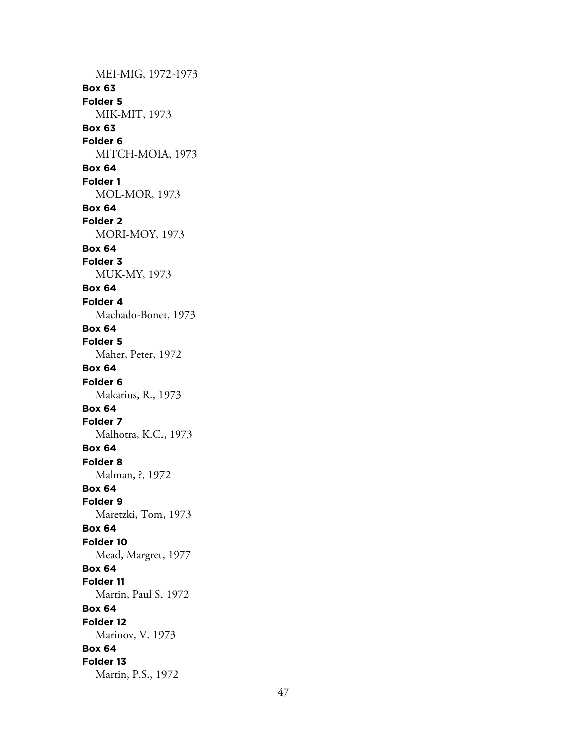MEI-MIG, 1972-1973

**Box 63**

**Folder 5**

MIK-MIT, 1973

**Box 63**

**Folder 6**

MITCH-MOIA, 1973

**Box 64**

**Folder 1**

MOL-MOR, 1973

**Box 64**

**Folder 2**

MORI-MOY, 1973

**Box 64**

**Folder 3**

MUK-MY, 1973

**Box 64**

**Folder 4**

Machado-Bonet, 1973

**Box 64**

**Folder 5**

Maher, Peter, 1972

**Box 64**

**Folder 6**

Makarius, R., 1973

**Box 64**

**Folder 7**

Malhotra, K.C., 1973

**Box 64**

**Folder 8**

Malman, ?, 1972

**Box 64**

**Folder 9**

Maretzki, Tom, 1973

**Box 64**

**Folder 10**

Mead, Margret, 1977

**Box 64**

**Folder 11**

Martin, Paul S. 1972

**Box 64**

**Folder 12**

Marinov, V. 1973

**Box 64**

**Folder 13**

Martin, P.S., 1972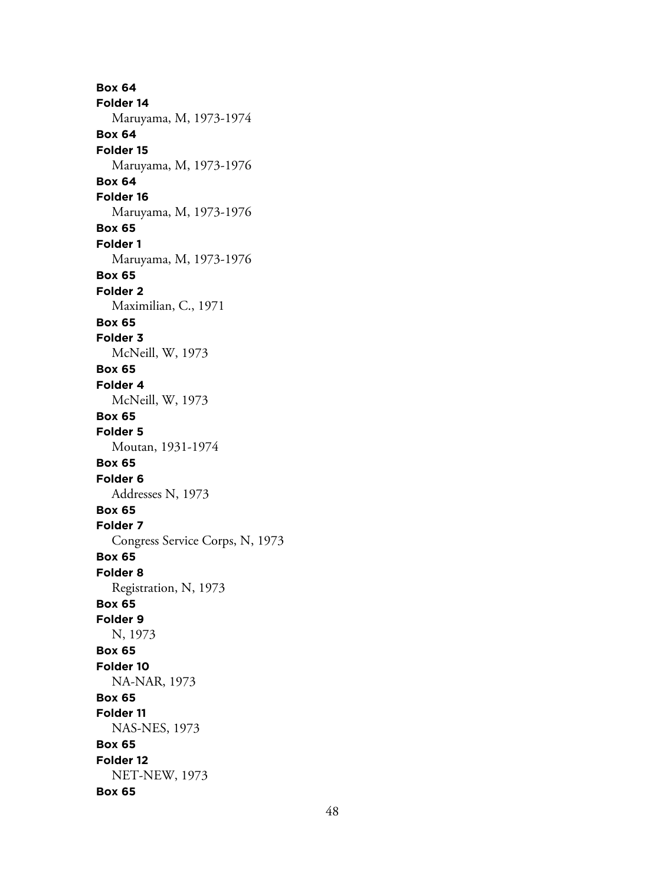**Box 64**
**Folder 14**
Maruyama, M, 1973-1974
**Box 64**
**Folder 15**
Maruyama, M, 1973-1976
**Box 64**
**Folder 16**
Maruyama, M, 1973-1976
**Box 65**
**Folder 1**
Maruyama, M, 1973-1976
**Box 65**
**Folder 2**
Maximilian, C., 1971
**Box 65**
**Folder 3**
McNeill, W, 1973
**Box 65**
**Folder 4**
McNeill, W, 1973
**Box 65**
**Folder 5**
Moutan, 1931-1974
**Box 65**
**Folder 6**
Addresses N, 1973
**Box 65**
**Folder 7**
Congress Service Corps, N, 1973
**Box 65**
**Folder 8**
Registration, N, 1973
**Box 65**
**Folder 9**
N, 1973
**Box 65**
**Folder 10**
NA-NAR, 1973
**Box 65**
**Folder 11**
NAS-NES, 1973
**Box 65**
**Folder 12**
NET-NEW, 1973
**Box 65**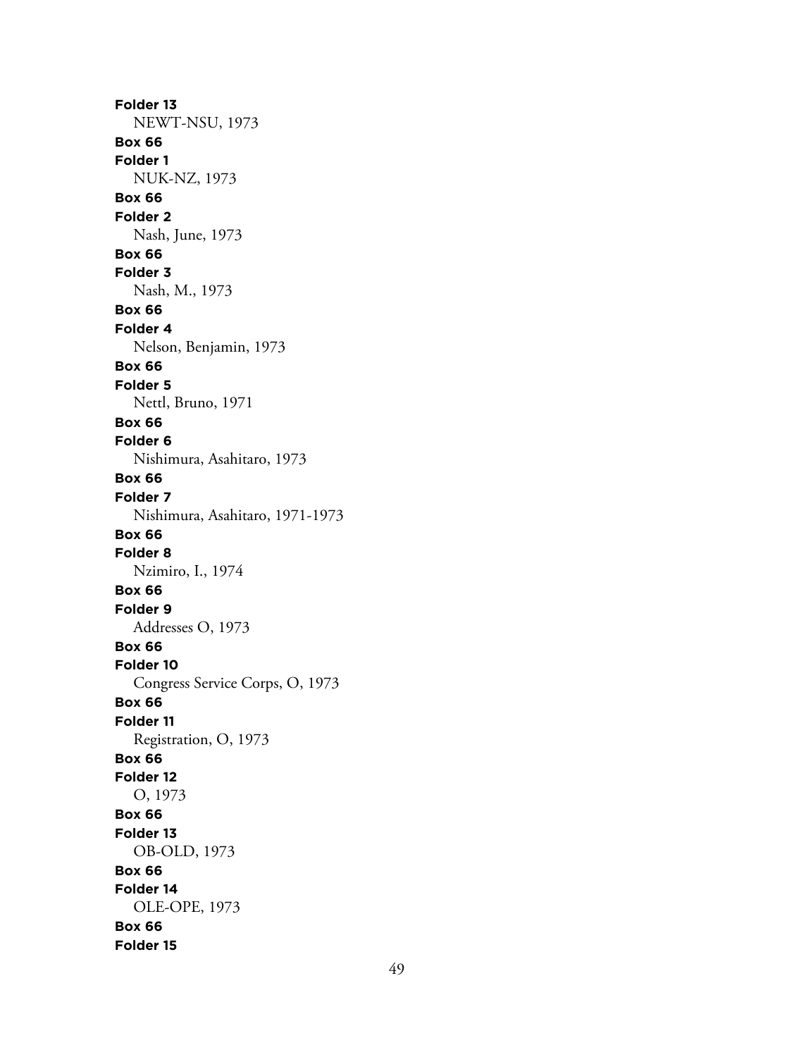**Folder 13**
NEWT-NSU, 1973

**Box 66**
**Folder 1**
NUK-NZ, 1973

**Box 66**
**Folder 2**
Nash, June, 1973

**Box 66**
**Folder 3**
Nash, M., 1973

**Box 66**
**Folder 4**
Nelson, Benjamin, 1973

**Box 66**
**Folder 5**
Nettl, Bruno, 1971

**Box 66**
**Folder 6**
Nishimura, Asahitaro, 1973

**Box 66**
**Folder 7**
Nishimura, Asahitaro, 1971-1973

**Box 66**
**Folder 8**
Nzimiro, I., 1974

**Box 66**
**Folder 9**
Addresses O, 1973

**Box 66**
**Folder 10**
Congress Service Corps, O, 1973

**Box 66**
**Folder 11**
Registration, O, 1973

**Box 66**
**Folder 12**
O, 1973

**Box 66**
**Folder 13**
OB-OLD, 1973

**Box 66**
**Folder 14**
OLE-OPE, 1973

**Box 66**
**Folder 15**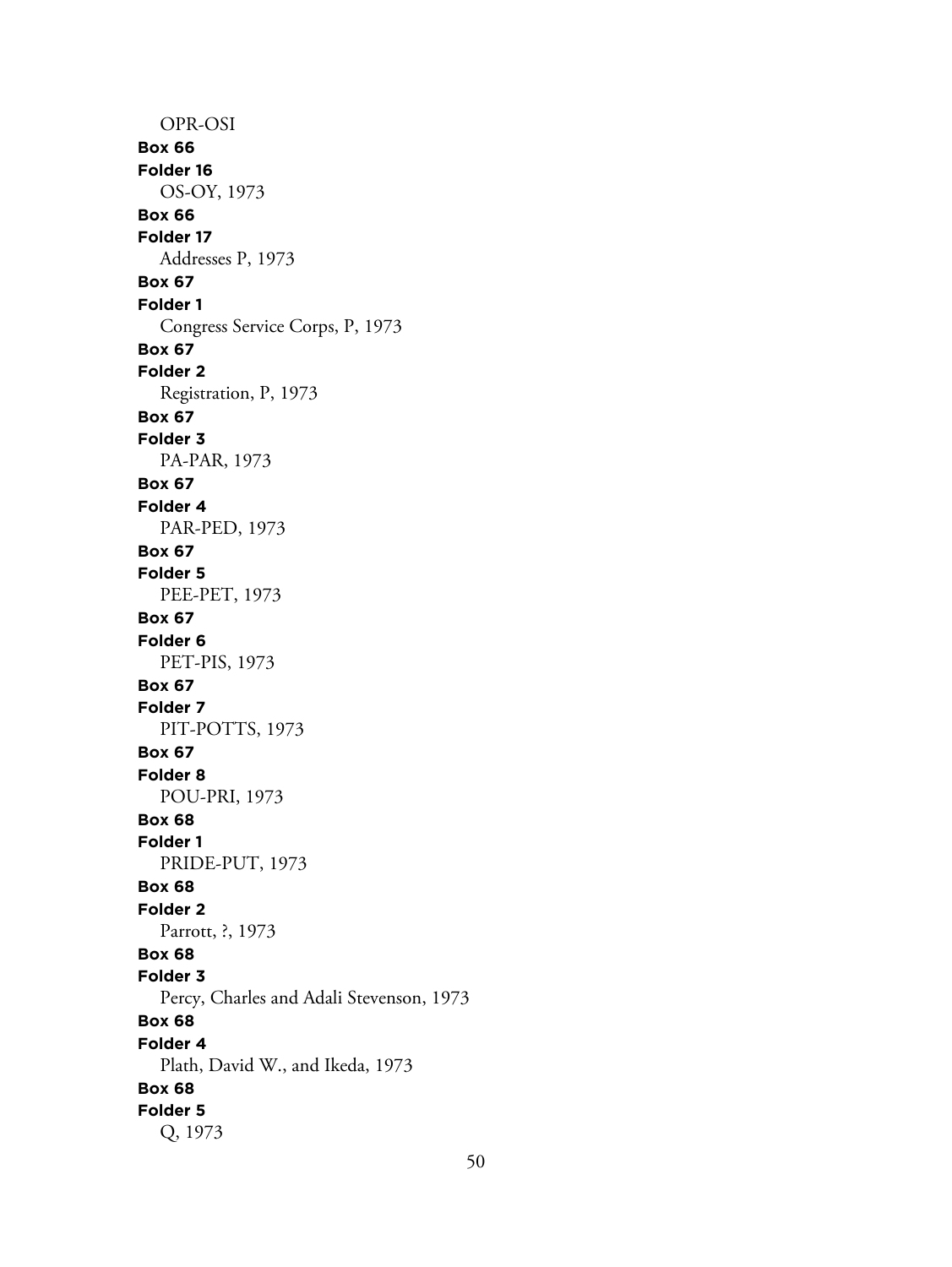OPR-OSI

**Box 66**
**Folder 16**
OS-OY, 1973

**Box 66**
**Folder 17**
Addresses P, 1973

**Box 67**
**Folder 1**
Congress Service Corps, P, 1973

**Box 67**
**Folder 2**
Registration, P, 1973

**Box 67**
**Folder 3**
PA-PAR, 1973

**Box 67**
**Folder 4**
PAR-PED, 1973

**Box 67**
**Folder 5**
PEE-PET, 1973

**Box 67**
**Folder 6**
PET-PIS, 1973

**Box 67**
**Folder 7**
PIT-POTTS, 1973

**Box 67**
**Folder 8**
POU-PRI, 1973

**Box 68**
**Folder 1**
PRIDE-PUT, 1973

**Box 68**
**Folder 2**
Parrott, ?, 1973

**Box 68**
**Folder 3**
Percy, Charles and Adali Stevenson, 1973

**Box 68**
**Folder 4**
Plath, David W., and Ikeda, 1973

**Box 68**
**Folder 5**
Q, 1973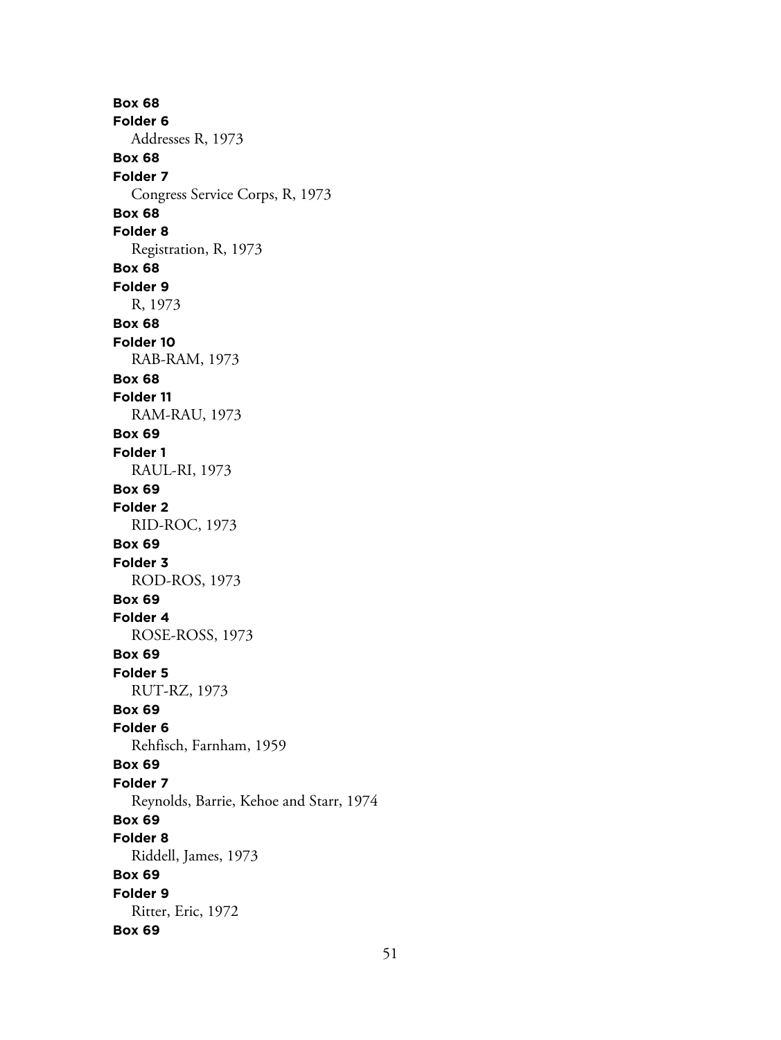**Box 68**
**Folder 6**
Addresses R, 1973
**Box 68**
**Folder 7**
Congress Service Corps, R, 1973
**Box 68**
**Folder 8**
Registration, R, 1973
**Box 68**
**Folder 9**
R, 1973
**Box 68**
**Folder 10**
RAB-RAM, 1973
**Box 68**
**Folder 11**
RAM-RAU, 1973
**Box 69**
**Folder 1**
RAUL-RI, 1973
**Box 69**
**Folder 2**
RID-ROC, 1973
**Box 69**
**Folder 3**
ROD-ROS, 1973
**Box 69**
**Folder 4**
ROSE-ROSS, 1973
**Box 69**
**Folder 5**
RUT-RZ, 1973
**Box 69**
**Folder 6**
Rehfisch, Farnham, 1959
**Box 69**
**Folder 7**
Reynolds, Barrie, Kehoe and Starr, 1974
**Box 69**
**Folder 8**
Riddell, James, 1973
**Box 69**
**Folder 9**
Ritter, Eric, 1972
**Box 69**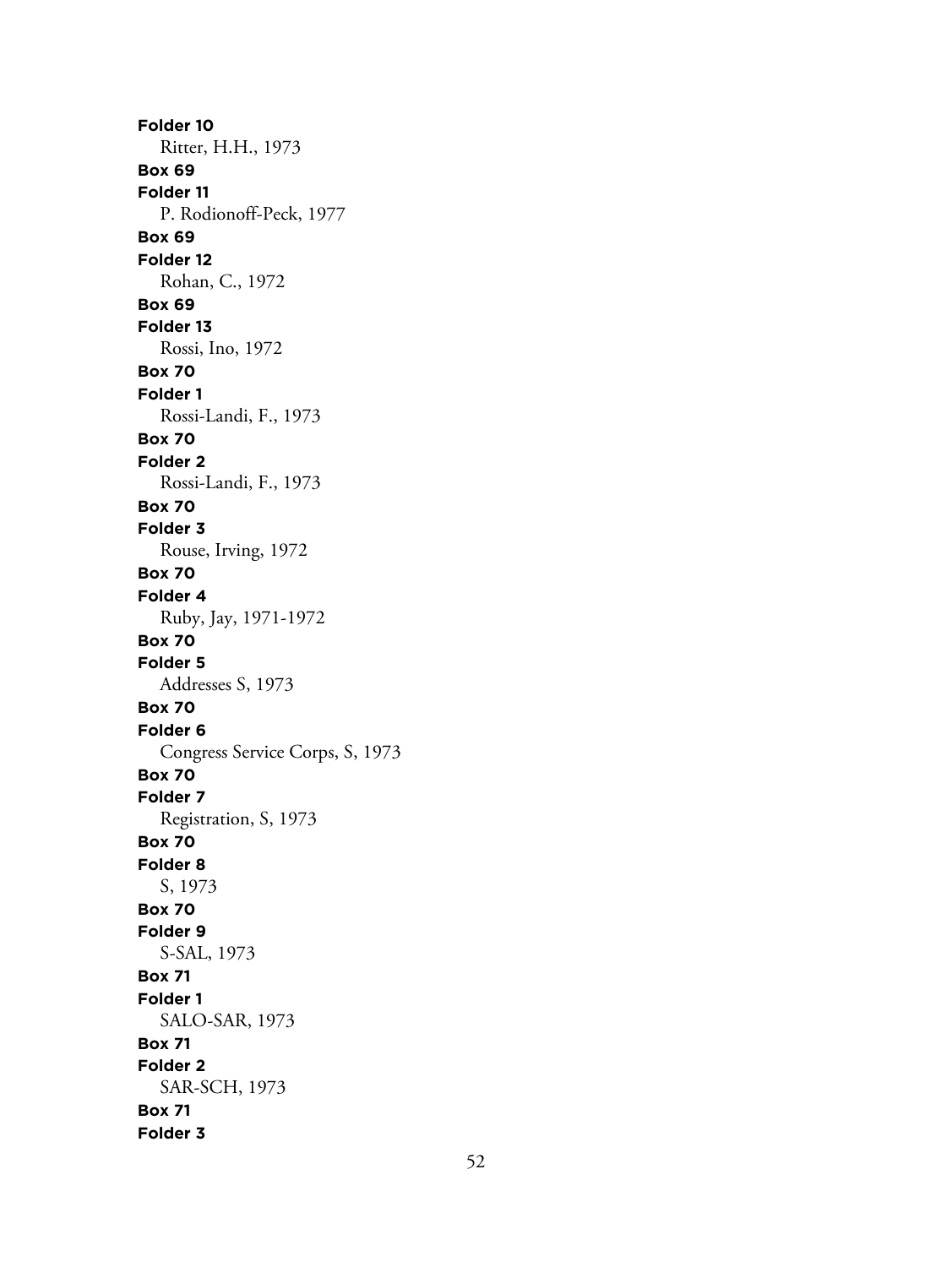**Folder 10**
Ritter, H.H., 1973
**Box 69**
**Folder 11**
P. Rodionoff-Peck, 1977
**Box 69**
**Folder 12**
Rohan, C., 1972
**Box 69**
**Folder 13**
Rossi, Ino, 1972
**Box 70**
**Folder 1**
Rossi-Landi, F., 1973
**Box 70**
**Folder 2**
Rossi-Landi, F., 1973
**Box 70**
**Folder 3**
Rouse, Irving, 1972
**Box 70**
**Folder 4**
Ruby, Jay, 1971-1972
**Box 70**
**Folder 5**
Addresses S, 1973
**Box 70**
**Folder 6**
Congress Service Corps, S, 1973
**Box 70**
**Folder 7**
Registration, S, 1973
**Box 70**
**Folder 8**
S, 1973
**Box 70**
**Folder 9**
S-SAL, 1973
**Box 71**
**Folder 1**
SALO-SAR, 1973
**Box 71**
**Folder 2**
SAR-SCH, 1973
**Box 71**
**Folder 3**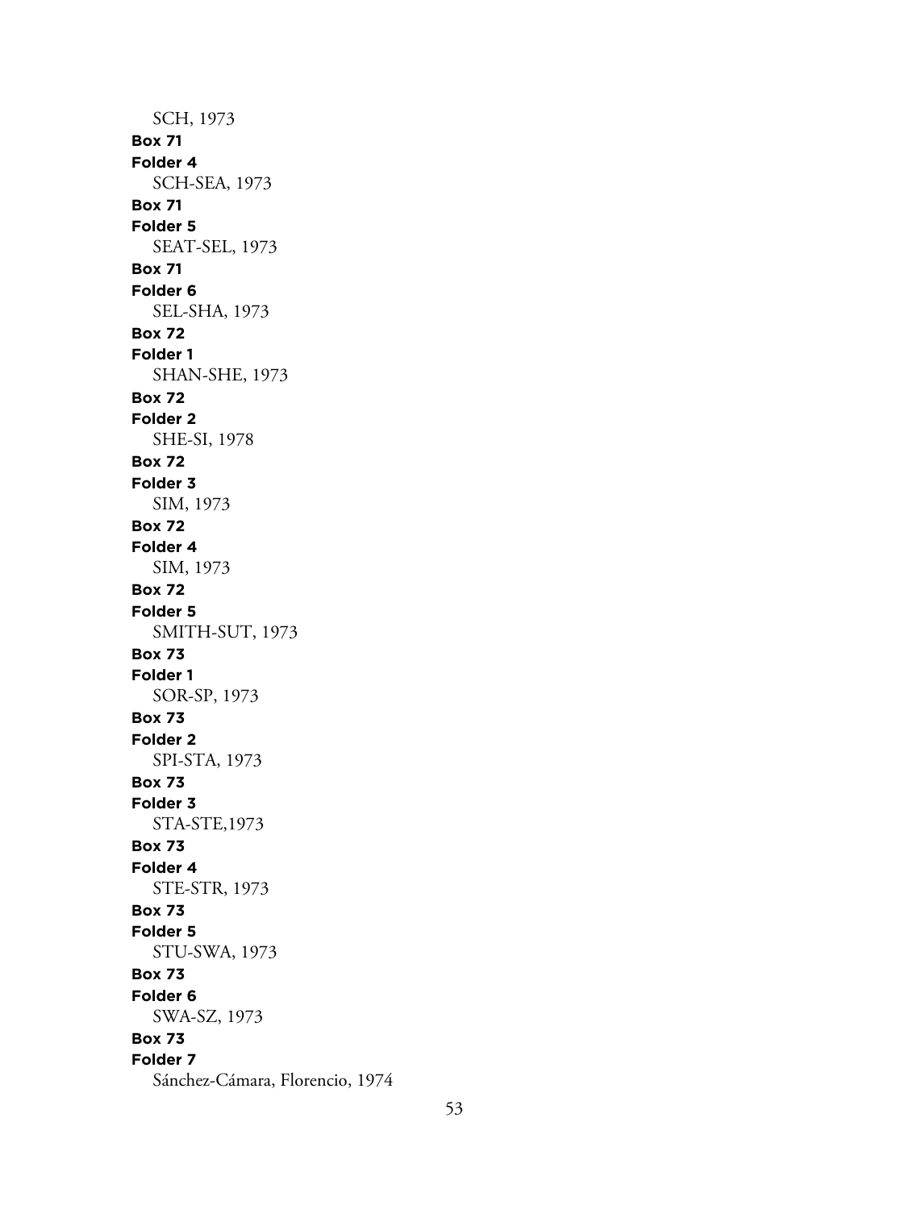SCH, 1973

**Box 71**
**Folder 4**
SCH-SEA, 1973

**Box 71**
**Folder 5**
SEAT-SEL, 1973

**Box 71**
**Folder 6**
SEL-SHA, 1973

**Box 72**
**Folder 1**
SHAN-SHE, 1973

**Box 72**
**Folder 2**
SHE-SI, 1978

**Box 72**
**Folder 3**
SIM, 1973

**Box 72**
**Folder 4**
SIM, 1973

**Box 72**
**Folder 5**
SMITH-SUT, 1973

**Box 73**
**Folder 1**
SOR-SP, 1973

**Box 73**
**Folder 2**
SPI-STA, 1973

**Box 73**
**Folder 3**
STA-STE,1973

**Box 73**
**Folder 4**
STE-STR, 1973

**Box 73**
**Folder 5**
STU-SWA, 1973

**Box 73**
**Folder 6**
SWA-SZ, 1973

**Box 73**
**Folder 7**
Sánchez-Cámara, Florencio, 1974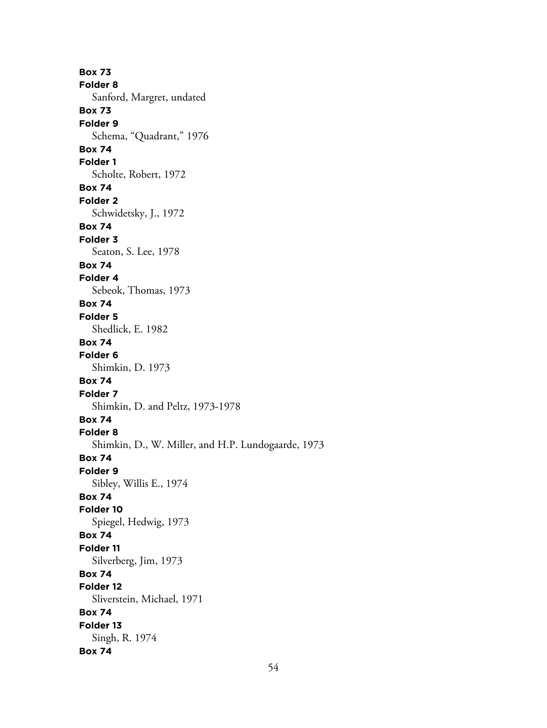**Box 73**
**Folder 8**
Sanford, Margret, undated
**Box 73**
**Folder 9**
Schema, "Quadrant," 1976
**Box 74**
**Folder 1**
Scholte, Robert, 1972
**Box 74**
**Folder 2**
Schwidetsky, J., 1972
**Box 74**
**Folder 3**
Seaton, S. Lee, 1978
**Box 74**
**Folder 4**
Sebeok, Thomas, 1973
**Box 74**
**Folder 5**
Shedlick, E. 1982
**Box 74**
**Folder 6**
Shimkin, D. 1973
**Box 74**
**Folder 7**
Shimkin, D. and Peltz, 1973-1978
**Box 74**
**Folder 8**
Shimkin, D., W. Miller, and H.P. Lundogaarde, 1973
**Box 74**
**Folder 9**
Sibley, Willis E., 1974
**Box 74**
**Folder 10**
Spiegel, Hedwig, 1973
**Box 74**
**Folder 11**
Silverberg, Jim, 1973
**Box 74**
**Folder 12**
Sliverstein, Michael, 1971
**Box 74**
**Folder 13**
Singh, R. 1974
**Box 74**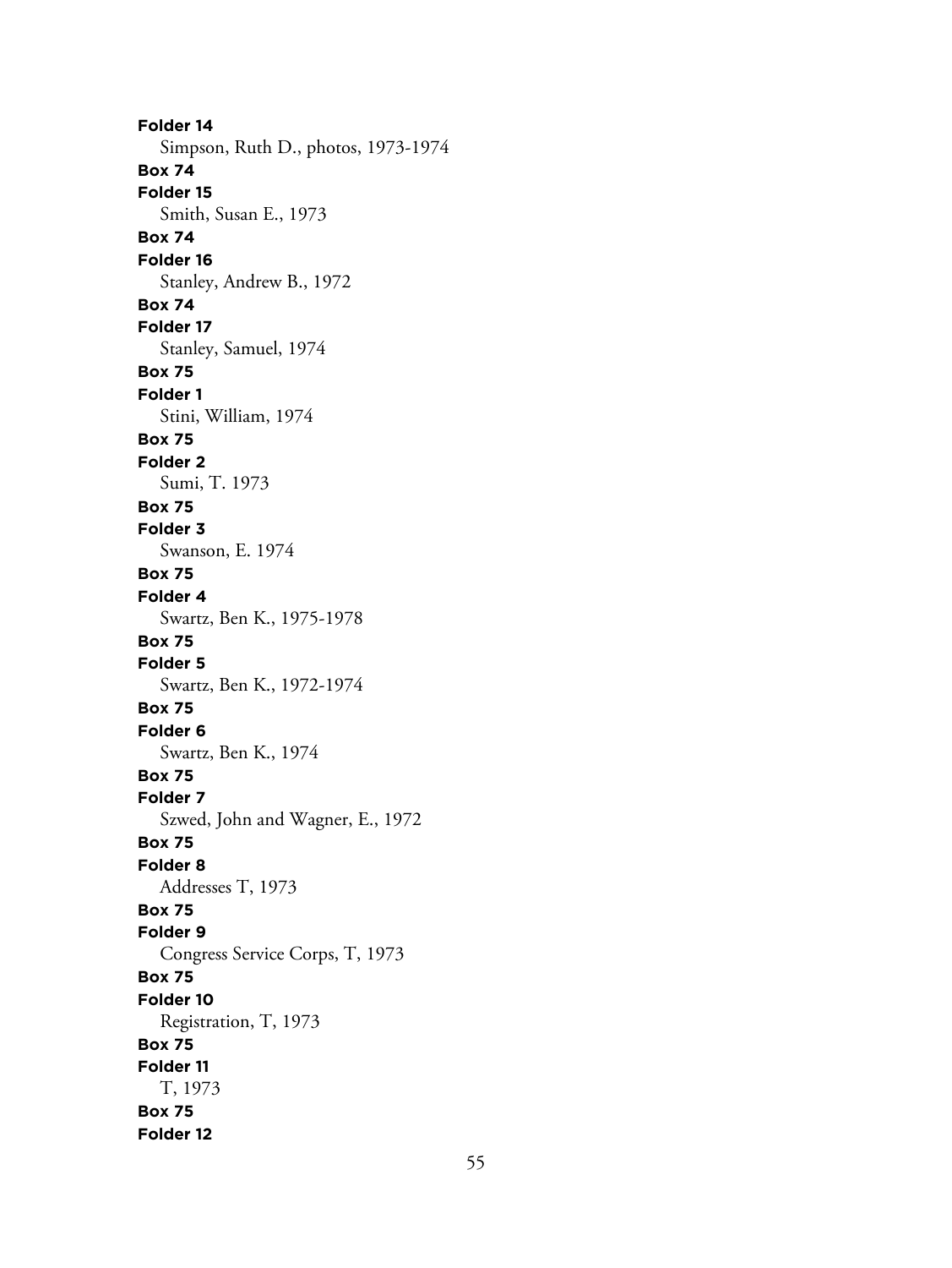**Folder 14**
Simpson, Ruth D., photos, 1973-1974
**Box 74**
**Folder 15**
Smith, Susan E., 1973
**Box 74**
**Folder 16**
Stanley, Andrew B., 1972
**Box 74**
**Folder 17**
Stanley, Samuel, 1974
**Box 75**
**Folder 1**
Stini, William, 1974
**Box 75**
**Folder 2**
Sumi, T. 1973
**Box 75**
**Folder 3**
Swanson, E. 1974
**Box 75**
**Folder 4**
Swartz, Ben K., 1975-1978
**Box 75**
**Folder 5**
Swartz, Ben K., 1972-1974
**Box 75**
**Folder 6**
Swartz, Ben K., 1974
**Box 75**
**Folder 7**
Szwed, John and Wagner, E., 1972
**Box 75**
**Folder 8**
Addresses T, 1973
**Box 75**
**Folder 9**
Congress Service Corps, T, 1973
**Box 75**
**Folder 10**
Registration, T, 1973
**Box 75**
**Folder 11**
T, 1973
**Box 75**
**Folder 12**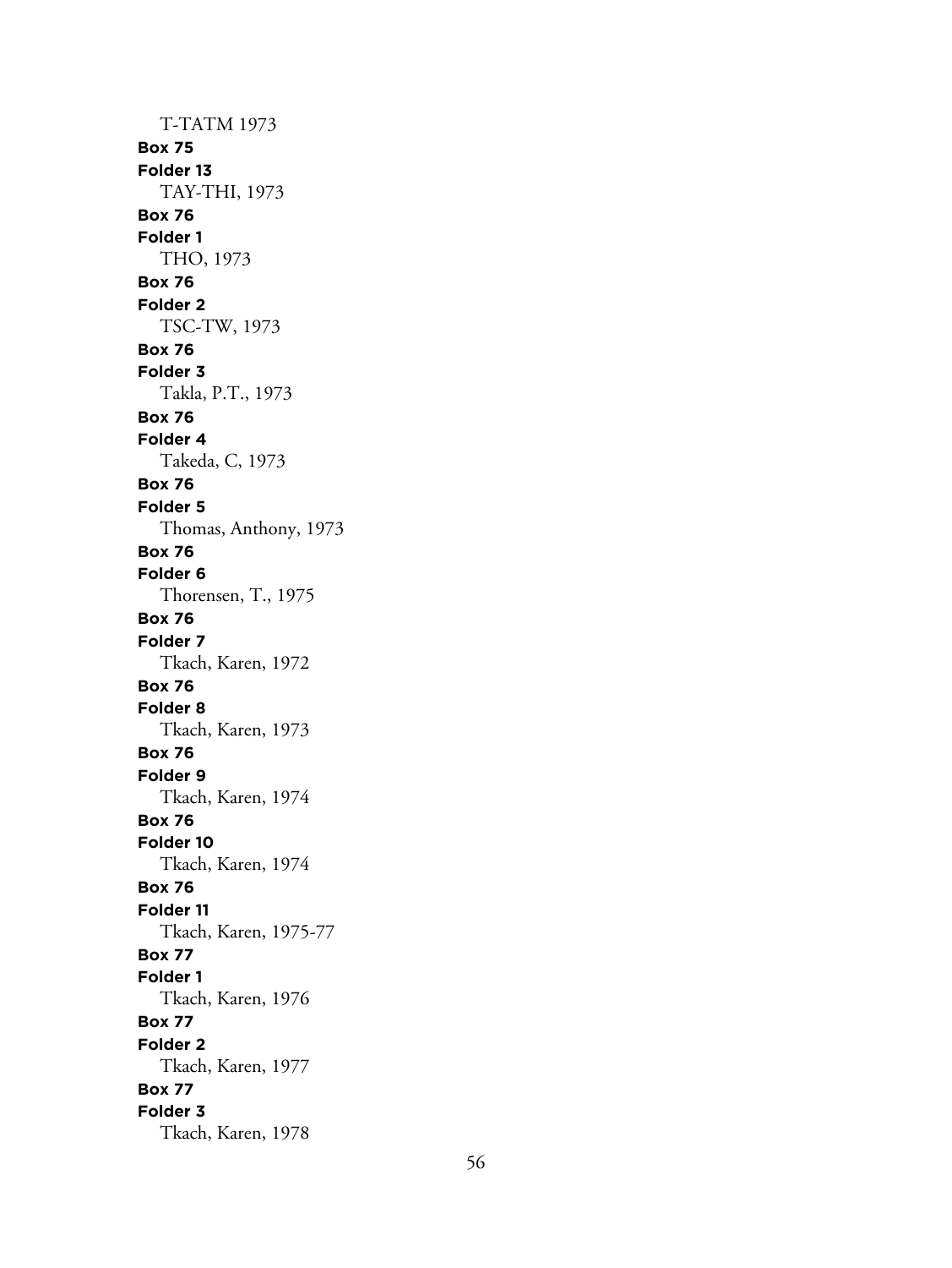T-TATM 1973

**Box 75**
**Folder 13**
TAY-THI, 1973

**Box 76**
**Folder 1**
THO, 1973

**Box 76**
**Folder 2**
TSC-TW, 1973

**Box 76**
**Folder 3**
Takla, P.T., 1973

**Box 76**
**Folder 4**
Takeda, C, 1973

**Box 76**
**Folder 5**
Thomas, Anthony, 1973

**Box 76**
**Folder 6**
Thorensen, T., 1975

**Box 76**
**Folder 7**
Tkach, Karen, 1972

**Box 76**
**Folder 8**
Tkach, Karen, 1973

**Box 76**
**Folder 9**
Tkach, Karen, 1974

**Box 76**
**Folder 10**
Tkach, Karen, 1974

**Box 76**
**Folder 11**
Tkach, Karen, 1975-77

**Box 77**
**Folder 1**
Tkach, Karen, 1976

**Box 77**
**Folder 2**
Tkach, Karen, 1977

**Box 77**
**Folder 3**
Tkach, Karen, 1978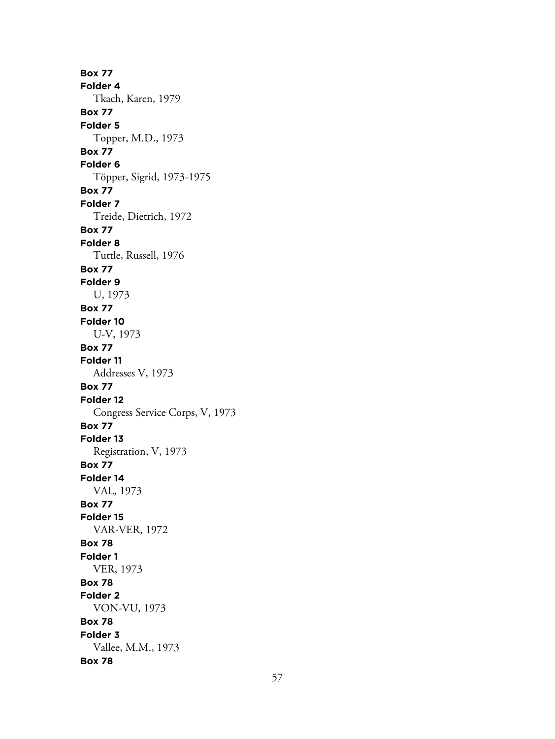**Box 77**
**Folder 4**
Tkach, Karen, 1979
**Box 77**
**Folder 5**
Topper, M.D., 1973
**Box 77**
**Folder 6**
Töpper, Sigrid, 1973-1975
**Box 77**
**Folder 7**
Treide, Dietrich, 1972
**Box 77**
**Folder 8**
Tuttle, Russell, 1976
**Box 77**
**Folder 9**
U, 1973
**Box 77**
**Folder 10**
U-V, 1973
**Box 77**
**Folder 11**
Addresses V, 1973
**Box 77**
**Folder 12**
Congress Service Corps, V, 1973
**Box 77**
**Folder 13**
Registration, V, 1973
**Box 77**
**Folder 14**
VAL, 1973
**Box 77**
**Folder 15**
VAR-VER, 1972
**Box 78**
**Folder 1**
VER, 1973
**Box 78**
**Folder 2**
VON-VU, 1973
**Box 78**
**Folder 3**
Vallee, M.M., 1973
**Box 78**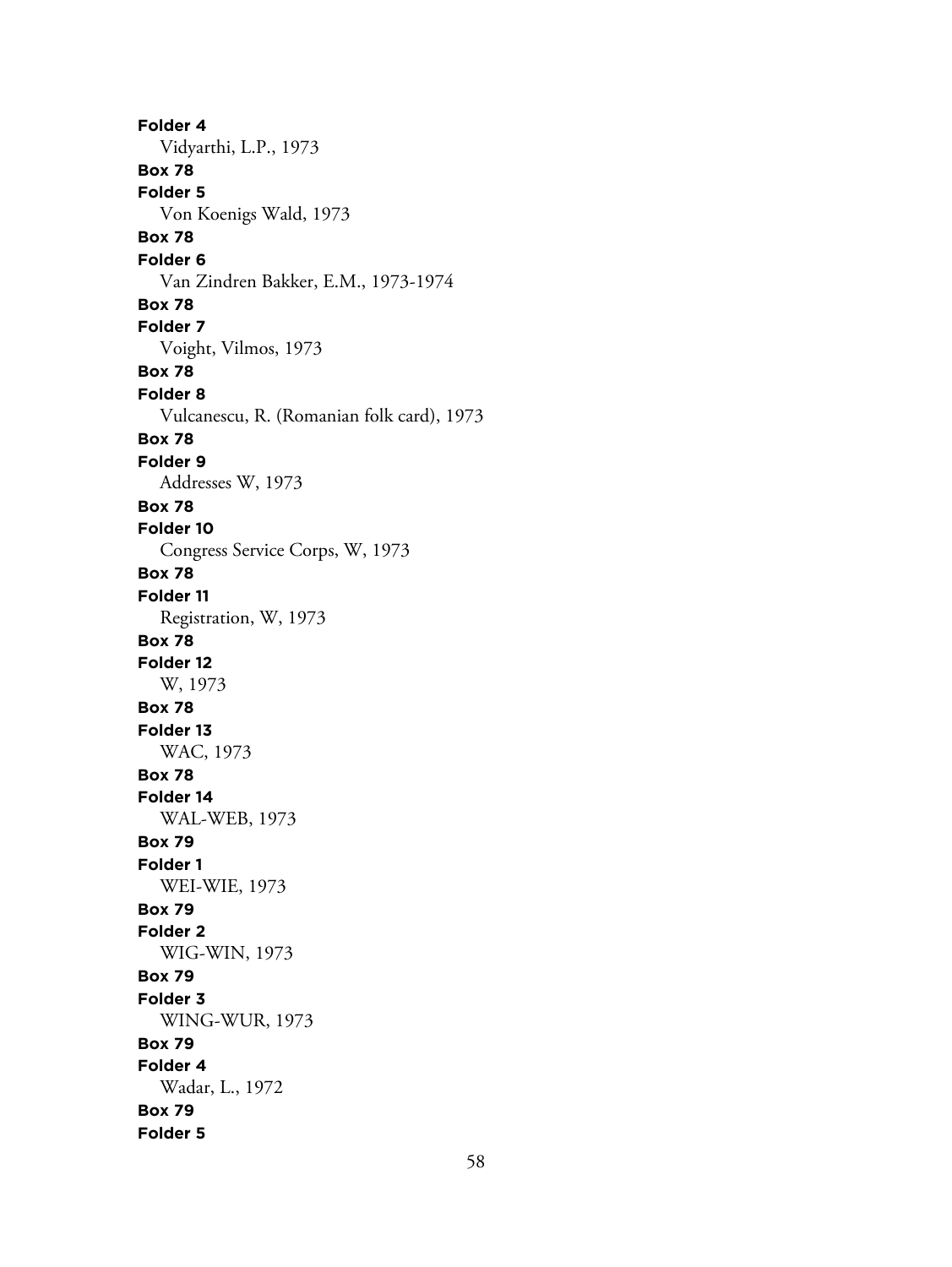**Folder 4**
Vidyarthi, L.P., 1973
**Box 78**
**Folder 5**
Von Koenigs Wald, 1973
**Box 78**
**Folder 6**
Van Zindren Bakker, E.M., 1973-1974
**Box 78**
**Folder 7**
Voight, Vilmos, 1973
**Box 78**
**Folder 8**
Vulcanescu, R. (Romanian folk card), 1973
**Box 78**
**Folder 9**
Addresses W, 1973
**Box 78**
**Folder 10**
Congress Service Corps, W, 1973
**Box 78**
**Folder 11**
Registration, W, 1973
**Box 78**
**Folder 12**
W, 1973
**Box 78**
**Folder 13**
WAC, 1973
**Box 78**
**Folder 14**
WAL-WEB, 1973
**Box 79**
**Folder 1**
WEI-WIE, 1973
**Box 79**
**Folder 2**
WIG-WIN, 1973
**Box 79**
**Folder 3**
WING-WUR, 1973
**Box 79**
**Folder 4**
Wadar, L., 1972
**Box 79**
**Folder 5**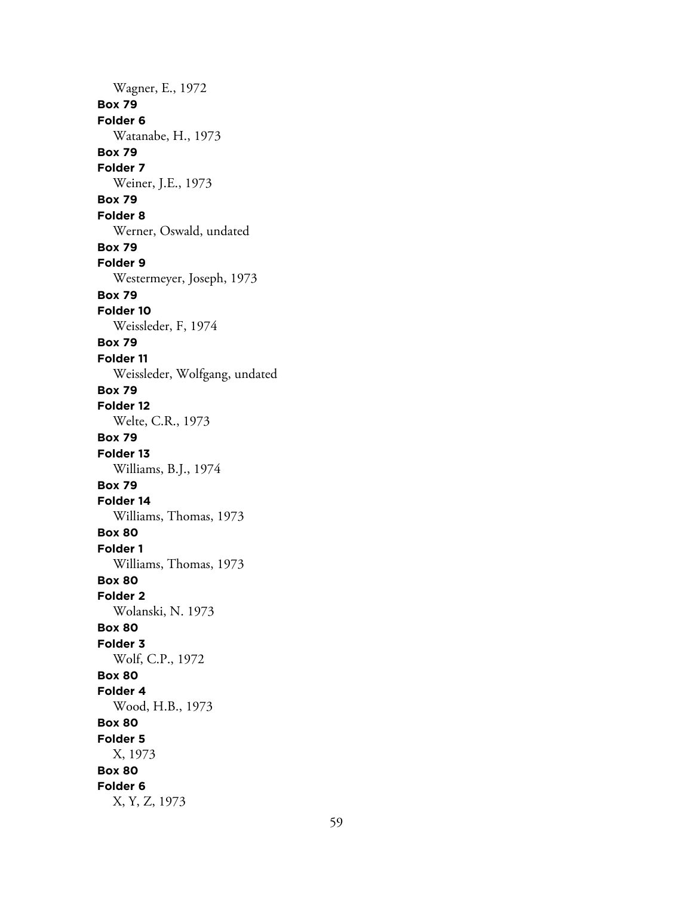Wagner, E., 1972

**Box 79**
**Folder 6**
Watanabe, H., 1973

**Box 79**
**Folder 7**
Weiner, J.E., 1973

**Box 79**
**Folder 8**
Werner, Oswald, undated

**Box 79**
**Folder 9**
Westermeyer, Joseph, 1973

**Box 79**
**Folder 10**
Weissleder, F, 1974

**Box 79**
**Folder 11**
Weissleder, Wolfgang, undated

**Box 79**
**Folder 12**
Welte, C.R., 1973

**Box 79**
**Folder 13**
Williams, B.J., 1974

**Box 79**
**Folder 14**
Williams, Thomas, 1973

**Box 80**
**Folder 1**
Williams, Thomas, 1973

**Box 80**
**Folder 2**
Wolanski, N. 1973

**Box 80**
**Folder 3**
Wolf, C.P., 1972

**Box 80**
**Folder 4**
Wood, H.B., 1973

**Box 80**
**Folder 5**
X, 1973

**Box 80**
**Folder 6**
X, Y, Z, 1973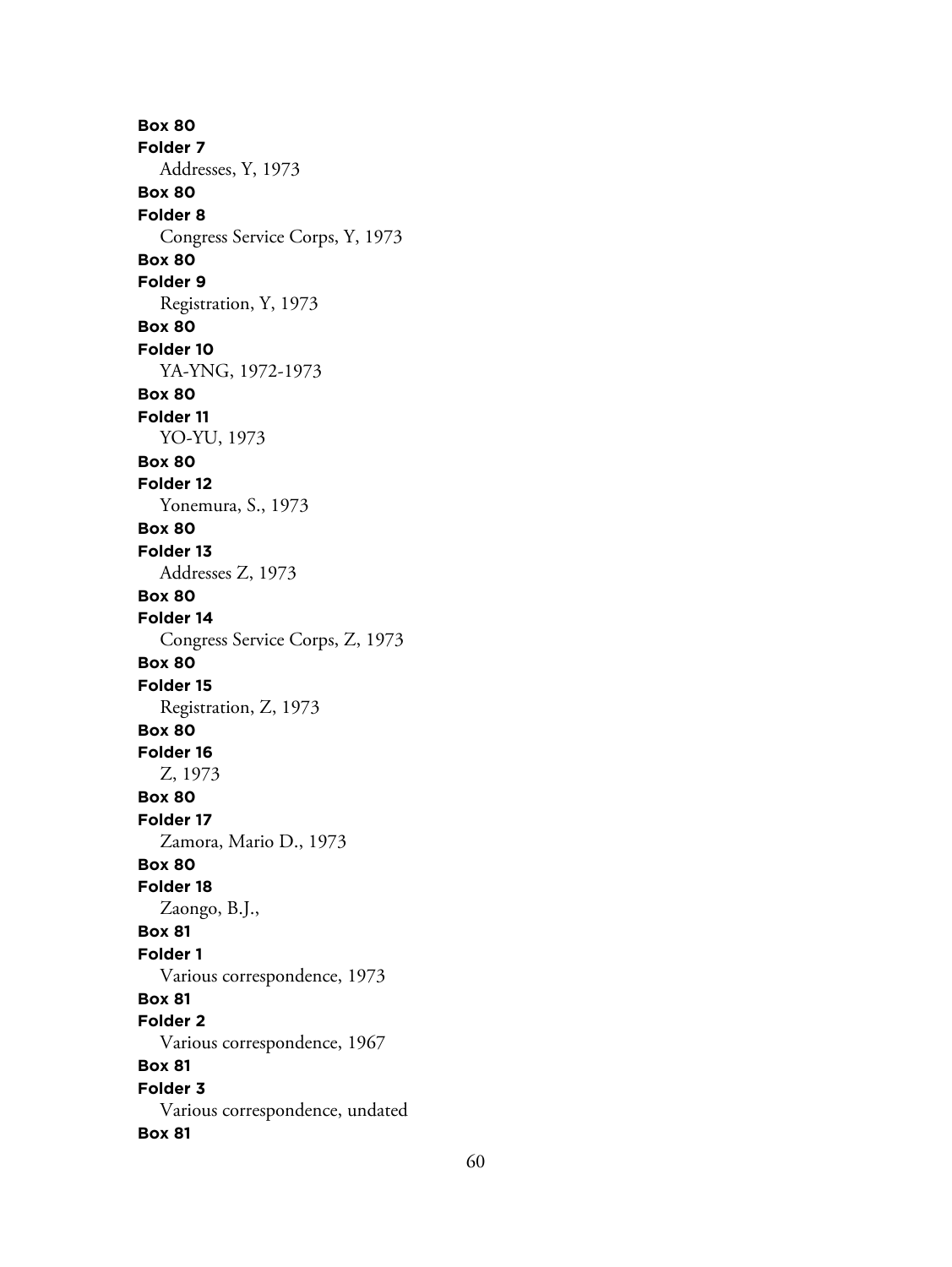**Box 80**
**Folder 7**
Addresses, Y, 1973
**Box 80**
**Folder 8**
Congress Service Corps, Y, 1973
**Box 80**
**Folder 9**
Registration, Y, 1973
**Box 80**
**Folder 10**
YA-YNG, 1972-1973
**Box 80**
**Folder 11**
YO-YU, 1973
**Box 80**
**Folder 12**
Yonemura, S., 1973
**Box 80**
**Folder 13**
Addresses Z, 1973
**Box 80**
**Folder 14**
Congress Service Corps, Z, 1973
**Box 80**
**Folder 15**
Registration, Z, 1973
**Box 80**
**Folder 16**
Z, 1973
**Box 80**
**Folder 17**
Zamora, Mario D., 1973
**Box 80**
**Folder 18**
Zaongo, B.J.,
**Box 81**
**Folder 1**
Various correspondence, 1973
**Box 81**
**Folder 2**
Various correspondence, 1967
**Box 81**
**Folder 3**
Various correspondence, undated
**Box 81**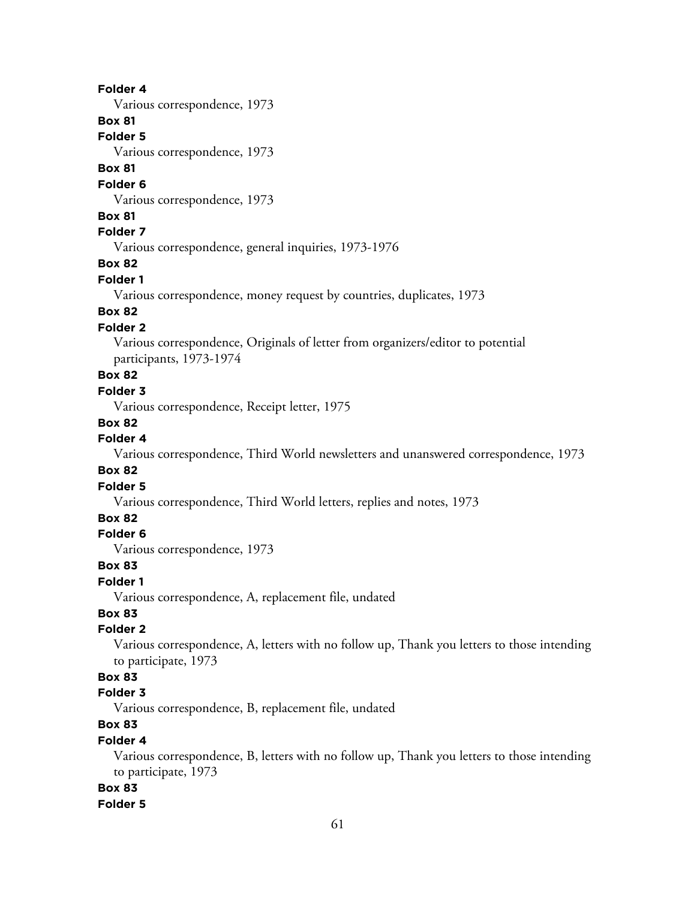**Folder 4**

Various correspondence, 1973

**Box 81**

**Folder 5**

Various correspondence, 1973

**Box 81**

**Folder 6**

Various correspondence, 1973

**Box 81**

**Folder 7**

Various correspondence, general inquiries, 1973-1976

**Box 82**

**Folder 1**

Various correspondence, money request by countries, duplicates, 1973

**Box 82**

**Folder 2**

Various correspondence, Originals of letter from organizers/editor to potential participants, 1973-1974

**Box 82**

**Folder 3**

Various correspondence, Receipt letter, 1975

**Box 82**

**Folder 4**

Various correspondence, Third World newsletters and unanswered correspondence, 1973

**Box 82**

**Folder 5**

Various correspondence, Third World letters, replies and notes, 1973

**Box 82**

**Folder 6**

Various correspondence, 1973

**Box 83**

**Folder 1**

Various correspondence, A, replacement file, undated

**Box 83**

**Folder 2**

Various correspondence, A, letters with no follow up, Thank you letters to those intending to participate, 1973

**Box 83**

**Folder 3**

Various correspondence, B, replacement file, undated

**Box 83**

**Folder 4**

Various correspondence, B, letters with no follow up, Thank you letters to those intending to participate, 1973

**Box 83**

**Folder 5**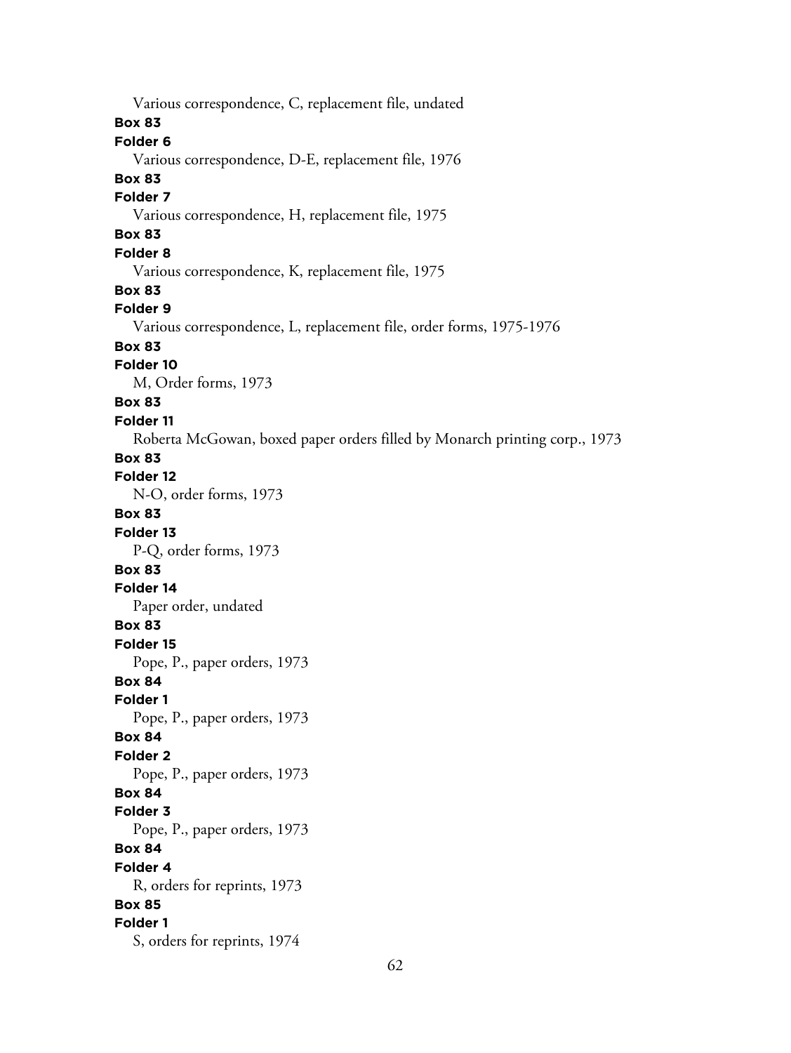Various correspondence, C, replacement file, undated

**Box 83**

**Folder 6**

Various correspondence, D-E, replacement file, 1976

**Box 83**

**Folder 7**

Various correspondence, H, replacement file, 1975

**Box 83**

**Folder 8**

Various correspondence, K, replacement file, 1975

**Box 83**

**Folder 9**

Various correspondence, L, replacement file, order forms, 1975-1976

**Box 83**

**Folder 10**

M, Order forms, 1973

**Box 83**

**Folder 11**

Roberta McGowan, boxed paper orders filled by Monarch printing corp., 1973

**Box 83**

**Folder 12**

N-O, order forms, 1973

**Box 83**

**Folder 13**

P-Q, order forms, 1973

**Box 83**

**Folder 14**

Paper order, undated

**Box 83**

**Folder 15**

Pope, P., paper orders, 1973

**Box 84**

**Folder 1**

Pope, P., paper orders, 1973

**Box 84**

**Folder 2**

Pope, P., paper orders, 1973

**Box 84**

**Folder 3**

Pope, P., paper orders, 1973

**Box 84**

**Folder 4**

R, orders for reprints, 1973

**Box 85**

**Folder 1**

S, orders for reprints, 1974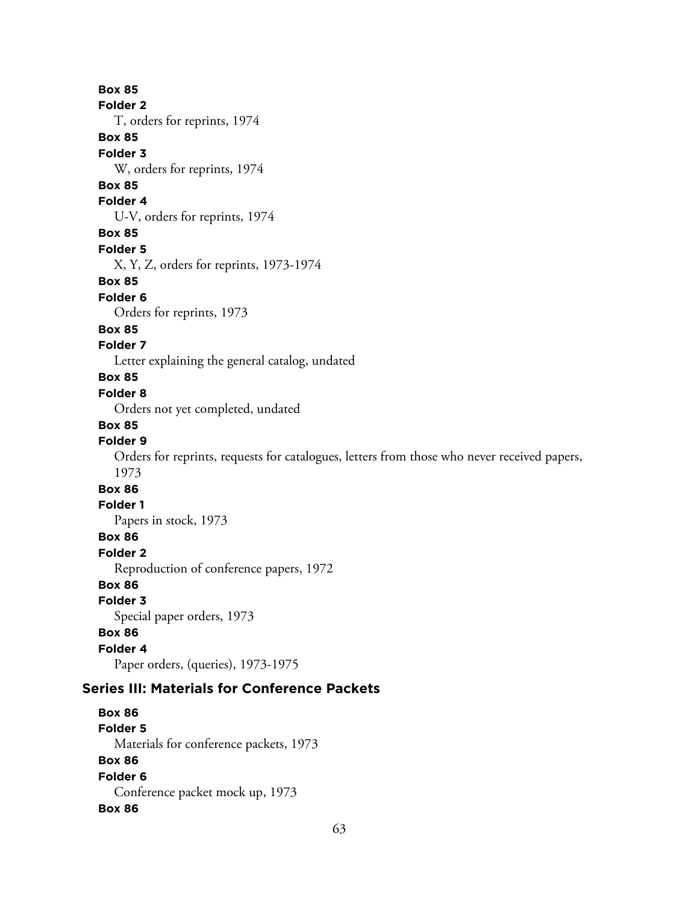**Box 85**
**Folder 2**
T, orders for reprints, 1974
**Box 85**
**Folder 3**
W, orders for reprints, 1974
**Box 85**
**Folder 4**
U-V, orders for reprints, 1974
**Box 85**
**Folder 5**
X, Y, Z, orders for reprints, 1973-1974
**Box 85**
**Folder 6**
Orders for reprints, 1973
**Box 85**
**Folder 7**
Letter explaining the general catalog, undated
**Box 85**
**Folder 8**
Orders not yet completed, undated
**Box 85**
**Folder 9**
Orders for reprints, requests for catalogues, letters from those who never received papers, 1973
**Box 86**
**Folder 1**
Papers in stock, 1973
**Box 86**
**Folder 2**
Reproduction of conference papers, 1972
**Box 86**
**Folder 3**
Special paper orders, 1973
**Box 86**
**Folder 4**
Paper orders, (queries), 1973-1975

## Series III: Materials for Conference Packets

**Box 86**
**Folder 5**
Materials for conference packets, 1973
**Box 86**
**Folder 6**
Conference packet mock up, 1973
**Box 86**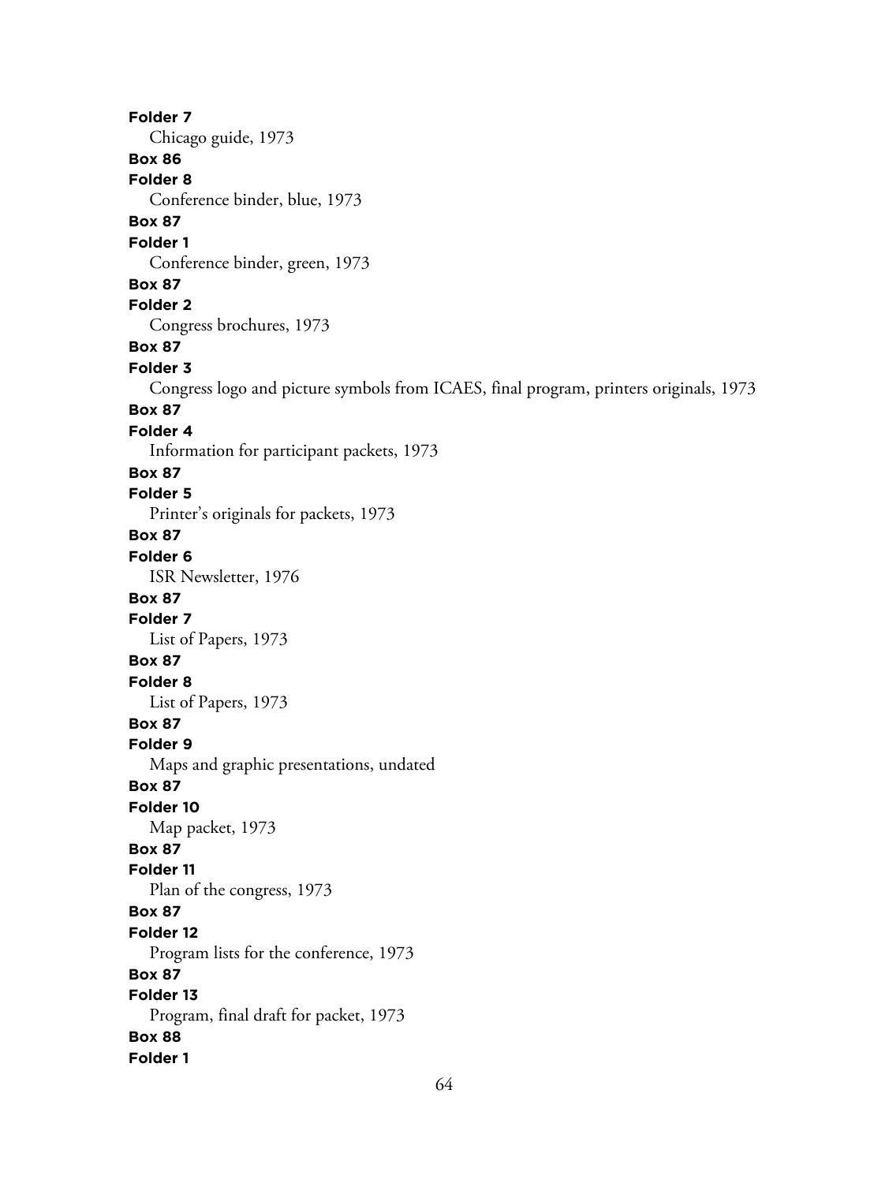**Folder 7**

Chicago guide, 1973

**Box 86**

**Folder 8**

Conference binder, blue, 1973

**Box 87**

**Folder 1**

Conference binder, green, 1973

**Box 87**

**Folder 2**

Congress brochures, 1973

**Box 87**

**Folder 3**

Congress logo and picture symbols from ICAES, final program, printers originals, 1973

**Box 87**

**Folder 4**

Information for participant packets, 1973

**Box 87**

**Folder 5**

Printer's originals for packets, 1973

**Box 87**

**Folder 6**

ISR Newsletter, 1976

**Box 87**

**Folder 7**

List of Papers, 1973

**Box 87**

**Folder 8**

List of Papers, 1973

**Box 87**

**Folder 9**

Maps and graphic presentations, undated

**Box 87**

**Folder 10**

Map packet, 1973

**Box 87**

**Folder 11**

Plan of the congress, 1973

**Box 87**

**Folder 12**

Program lists for the conference, 1973

**Box 87**

**Folder 13**

Program, final draft for packet, 1973

**Box 88**

**Folder 1**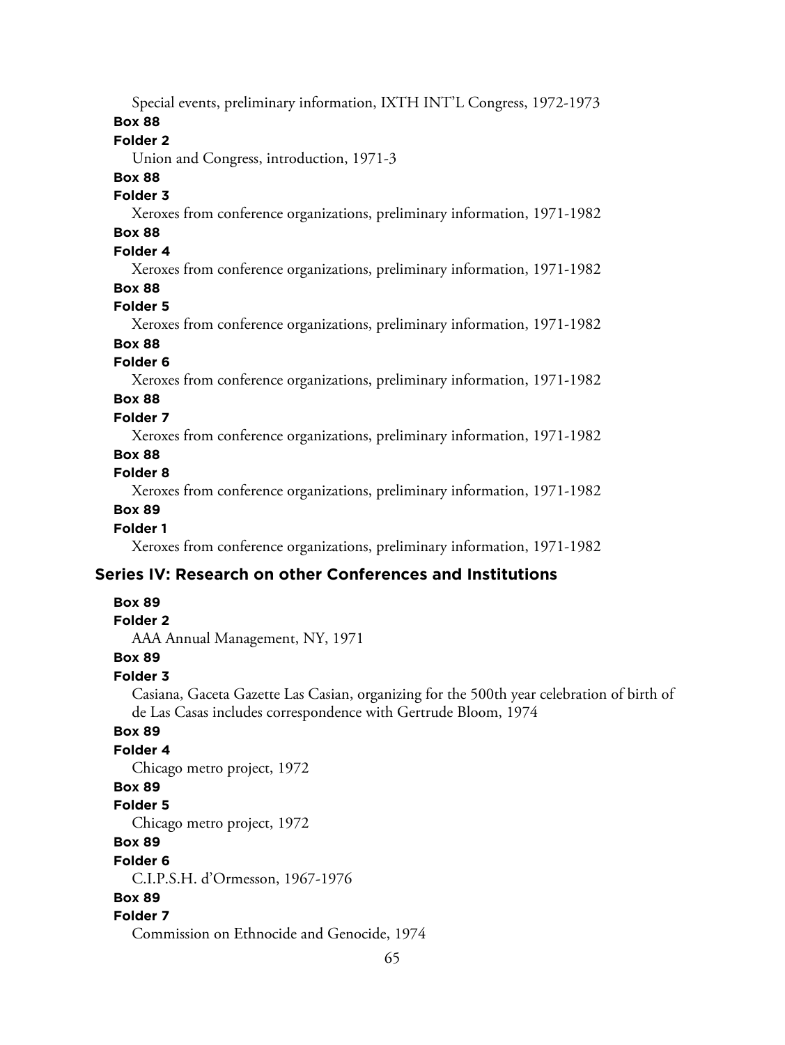Special events, preliminary information, IXTH INT'L Congress, 1972-1973

**Box 88**

**Folder 2**

Union and Congress, introduction, 1971-3

**Box 88**

**Folder 3**

Xeroxes from conference organizations, preliminary information, 1971-1982

**Box 88**

**Folder 4**

Xeroxes from conference organizations, preliminary information, 1971-1982

**Box 88**

**Folder 5**

Xeroxes from conference organizations, preliminary information, 1971-1982

**Box 88**

**Folder 6**

Xeroxes from conference organizations, preliminary information, 1971-1982

**Box 88**

**Folder 7**

Xeroxes from conference organizations, preliminary information, 1971-1982

**Box 88**

**Folder 8**

Xeroxes from conference organizations, preliminary information, 1971-1982

**Box 89**

**Folder 1**

Xeroxes from conference organizations, preliminary information, 1971-1982

## Series IV: Research on other Conferences and Institutions

**Box 89**

**Folder 2**

AAA Annual Management, NY, 1971

**Box 89**

**Folder 3**

Casiana, Gaceta Gazette Las Casian, organizing for the 500th year celebration of birth of de Las Casas includes correspondence with Gertrude Bloom, 1974

**Box 89**

**Folder 4**

Chicago metro project, 1972

**Box 89**

**Folder 5**

Chicago metro project, 1972

**Box 89**

**Folder 6**

C.I.P.S.H. d'Ormesson, 1967-1976

**Box 89**

**Folder 7**

Commission on Ethnocide and Genocide, 1974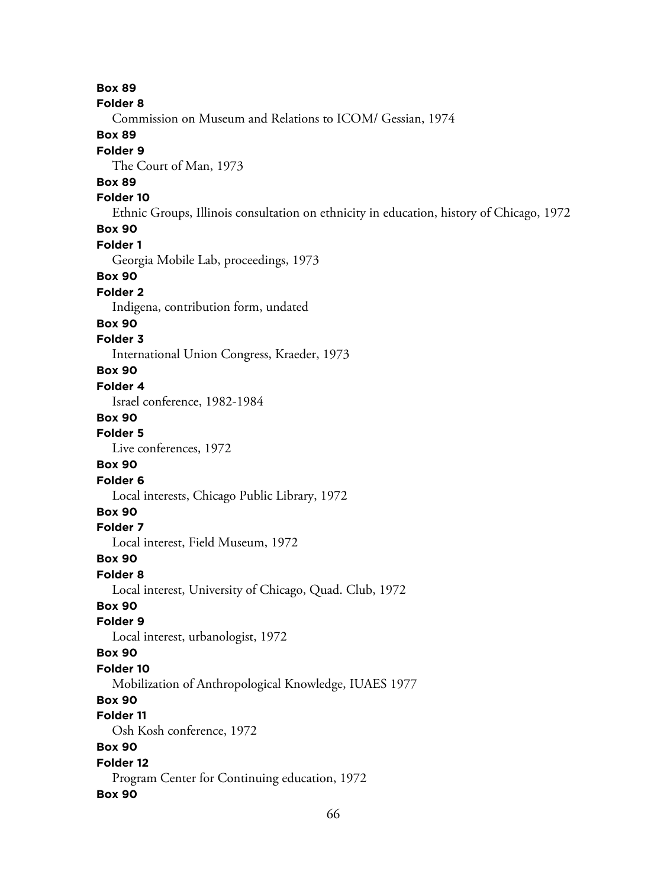**Box 89**
**Folder 8**
Commission on Museum and Relations to ICOM/ Gessian, 1974
**Box 89**
**Folder 9**
The Court of Man, 1973
**Box 89**
**Folder 10**
Ethnic Groups, Illinois consultation on ethnicity in education, history of Chicago, 1972
**Box 90**
**Folder 1**
Georgia Mobile Lab, proceedings, 1973
**Box 90**
**Folder 2**
Indigena, contribution form, undated
**Box 90**
**Folder 3**
International Union Congress, Kraeder, 1973
**Box 90**
**Folder 4**
Israel conference, 1982-1984
**Box 90**
**Folder 5**
Live conferences, 1972
**Box 90**
**Folder 6**
Local interests, Chicago Public Library, 1972
**Box 90**
**Folder 7**
Local interest, Field Museum, 1972
**Box 90**
**Folder 8**
Local interest, University of Chicago, Quad. Club, 1972
**Box 90**
**Folder 9**
Local interest, urbanologist, 1972
**Box 90**
**Folder 10**
Mobilization of Anthropological Knowledge, IUAES 1977
**Box 90**
**Folder 11**
Osh Kosh conference, 1972
**Box 90**
**Folder 12**
Program Center for Continuing education, 1972
**Box 90**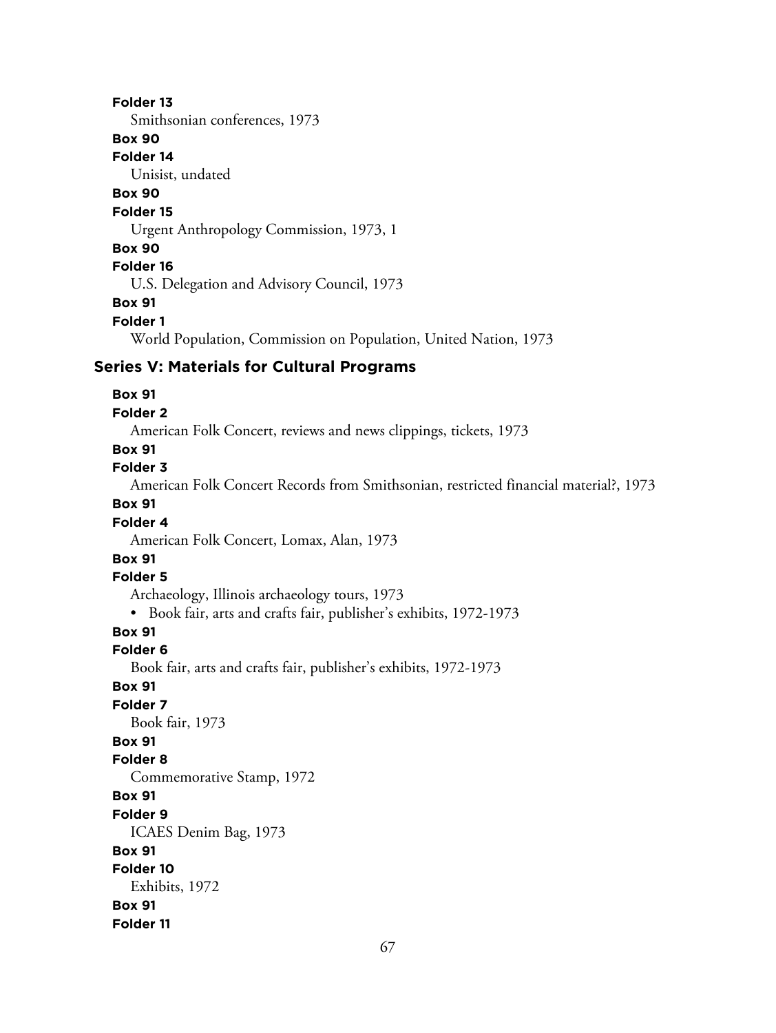**Folder 13**

Smithsonian conferences, 1973

**Box 90**

**Folder 14**

Unisist, undated

**Box 90**

**Folder 15**

Urgent Anthropology Commission, 1973, 1

**Box 90**

**Folder 16**

U.S. Delegation and Advisory Council, 1973

**Box 91**

**Folder 1**

World Population, Commission on Population, United Nation, 1973

## Series V: Materials for Cultural Programs

**Box 91**

**Folder 2**

American Folk Concert, reviews and news clippings, tickets, 1973

**Box 91**

**Folder 3**

American Folk Concert Records from Smithsonian, restricted financial material?, 1973

**Box 91**

**Folder 4**

American Folk Concert, Lomax, Alan, 1973

**Box 91**

**Folder 5**

Archaeology, Illinois archaeology tours, 1973

- Book fair, arts and crafts fair, publisher's exhibits, 1972-1973

**Box 91**

**Folder 6**

Book fair, arts and crafts fair, publisher's exhibits, 1972-1973

**Box 91**

**Folder 7**

Book fair, 1973

**Box 91**

**Folder 8**

Commemorative Stamp, 1972

**Box 91**

**Folder 9**

ICAES Denim Bag, 1973

**Box 91**

**Folder 10**

Exhibits, 1972

**Box 91**

**Folder 11**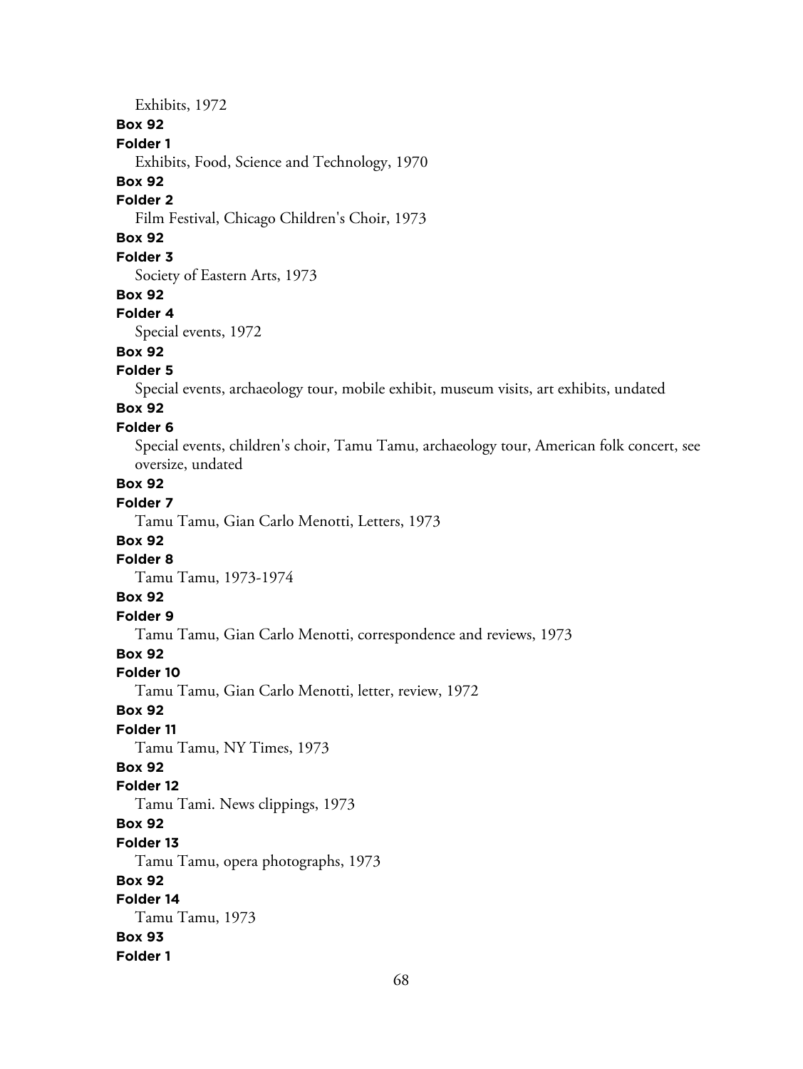Exhibits, 1972

**Box 92**

**Folder 1**

Exhibits, Food, Science and Technology, 1970

**Box 92**

**Folder 2**

Film Festival, Chicago Children's Choir, 1973

**Box 92**

**Folder 3**

Society of Eastern Arts, 1973

**Box 92**

**Folder 4**

Special events, 1972

**Box 92**

**Folder 5**

Special events, archaeology tour, mobile exhibit, museum visits, art exhibits, undated

**Box 92**

**Folder 6**

Special events, children's choir, Tamu Tamu, archaeology tour, American folk concert, see oversize, undated

**Box 92**

**Folder 7**

Tamu Tamu, Gian Carlo Menotti, Letters, 1973

**Box 92**

**Folder 8**

Tamu Tamu, 1973-1974

**Box 92**

**Folder 9**

Tamu Tamu, Gian Carlo Menotti, correspondence and reviews, 1973

**Box 92**

**Folder 10**

Tamu Tamu, Gian Carlo Menotti, letter, review, 1972

**Box 92**

**Folder 11**

Tamu Tamu, NY Times, 1973

**Box 92**

**Folder 12**

Tamu Tami. News clippings, 1973

**Box 92**

**Folder 13**

Tamu Tamu, opera photographs, 1973

**Box 92**

**Folder 14**

Tamu Tamu, 1973

**Box 93**

**Folder 1**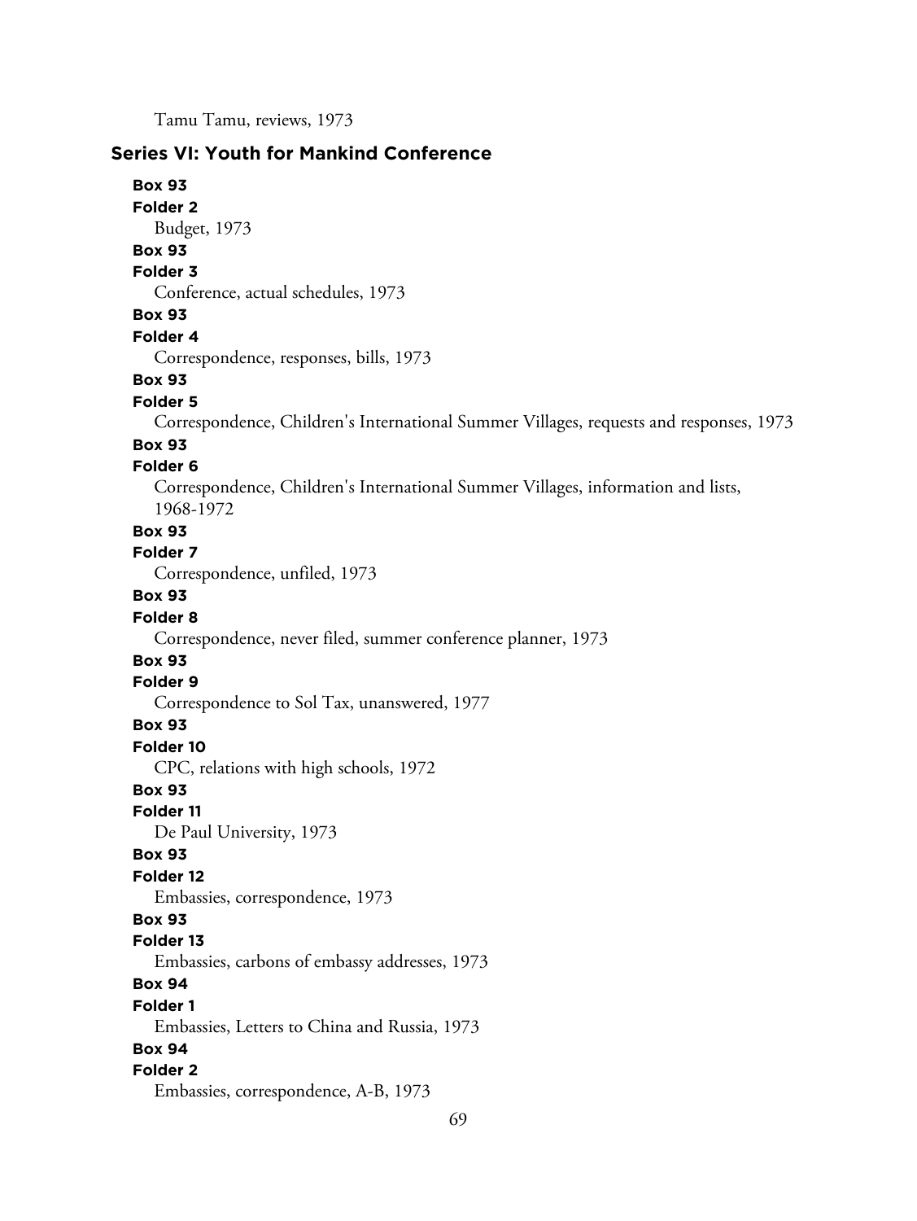Tamu Tamu, reviews, 1973

## Series VI: Youth for Mankind Conference

**Box 93**
**Folder 2**
Budget, 1973

**Box 93**
**Folder 3**
Conference, actual schedules, 1973

**Box 93**
**Folder 4**
Correspondence, responses, bills, 1973

**Box 93**
**Folder 5**
Correspondence, Children's International Summer Villages, requests and responses, 1973

**Box 93**
**Folder 6**
Correspondence, Children's International Summer Villages, information and lists, 1968-1972

**Box 93**
**Folder 7**
Correspondence, unfiled, 1973

**Box 93**
**Folder 8**
Correspondence, never filed, summer conference planner, 1973

**Box 93**
**Folder 9**
Correspondence to Sol Tax, unanswered, 1977

**Box 93**
**Folder 10**
CPC, relations with high schools, 1972

**Box 93**
**Folder 11**
De Paul University, 1973

**Box 93**
**Folder 12**
Embassies, correspondence, 1973

**Box 93**
**Folder 13**
Embassies, carbons of embassy addresses, 1973

**Box 94**
**Folder 1**
Embassies, Letters to China and Russia, 1973

**Box 94**
**Folder 2**
Embassies, correspondence, A-B, 1973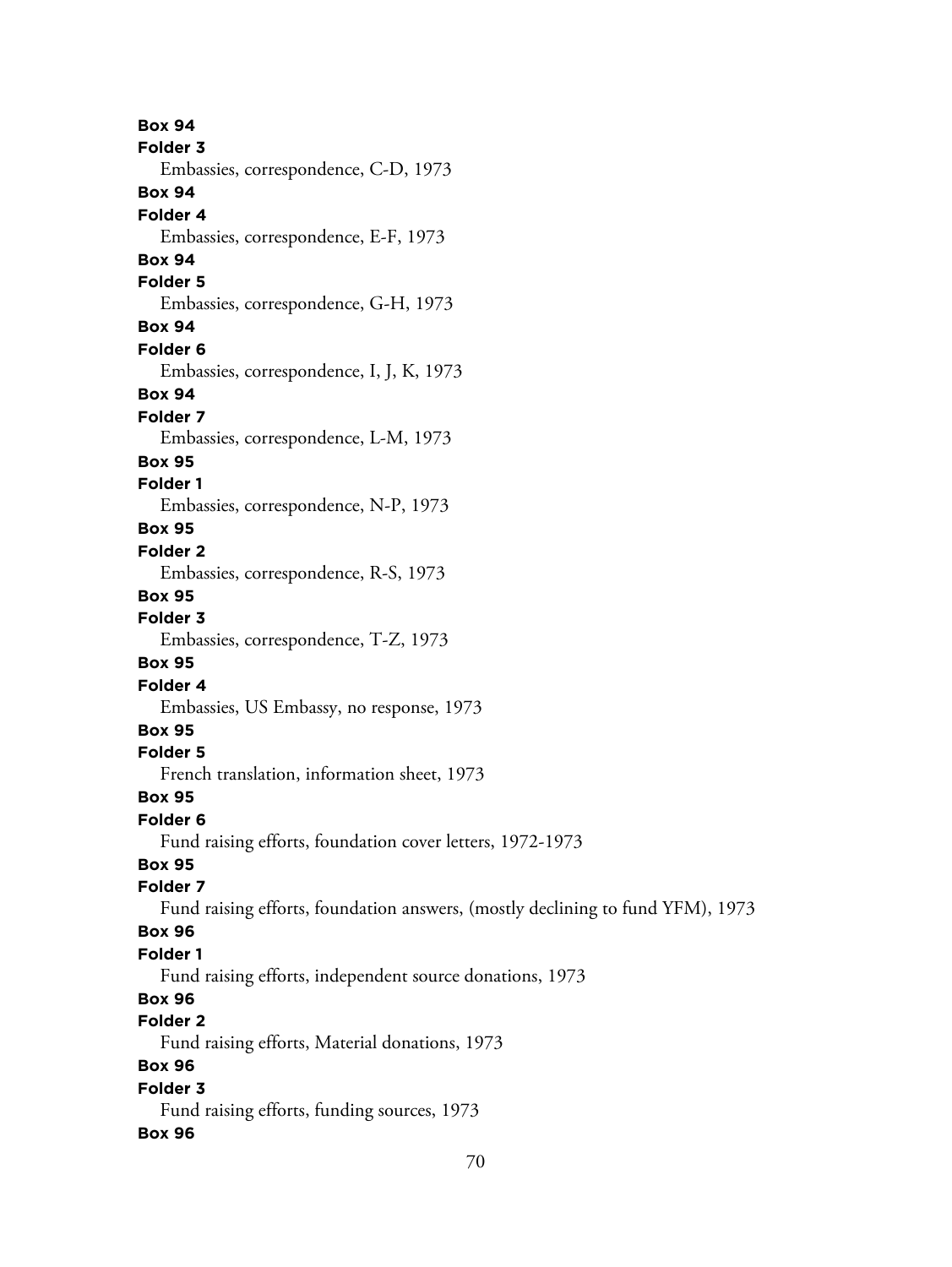**Box 94**
**Folder 3**
Embassies, correspondence, C-D, 1973
**Box 94**
**Folder 4**
Embassies, correspondence, E-F, 1973
**Box 94**
**Folder 5**
Embassies, correspondence, G-H, 1973
**Box 94**
**Folder 6**
Embassies, correspondence, I, J, K, 1973
**Box 94**
**Folder 7**
Embassies, correspondence, L-M, 1973
**Box 95**
**Folder 1**
Embassies, correspondence, N-P, 1973
**Box 95**
**Folder 2**
Embassies, correspondence, R-S, 1973
**Box 95**
**Folder 3**
Embassies, correspondence, T-Z, 1973
**Box 95**
**Folder 4**
Embassies, US Embassy, no response, 1973
**Box 95**
**Folder 5**
French translation, information sheet, 1973
**Box 95**
**Folder 6**
Fund raising efforts, foundation cover letters, 1972-1973
**Box 95**
**Folder 7**
Fund raising efforts, foundation answers, (mostly declining to fund YFM), 1973
**Box 96**
**Folder 1**
Fund raising efforts, independent source donations, 1973
**Box 96**
**Folder 2**
Fund raising efforts, Material donations, 1973
**Box 96**
**Folder 3**
Fund raising efforts, funding sources, 1973
**Box 96**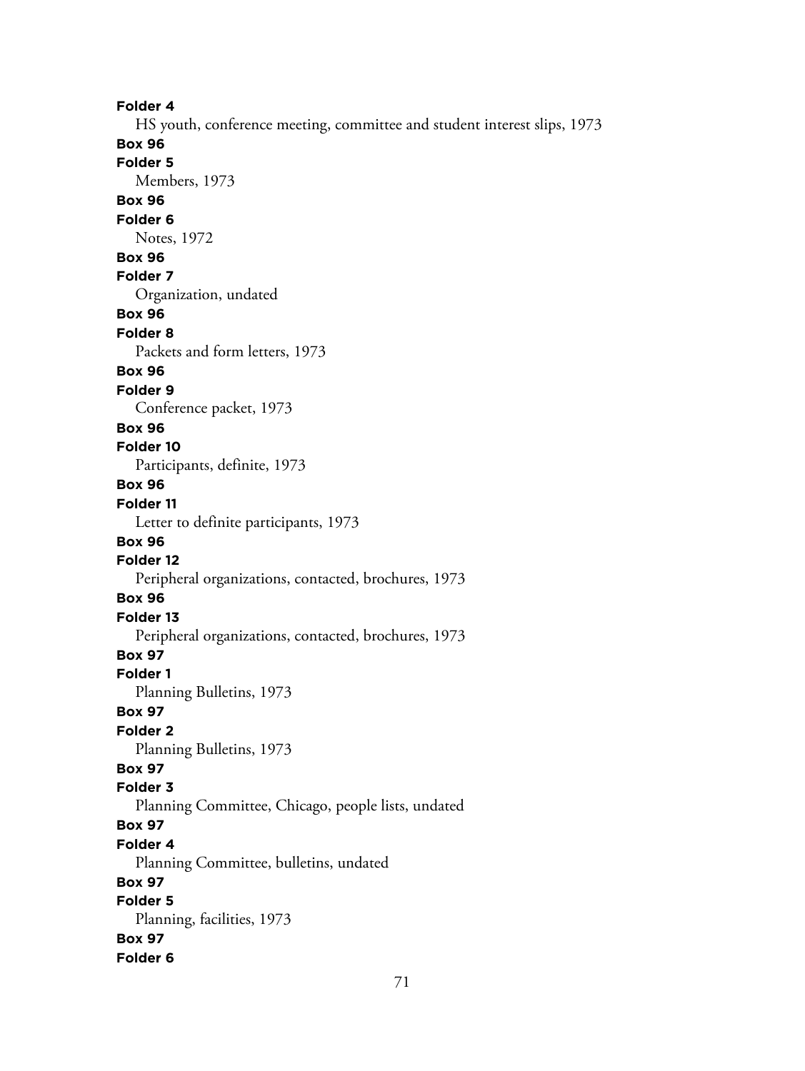**Folder 4**
HS youth, conference meeting, committee and student interest slips, 1973
**Box 96**
**Folder 5**
Members, 1973
**Box 96**
**Folder 6**
Notes, 1972
**Box 96**
**Folder 7**
Organization, undated
**Box 96**
**Folder 8**
Packets and form letters, 1973
**Box 96**
**Folder 9**
Conference packet, 1973
**Box 96**
**Folder 10**
Participants, definite, 1973
**Box 96**
**Folder 11**
Letter to definite participants, 1973
**Box 96**
**Folder 12**
Peripheral organizations, contacted, brochures, 1973
**Box 96**
**Folder 13**
Peripheral organizations, contacted, brochures, 1973
**Box 97**
**Folder 1**
Planning Bulletins, 1973
**Box 97**
**Folder 2**
Planning Bulletins, 1973
**Box 97**
**Folder 3**
Planning Committee, Chicago, people lists, undated
**Box 97**
**Folder 4**
Planning Committee, bulletins, undated
**Box 97**
**Folder 5**
Planning, facilities, 1973
**Box 97**
**Folder 6**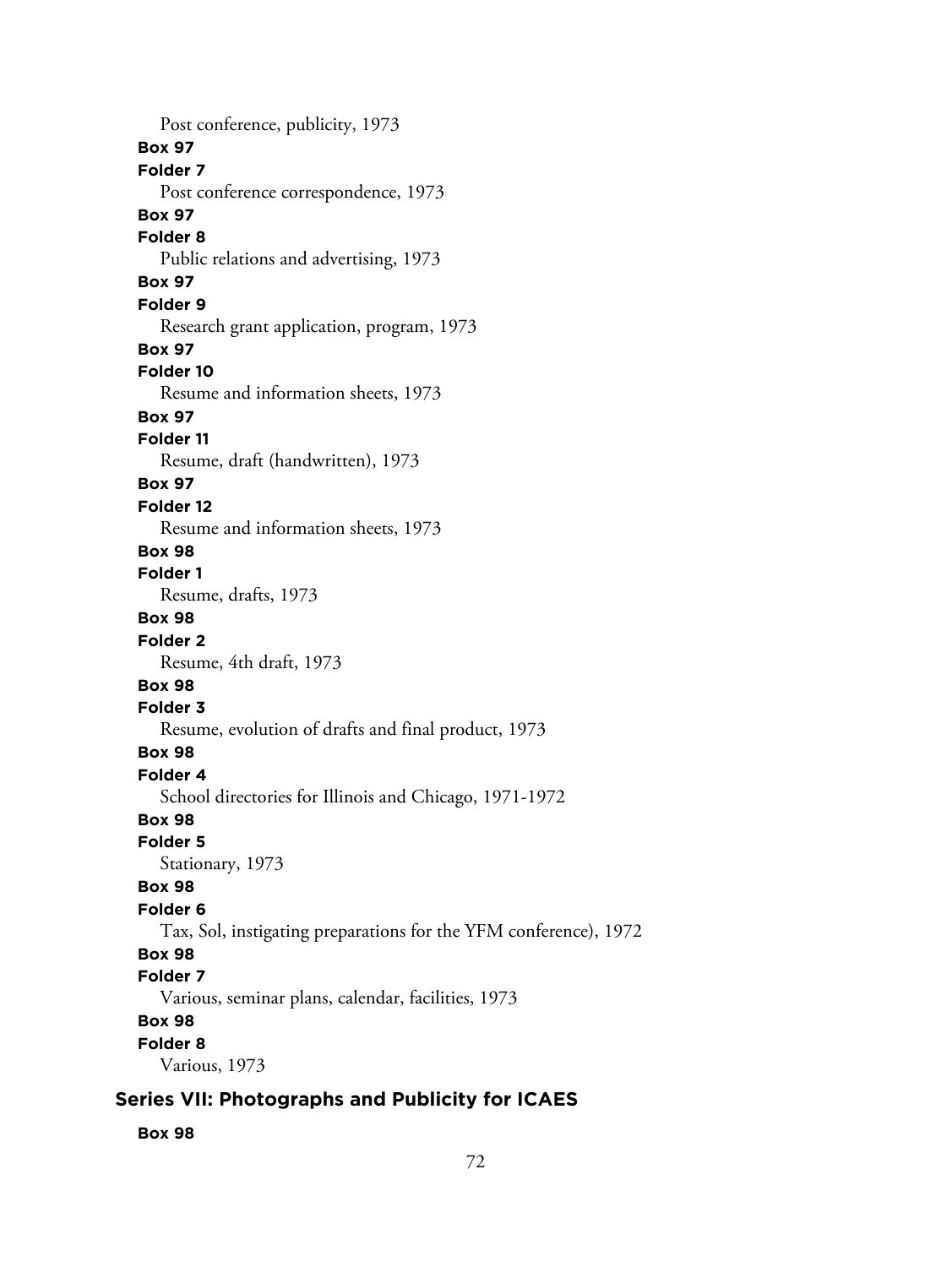Post conference, publicity, 1973

**Box 97**

**Folder 7**

Post conference correspondence, 1973

**Box 97**

**Folder 8**

Public relations and advertising, 1973

**Box 97**

**Folder 9**

Research grant application, program, 1973

**Box 97**

**Folder 10**

Resume and information sheets, 1973

**Box 97**

**Folder 11**

Resume, draft (handwritten), 1973

**Box 97**

**Folder 12**

Resume and information sheets, 1973

**Box 98**

**Folder 1**

Resume, drafts, 1973

**Box 98**

**Folder 2**

Resume, 4th draft, 1973

**Box 98**

**Folder 3**

Resume, evolution of drafts and final product, 1973

**Box 98**

**Folder 4**

School directories for Illinois and Chicago, 1971-1972

**Box 98**

**Folder 5**

Stationary, 1973

**Box 98**

**Folder 6**

Tax, Sol, instigating preparations for the YFM conference), 1972

**Box 98**

**Folder 7**

Various, seminar plans, calendar, facilities, 1973

**Box 98**

**Folder 8**

Various, 1973

## Series VII: Photographs and Publicity for ICAES

**Box 98**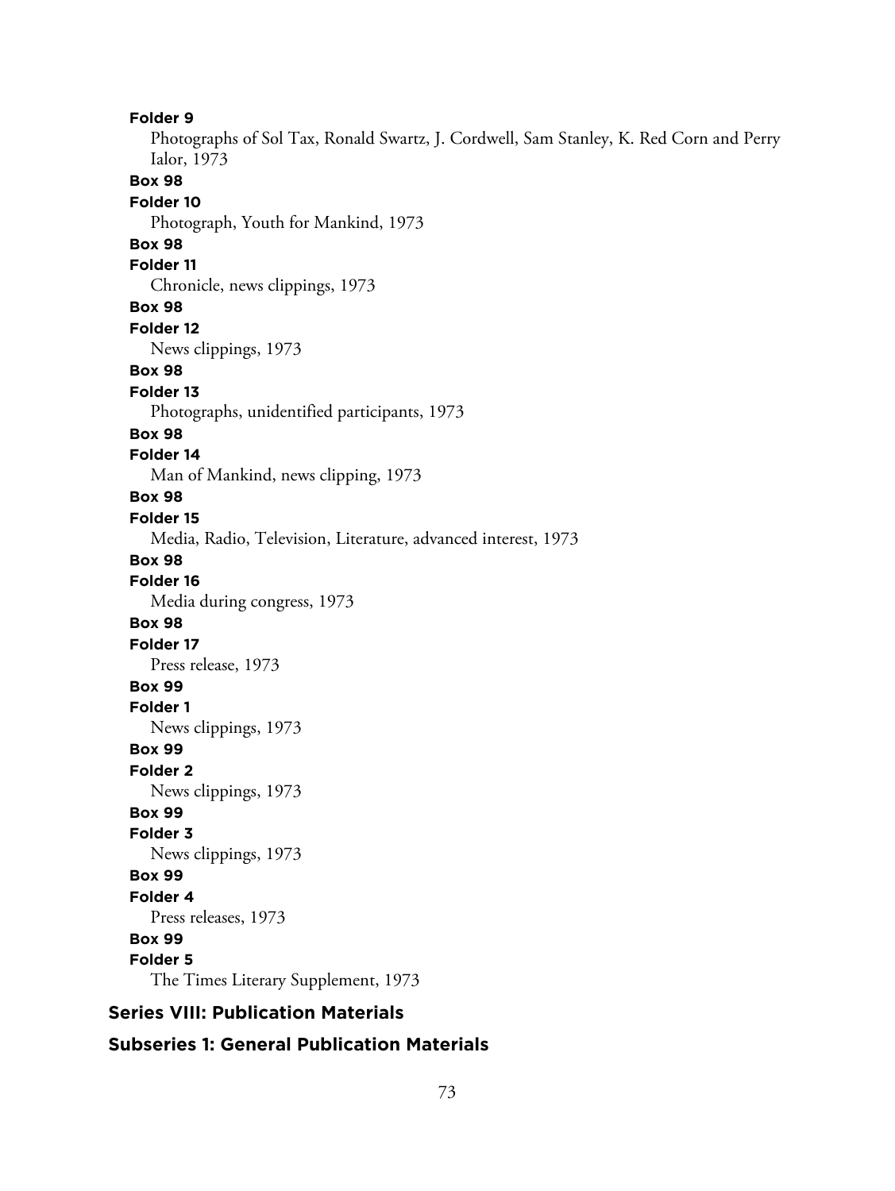**Folder 9**

Photographs of Sol Tax, Ronald Swartz, J. Cordwell, Sam Stanley, K. Red Corn and Perry Ialor, 1973

**Box 98**

**Folder 10**

Photograph, Youth for Mankind, 1973

**Box 98**

**Folder 11**

Chronicle, news clippings, 1973

**Box 98**

**Folder 12**

News clippings, 1973

**Box 98**

**Folder 13**

Photographs, unidentified participants, 1973

**Box 98**

**Folder 14**

Man of Mankind, news clipping, 1973

**Box 98**

**Folder 15**

Media, Radio, Television, Literature, advanced interest, 1973

**Box 98**

**Folder 16**

Media during congress, 1973

**Box 98**

**Folder 17**

Press release, 1973

**Box 99**

**Folder 1**

News clippings, 1973

**Box 99**

**Folder 2**

News clippings, 1973

**Box 99**

**Folder 3**

News clippings, 1973

**Box 99**

**Folder 4**

Press releases, 1973

**Box 99**

**Folder 5**

The Times Literary Supplement, 1973

## Series VIII: Publication Materials

### Subseries 1: General Publication Materials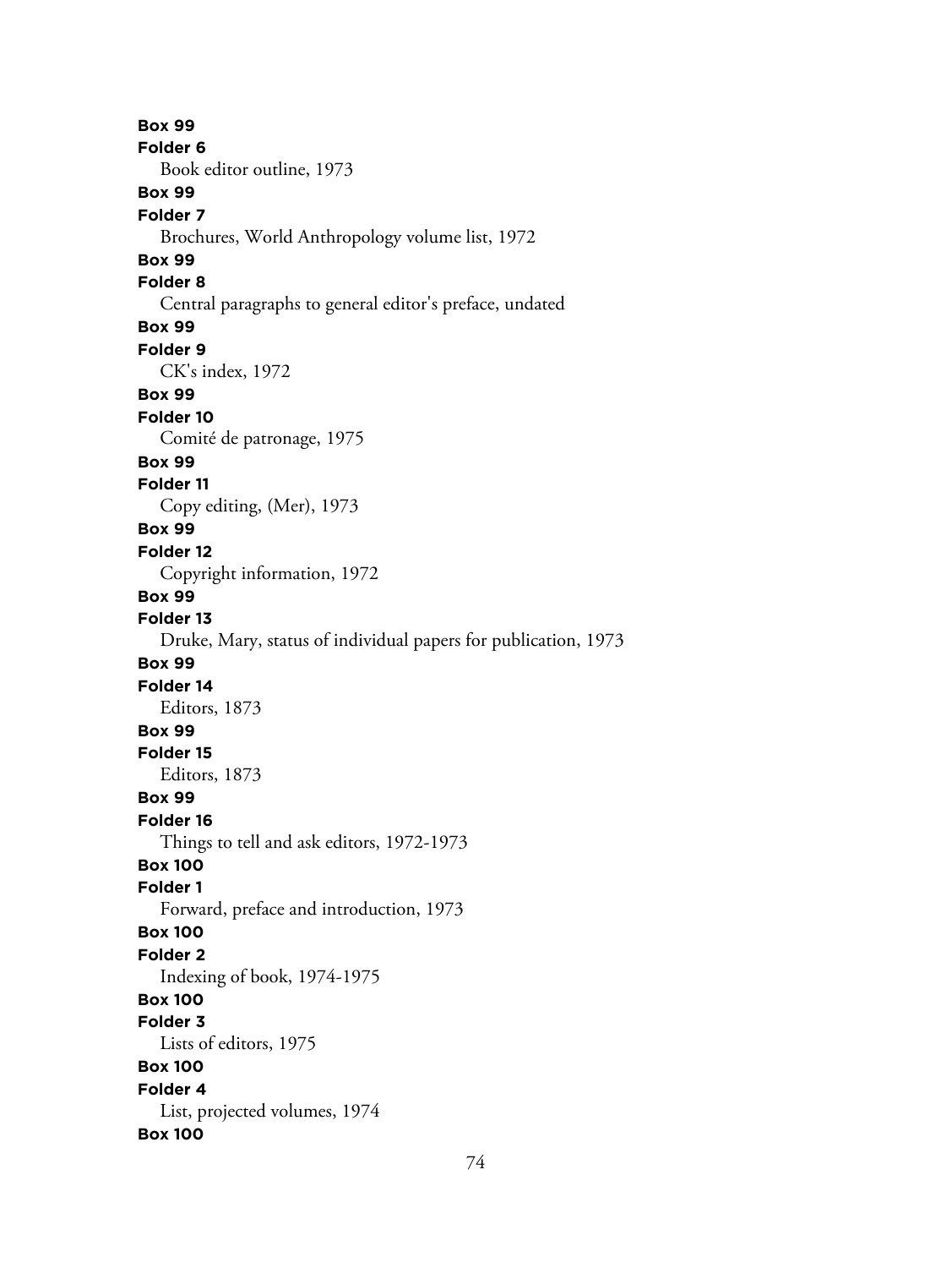**Box 99**
**Folder 6**
Book editor outline, 1973
**Box 99**
**Folder 7**
Brochures, World Anthropology volume list, 1972
**Box 99**
**Folder 8**
Central paragraphs to general editor's preface, undated
**Box 99**
**Folder 9**
CK's index, 1972
**Box 99**
**Folder 10**
Comité de patronage, 1975
**Box 99**
**Folder 11**
Copy editing, (Mer), 1973
**Box 99**
**Folder 12**
Copyright information, 1972
**Box 99**
**Folder 13**
Druke, Mary, status of individual papers for publication, 1973
**Box 99**
**Folder 14**
Editors, 1873
**Box 99**
**Folder 15**
Editors, 1873
**Box 99**
**Folder 16**
Things to tell and ask editors, 1972-1973
**Box 100**
**Folder 1**
Forward, preface and introduction, 1973
**Box 100**
**Folder 2**
Indexing of book, 1974-1975
**Box 100**
**Folder 3**
Lists of editors, 1975
**Box 100**
**Folder 4**
List, projected volumes, 1974
**Box 100**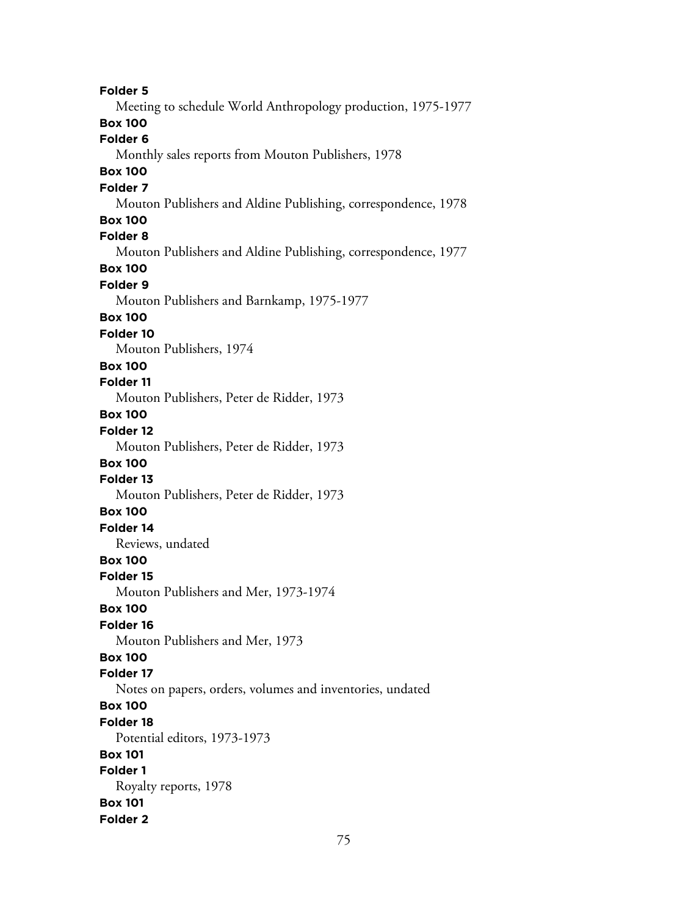**Folder 5**
Meeting to schedule World Anthropology production, 1975-1977
**Box 100**
**Folder 6**
Monthly sales reports from Mouton Publishers, 1978
**Box 100**
**Folder 7**
Mouton Publishers and Aldine Publishing, correspondence, 1978
**Box 100**
**Folder 8**
Mouton Publishers and Aldine Publishing, correspondence, 1977
**Box 100**
**Folder 9**
Mouton Publishers and Barnkamp, 1975-1977
**Box 100**
**Folder 10**
Mouton Publishers, 1974
**Box 100**
**Folder 11**
Mouton Publishers, Peter de Ridder, 1973
**Box 100**
**Folder 12**
Mouton Publishers, Peter de Ridder, 1973
**Box 100**
**Folder 13**
Mouton Publishers, Peter de Ridder, 1973
**Box 100**
**Folder 14**
Reviews, undated
**Box 100**
**Folder 15**
Mouton Publishers and Mer, 1973-1974
**Box 100**
**Folder 16**
Mouton Publishers and Mer, 1973
**Box 100**
**Folder 17**
Notes on papers, orders, volumes and inventories, undated
**Box 100**
**Folder 18**
Potential editors, 1973-1973
**Box 101**
**Folder 1**
Royalty reports, 1978
**Box 101**
**Folder 2**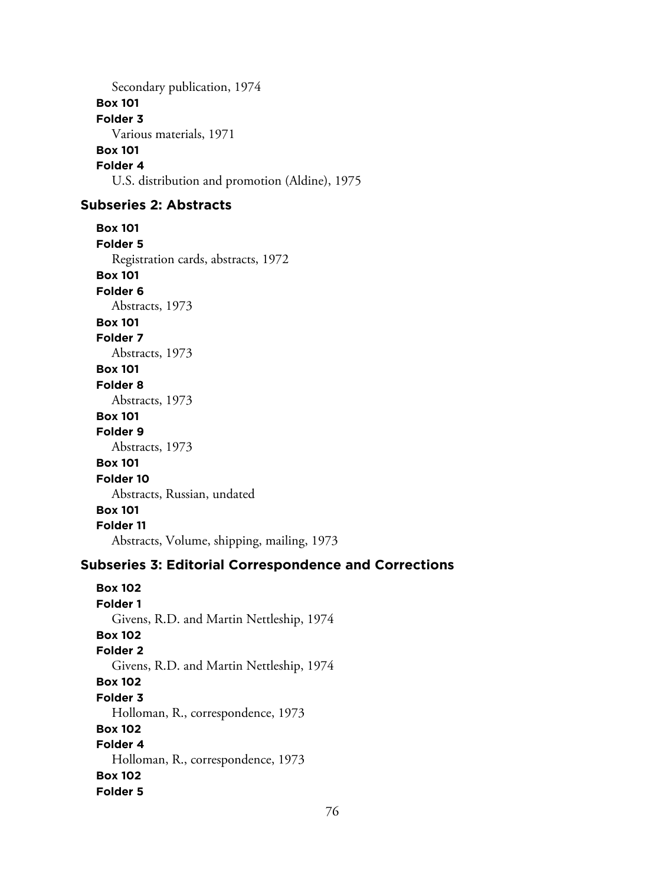Secondary publication, 1974

**Box 101**

**Folder 3**

Various materials, 1971

**Box 101**

**Folder 4**

U.S. distribution and promotion (Aldine), 1975

## Subseries 2: Abstracts

**Box 101**

**Folder 5**

Registration cards, abstracts, 1972

**Box 101**

**Folder 6**

Abstracts, 1973

**Box 101**

**Folder 7**

Abstracts, 1973

**Box 101**

**Folder 8**

Abstracts, 1973

**Box 101**

**Folder 9**

Abstracts, 1973

**Box 101**

**Folder 10**

Abstracts, Russian, undated

**Box 101**

**Folder 11**

Abstracts, Volume, shipping, mailing, 1973

## Subseries 3: Editorial Correspondence and Corrections

**Box 102**

**Folder 1**

Givens, R.D. and Martin Nettleship, 1974

**Box 102**

**Folder 2**

Givens, R.D. and Martin Nettleship, 1974

**Box 102**

**Folder 3**

Holloman, R., correspondence, 1973

**Box 102**

**Folder 4**

Holloman, R., correspondence, 1973

**Box 102**

**Folder 5**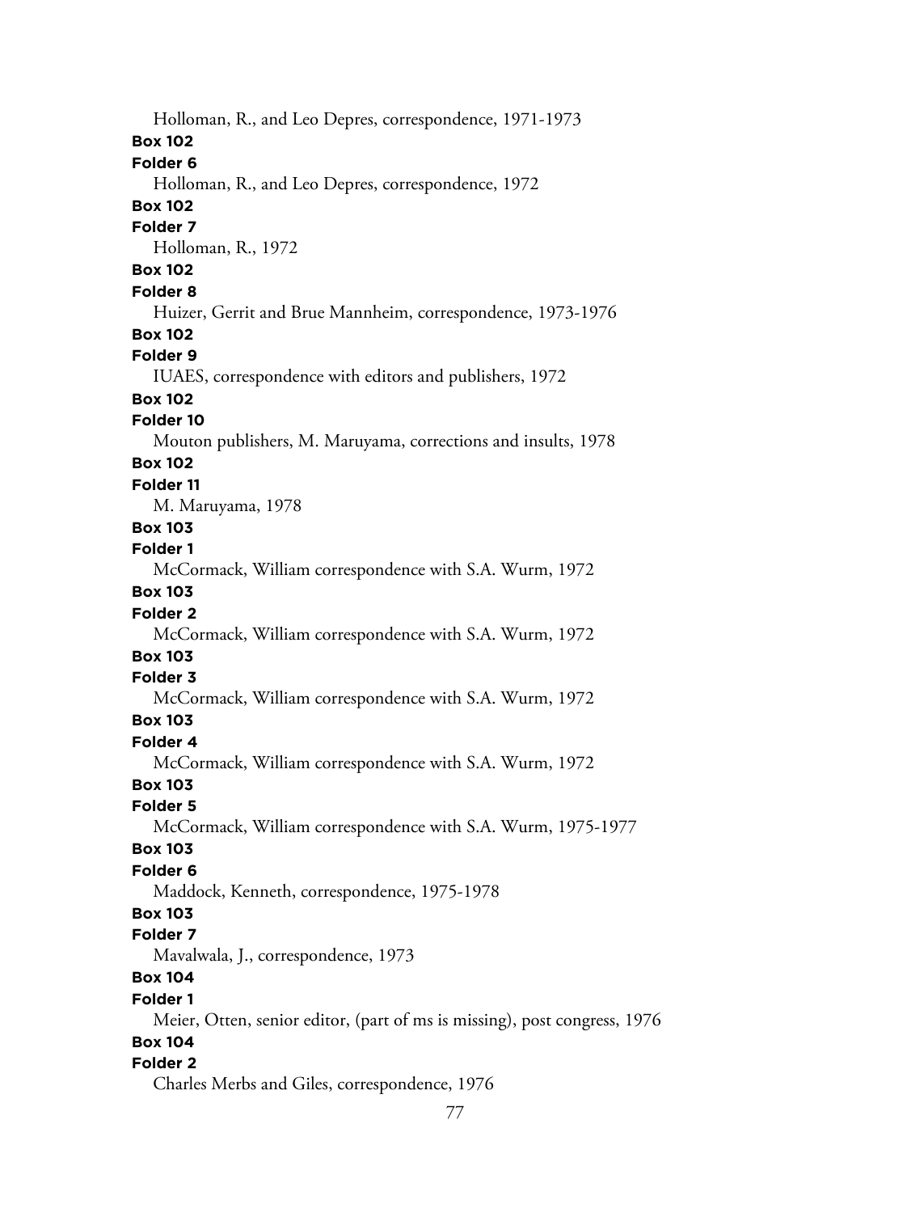Holloman, R., and Leo Depres, correspondence, 1971-1973

**Box 102**

**Folder 6**

Holloman, R., and Leo Depres, correspondence, 1972

**Box 102**

**Folder 7**

Holloman, R., 1972

**Box 102**

**Folder 8**

Huizer, Gerrit and Brue Mannheim, correspondence, 1973-1976

**Box 102**

**Folder 9**

IUAES, correspondence with editors and publishers, 1972

**Box 102**

**Folder 10**

Mouton publishers, M. Maruyama, corrections and insults, 1978

**Box 102**

**Folder 11**

M. Maruyama, 1978

**Box 103**

**Folder 1**

McCormack, William correspondence with S.A. Wurm, 1972

**Box 103**

**Folder 2**

McCormack, William correspondence with S.A. Wurm, 1972

**Box 103**

**Folder 3**

McCormack, William correspondence with S.A. Wurm, 1972

**Box 103**

**Folder 4**

McCormack, William correspondence with S.A. Wurm, 1972

**Box 103**

**Folder 5**

McCormack, William correspondence with S.A. Wurm, 1975-1977

**Box 103**

**Folder 6**

Maddock, Kenneth, correspondence, 1975-1978

**Box 103**

**Folder 7**

Mavalwala, J., correspondence, 1973

**Box 104**

**Folder 1**

Meier, Otten, senior editor, (part of ms is missing), post congress, 1976

**Box 104**

**Folder 2**

Charles Merbs and Giles, correspondence, 1976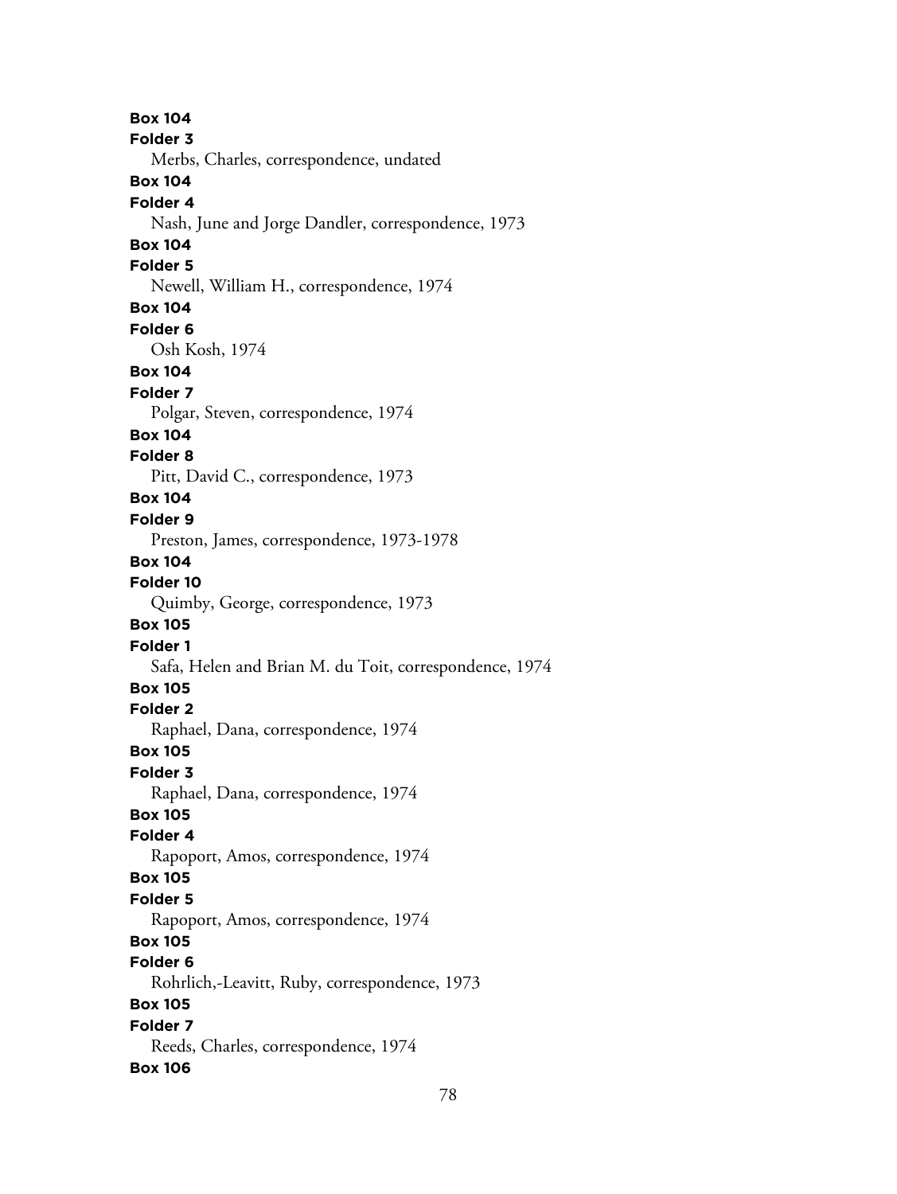**Box 104**
**Folder 3**
Merbs, Charles, correspondence, undated

**Box 104**
**Folder 4**
Nash, June and Jorge Dandler, correspondence, 1973

**Box 104**
**Folder 5**
Newell, William H., correspondence, 1974

**Box 104**
**Folder 6**
Osh Kosh, 1974

**Box 104**
**Folder 7**
Polgar, Steven, correspondence, 1974

**Box 104**
**Folder 8**
Pitt, David C., correspondence, 1973

**Box 104**
**Folder 9**
Preston, James, correspondence, 1973-1978

**Box 104**
**Folder 10**
Quimby, George, correspondence, 1973

**Box 105**
**Folder 1**
Safa, Helen and Brian M. du Toit, correspondence, 1974

**Box 105**
**Folder 2**
Raphael, Dana, correspondence, 1974

**Box 105**
**Folder 3**
Raphael, Dana, correspondence, 1974

**Box 105**
**Folder 4**
Rapoport, Amos, correspondence, 1974

**Box 105**
**Folder 5**
Rapoport, Amos, correspondence, 1974

**Box 105**
**Folder 6**
Rohrlich,-Leavitt, Ruby, correspondence, 1973

**Box 105**
**Folder 7**
Reeds, Charles, correspondence, 1974

**Box 106**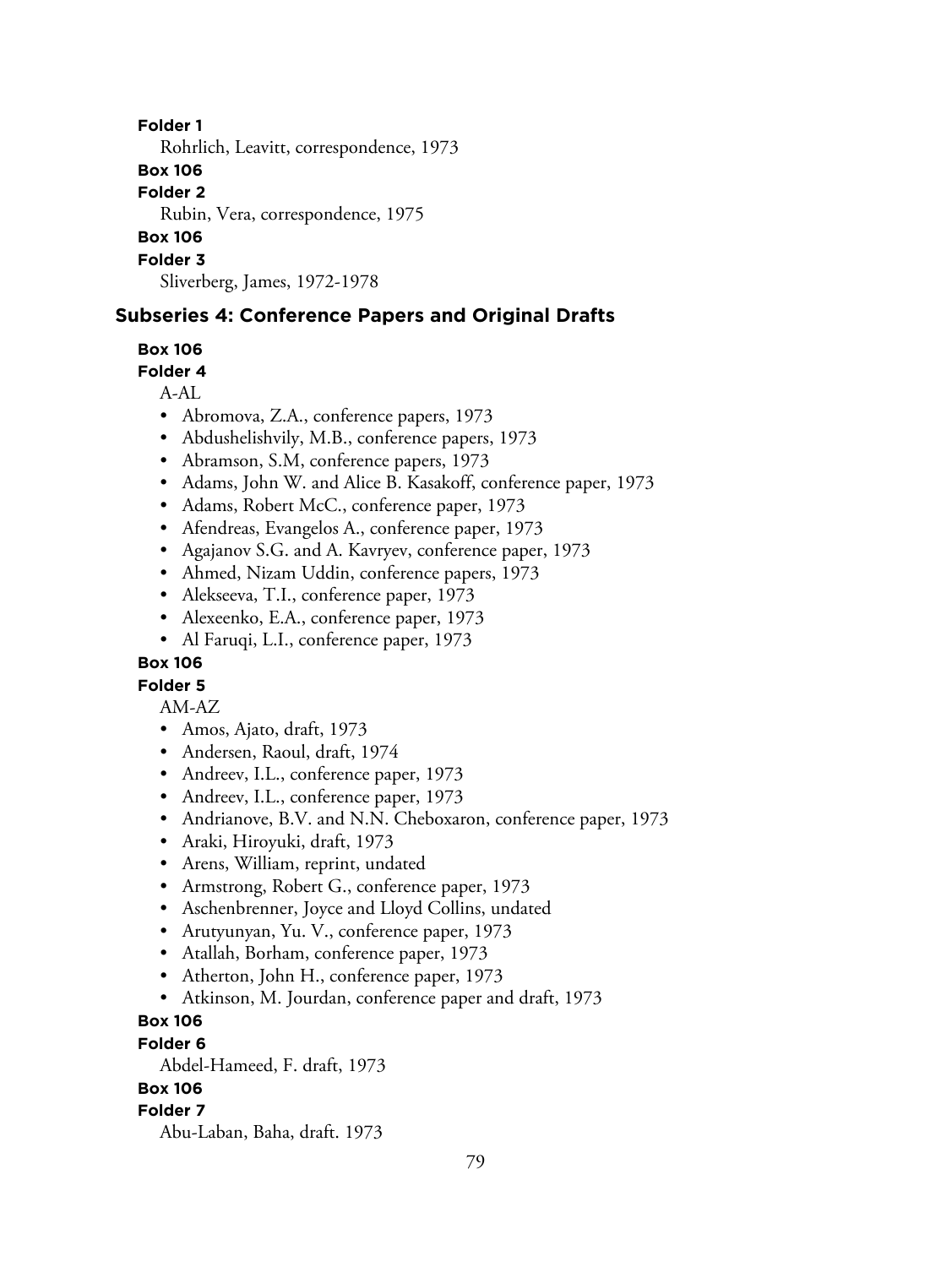**Folder 1**

Rohrlich, Leavitt, correspondence, 1973

**Box 106**

**Folder 2**

Rubin, Vera, correspondence, 1975

**Box 106**

**Folder 3**

Sliverberg, James, 1972-1978

## Subseries 4: Conference Papers and Original Drafts

**Box 106**

**Folder 4**

A-AL

- Abromova, Z.A., conference papers, 1973
- Abdushelishvily, M.B., conference papers, 1973
- Abramson, S.M, conference papers, 1973
- Adams, John W. and Alice B. Kasakoff, conference paper, 1973
- Adams, Robert McC., conference paper, 1973
- Afendreas, Evangelos A., conference paper, 1973
- Agajanov S.G. and A. Kavryev, conference paper, 1973
- Ahmed, Nizam Uddin, conference papers, 1973
- Alekseeva, T.I., conference paper, 1973
- Alexeenko, E.A., conference paper, 1973
- Al Faruqi, L.I., conference paper, 1973

**Box 106**

**Folder 5**

AM-AZ

- Amos, Ajato, draft, 1973
- Andersen, Raoul, draft, 1974
- Andreev, I.L., conference paper, 1973
- Andreev, I.L., conference paper, 1973
- Andrianove, B.V. and N.N. Cheboxaron, conference paper, 1973
- Araki, Hiroyuki, draft, 1973
- Arens, William, reprint, undated
- Armstrong, Robert G., conference paper, 1973
- Aschenbrenner, Joyce and Lloyd Collins, undated
- Arutyunyan, Yu. V., conference paper, 1973
- Atallah, Borham, conference paper, 1973
- Atherton, John H., conference paper, 1973
- Atkinson, M. Jourdan, conference paper and draft, 1973

**Box 106**

**Folder 6**

Abdel-Hameed, F. draft, 1973

**Box 106**

**Folder 7**

Abu-Laban, Baha, draft. 1973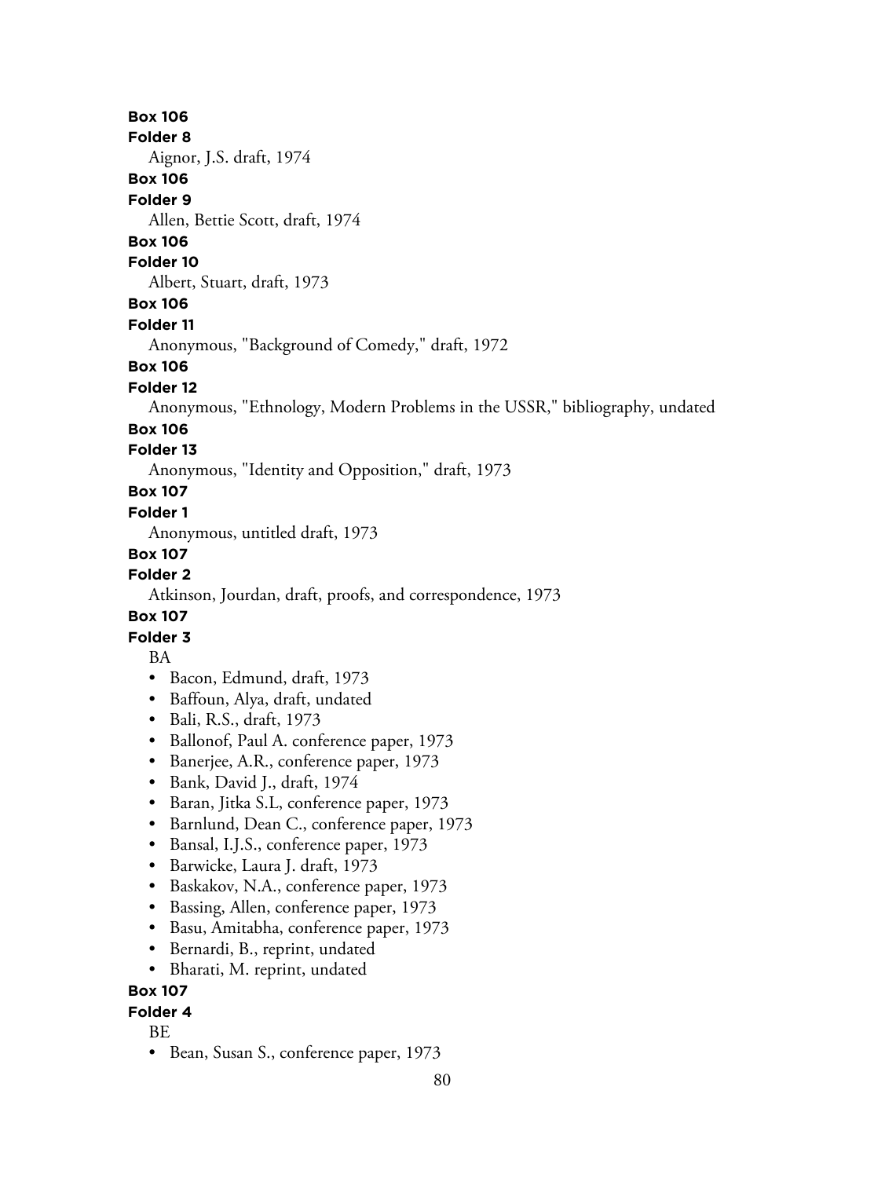**Box 106**

**Folder 8**

Aignor, J.S. draft, 1974

**Box 106**

**Folder 9**

Allen, Bettie Scott, draft, 1974

**Box 106**

**Folder 10**

Albert, Stuart, draft, 1973

**Box 106**

**Folder 11**

Anonymous, "Background of Comedy," draft, 1972

**Box 106**

**Folder 12**

Anonymous, "Ethnology, Modern Problems in the USSR," bibliography, undated

**Box 106**

**Folder 13**

Anonymous, "Identity and Opposition," draft, 1973

**Box 107**

**Folder 1**

Anonymous, untitled draft, 1973

**Box 107**

**Folder 2**

Atkinson, Jourdan, draft, proofs, and correspondence, 1973

**Box 107**

**Folder 3**

BA

- Bacon, Edmund, draft, 1973
- Baffoun, Alya, draft, undated
- Bali, R.S., draft, 1973
- Ballonof, Paul A. conference paper, 1973
- Banerjee, A.R., conference paper, 1973
- Bank, David J., draft, 1974
- Baran, Jitka S.L, conference paper, 1973
- Barnlund, Dean C., conference paper, 1973
- Bansal, I.J.S., conference paper, 1973
- Barwicke, Laura J. draft, 1973
- Baskakov, N.A., conference paper, 1973
- Bassing, Allen, conference paper, 1973
- Basu, Amitabha, conference paper, 1973
- Bernardi, B., reprint, undated
- Bharati, M. reprint, undated

**Box 107**

**Folder 4**

BE

- Bean, Susan S., conference paper, 1973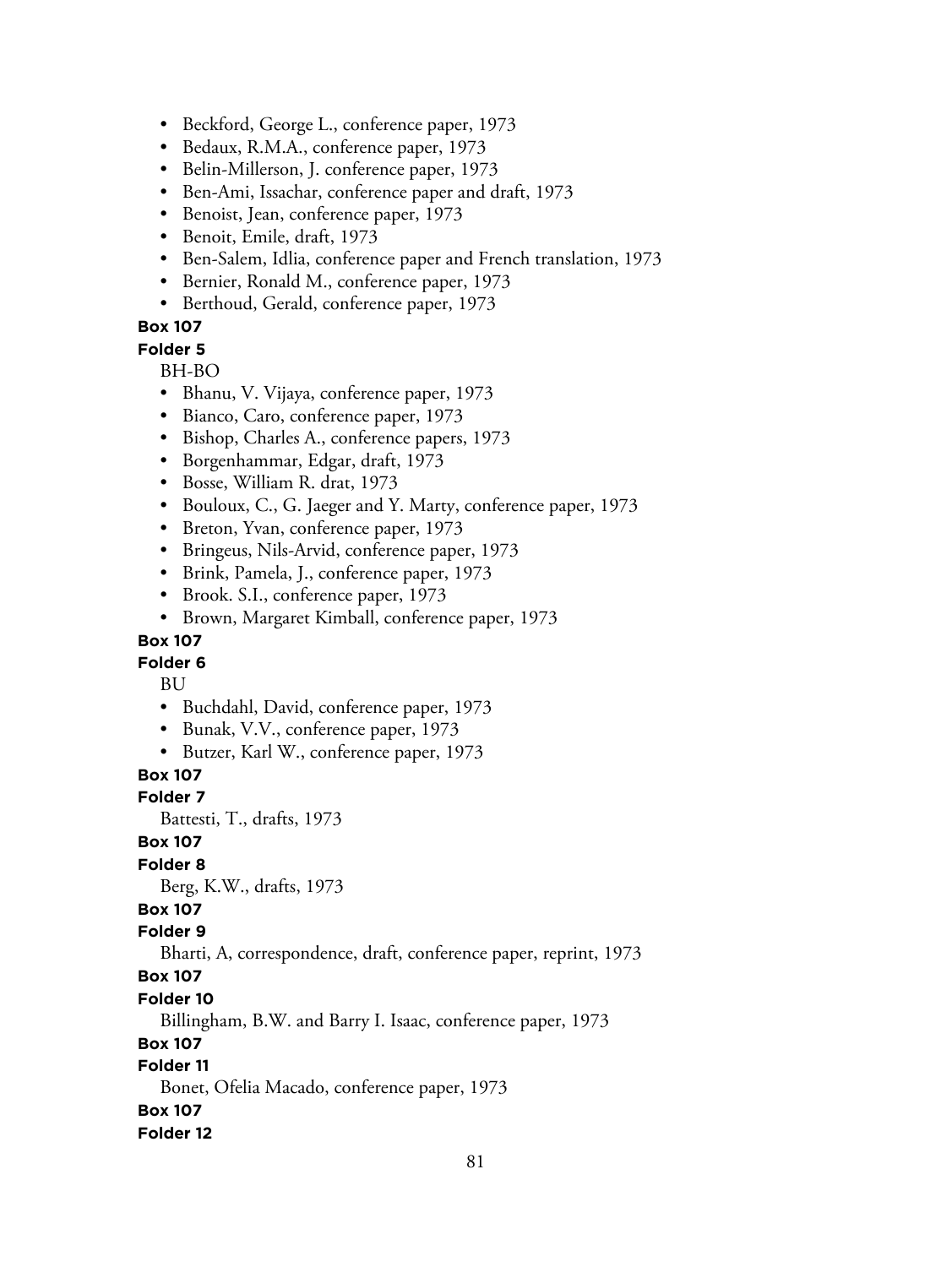- Beckford, George L., conference paper, 1973
- Bedaux, R.M.A., conference paper, 1973
- Belin-Millerson, J. conference paper, 1973
- Ben-Ami, Issachar, conference paper and draft, 1973
- Benoist, Jean, conference paper, 1973
- Benoit, Emile, draft, 1973
- Ben-Salem, Idlia, conference paper and French translation, 1973
- Bernier, Ronald M., conference paper, 1973
- Berthoud, Gerald, conference paper, 1973

**Box 107**

**Folder 5**

BH-BO

- Bhanu, V. Vijaya, conference paper, 1973
- Bianco, Caro, conference paper, 1973
- Bishop, Charles A., conference papers, 1973
- Borgenhammar, Edgar, draft, 1973
- Bosse, William R. drat, 1973
- Bouloux, C., G. Jaeger and Y. Marty, conference paper, 1973
- Breton, Yvan, conference paper, 1973
- Bringeus, Nils-Arvid, conference paper, 1973
- Brink, Pamela, J., conference paper, 1973
- Brook. S.I., conference paper, 1973
- Brown, Margaret Kimball, conference paper, 1973

**Box 107**

**Folder 6**

BU

- Buchdahl, David, conference paper, 1973
- Bunak, V.V., conference paper, 1973
- Butzer, Karl W., conference paper, 1973

**Box 107**

**Folder 7**

Battesti, T., drafts, 1973

**Box 107**

**Folder 8**

Berg, K.W., drafts, 1973

**Box 107**

**Folder 9**

Bharti, A, correspondence, draft, conference paper, reprint, 1973

**Box 107**

**Folder 10**

Billingham, B.W. and Barry I. Isaac, conference paper, 1973

**Box 107**

**Folder 11**

Bonet, Ofelia Macado, conference paper, 1973

**Box 107**

**Folder 12**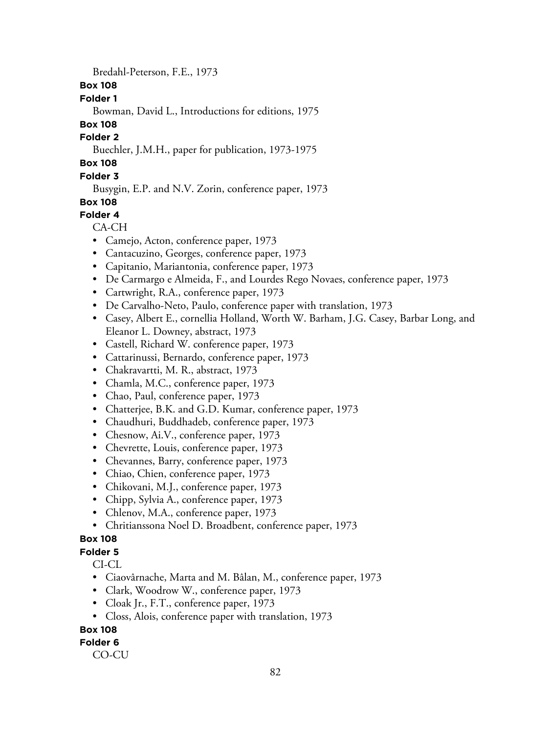Bredahl-Peterson, F.E., 1973

**Box 108**

**Folder 1**

Bowman, David L., Introductions for editions, 1975

**Box 108**

**Folder 2**

Buechler, J.M.H., paper for publication, 1973-1975

**Box 108**

**Folder 3**

Busygin, E.P. and N.V. Zorin, conference paper, 1973

**Box 108**

**Folder 4**

CA-CH

- Camejo, Acton, conference paper, 1973
- Cantacuzino, Georges, conference paper, 1973
- Capitanio, Mariantonia, conference paper, 1973
- De Carmargo e Almeida, F., and Lourdes Rego Novaes, conference paper, 1973
- Cartwright, R.A., conference paper, 1973
- De Carvalho-Neto, Paulo, conference paper with translation, 1973
- Casey, Albert E., cornellia Holland, Worth W. Barham, J.G. Casey, Barbar Long, and Eleanor L. Downey, abstract, 1973
- Castell, Richard W. conference paper, 1973
- Cattarinussi, Bernardo, conference paper, 1973
- Chakravartti, M. R., abstract, 1973
- Chamla, M.C., conference paper, 1973
- Chao, Paul, conference paper, 1973
- Chatterjee, B.K. and G.D. Kumar, conference paper, 1973
- Chaudhuri, Buddhadeb, conference paper, 1973
- Chesnow, Ai.V., conference paper, 1973
- Chevrette, Louis, conference paper, 1973
- Chevannes, Barry, conference paper, 1973
- Chiao, Chien, conference paper, 1973
- Chikovani, M.J., conference paper, 1973
- Chipp, Sylvia A., conference paper, 1973
- Chlenov, M.A., conference paper, 1973
- Chritianssona Noel D. Broadbent, conference paper, 1973

**Box 108**

**Folder 5**

CI-CL

- Ciaovârnache, Marta and M. Bâlan, M., conference paper, 1973
- Clark, Woodrow W., conference paper, 1973
- Cloak Jr., F.T., conference paper, 1973
- Closs, Alois, conference paper with translation, 1973

**Box 108**

**Folder 6**

CO-CU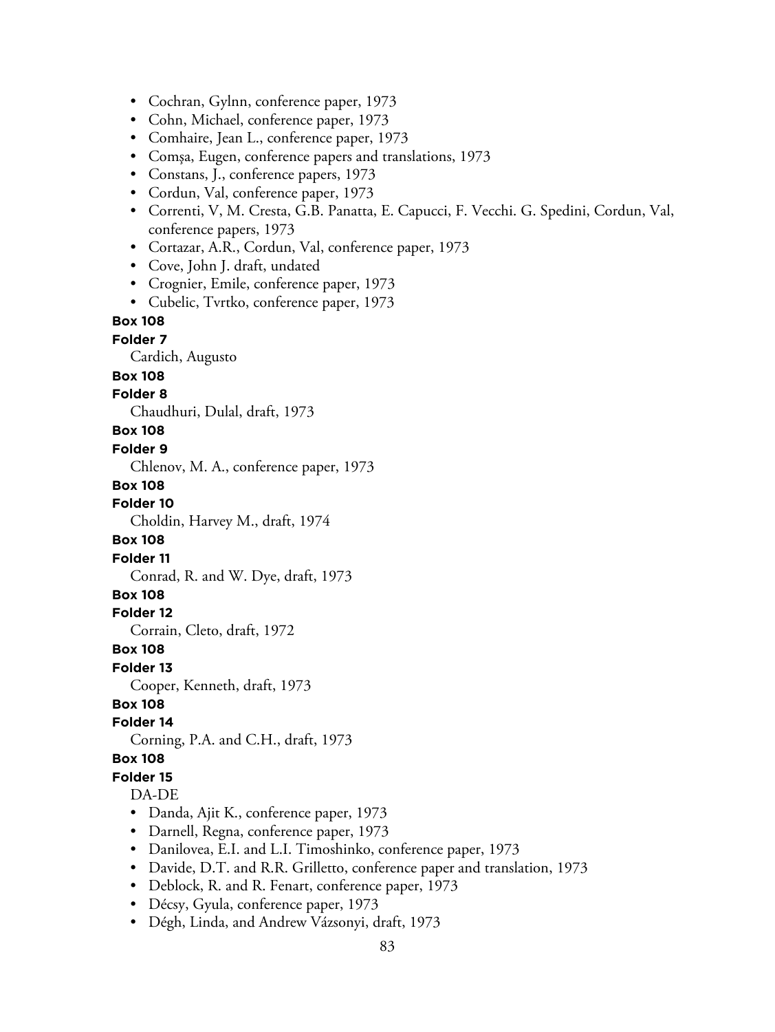- Cochran, Gylnn, conference paper, 1973
- Cohn, Michael, conference paper, 1973
- Comhaire, Jean L., conference paper, 1973
- Comşa, Eugen, conference papers and translations, 1973
- Constans, J., conference papers, 1973
- Cordun, Val, conference paper, 1973
- Correnti, V, M. Cresta, G.B. Panatta, E. Capucci, F. Vecchi. G. Spedini, Cordun, Val, conference papers, 1973
- Cortazar, A.R., Cordun, Val, conference paper, 1973
- Cove, John J. draft, undated
- Crognier, Emile, conference paper, 1973
- Cubelic, Tvrtko, conference paper, 1973

**Box 108**

**Folder 7**

Cardich, Augusto

**Box 108**

**Folder 8**

Chaudhuri, Dulal, draft, 1973

**Box 108**

**Folder 9**

Chlenov, M. A., conference paper, 1973

**Box 108**

**Folder 10**

Choldin, Harvey M., draft, 1974

**Box 108**

**Folder 11**

Conrad, R. and W. Dye, draft, 1973

**Box 108**

**Folder 12**

Corrain, Cleto, draft, 1972

**Box 108**

**Folder 13**

Cooper, Kenneth, draft, 1973

**Box 108**

**Folder 14**

Corning, P.A. and C.H., draft, 1973

**Box 108**

**Folder 15**

DA-DE

- Danda, Ajit K., conference paper, 1973
- Darnell, Regna, conference paper, 1973
- Danilovea, E.I. and L.I. Timoshinko, conference paper, 1973
- Davide, D.T. and R.R. Grilletto, conference paper and translation, 1973
- Deblock, R. and R. Fenart, conference paper, 1973
- Décsy, Gyula, conference paper, 1973
- Dégh, Linda, and Andrew Vázsonyi, draft, 1973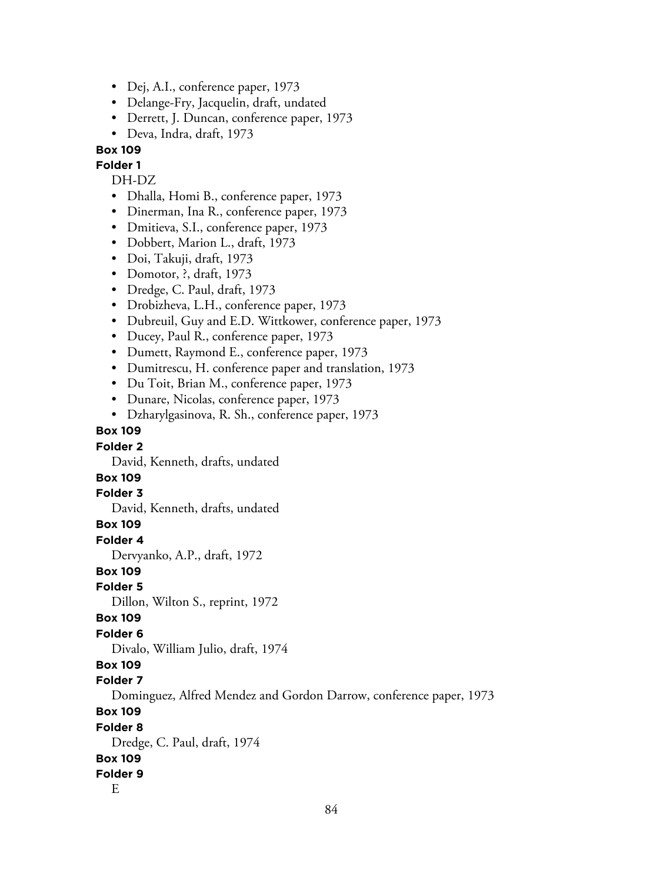- Dej, A.I., conference paper, 1973
- Delange-Fry, Jacquelin, draft, undated
- Derrett, J. Duncan, conference paper, 1973
- Deva, Indra, draft, 1973

**Box 109**

**Folder 1**

DH-DZ

- Dhalla, Homi B., conference paper, 1973
- Dinerman, Ina R., conference paper, 1973
- Dmitieva, S.I., conference paper, 1973
- Dobbert, Marion L., draft, 1973
- Doi, Takuji, draft, 1973
- Domotor, ?, draft, 1973
- Dredge, C. Paul, draft, 1973
- Drobizheva, L.H., conference paper, 1973
- Dubreuil, Guy and E.D. Wittkower, conference paper, 1973
- Ducey, Paul R., conference paper, 1973
- Dumett, Raymond E., conference paper, 1973
- Dumitrescu, H. conference paper and translation, 1973
- Du Toit, Brian M., conference paper, 1973
- Dunare, Nicolas, conference paper, 1973
- Dzharylgasinova, R. Sh., conference paper, 1973

**Box 109**

**Folder 2**

David, Kenneth, drafts, undated

**Box 109**

**Folder 3**

David, Kenneth, drafts, undated

**Box 109**

**Folder 4**

Dervyanko, A.P., draft, 1972

**Box 109**

**Folder 5**

Dillon, Wilton S., reprint, 1972

**Box 109**

**Folder 6**

Divalo, William Julio, draft, 1974

**Box 109**

**Folder 7**

Dominguez, Alfred Mendez and Gordon Darrow, conference paper, 1973

**Box 109**

**Folder 8**

Dredge, C. Paul, draft, 1974

**Box 109**

**Folder 9**

E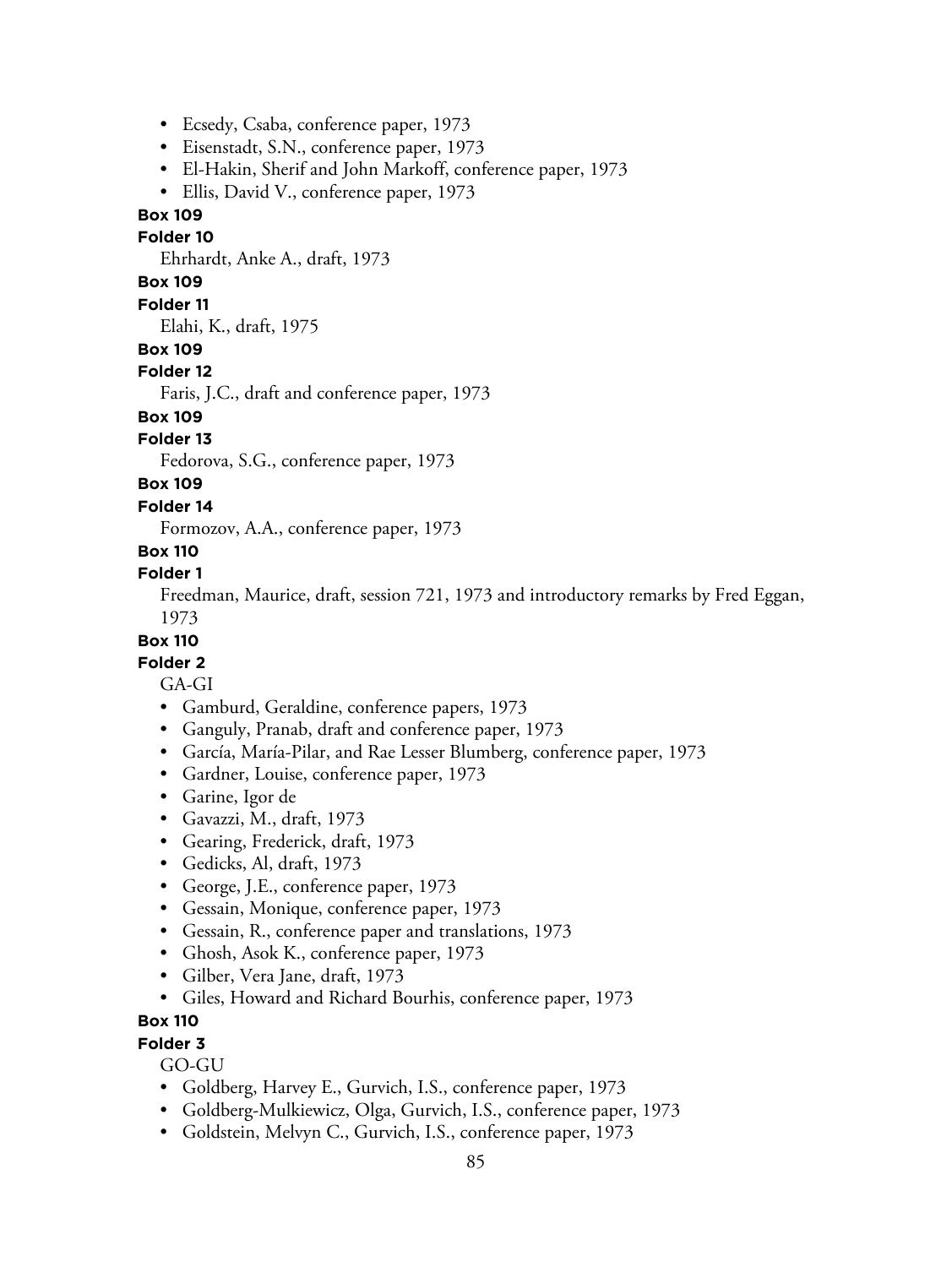- Ecsedy, Csaba, conference paper, 1973
- Eisenstadt, S.N., conference paper, 1973
- El-Hakin, Sherif and John Markoff, conference paper, 1973
- Ellis, David V., conference paper, 1973

**Box 109**

**Folder 10**

Ehrhardt, Anke A., draft, 1973

**Box 109**

**Folder 11**

Elahi, K., draft, 1975

**Box 109**

**Folder 12**

Faris, J.C., draft and conference paper, 1973

**Box 109**

**Folder 13**

Fedorova, S.G., conference paper, 1973

**Box 109**

**Folder 14**

Formozov, A.A., conference paper, 1973

**Box 110**

**Folder 1**

Freedman, Maurice, draft, session 721, 1973 and introductory remarks by Fred Eggan, 1973

**Box 110**

**Folder 2**

GA-GI

- Gamburd, Geraldine, conference papers, 1973
- Ganguly, Pranab, draft and conference paper, 1973
- García, María-Pilar, and Rae Lesser Blumberg, conference paper, 1973
- Gardner, Louise, conference paper, 1973
- Garine, Igor de
- Gavazzi, M., draft, 1973
- Gearing, Frederick, draft, 1973
- Gedicks, Al, draft, 1973
- George, J.E., conference paper, 1973
- Gessain, Monique, conference paper, 1973
- Gessain, R., conference paper and translations, 1973
- Ghosh, Asok K., conference paper, 1973
- Gilber, Vera Jane, draft, 1973
- Giles, Howard and Richard Bourhis, conference paper, 1973

**Box 110**

**Folder 3**

GO-GU

- Goldberg, Harvey E., Gurvich, I.S., conference paper, 1973
- Goldberg-Mulkiewicz, Olga, Gurvich, I.S., conference paper, 1973
- Goldstein, Melvyn C., Gurvich, I.S., conference paper, 1973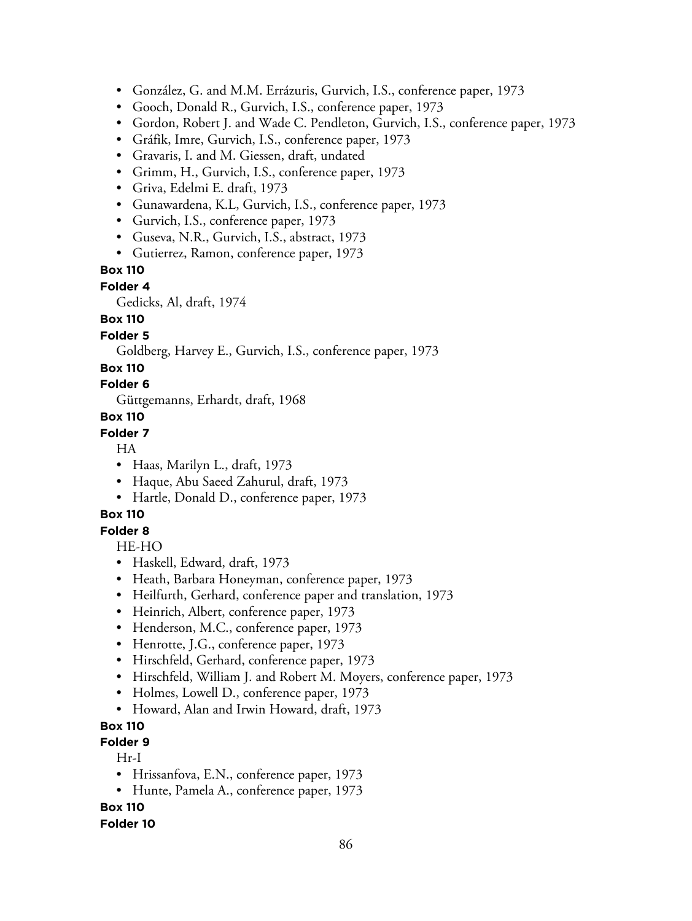- González, G. and M.M. Errázuris, Gurvich, I.S., conference paper, 1973
- Gooch, Donald R., Gurvich, I.S., conference paper, 1973
- Gordon, Robert J. and Wade C. Pendleton, Gurvich, I.S., conference paper, 1973
- Gráfik, Imre, Gurvich, I.S., conference paper, 1973
- Gravaris, I. and M. Giessen, draft, undated
- Grimm, H., Gurvich, I.S., conference paper, 1973
- Griva, Edelmi E. draft, 1973
- Gunawardena, K.L, Gurvich, I.S., conference paper, 1973
- Gurvich, I.S., conference paper, 1973
- Guseva, N.R., Gurvich, I.S., abstract, 1973
- Gutierrez, Ramon, conference paper, 1973

**Box 110**

**Folder 4**

Gedicks, Al, draft, 1974

**Box 110**

**Folder 5**

Goldberg, Harvey E., Gurvich, I.S., conference paper, 1973

**Box 110**

**Folder 6**

Güttgemanns, Erhardt, draft, 1968

**Box 110**

**Folder 7**

HA

- Haas, Marilyn L., draft, 1973
- Haque, Abu Saeed Zahurul, draft, 1973
- Hartle, Donald D., conference paper, 1973

**Box 110**

**Folder 8**

HE-HO

- Haskell, Edward, draft, 1973
- Heath, Barbara Honeyman, conference paper, 1973
- Heilfurth, Gerhard, conference paper and translation, 1973
- Heinrich, Albert, conference paper, 1973
- Henderson, M.C., conference paper, 1973
- Henrotte, J.G., conference paper, 1973
- Hirschfeld, Gerhard, conference paper, 1973
- Hirschfeld, William J. and Robert M. Moyers, conference paper, 1973
- Holmes, Lowell D., conference paper, 1973
- Howard, Alan and Irwin Howard, draft, 1973

**Box 110**

**Folder 9**

Hr-I

- Hrissanfova, E.N., conference paper, 1973
- Hunte, Pamela A., conference paper, 1973

**Box 110**

**Folder 10**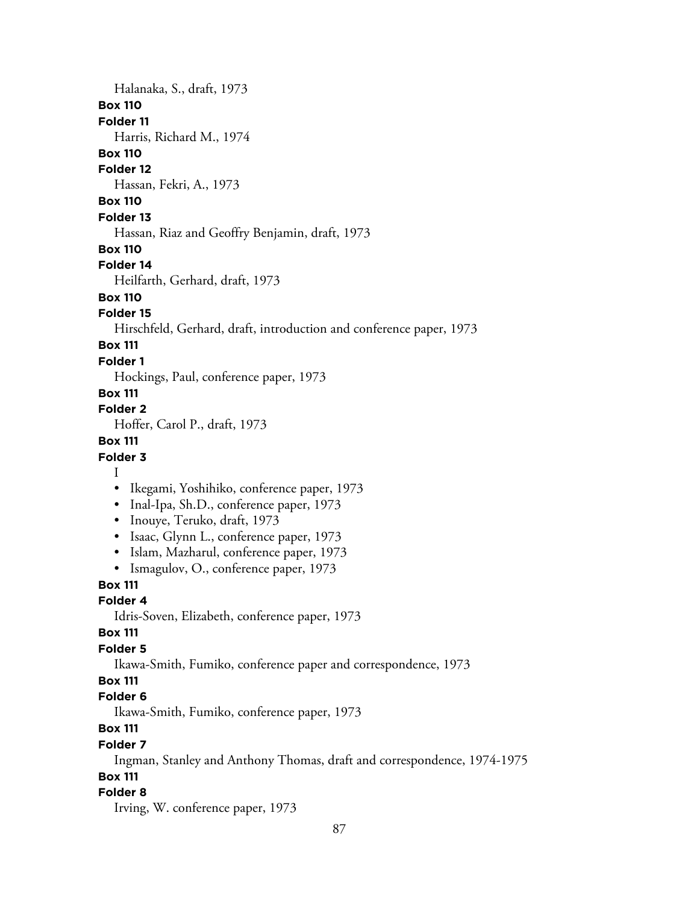Halanaka, S., draft, 1973

**Box 110**

**Folder 11**

Harris, Richard M., 1974

**Box 110**

**Folder 12**

Hassan, Fekri, A., 1973

**Box 110**

**Folder 13**

Hassan, Riaz and Geoffry Benjamin, draft, 1973

**Box 110**

**Folder 14**

Heilfarth, Gerhard, draft, 1973

**Box 110**

**Folder 15**

Hirschfeld, Gerhard, draft, introduction and conference paper, 1973

**Box 111**

**Folder 1**

Hockings, Paul, conference paper, 1973

**Box 111**

**Folder 2**

Hoffer, Carol P., draft, 1973

**Box 111**

**Folder 3**

I

- Ikegami, Yoshihiko, conference paper, 1973
- Inal-Ipa, Sh.D., conference paper, 1973
- Inouye, Teruko, draft, 1973
- Isaac, Glynn L., conference paper, 1973
- Islam, Mazharul, conference paper, 1973
- Ismagulov, O., conference paper, 1973

**Box 111**

**Folder 4**

Idris-Soven, Elizabeth, conference paper, 1973

**Box 111**

**Folder 5**

Ikawa-Smith, Fumiko, conference paper and correspondence, 1973

**Box 111**

**Folder 6**

Ikawa-Smith, Fumiko, conference paper, 1973

**Box 111**

**Folder 7**

Ingman, Stanley and Anthony Thomas, draft and correspondence, 1974-1975

**Box 111**

**Folder 8**

Irving, W. conference paper, 1973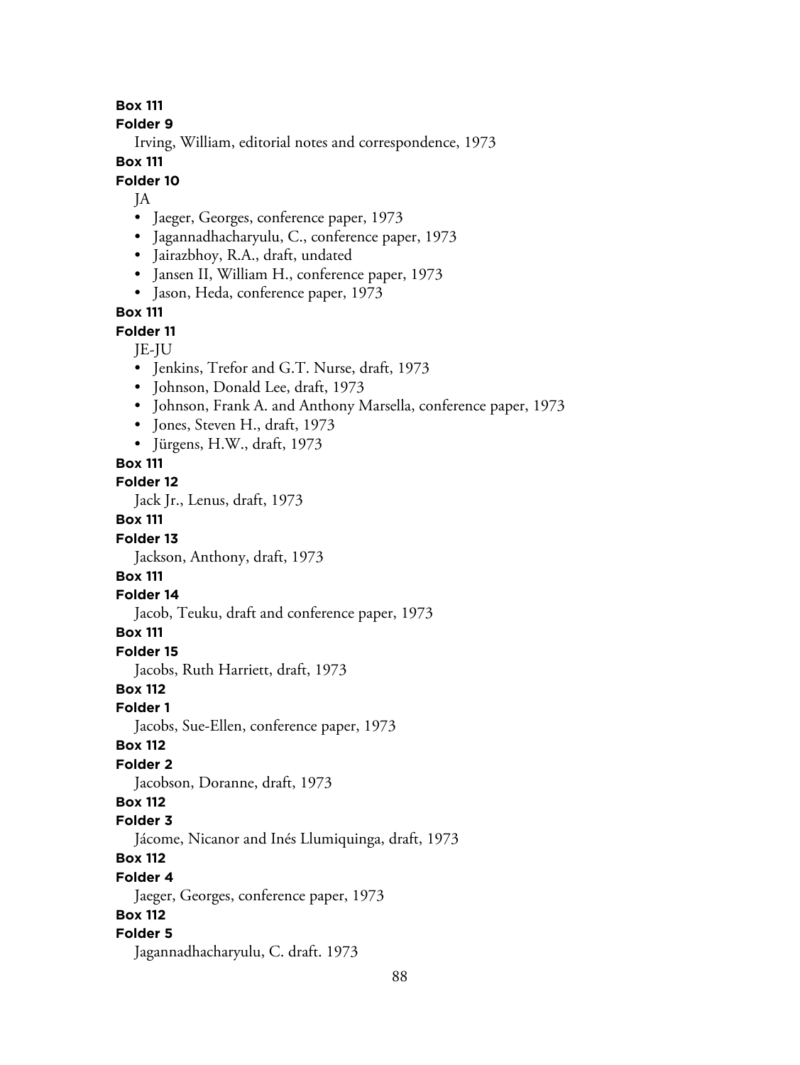**Box 111**

**Folder 9**

Irving, William, editorial notes and correspondence, 1973

**Box 111**

**Folder 10**

JA

- Jaeger, Georges, conference paper, 1973
- Jagannadhacharyulu, C., conference paper, 1973
- Jairazbhoy, R.A., draft, undated
- Jansen II, William H., conference paper, 1973
- Jason, Heda, conference paper, 1973

**Box 111**

**Folder 11**

JE-JU

- Jenkins, Trefor and G.T. Nurse, draft, 1973
- Johnson, Donald Lee, draft, 1973
- Johnson, Frank A. and Anthony Marsella, conference paper, 1973
- Jones, Steven H., draft, 1973
- Jürgens, H.W., draft, 1973

**Box 111**

**Folder 12**

Jack Jr., Lenus, draft, 1973

**Box 111**

**Folder 13**

Jackson, Anthony, draft, 1973

**Box 111**

**Folder 14**

Jacob, Teuku, draft and conference paper, 1973

**Box 111**

**Folder 15**

Jacobs, Ruth Harriett, draft, 1973

**Box 112**

**Folder 1**

Jacobs, Sue-Ellen, conference paper, 1973

**Box 112**

**Folder 2**

Jacobson, Doranne, draft, 1973

**Box 112**

**Folder 3**

Jácome, Nicanor and Inés Llumiquinga, draft, 1973

**Box 112**

**Folder 4**

Jaeger, Georges, conference paper, 1973

**Box 112**

**Folder 5**

Jagannadhacharyulu, C. draft. 1973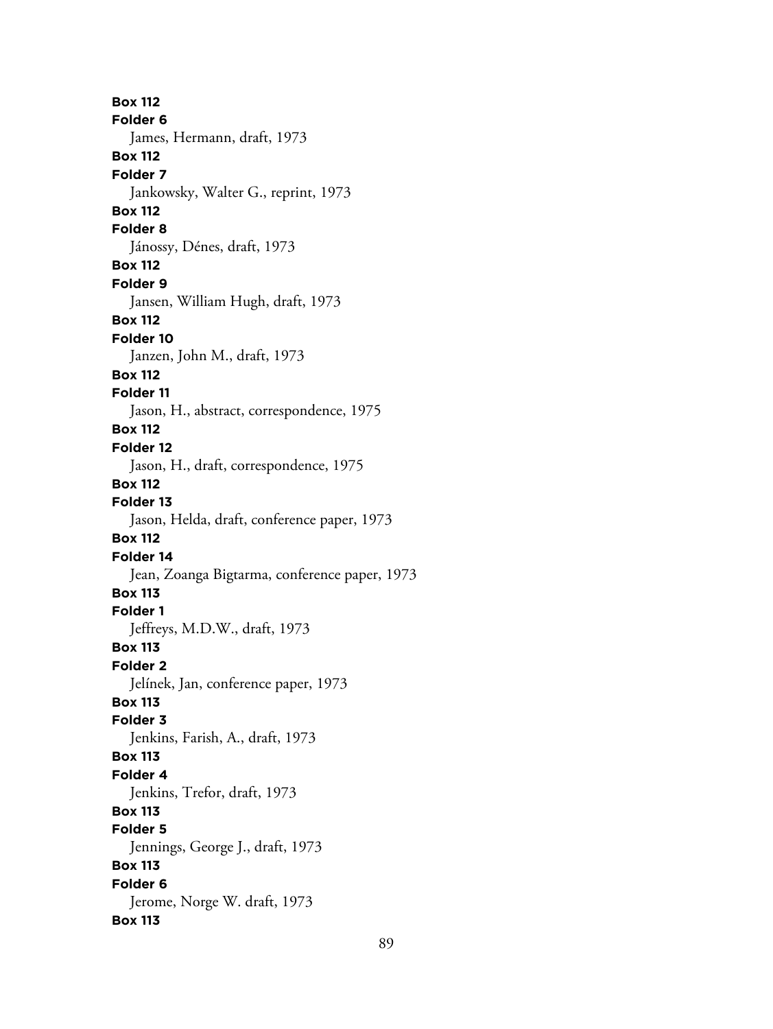**Box 112**
**Folder 6**
James, Hermann, draft, 1973
**Box 112**
**Folder 7**
Jankowsky, Walter G., reprint, 1973
**Box 112**
**Folder 8**
Jánossy, Dénes, draft, 1973
**Box 112**
**Folder 9**
Jansen, William Hugh, draft, 1973
**Box 112**
**Folder 10**
Janzen, John M., draft, 1973
**Box 112**
**Folder 11**
Jason, H., abstract, correspondence, 1975
**Box 112**
**Folder 12**
Jason, H., draft, correspondence, 1975
**Box 112**
**Folder 13**
Jason, Helda, draft, conference paper, 1973
**Box 112**
**Folder 14**
Jean, Zoanga Bigtarma, conference paper, 1973
**Box 113**
**Folder 1**
Jeffreys, M.D.W., draft, 1973
**Box 113**
**Folder 2**
Jelínek, Jan, conference paper, 1973
**Box 113**
**Folder 3**
Jenkins, Farish, A., draft, 1973
**Box 113**
**Folder 4**
Jenkins, Trefor, draft, 1973
**Box 113**
**Folder 5**
Jennings, George J., draft, 1973
**Box 113**
**Folder 6**
Jerome, Norge W. draft, 1973
**Box 113**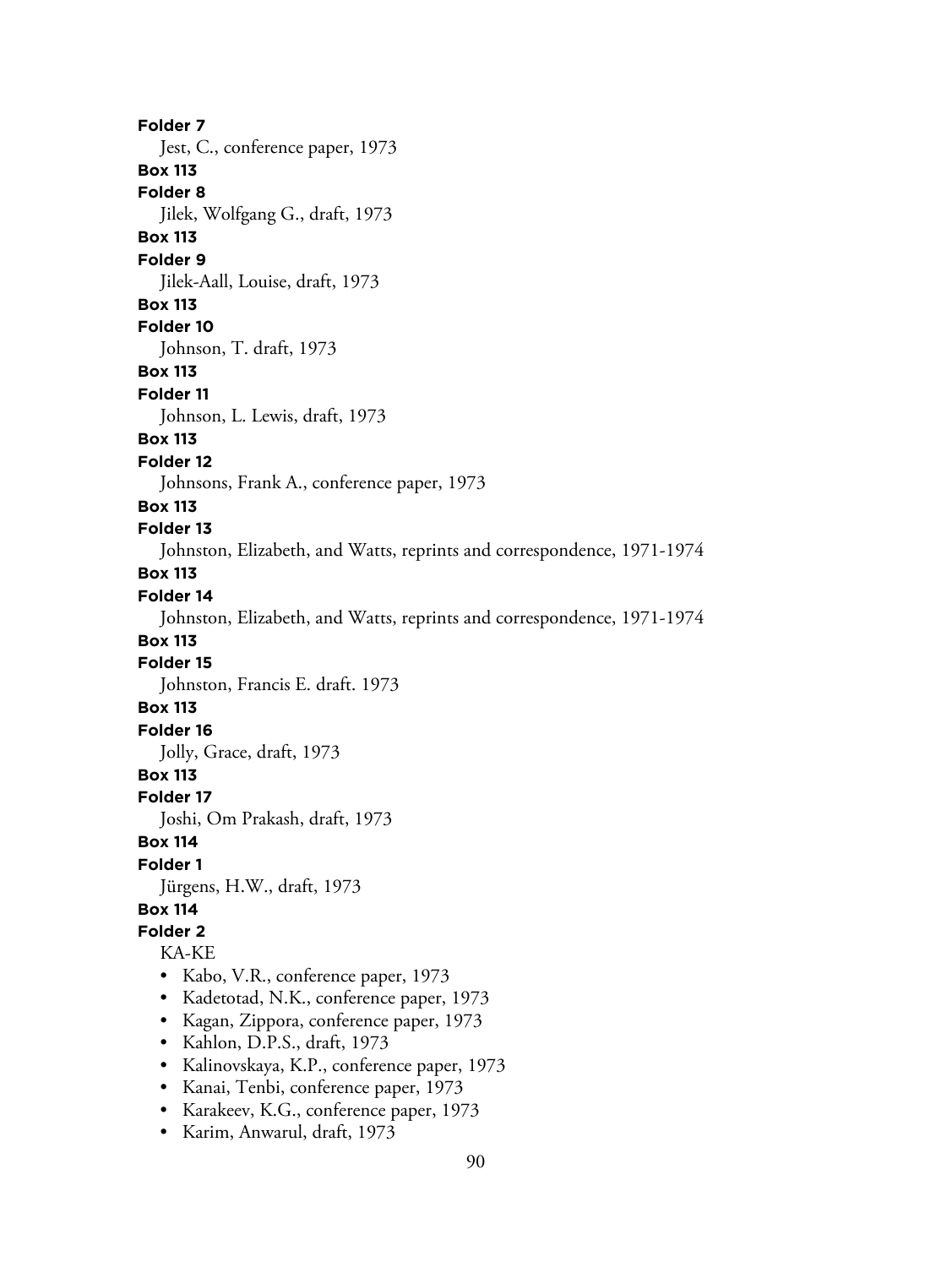**Folder 7**

Jest, C., conference paper, 1973

**Box 113**

**Folder 8**

Jilek, Wolfgang G., draft, 1973

**Box 113**

**Folder 9**

Jilek-Aall, Louise, draft, 1973

**Box 113**

**Folder 10**

Johnson, T. draft, 1973

**Box 113**

**Folder 11**

Johnson, L. Lewis, draft, 1973

**Box 113**

**Folder 12**

Johnsons, Frank A., conference paper, 1973

**Box 113**

**Folder 13**

Johnston, Elizabeth, and Watts, reprints and correspondence, 1971-1974

**Box 113**

**Folder 14**

Johnston, Elizabeth, and Watts, reprints and correspondence, 1971-1974

**Box 113**

**Folder 15**

Johnston, Francis E. draft. 1973

**Box 113**

**Folder 16**

Jolly, Grace, draft, 1973

**Box 113**

**Folder 17**

Joshi, Om Prakash, draft, 1973

**Box 114**

**Folder 1**

Jürgens, H.W., draft, 1973

**Box 114**

**Folder 2**

KA-KE

- Kabo, V.R., conference paper, 1973
- Kadetotad, N.K., conference paper, 1973
- Kagan, Zippora, conference paper, 1973
- Kahlon, D.P.S., draft, 1973
- Kalinovskaya, K.P., conference paper, 1973
- Kanai, Tenbi, conference paper, 1973
- Karakeev, K.G., conference paper, 1973
- Karim, Anwarul, draft, 1973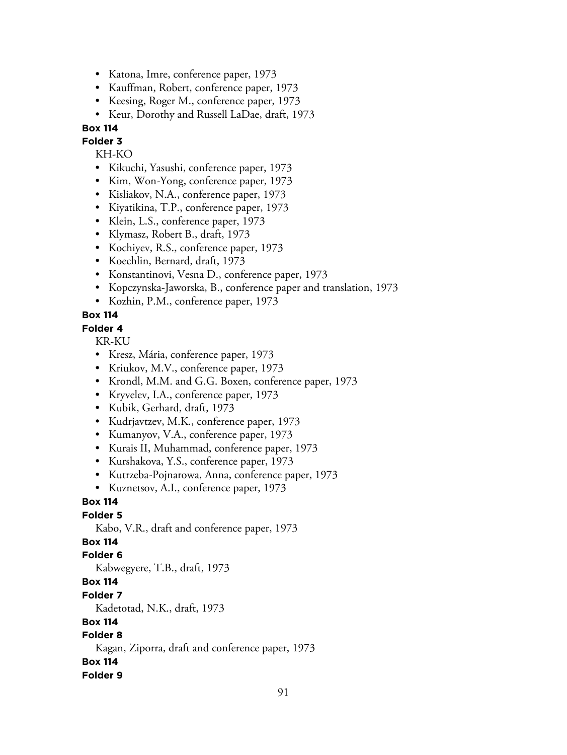- Katona, Imre, conference paper, 1973
- Kauffman, Robert, conference paper, 1973
- Keesing, Roger M., conference paper, 1973
- Keur, Dorothy and Russell LaDae, draft, 1973

**Box 114**

**Folder 3**

KH-KO

- Kikuchi, Yasushi, conference paper, 1973
- Kim, Won-Yong, conference paper, 1973
- Kisliakov, N.A., conference paper, 1973
- Kiyatikina, T.P., conference paper, 1973
- Klein, L.S., conference paper, 1973
- Klymasz, Robert B., draft, 1973
- Kochiyev, R.S., conference paper, 1973
- Koechlin, Bernard, draft, 1973
- Konstantinovi, Vesna D., conference paper, 1973
- Kopczynska-Jaworska, B., conference paper and translation, 1973
- Kozhin, P.M., conference paper, 1973

**Box 114**

**Folder 4**

KR-KU

- Kresz, Mária, conference paper, 1973
- Kriukov, M.V., conference paper, 1973
- Krondl, M.M. and G.G. Boxen, conference paper, 1973
- Kryvelev, I.A., conference paper, 1973
- Kubik, Gerhard, draft, 1973
- Kudrjavtzev, M.K., conference paper, 1973
- Kumanyov, V.A., conference paper, 1973
- Kurais II, Muhammad, conference paper, 1973
- Kurshakova, Y.S., conference paper, 1973
- Kutrzeba-Pojnarowa, Anna, conference paper, 1973
- Kuznetsov, A.I., conference paper, 1973

**Box 114**

**Folder 5**

Kabo, V.R., draft and conference paper, 1973

**Box 114**

**Folder 6**

Kabwegyere, T.B., draft, 1973

**Box 114**

**Folder 7**

Kadetotad, N.K., draft, 1973

**Box 114**

**Folder 8**

Kagan, Ziporra, draft and conference paper, 1973

**Box 114**

**Folder 9**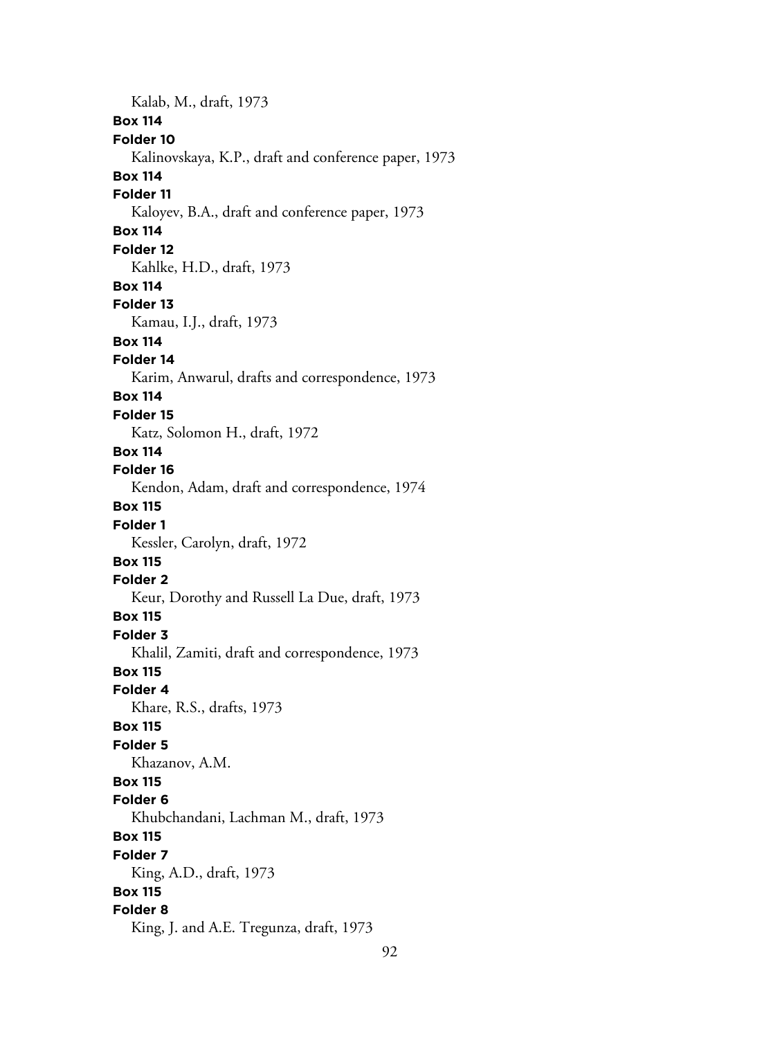Kalab, M., draft, 1973

**Box 114**
**Folder 10**
Kalinovskaya, K.P., draft and conference paper, 1973

**Box 114**
**Folder 11**
Kaloyev, B.A., draft and conference paper, 1973

**Box 114**
**Folder 12**
Kahlke, H.D., draft, 1973

**Box 114**
**Folder 13**
Kamau, I.J., draft, 1973

**Box 114**
**Folder 14**
Karim, Anwarul, drafts and correspondence, 1973

**Box 114**
**Folder 15**
Katz, Solomon H., draft, 1972

**Box 114**
**Folder 16**
Kendon, Adam, draft and correspondence, 1974

**Box 115**
**Folder 1**
Kessler, Carolyn, draft, 1972

**Box 115**
**Folder 2**
Keur, Dorothy and Russell La Due, draft, 1973

**Box 115**
**Folder 3**
Khalil, Zamiti, draft and correspondence, 1973

**Box 115**
**Folder 4**
Khare, R.S., drafts, 1973

**Box 115**
**Folder 5**
Khazanov, A.M.

**Box 115**
**Folder 6**
Khubchandani, Lachman M., draft, 1973

**Box 115**
**Folder 7**
King, A.D., draft, 1973

**Box 115**
**Folder 8**
King, J. and A.E. Tregunza, draft, 1973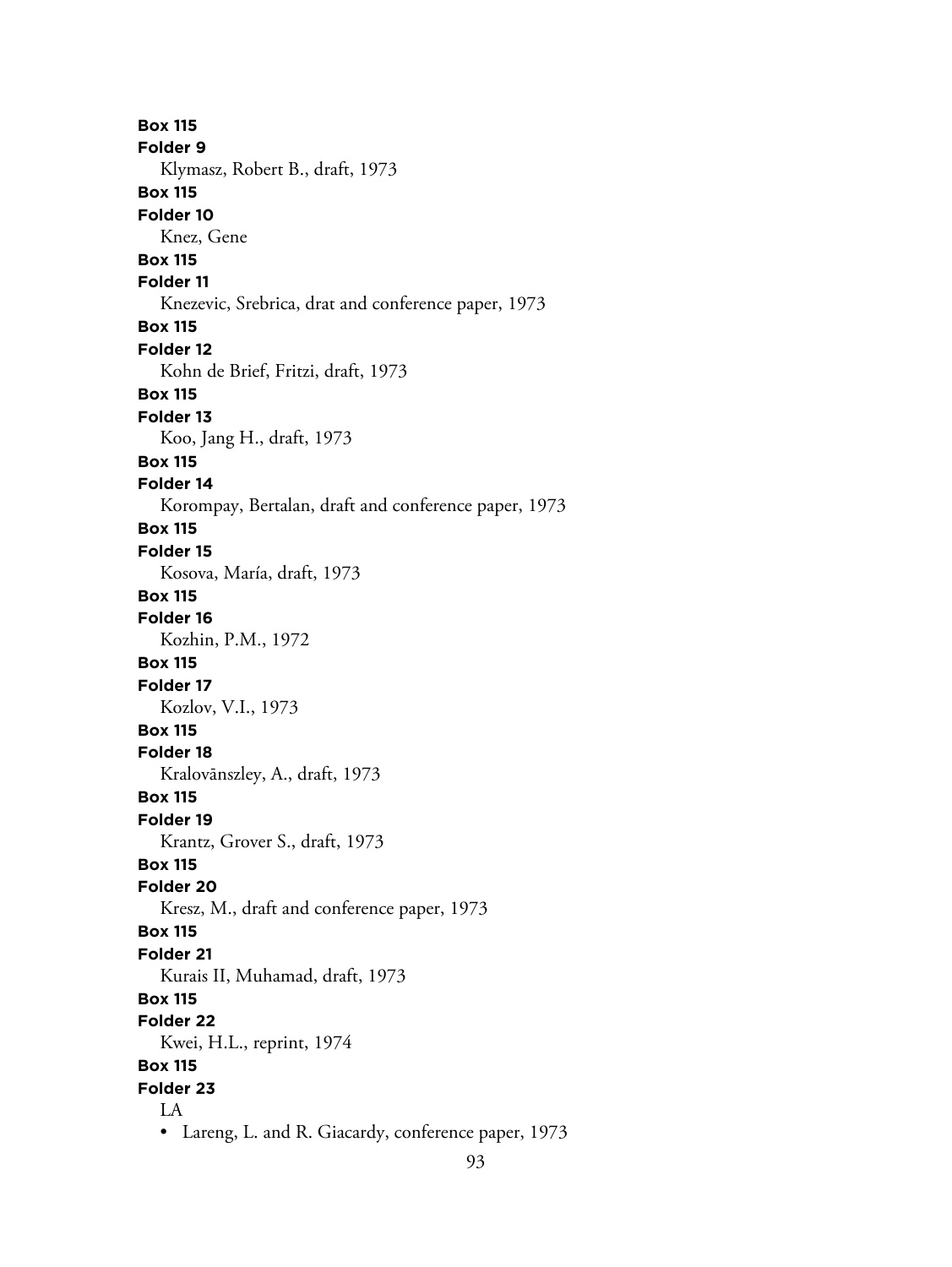**Box 115**
**Folder 9**
Klymasz, Robert B., draft, 1973
**Box 115**
**Folder 10**
Knez, Gene
**Box 115**
**Folder 11**
Knezevic, Srebrica, drat and conference paper, 1973
**Box 115**
**Folder 12**
Kohn de Brief, Fritzi, draft, 1973
**Box 115**
**Folder 13**
Koo, Jang H., draft, 1973
**Box 115**
**Folder 14**
Korompay, Bertalan, draft and conference paper, 1973
**Box 115**
**Folder 15**
Kosova, María, draft, 1973
**Box 115**
**Folder 16**
Kozhin, P.M., 1972
**Box 115**
**Folder 17**
Kozlov, V.I., 1973
**Box 115**
**Folder 18**
Kralovānszley, A., draft, 1973
**Box 115**
**Folder 19**
Krantz, Grover S., draft, 1973
**Box 115**
**Folder 20**
Kresz, M., draft and conference paper, 1973
**Box 115**
**Folder 21**
Kurais II, Muhamad, draft, 1973
**Box 115**
**Folder 22**
Kwei, H.L., reprint, 1974
**Box 115**
**Folder 23**
LA

- Lareng, L. and R. Giacardy, conference paper, 1973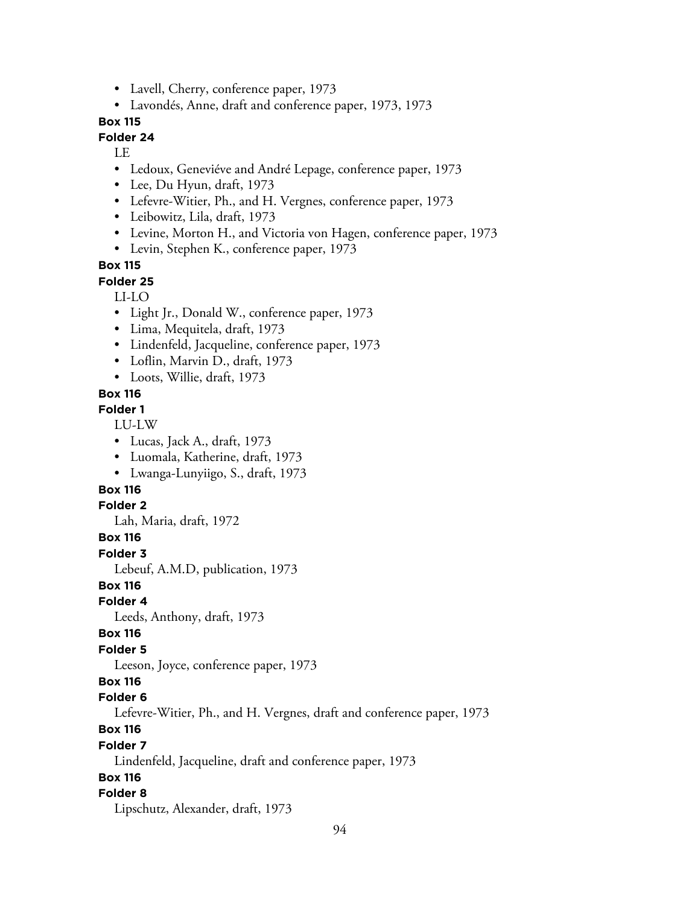- Lavell, Cherry, conference paper, 1973
- Lavondés, Anne, draft and conference paper, 1973, 1973

**Box 115**

**Folder 24**

LE

- Ledoux, Geneviéve and André Lepage, conference paper, 1973
- Lee, Du Hyun, draft, 1973
- Lefevre-Witier, Ph., and H. Vergnes, conference paper, 1973
- Leibowitz, Lila, draft, 1973
- Levine, Morton H., and Victoria von Hagen, conference paper, 1973
- Levin, Stephen K., conference paper, 1973

**Box 115**

**Folder 25**

LI-LO

- Light Jr., Donald W., conference paper, 1973
- Lima, Mequitela, draft, 1973
- Lindenfeld, Jacqueline, conference paper, 1973
- Loflin, Marvin D., draft, 1973
- Loots, Willie, draft, 1973

**Box 116**

**Folder 1**

LU-LW

- Lucas, Jack A., draft, 1973
- Luomala, Katherine, draft, 1973
- Lwanga-Lunyiigo, S., draft, 1973

**Box 116**

**Folder 2**

Lah, Maria, draft, 1972

**Box 116**

**Folder 3**

Lebeuf, A.M.D, publication, 1973

**Box 116**

**Folder 4**

Leeds, Anthony, draft, 1973

**Box 116**

**Folder 5**

Leeson, Joyce, conference paper, 1973

**Box 116**

**Folder 6**

Lefevre-Witier, Ph., and H. Vergnes, draft and conference paper, 1973

**Box 116**

**Folder 7**

Lindenfeld, Jacqueline, draft and conference paper, 1973

**Box 116**

**Folder 8**

Lipschutz, Alexander, draft, 1973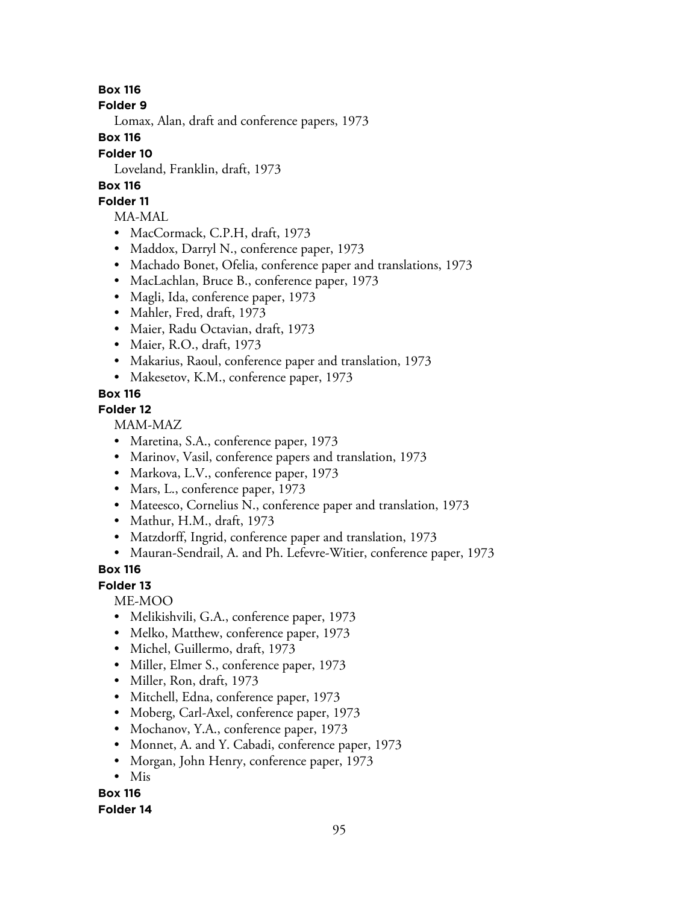**Box 116**

**Folder 9**

Lomax, Alan, draft and conference papers, 1973

**Box 116**

**Folder 10**

Loveland, Franklin, draft, 1973

**Box 116**

**Folder 11**

MA-MAL

- MacCormack, C.P.H, draft, 1973
- Maddox, Darryl N., conference paper, 1973
- Machado Bonet, Ofelia, conference paper and translations, 1973
- MacLachlan, Bruce B., conference paper, 1973
- Magli, Ida, conference paper, 1973
- Mahler, Fred, draft, 1973
- Maier, Radu Octavian, draft, 1973
- Maier, R.O., draft, 1973
- Makarius, Raoul, conference paper and translation, 1973
- Makesetov, K.M., conference paper, 1973

**Box 116**

**Folder 12**

MAM-MAZ

- Maretina, S.A., conference paper, 1973
- Marinov, Vasil, conference papers and translation, 1973
- Markova, L.V., conference paper, 1973
- Mars, L., conference paper, 1973
- Mateesco, Cornelius N., conference paper and translation, 1973
- Mathur, H.M., draft, 1973
- Matzdorff, Ingrid, conference paper and translation, 1973
- Mauran-Sendrail, A. and Ph. Lefevre-Witier, conference paper, 1973

**Box 116**

**Folder 13**

ME-MOO

- Melikishvili, G.A., conference paper, 1973
- Melko, Matthew, conference paper, 1973
- Michel, Guillermo, draft, 1973
- Miller, Elmer S., conference paper, 1973
- Miller, Ron, draft, 1973
- Mitchell, Edna, conference paper, 1973
- Moberg, Carl-Axel, conference paper, 1973
- Mochanov, Y.A., conference paper, 1973
- Monnet, A. and Y. Cabadi, conference paper, 1973
- Morgan, John Henry, conference paper, 1973
- Mis

**Box 116**

**Folder 14**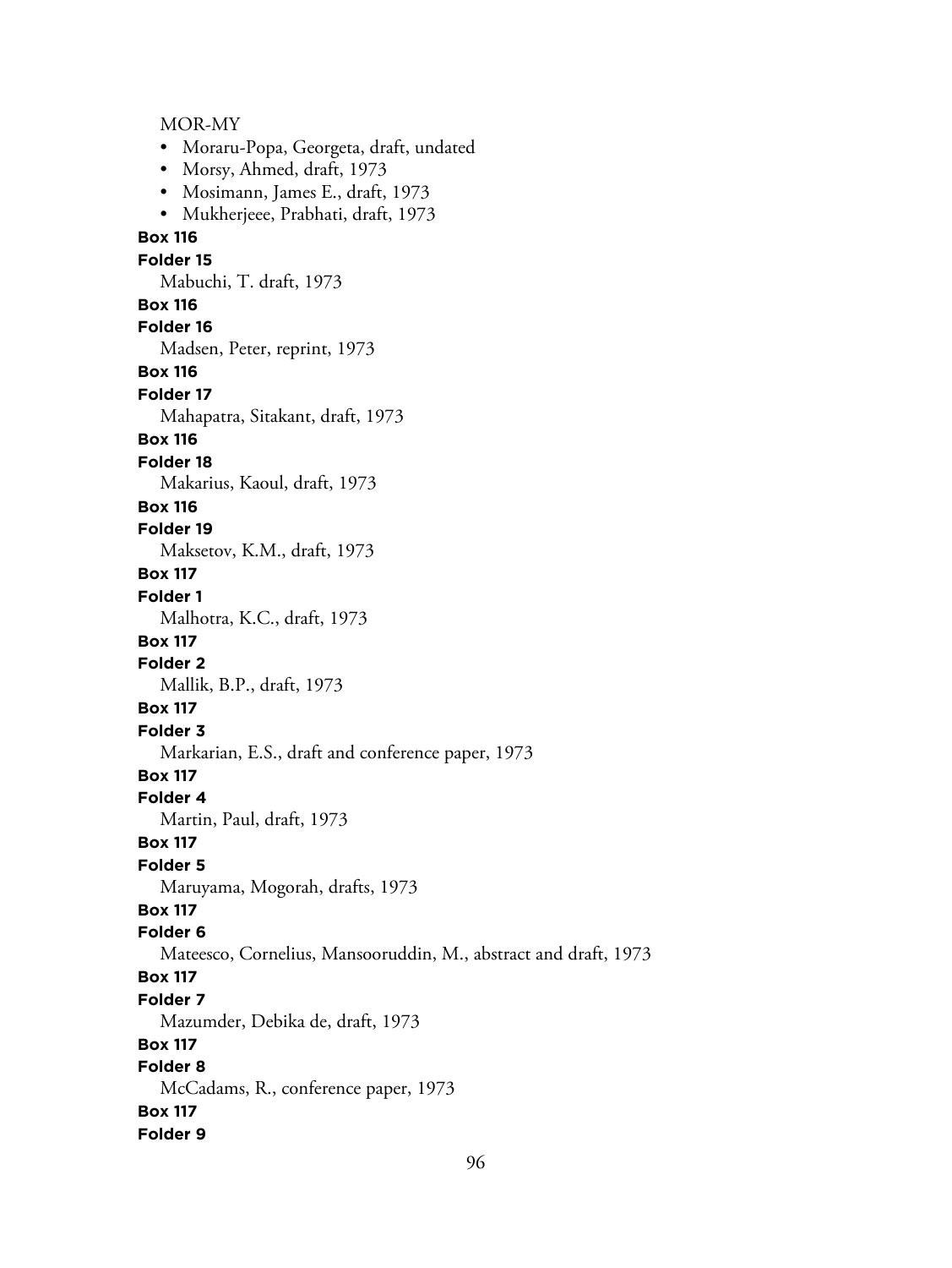MOR-MY

- Moraru-Popa, Georgeta, draft, undated
- Morsy, Ahmed, draft, 1973
- Mosimann, James E., draft, 1973
- Mukherjeee, Prabhati, draft, 1973

**Box 116**
**Folder 15**
Mabuchi, T. draft, 1973

**Box 116**
**Folder 16**
Madsen, Peter, reprint, 1973

**Box 116**
**Folder 17**
Mahapatra, Sitakant, draft, 1973

**Box 116**
**Folder 18**
Makarius, Kaoul, draft, 1973

**Box 116**
**Folder 19**
Maksetov, K.M., draft, 1973

**Box 117**
**Folder 1**
Malhotra, K.C., draft, 1973

**Box 117**
**Folder 2**
Mallik, B.P., draft, 1973

**Box 117**
**Folder 3**
Markarian, E.S., draft and conference paper, 1973

**Box 117**
**Folder 4**
Martin, Paul, draft, 1973

**Box 117**
**Folder 5**
Maruyama, Mogorah, drafts, 1973

**Box 117**
**Folder 6**
Mateesco, Cornelius, Mansooruddin, M., abstract and draft, 1973

**Box 117**
**Folder 7**
Mazumder, Debika de, draft, 1973

**Box 117**
**Folder 8**
McCadams, R., conference paper, 1973

**Box 117**
**Folder 9**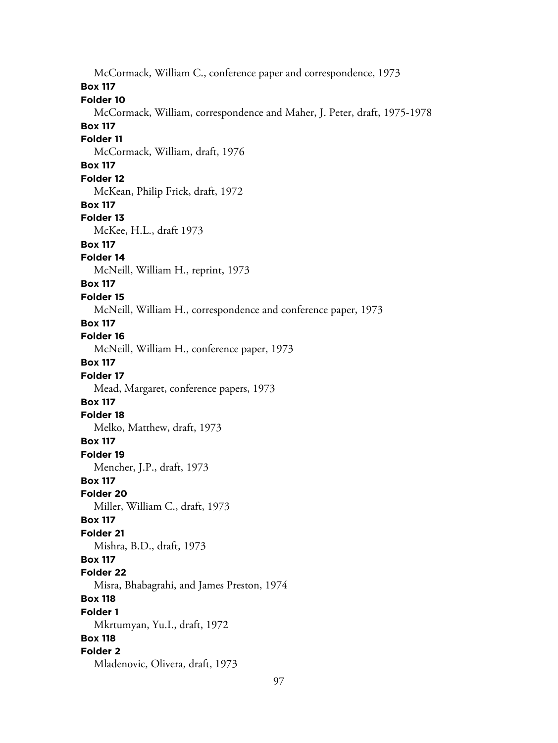McCormack, William C., conference paper and correspondence, 1973

**Box 117**
**Folder 10**
McCormack, William, correspondence and Maher, J. Peter, draft, 1975-1978

**Box 117**
**Folder 11**
McCormack, William, draft, 1976

**Box 117**
**Folder 12**
McKean, Philip Frick, draft, 1972

**Box 117**
**Folder 13**
McKee, H.L., draft 1973

**Box 117**
**Folder 14**
McNeill, William H., reprint, 1973

**Box 117**
**Folder 15**
McNeill, William H., correspondence and conference paper, 1973

**Box 117**
**Folder 16**
McNeill, William H., conference paper, 1973

**Box 117**
**Folder 17**
Mead, Margaret, conference papers, 1973

**Box 117**
**Folder 18**
Melko, Matthew, draft, 1973

**Box 117**
**Folder 19**
Mencher, J.P., draft, 1973

**Box 117**
**Folder 20**
Miller, William C., draft, 1973

**Box 117**
**Folder 21**
Mishra, B.D., draft, 1973

**Box 117**
**Folder 22**
Misra, Bhabagrahi, and James Preston, 1974

**Box 118**
**Folder 1**
Mkrtumyan, Yu.I., draft, 1972

**Box 118**
**Folder 2**
Mladenovic, Olivera, draft, 1973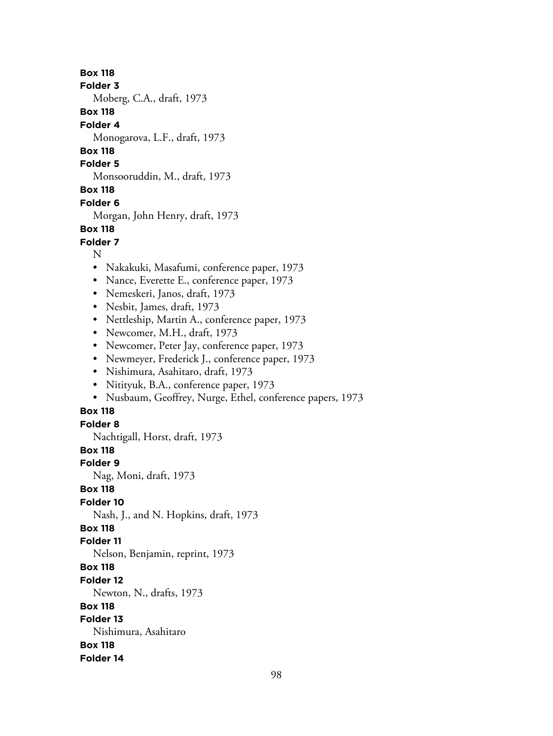**Box 118**
**Folder 3**
Moberg, C.A., draft, 1973

**Box 118**
**Folder 4**
Monogarova, L.F., draft, 1973

**Box 118**
**Folder 5**
Monsooruddin, M., draft, 1973

**Box 118**
**Folder 6**
Morgan, John Henry, draft, 1973

**Box 118**
**Folder 7**
N

- Nakakuki, Masafumi, conference paper, 1973
- Nance, Everette E., conference paper, 1973
- Nemeskeri, Janos, draft, 1973
- Nesbit, James, draft, 1973
- Nettleship, Martin A., conference paper, 1973
- Newcomer, M.H., draft, 1973
- Newcomer, Peter Jay, conference paper, 1973
- Newmeyer, Frederick J., conference paper, 1973
- Nishimura, Asahitaro, draft, 1973
- Nitityuk, B.A., conference paper, 1973
- Nusbaum, Geoffrey, Nurge, Ethel, conference papers, 1973

**Box 118**
**Folder 8**
Nachtigall, Horst, draft, 1973

**Box 118**
**Folder 9**
Nag, Moni, draft, 1973

**Box 118**
**Folder 10**
Nash, J., and N. Hopkins, draft, 1973

**Box 118**
**Folder 11**
Nelson, Benjamin, reprint, 1973

**Box 118**
**Folder 12**
Newton, N., drafts, 1973

**Box 118**
**Folder 13**
Nishimura, Asahitaro

**Box 118**
**Folder 14**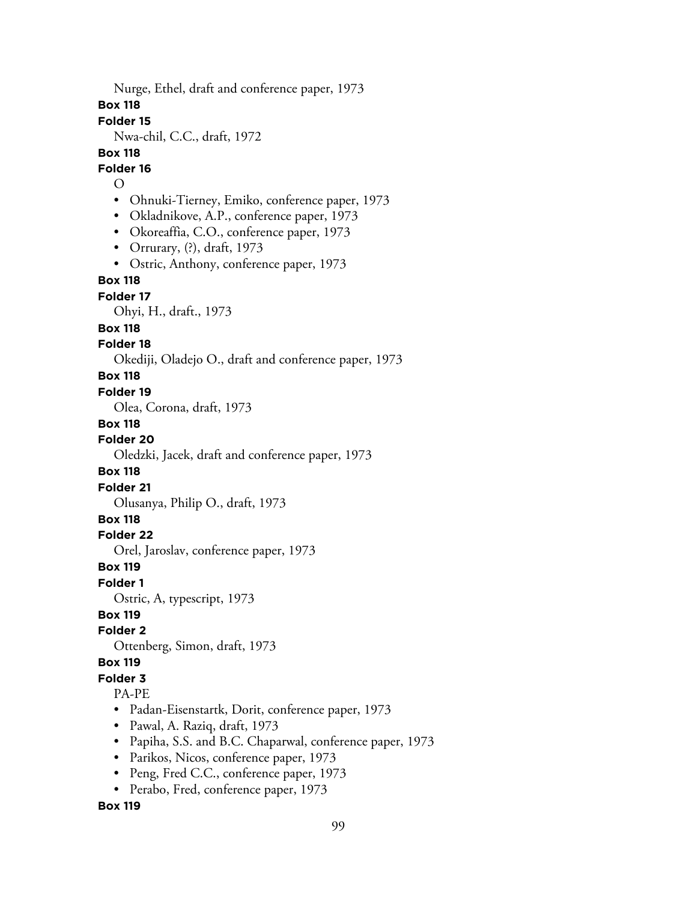Nurge, Ethel, draft and conference paper, 1973

**Box 118**

**Folder 15**

Nwa-chil, C.C., draft, 1972

**Box 118**

**Folder 16**

O

- Ohnuki-Tierney, Emiko, conference paper, 1973
- Okladnikove, A.P., conference paper, 1973
- Okoreaffia, C.O., conference paper, 1973
- Orrurary, (?), draft, 1973
- Ostric, Anthony, conference paper, 1973

**Box 118**

**Folder 17**

Ohyi, H., draft., 1973

**Box 118**

**Folder 18**

Okediji, Oladejo O., draft and conference paper, 1973

**Box 118**

**Folder 19**

Olea, Corona, draft, 1973

**Box 118**

**Folder 20**

Oledzki, Jacek, draft and conference paper, 1973

**Box 118**

**Folder 21**

Olusanya, Philip O., draft, 1973

**Box 118**

**Folder 22**

Orel, Jaroslav, conference paper, 1973

**Box 119**

**Folder 1**

Ostric, A, typescript, 1973

**Box 119**

**Folder 2**

Ottenberg, Simon, draft, 1973

**Box 119**

**Folder 3**

PA-PE

- Padan-Eisenstartk, Dorit, conference paper, 1973
- Pawal, A. Raziq, draft, 1973
- Papiha, S.S. and B.C. Chaparwal, conference paper, 1973
- Parikos, Nicos, conference paper, 1973
- Peng, Fred C.C., conference paper, 1973
- Perabo, Fred, conference paper, 1973

**Box 119**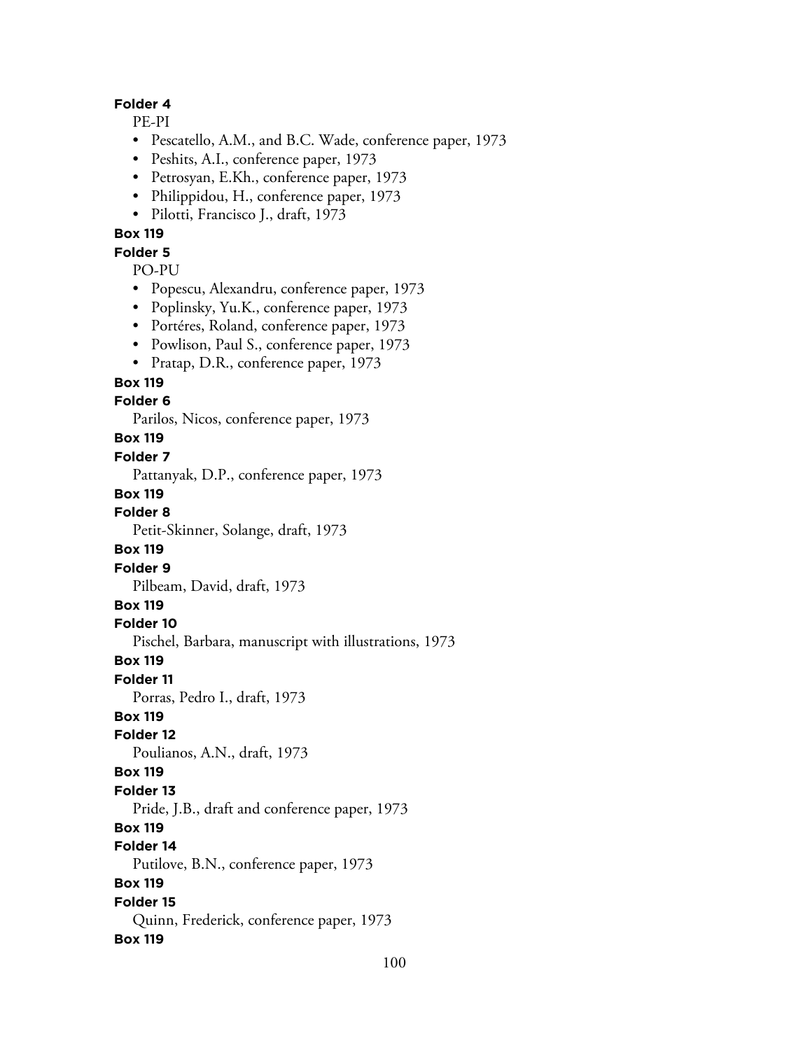**Folder 4**

PE-PI

- Pescatello, A.M., and B.C. Wade, conference paper, 1973
- Peshits, A.I., conference paper, 1973
- Petrosyan, E.Kh., conference paper, 1973
- Philippidou, H., conference paper, 1973
- Pilotti, Francisco J., draft, 1973

**Box 119**

**Folder 5**

PO-PU

- Popescu, Alexandru, conference paper, 1973
- Poplinsky, Yu.K., conference paper, 1973
- Portéres, Roland, conference paper, 1973
- Powlison, Paul S., conference paper, 1973
- Pratap, D.R., conference paper, 1973

**Box 119**

**Folder 6**

Parilos, Nicos, conference paper, 1973

**Box 119**

**Folder 7**

Pattanyak, D.P., conference paper, 1973

**Box 119**

**Folder 8**

Petit-Skinner, Solange, draft, 1973

**Box 119**

**Folder 9**

Pilbeam, David, draft, 1973

**Box 119**

**Folder 10**

Pischel, Barbara, manuscript with illustrations, 1973

**Box 119**

**Folder 11**

Porras, Pedro I., draft, 1973

**Box 119**

**Folder 12**

Poulianos, A.N., draft, 1973

**Box 119**

**Folder 13**

Pride, J.B., draft and conference paper, 1973

**Box 119**

**Folder 14**

Putilove, B.N., conference paper, 1973

**Box 119**

**Folder 15**

Quinn, Frederick, conference paper, 1973

**Box 119**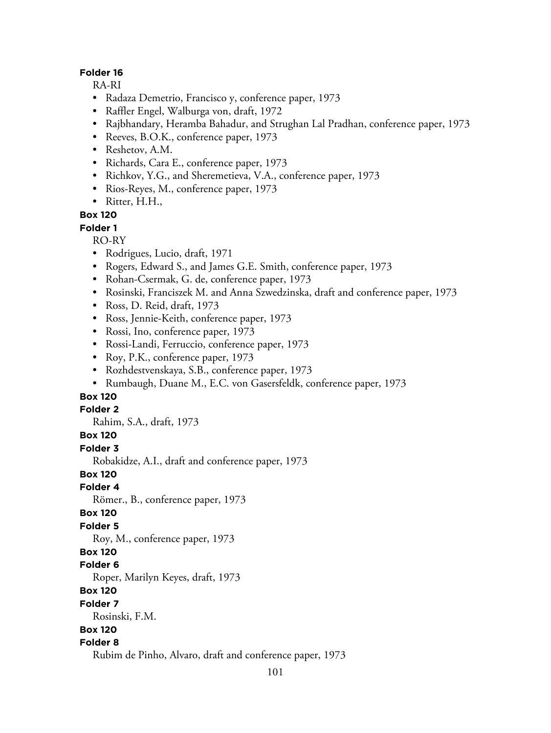**Folder 16**

RA-RI

- Radaza Demetrio, Francisco y, conference paper, 1973
- Raffler Engel, Walburga von, draft, 1972
- Rajbhandary, Heramba Bahadur, and Strughan Lal Pradhan, conference paper, 1973
- Reeves, B.O.K., conference paper, 1973
- Reshetov, A.M.
- Richards, Cara E., conference paper, 1973
- Richkov, Y.G., and Sheremetieva, V.A., conference paper, 1973
- Rios-Reyes, M., conference paper, 1973
- Ritter, H.H.,

**Box 120**

**Folder 1**

RO-RY

- Rodrigues, Lucio, draft, 1971
- Rogers, Edward S., and James G.E. Smith, conference paper, 1973
- Rohan-Csermak, G. de, conference paper, 1973
- Rosinski, Franciszek M. and Anna Szwedzinska, draft and conference paper, 1973
- Ross, D. Reid, draft, 1973
- Ross, Jennie-Keith, conference paper, 1973
- Rossi, Ino, conference paper, 1973
- Rossi-Landi, Ferruccio, conference paper, 1973
- Roy, P.K., conference paper, 1973
- Rozhdestvenskaya, S.B., conference paper, 1973
- Rumbaugh, Duane M., E.C. von Gasersfeldk, conference paper, 1973

**Box 120**

**Folder 2**

Rahim, S.A., draft, 1973

**Box 120**

**Folder 3**

Robakidze, A.I., draft and conference paper, 1973

**Box 120**

**Folder 4**

Römer., B., conference paper, 1973

**Box 120**

**Folder 5**

Roy, M., conference paper, 1973

**Box 120**

**Folder 6**

Roper, Marilyn Keyes, draft, 1973

**Box 120**

**Folder 7**

Rosinski, F.M.

**Box 120**

**Folder 8**

Rubim de Pinho, Alvaro, draft and conference paper, 1973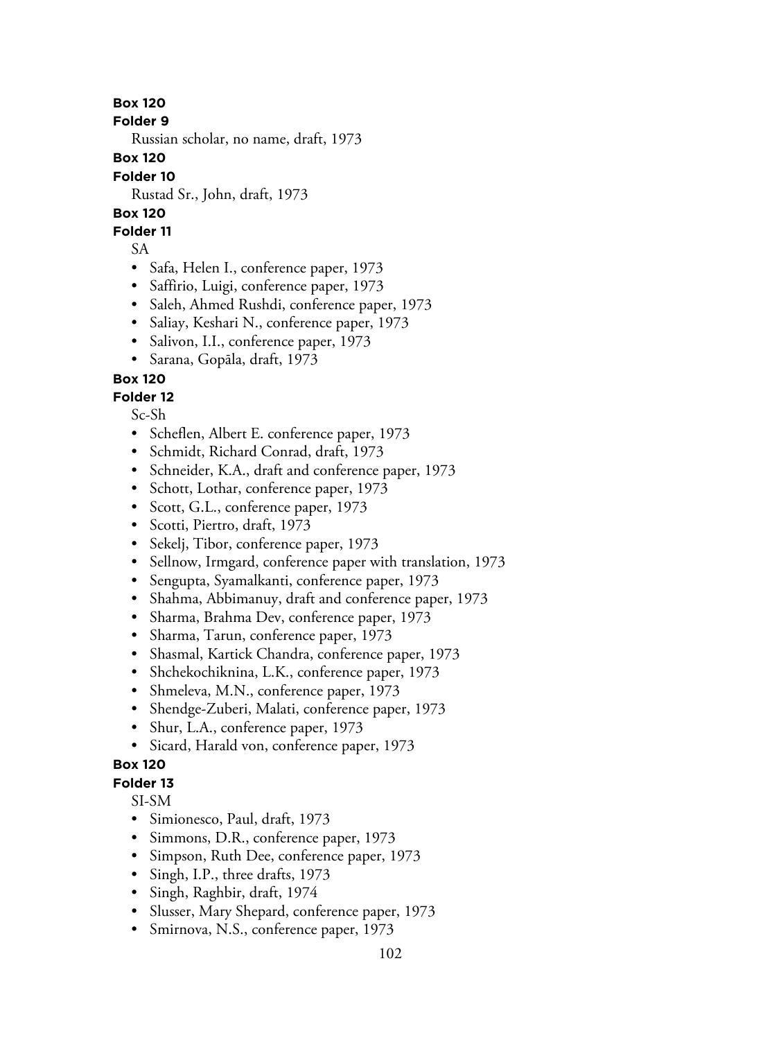**Box 120**

**Folder 9**

Russian scholar, no name, draft, 1973

**Box 120**

**Folder 10**

Rustad Sr., John, draft, 1973

**Box 120**

**Folder 11**

SA

- Safa, Helen I., conference paper, 1973
- Saffirio, Luigi, conference paper, 1973
- Saleh, Ahmed Rushdi, conference paper, 1973
- Saliay, Keshari N., conference paper, 1973
- Salivon, I.I., conference paper, 1973
- Sarana, Gopāla, draft, 1973

**Box 120**

**Folder 12**

Sc-Sh

- Scheflen, Albert E. conference paper, 1973
- Schmidt, Richard Conrad, draft, 1973
- Schneider, K.A., draft and conference paper, 1973
- Schott, Lothar, conference paper, 1973
- Scott, G.L., conference paper, 1973
- Scotti, Piertro, draft, 1973
- Sekelj, Tibor, conference paper, 1973
- Sellnow, Irmgard, conference paper with translation, 1973
- Sengupta, Syamalkanti, conference paper, 1973
- Shahma, Abbimanuy, draft and conference paper, 1973
- Sharma, Brahma Dev, conference paper, 1973
- Sharma, Tarun, conference paper, 1973
- Shasmal, Kartick Chandra, conference paper, 1973
- Shchekochiknina, L.K., conference paper, 1973
- Shmeleva, M.N., conference paper, 1973
- Shendge-Zuberi, Malati, conference paper, 1973
- Shur, L.A., conference paper, 1973
- Sicard, Harald von, conference paper, 1973

**Box 120**

**Folder 13**

SI-SM

- Simionesco, Paul, draft, 1973
- Simmons, D.R., conference paper, 1973
- Simpson, Ruth Dee, conference paper, 1973
- Singh, I.P., three drafts, 1973
- Singh, Raghbir, draft, 1974
- Slusser, Mary Shepard, conference paper, 1973
- Smirnova, N.S., conference paper, 1973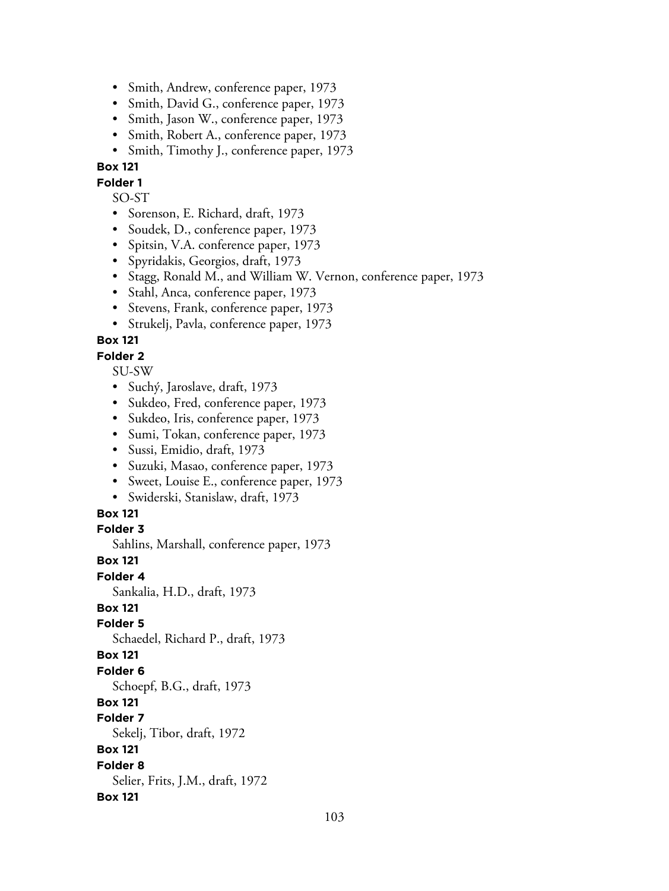- Smith, Andrew, conference paper, 1973
- Smith, David G., conference paper, 1973
- Smith, Jason W., conference paper, 1973
- Smith, Robert A., conference paper, 1973
- Smith, Timothy J., conference paper, 1973

**Box 121**

**Folder 1**

SO-ST

- Sorenson, E. Richard, draft, 1973
- Soudek, D., conference paper, 1973
- Spitsin, V.A. conference paper, 1973
- Spyridakis, Georgios, draft, 1973
- Stagg, Ronald M., and William W. Vernon, conference paper, 1973
- Stahl, Anca, conference paper, 1973
- Stevens, Frank, conference paper, 1973
- Strukelj, Pavla, conference paper, 1973

**Box 121**

**Folder 2**

SU-SW

- Suchý, Jaroslave, draft, 1973
- Sukdeo, Fred, conference paper, 1973
- Sukdeo, Iris, conference paper, 1973
- Sumi, Tokan, conference paper, 1973
- Sussi, Emidio, draft, 1973
- Suzuki, Masao, conference paper, 1973
- Sweet, Louise E., conference paper, 1973
- Swiderski, Stanislaw, draft, 1973

**Box 121**

**Folder 3**

Sahlins, Marshall, conference paper, 1973

**Box 121**

**Folder 4**

Sankalia, H.D., draft, 1973

**Box 121**

**Folder 5**

Schaedel, Richard P., draft, 1973

**Box 121**

**Folder 6**

Schoepf, B.G., draft, 1973

**Box 121**

**Folder 7**

Sekelj, Tibor, draft, 1972

**Box 121**

**Folder 8**

Selier, Frits, J.M., draft, 1972

**Box 121**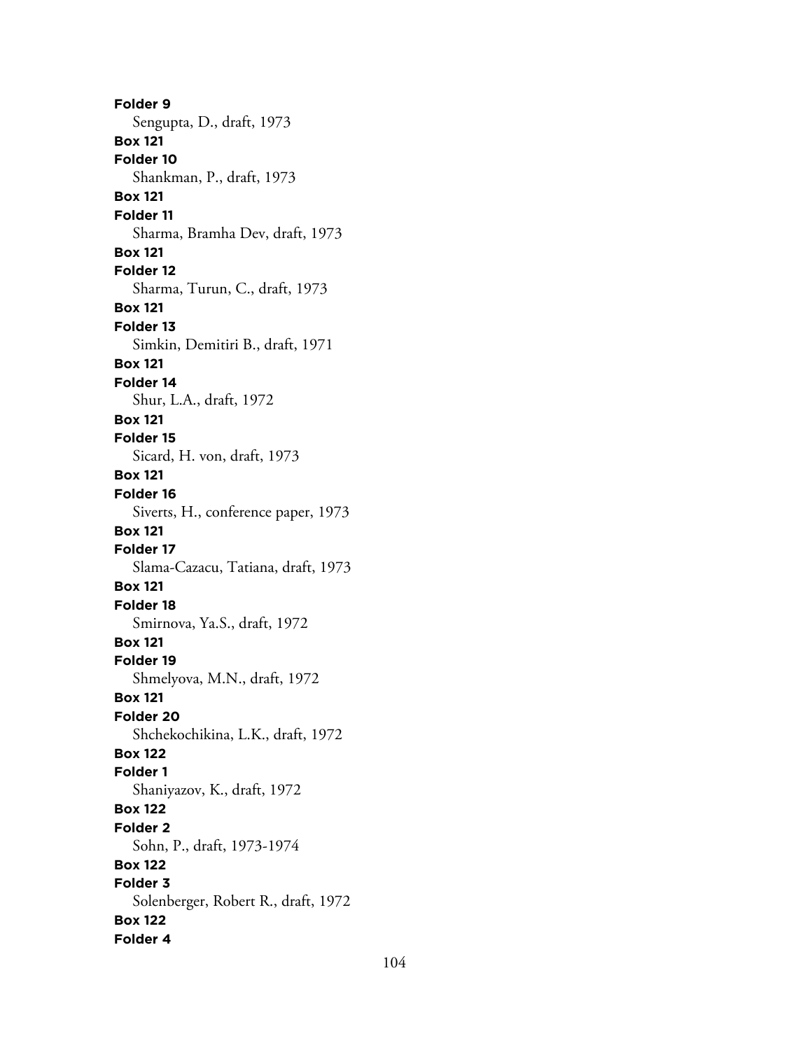**Folder 9**
Sengupta, D., draft, 1973
**Box 121**
**Folder 10**
Shankman, P., draft, 1973
**Box 121**
**Folder 11**
Sharma, Bramha Dev, draft, 1973
**Box 121**
**Folder 12**
Sharma, Turun, C., draft, 1973
**Box 121**
**Folder 13**
Simkin, Demitiri B., draft, 1971
**Box 121**
**Folder 14**
Shur, L.A., draft, 1972
**Box 121**
**Folder 15**
Sicard, H. von, draft, 1973
**Box 121**
**Folder 16**
Siverts, H., conference paper, 1973
**Box 121**
**Folder 17**
Slama-Cazacu, Tatiana, draft, 1973
**Box 121**
**Folder 18**
Smirnova, Ya.S., draft, 1972
**Box 121**
**Folder 19**
Shmelyova, M.N., draft, 1972
**Box 121**
**Folder 20**
Shchekochikina, L.K., draft, 1972
**Box 122**
**Folder 1**
Shaniyazov, K., draft, 1972
**Box 122**
**Folder 2**
Sohn, P., draft, 1973-1974
**Box 122**
**Folder 3**
Solenberger, Robert R., draft, 1972
**Box 122**
**Folder 4**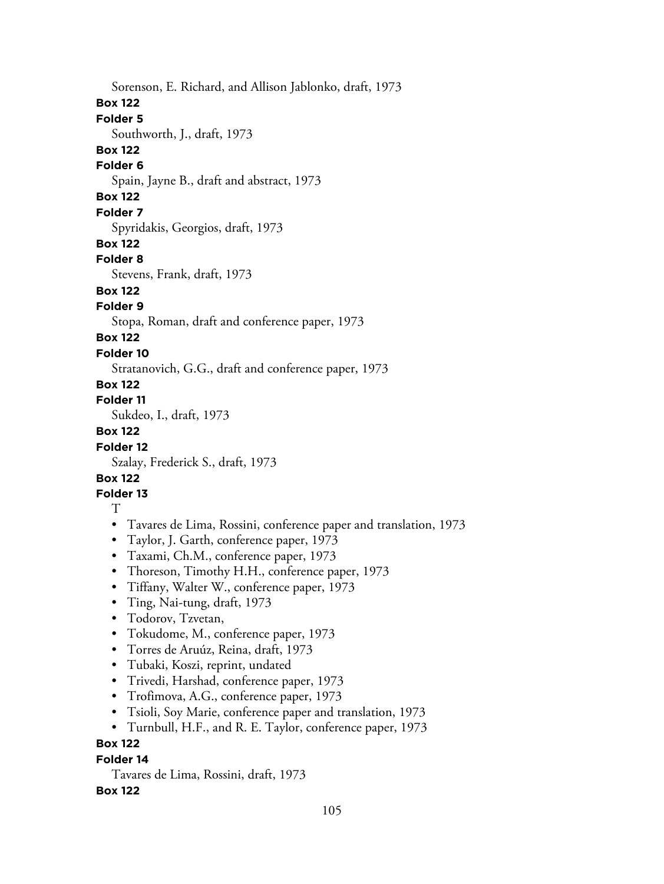Sorenson, E. Richard, and Allison Jablonko, draft, 1973

**Box 122**

**Folder 5**

Southworth, J., draft, 1973

**Box 122**

**Folder 6**

Spain, Jayne B., draft and abstract, 1973

**Box 122**

**Folder 7**

Spyridakis, Georgios, draft, 1973

**Box 122**

**Folder 8**

Stevens, Frank, draft, 1973

**Box 122**

**Folder 9**

Stopa, Roman, draft and conference paper, 1973

**Box 122**

**Folder 10**

Stratanovich, G.G., draft and conference paper, 1973

**Box 122**

**Folder 11**

Sukdeo, I., draft, 1973

**Box 122**

**Folder 12**

Szalay, Frederick S., draft, 1973

**Box 122**

**Folder 13**

T

- Tavares de Lima, Rossini, conference paper and translation, 1973
- Taylor, J. Garth, conference paper, 1973
- Taxami, Ch.M., conference paper, 1973
- Thoreson, Timothy H.H., conference paper, 1973
- Tiffany, Walter W., conference paper, 1973
- Ting, Nai-tung, draft, 1973
- Todorov, Tzvetan,
- Tokudome, M., conference paper, 1973
- Torres de Aruúz, Reina, draft, 1973
- Tubaki, Koszi, reprint, undated
- Trivedi, Harshad, conference paper, 1973
- Trofimova, A.G., conference paper, 1973
- Tsioli, Soy Marie, conference paper and translation, 1973
- Turnbull, H.F., and R. E. Taylor, conference paper, 1973

**Box 122**

**Folder 14**

Tavares de Lima, Rossini, draft, 1973

**Box 122**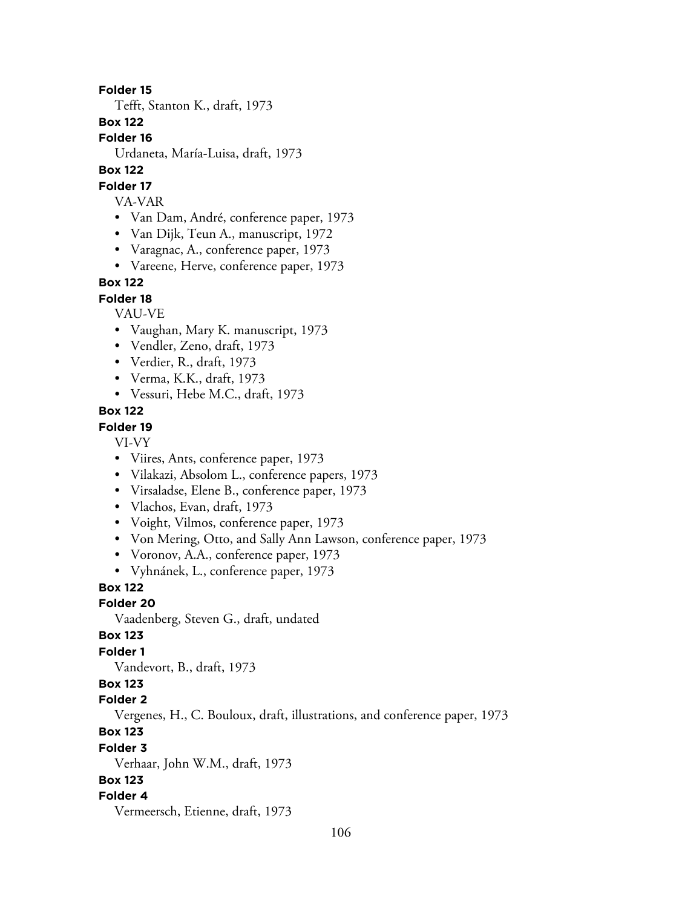**Folder 15**

Tefft, Stanton K., draft, 1973

**Box 122**

**Folder 16**

Urdaneta, María-Luisa, draft, 1973

**Box 122**

**Folder 17**

VA-VAR

- Van Dam, André, conference paper, 1973
- Van Dijk, Teun A., manuscript, 1972
- Varagnac, A., conference paper, 1973
- Vareene, Herve, conference paper, 1973

**Box 122**

**Folder 18**

VAU-VE

- Vaughan, Mary K. manuscript, 1973
- Vendler, Zeno, draft, 1973
- Verdier, R., draft, 1973
- Verma, K.K., draft, 1973
- Vessuri, Hebe M.C., draft, 1973

**Box 122**

**Folder 19**

VI-VY

- Viires, Ants, conference paper, 1973
- Vilakazi, Absolom L., conference papers, 1973
- Virsaladse, Elene B., conference paper, 1973
- Vlachos, Evan, draft, 1973
- Voight, Vilmos, conference paper, 1973
- Von Mering, Otto, and Sally Ann Lawson, conference paper, 1973
- Voronov, A.A., conference paper, 1973
- Vyhnánek, L., conference paper, 1973

**Box 122**

**Folder 20**

Vaadenberg, Steven G., draft, undated

**Box 123**

**Folder 1**

Vandevort, B., draft, 1973

**Box 123**

**Folder 2**

Vergenes, H., C. Bouloux, draft, illustrations, and conference paper, 1973

**Box 123**

**Folder 3**

Verhaar, John W.M., draft, 1973

**Box 123**

**Folder 4**

Vermeersch, Etienne, draft, 1973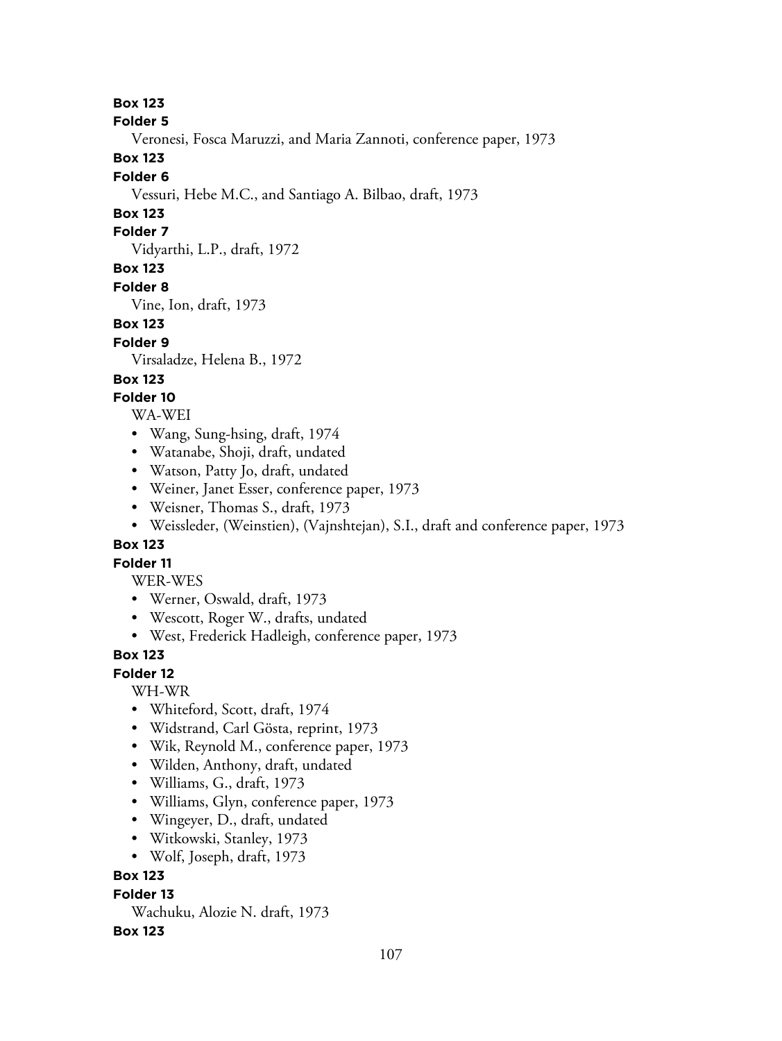**Box 123**

**Folder 5**

Veronesi, Fosca Maruzzi, and Maria Zannoti, conference paper, 1973

**Box 123**

**Folder 6**

Vessuri, Hebe M.C., and Santiago A. Bilbao, draft, 1973

**Box 123**

**Folder 7**

Vidyarthi, L.P., draft, 1972

**Box 123**

**Folder 8**

Vine, Ion, draft, 1973

**Box 123**

**Folder 9**

Virsaladze, Helena B., 1972

**Box 123**

**Folder 10**

WA-WEI

- Wang, Sung-hsing, draft, 1974
- Watanabe, Shoji, draft, undated
- Watson, Patty Jo, draft, undated
- Weiner, Janet Esser, conference paper, 1973
- Weisner, Thomas S., draft, 1973
- Weissleder, (Weinstien), (Vajnshtejan), S.I., draft and conference paper, 1973

**Box 123**

**Folder 11**

WER-WES

- Werner, Oswald, draft, 1973
- Wescott, Roger W., drafts, undated
- West, Frederick Hadleigh, conference paper, 1973

**Box 123**

**Folder 12**

WH-WR

- Whiteford, Scott, draft, 1974
- Widstrand, Carl Gösta, reprint, 1973
- Wik, Reynold M., conference paper, 1973
- Wilden, Anthony, draft, undated
- Williams, G., draft, 1973
- Williams, Glyn, conference paper, 1973
- Wingeyer, D., draft, undated
- Witkowski, Stanley, 1973
- Wolf, Joseph, draft, 1973

**Box 123**

**Folder 13**

Wachuku, Alozie N. draft, 1973

**Box 123**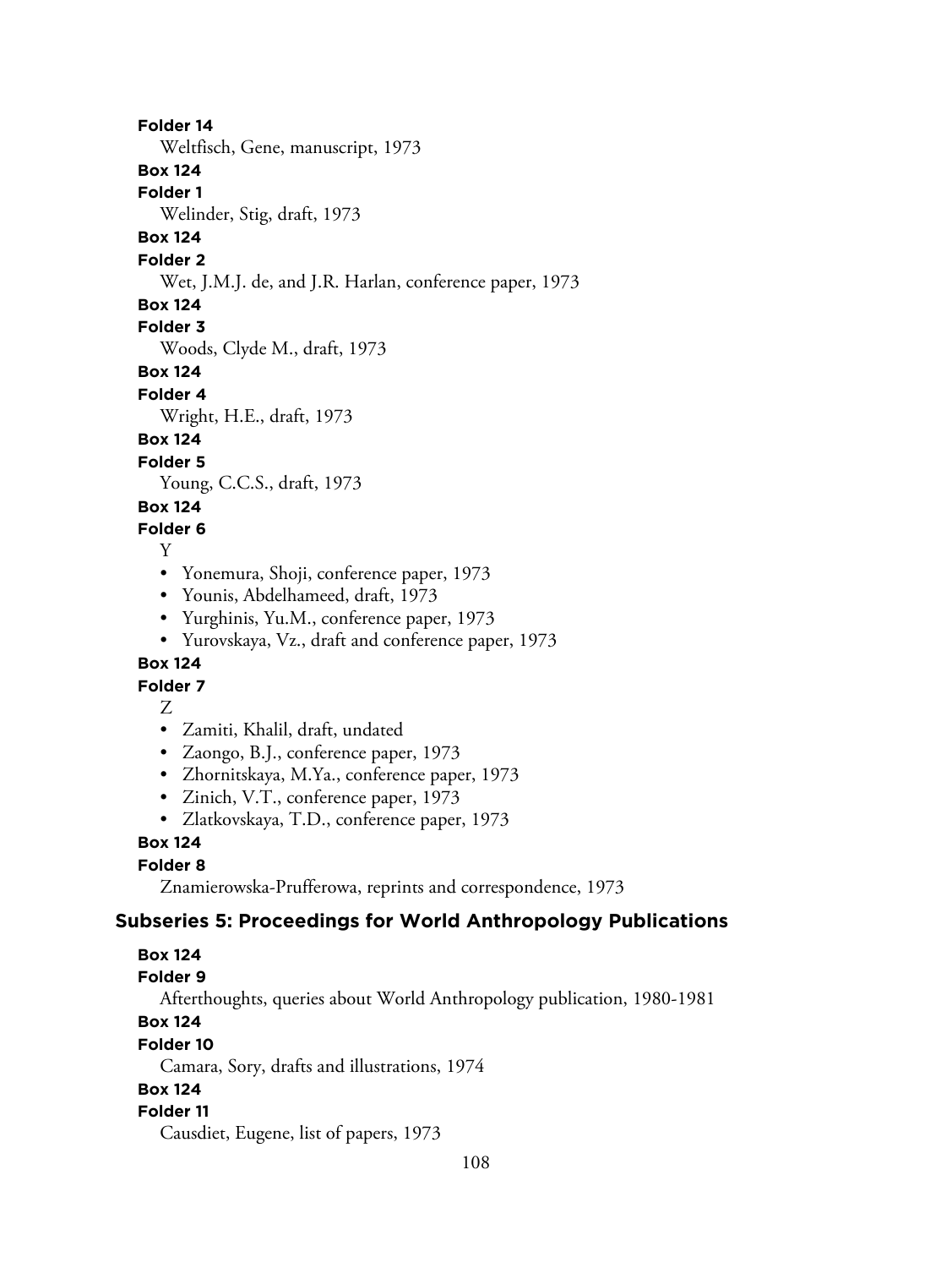**Folder 14**
Weltfisch, Gene, manuscript, 1973

**Box 124**
**Folder 1**
Welinder, Stig, draft, 1973

**Box 124**
**Folder 2**
Wet, J.M.J. de, and J.R. Harlan, conference paper, 1973

**Box 124**
**Folder 3**
Woods, Clyde M., draft, 1973

**Box 124**
**Folder 4**
Wright, H.E., draft, 1973

**Box 124**
**Folder 5**
Young, C.C.S., draft, 1973

**Box 124**
**Folder 6**
Y

- Yonemura, Shoji, conference paper, 1973
- Younis, Abdelhameed, draft, 1973
- Yurghinis, Yu.M., conference paper, 1973
- Yurovskaya, Vz., draft and conference paper, 1973

**Box 124**
**Folder 7**
Z

- Zamiti, Khalil, draft, undated
- Zaongo, B.J., conference paper, 1973
- Zhornitskaya, M.Ya., conference paper, 1973
- Zinich, V.T., conference paper, 1973
- Zlatkovskaya, T.D., conference paper, 1973

**Box 124**
**Folder 8**
Znamierowska-Prufferowa, reprints and correspondence, 1973

### Subseries 5: Proceedings for World Anthropology Publications

**Box 124**
**Folder 9**
Afterthoughts, queries about World Anthropology publication, 1980-1981

**Box 124**
**Folder 10**
Camara, Sory, drafts and illustrations, 1974

**Box 124**
**Folder 11**
Causdiet, Eugene, list of papers, 1973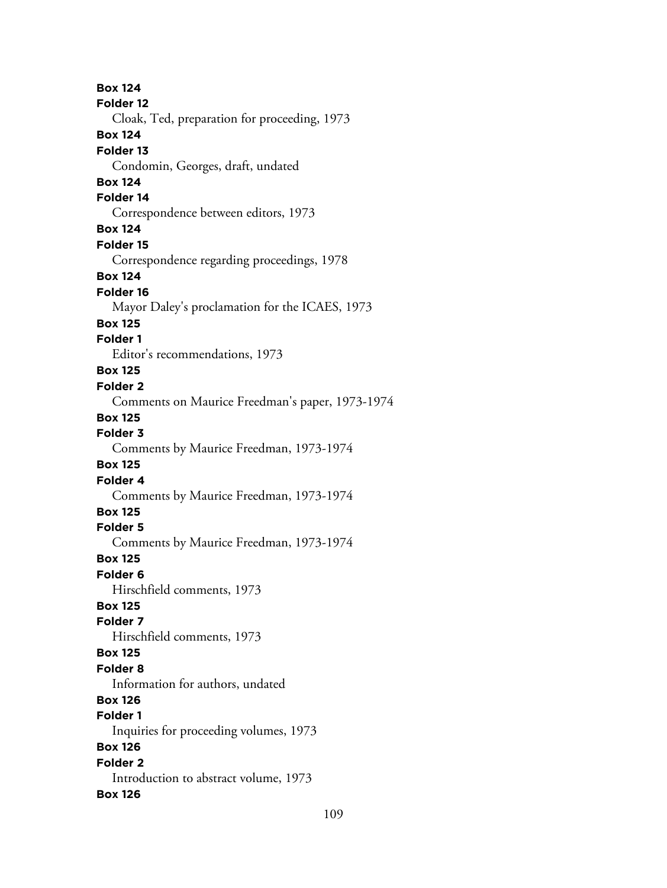**Box 124**
**Folder 12**
Cloak, Ted, preparation for proceeding, 1973
**Box 124**
**Folder 13**
Condomin, Georges, draft, undated
**Box 124**
**Folder 14**
Correspondence between editors, 1973
**Box 124**
**Folder 15**
Correspondence regarding proceedings, 1978
**Box 124**
**Folder 16**
Mayor Daley's proclamation for the ICAES, 1973
**Box 125**
**Folder 1**
Editor's recommendations, 1973
**Box 125**
**Folder 2**
Comments on Maurice Freedman's paper, 1973-1974
**Box 125**
**Folder 3**
Comments by Maurice Freedman, 1973-1974
**Box 125**
**Folder 4**
Comments by Maurice Freedman, 1973-1974
**Box 125**
**Folder 5**
Comments by Maurice Freedman, 1973-1974
**Box 125**
**Folder 6**
Hirschfield comments, 1973
**Box 125**
**Folder 7**
Hirschfield comments, 1973
**Box 125**
**Folder 8**
Information for authors, undated
**Box 126**
**Folder 1**
Inquiries for proceeding volumes, 1973
**Box 126**
**Folder 2**
Introduction to abstract volume, 1973
**Box 126**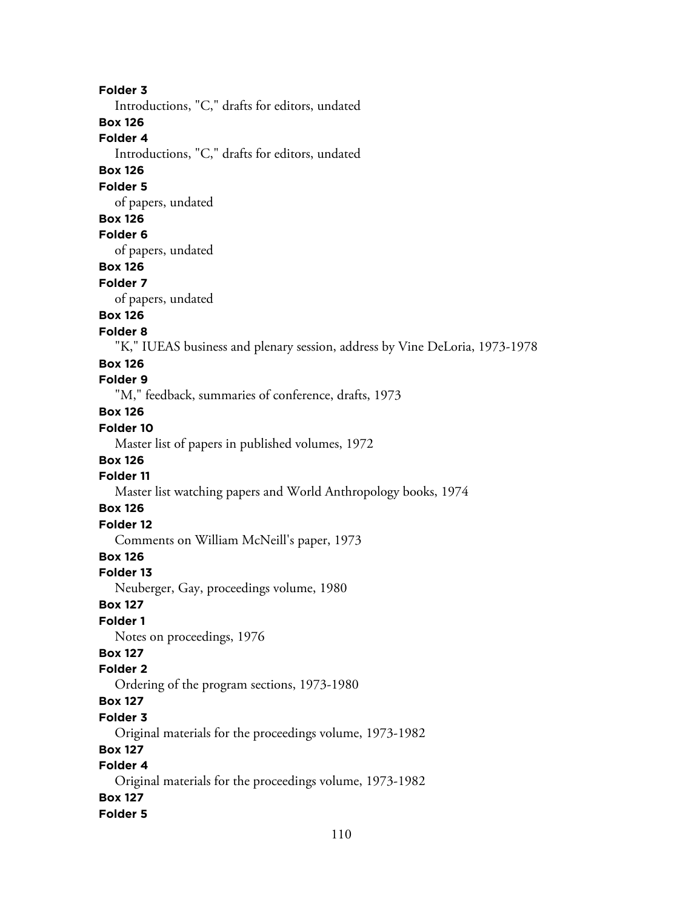**Folder 3**

Introductions, "C," drafts for editors, undated

**Box 126**

**Folder 4**

Introductions, "C," drafts for editors, undated

**Box 126**

**Folder 5**

of papers, undated

**Box 126**

**Folder 6**

of papers, undated

**Box 126**

**Folder 7**

of papers, undated

**Box 126**

**Folder 8**

"K," IUEAS business and plenary session, address by Vine DeLoria, 1973-1978

**Box 126**

**Folder 9**

"M," feedback, summaries of conference, drafts, 1973

**Box 126**

**Folder 10**

Master list of papers in published volumes, 1972

**Box 126**

**Folder 11**

Master list watching papers and World Anthropology books, 1974

**Box 126**

**Folder 12**

Comments on William McNeill's paper, 1973

**Box 126**

**Folder 13**

Neuberger, Gay, proceedings volume, 1980

**Box 127**

**Folder 1**

Notes on proceedings, 1976

**Box 127**

**Folder 2**

Ordering of the program sections, 1973-1980

**Box 127**

**Folder 3**

Original materials for the proceedings volume, 1973-1982

**Box 127**

**Folder 4**

Original materials for the proceedings volume, 1973-1982

**Box 127**

**Folder 5**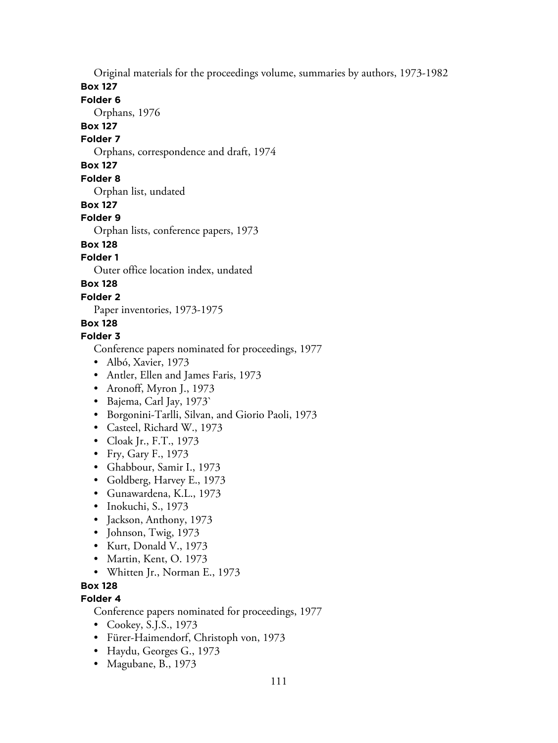Original materials for the proceedings volume, summaries by authors, 1973-1982

**Box 127**

**Folder 6**

Orphans, 1976

**Box 127**

**Folder 7**

Orphans, correspondence and draft, 1974

**Box 127**

**Folder 8**

Orphan list, undated

**Box 127**

**Folder 9**

Orphan lists, conference papers, 1973

**Box 128**

**Folder 1**

Outer office location index, undated

**Box 128**

**Folder 2**

Paper inventories, 1973-1975

**Box 128**

**Folder 3**

Conference papers nominated for proceedings, 1977

- Albó, Xavier, 1973
- Antler, Ellen and James Faris, 1973
- Aronoff, Myron J., 1973
- Bajema, Carl Jay, 1973`
- Borgonini-Tarlli, Silvan, and Giorio Paoli, 1973
- Casteel, Richard W., 1973
- Cloak Jr., F.T., 1973
- Fry, Gary F., 1973
- Ghabbour, Samir I., 1973
- Goldberg, Harvey E., 1973
- Gunawardena, K.L., 1973
- Inokuchi, S., 1973
- Jackson, Anthony, 1973
- Johnson, Twig, 1973
- Kurt, Donald V., 1973
- Martin, Kent, O. 1973
- Whitten Jr., Norman E., 1973

**Box 128**

**Folder 4**

Conference papers nominated for proceedings, 1977

- Cookey, S.J.S., 1973
- Fürer-Haimendorf, Christoph von, 1973
- Haydu, Georges G., 1973
- Magubane, B., 1973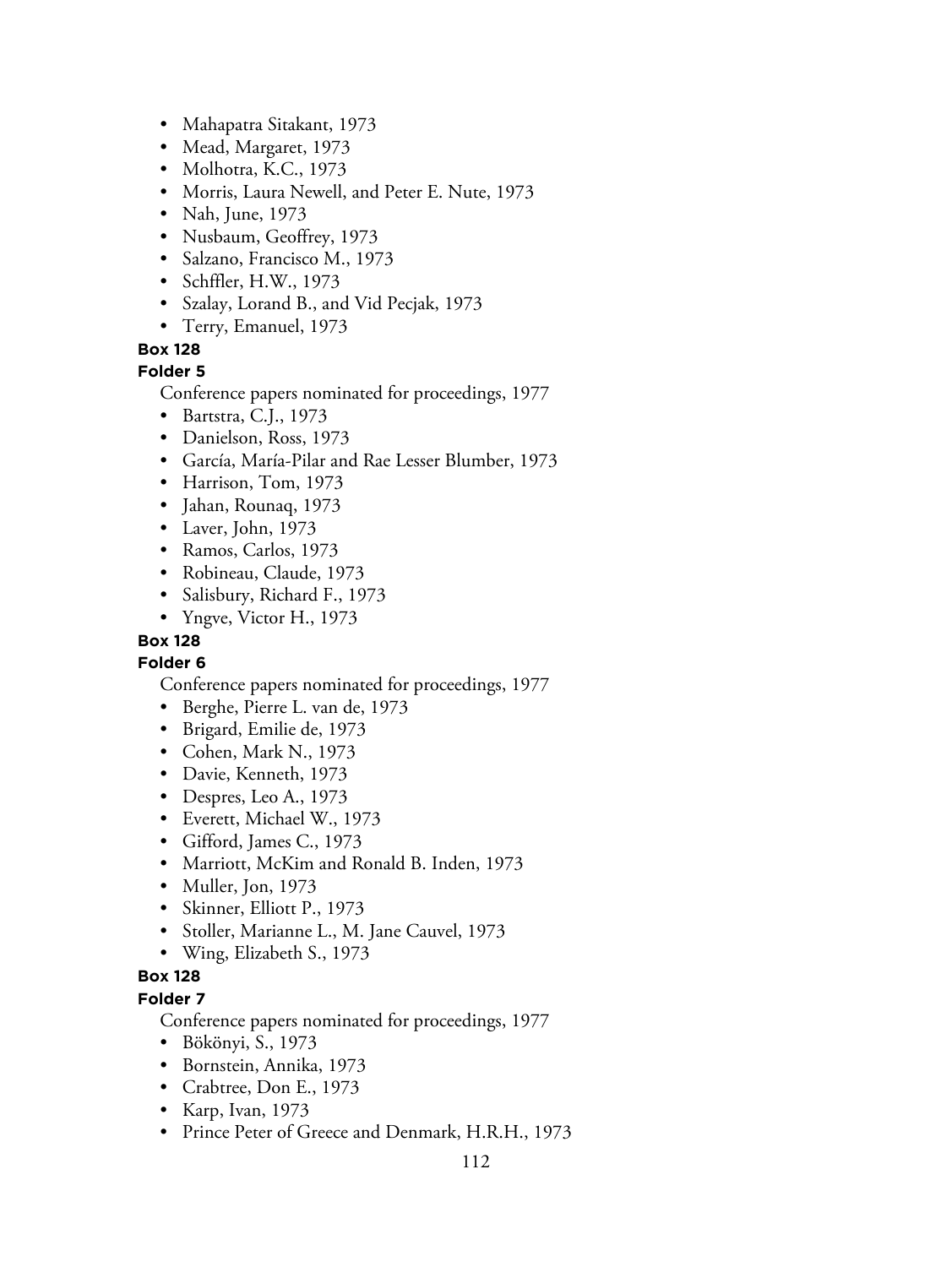- Mahapatra Sitakant, 1973
- Mead, Margaret, 1973
- Molhotra, K.C., 1973
- Morris, Laura Newell, and Peter E. Nute, 1973
- Nah, June, 1973
- Nusbaum, Geoffrey, 1973
- Salzano, Francisco M., 1973
- Schffler, H.W., 1973
- Szalay, Lorand B., and Vid Pecjak, 1973
- Terry, Emanuel, 1973

**Box 128**

**Folder 5**

Conference papers nominated for proceedings, 1977

- Bartstra, C.J., 1973
- Danielson, Ross, 1973
- García, María-Pilar and Rae Lesser Blumber, 1973
- Harrison, Tom, 1973
- Jahan, Rounaq, 1973
- Laver, John, 1973
- Ramos, Carlos, 1973
- Robineau, Claude, 1973
- Salisbury, Richard F., 1973
- Yngve, Victor H., 1973

**Box 128**

**Folder 6**

Conference papers nominated for proceedings, 1977

- Berghe, Pierre L. van de, 1973
- Brigard, Emilie de, 1973
- Cohen, Mark N., 1973
- Davie, Kenneth, 1973
- Despres, Leo A., 1973
- Everett, Michael W., 1973
- Gifford, James C., 1973
- Marriott, McKim and Ronald B. Inden, 1973
- Muller, Jon, 1973
- Skinner, Elliott P., 1973
- Stoller, Marianne L., M. Jane Cauvel, 1973
- Wing, Elizabeth S., 1973

**Box 128**

**Folder 7**

Conference papers nominated for proceedings, 1977

- Bökönyi, S., 1973
- Bornstein, Annika, 1973
- Crabtree, Don E., 1973
- Karp, Ivan, 1973
- Prince Peter of Greece and Denmark, H.R.H., 1973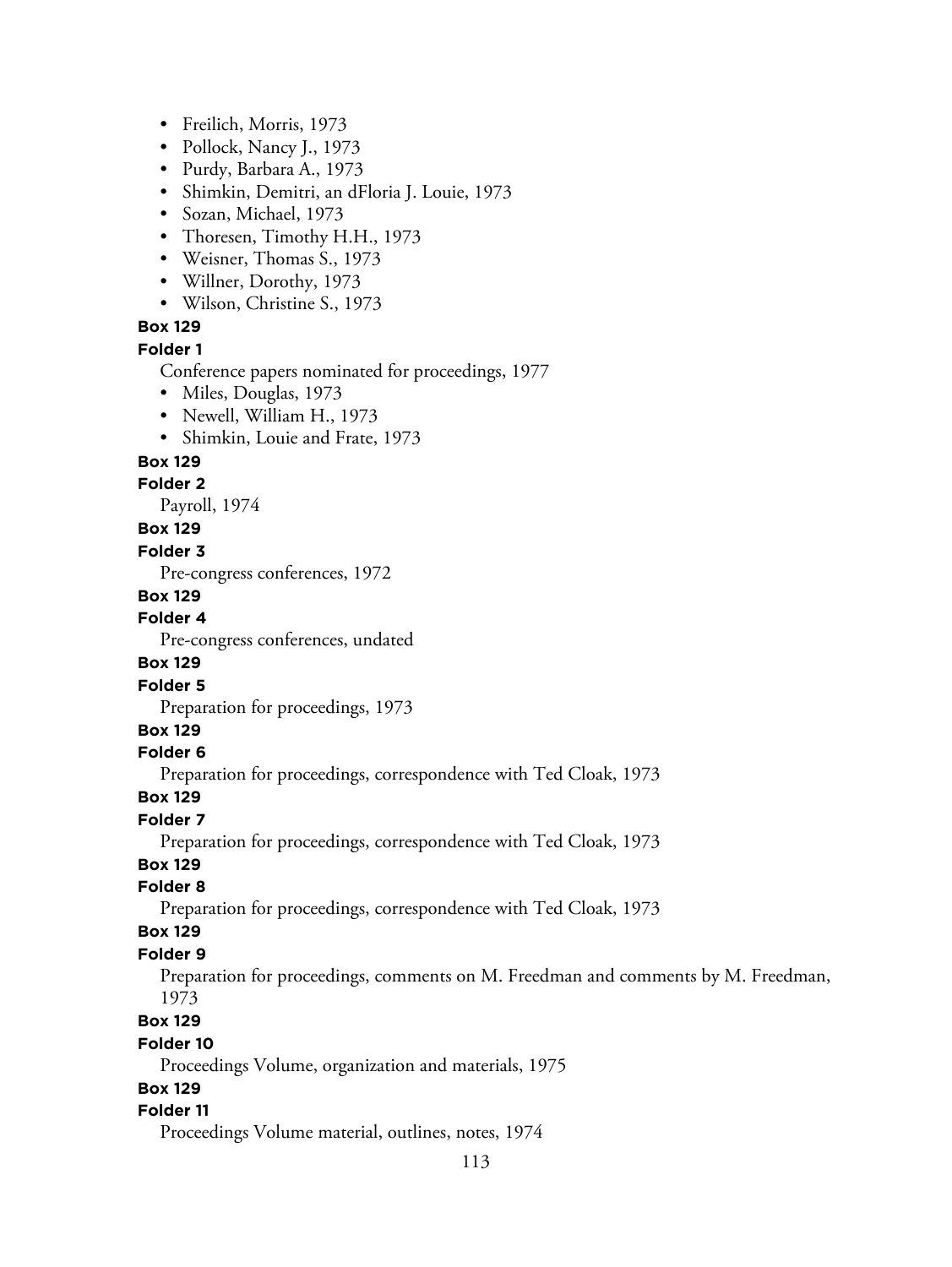- Freilich, Morris, 1973
- Pollock, Nancy J., 1973
- Purdy, Barbara A., 1973
- Shimkin, Demitri, an dFloria J. Louie, 1973
- Sozan, Michael, 1973
- Thoresen, Timothy H.H., 1973
- Weisner, Thomas S., 1973
- Willner, Dorothy, 1973
- Wilson, Christine S., 1973

**Box 129**

**Folder 1**

Conference papers nominated for proceedings, 1977

- Miles, Douglas, 1973
- Newell, William H., 1973
- Shimkin, Louie and Frate, 1973

**Box 129**

**Folder 2**

Payroll, 1974

**Box 129**

**Folder 3**

Pre-congress conferences, 1972

**Box 129**

**Folder 4**

Pre-congress conferences, undated

**Box 129**

**Folder 5**

Preparation for proceedings, 1973

**Box 129**

**Folder 6**

Preparation for proceedings, correspondence with Ted Cloak, 1973

**Box 129**

**Folder 7**

Preparation for proceedings, correspondence with Ted Cloak, 1973

**Box 129**

**Folder 8**

Preparation for proceedings, correspondence with Ted Cloak, 1973

**Box 129**

**Folder 9**

Preparation for proceedings, comments on M. Freedman and comments by M. Freedman, 1973

**Box 129**

**Folder 10**

Proceedings Volume, organization and materials, 1975

**Box 129**

**Folder 11**

Proceedings Volume material, outlines, notes, 1974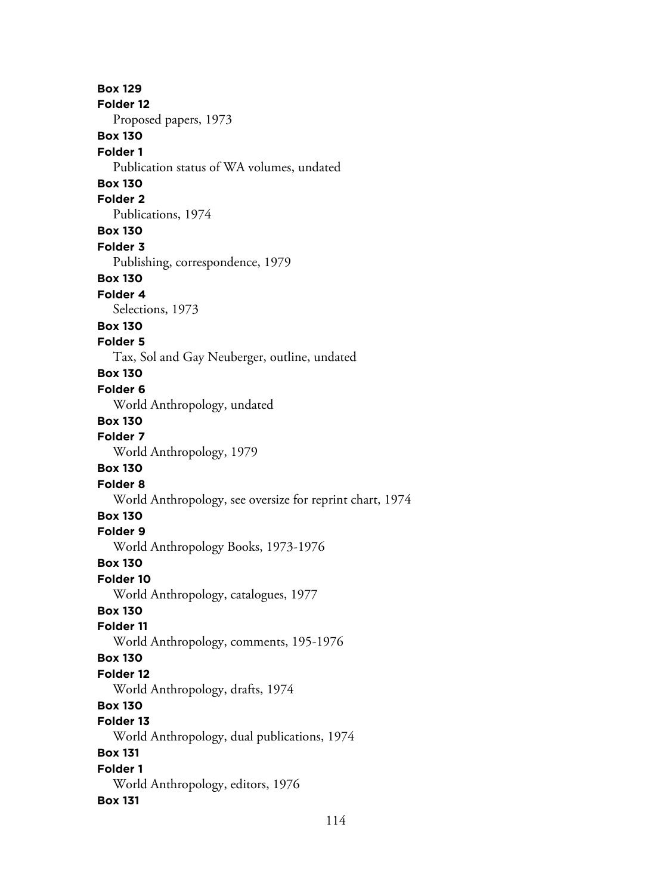**Box 129**
**Folder 12**
Proposed papers, 1973
**Box 130**
**Folder 1**
Publication status of WA volumes, undated
**Box 130**
**Folder 2**
Publications, 1974
**Box 130**
**Folder 3**
Publishing, correspondence, 1979
**Box 130**
**Folder 4**
Selections, 1973
**Box 130**
**Folder 5**
Tax, Sol and Gay Neuberger, outline, undated
**Box 130**
**Folder 6**
World Anthropology, undated
**Box 130**
**Folder 7**
World Anthropology, 1979
**Box 130**
**Folder 8**
World Anthropology, see oversize for reprint chart, 1974
**Box 130**
**Folder 9**
World Anthropology Books, 1973-1976
**Box 130**
**Folder 10**
World Anthropology, catalogues, 1977
**Box 130**
**Folder 11**
World Anthropology, comments, 195-1976
**Box 130**
**Folder 12**
World Anthropology, drafts, 1974
**Box 130**
**Folder 13**
World Anthropology, dual publications, 1974
**Box 131**
**Folder 1**
World Anthropology, editors, 1976
**Box 131**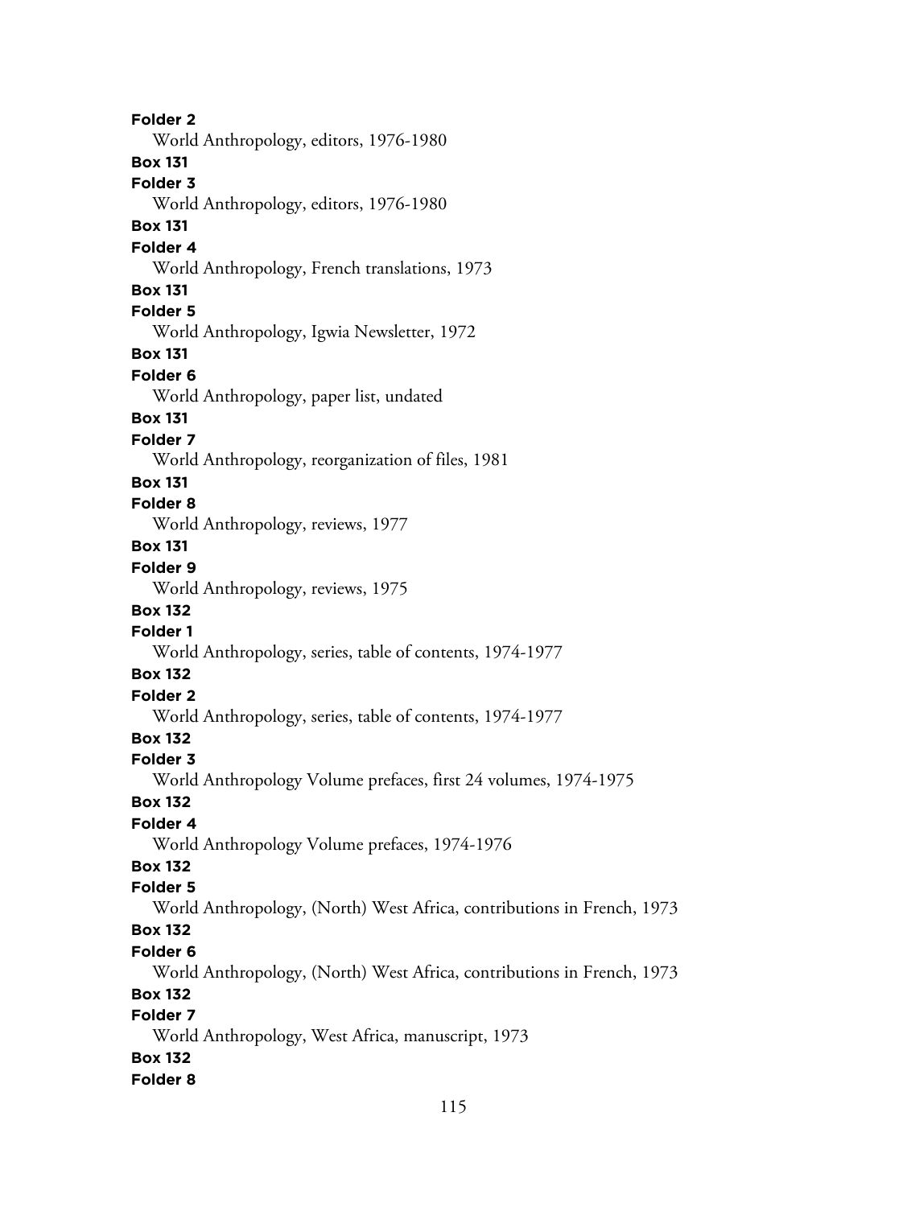**Folder 2**
World Anthropology, editors, 1976-1980
**Box 131**
**Folder 3**
World Anthropology, editors, 1976-1980
**Box 131**
**Folder 4**
World Anthropology, French translations, 1973
**Box 131**
**Folder 5**
World Anthropology, Igwia Newsletter, 1972
**Box 131**
**Folder 6**
World Anthropology, paper list, undated
**Box 131**
**Folder 7**
World Anthropology, reorganization of files, 1981
**Box 131**
**Folder 8**
World Anthropology, reviews, 1977
**Box 131**
**Folder 9**
World Anthropology, reviews, 1975
**Box 132**
**Folder 1**
World Anthropology, series, table of contents, 1974-1977
**Box 132**
**Folder 2**
World Anthropology, series, table of contents, 1974-1977
**Box 132**
**Folder 3**
World Anthropology Volume prefaces, first 24 volumes, 1974-1975
**Box 132**
**Folder 4**
World Anthropology Volume prefaces, 1974-1976
**Box 132**
**Folder 5**
World Anthropology, (North) West Africa, contributions in French, 1973
**Box 132**
**Folder 6**
World Anthropology, (North) West Africa, contributions in French, 1973
**Box 132**
**Folder 7**
World Anthropology, West Africa, manuscript, 1973
**Box 132**
**Folder 8**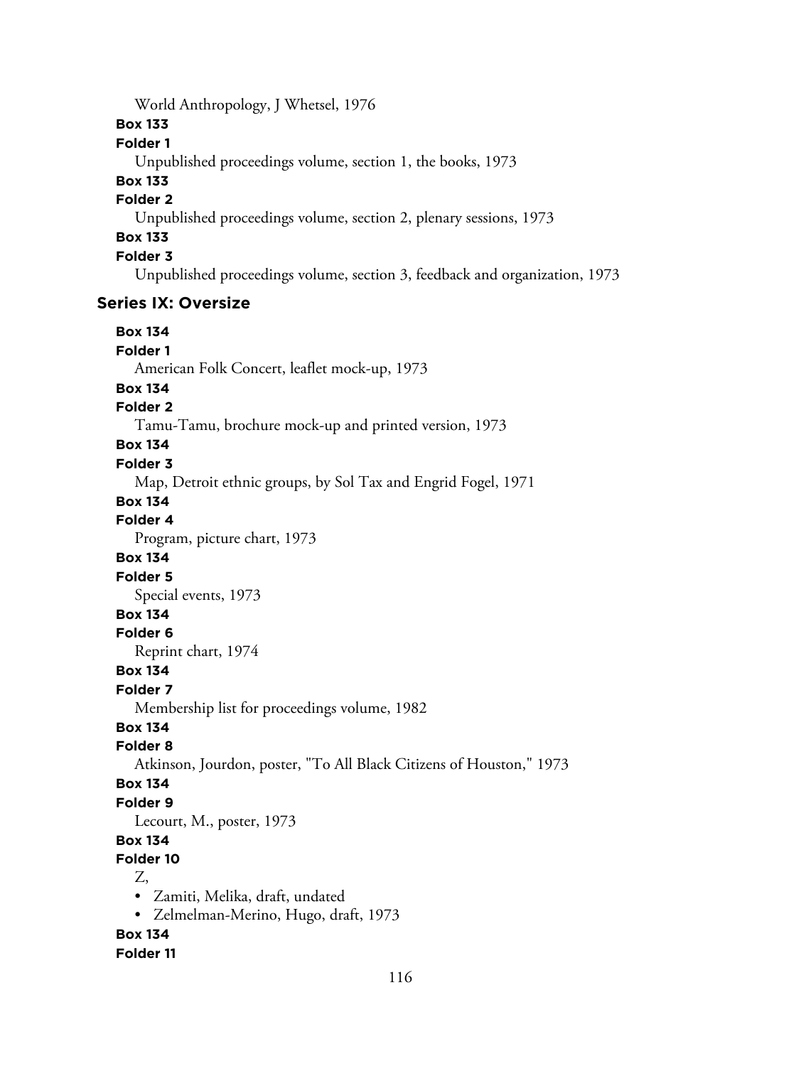World Anthropology, J Whetsel, 1976

**Box 133**

**Folder 1**

Unpublished proceedings volume, section 1, the books, 1973

**Box 133**

**Folder 2**

Unpublished proceedings volume, section 2, plenary sessions, 1973

**Box 133**

**Folder 3**

Unpublished proceedings volume, section 3, feedback and organization, 1973

## Series IX: Oversize

**Box 134**

**Folder 1**

American Folk Concert, leaflet mock-up, 1973

**Box 134**

**Folder 2**

Tamu-Tamu, brochure mock-up and printed version, 1973

**Box 134**

**Folder 3**

Map, Detroit ethnic groups, by Sol Tax and Engrid Fogel, 1971

**Box 134**

**Folder 4**

Program, picture chart, 1973

**Box 134**

**Folder 5**

Special events, 1973

**Box 134**

**Folder 6**

Reprint chart, 1974

**Box 134**

**Folder 7**

Membership list for proceedings volume, 1982

**Box 134**

**Folder 8**

Atkinson, Jourdon, poster, "To All Black Citizens of Houston," 1973

**Box 134**

**Folder 9**

Lecourt, M., poster, 1973

**Box 134**

**Folder 10**

Z,

- Zamiti, Melika, draft, undated
- Zelmelman-Merino, Hugo, draft, 1973

**Box 134**

**Folder 11**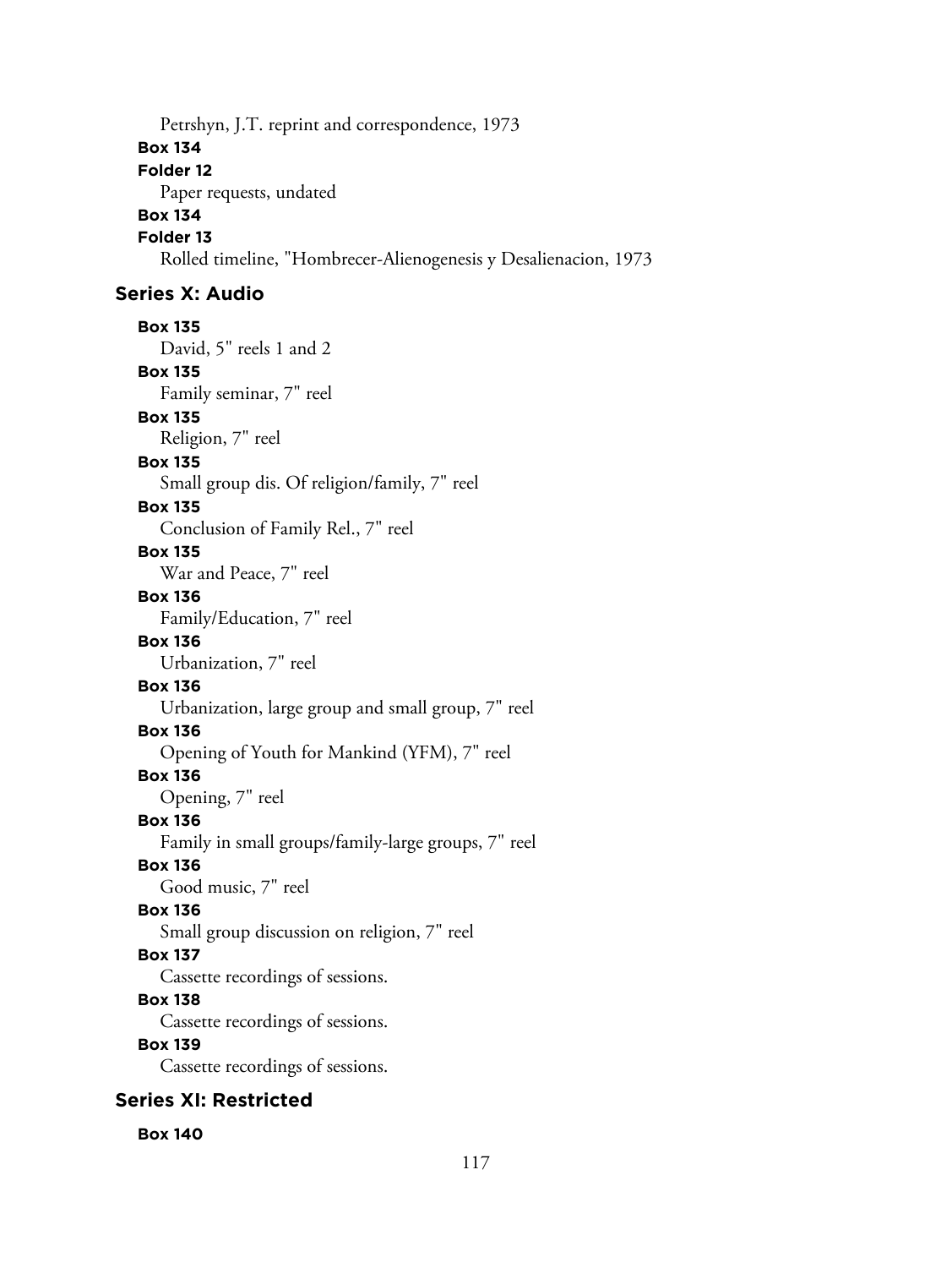Petrshyn, J.T. reprint and correspondence, 1973

**Box 134**

**Folder 12**

Paper requests, undated

**Box 134**

**Folder 13**

Rolled timeline, "Hombrecer-Alienogenesis y Desalienacion, 1973

## Series X: Audio

**Box 135**

David, 5" reels 1 and 2

**Box 135**

Family seminar, 7" reel

**Box 135**

Religion, 7" reel

**Box 135**

Small group dis. Of religion/family, 7" reel

**Box 135**

Conclusion of Family Rel., 7" reel

**Box 135**

War and Peace, 7" reel

**Box 136**

Family/Education, 7" reel

**Box 136**

Urbanization, 7" reel

**Box 136**

Urbanization, large group and small group, 7" reel

**Box 136**

Opening of Youth for Mankind (YFM), 7" reel

**Box 136**

Opening, 7" reel

**Box 136**

Family in small groups/family-large groups, 7" reel

**Box 136**

Good music, 7" reel

**Box 136**

Small group discussion on religion, 7" reel

**Box 137**

Cassette recordings of sessions.

**Box 138**

Cassette recordings of sessions.

**Box 139**

Cassette recordings of sessions.

## Series XI: Restricted

**Box 140**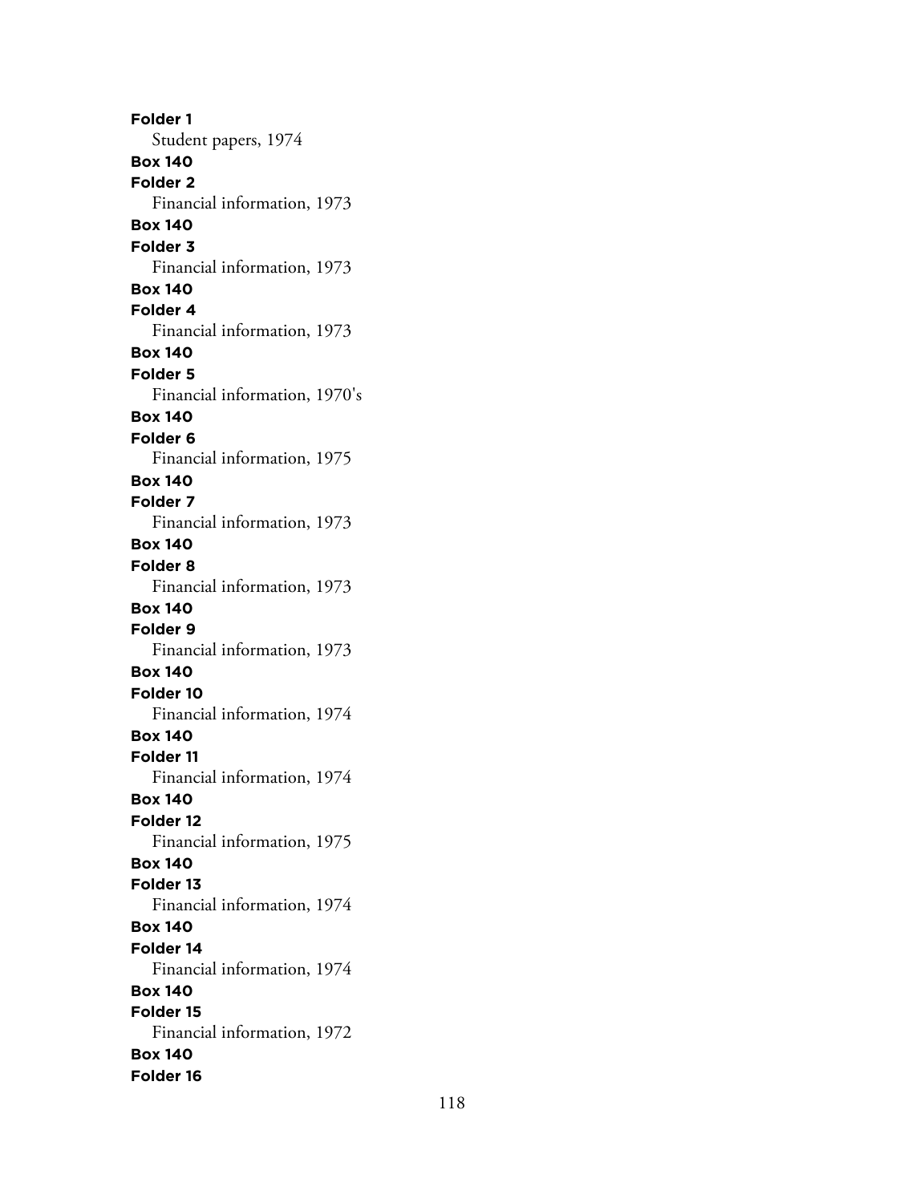**Folder 1**
Student papers, 1974

**Box 140**
**Folder 2**
Financial information, 1973

**Box 140**
**Folder 3**
Financial information, 1973

**Box 140**
**Folder 4**
Financial information, 1973

**Box 140**
**Folder 5**
Financial information, 1970's

**Box 140**
**Folder 6**
Financial information, 1975

**Box 140**
**Folder 7**
Financial information, 1973

**Box 140**
**Folder 8**
Financial information, 1973

**Box 140**
**Folder 9**
Financial information, 1973

**Box 140**
**Folder 10**
Financial information, 1974

**Box 140**
**Folder 11**
Financial information, 1974

**Box 140**
**Folder 12**
Financial information, 1975

**Box 140**
**Folder 13**
Financial information, 1974

**Box 140**
**Folder 14**
Financial information, 1974

**Box 140**
**Folder 15**
Financial information, 1972

**Box 140**
**Folder 16**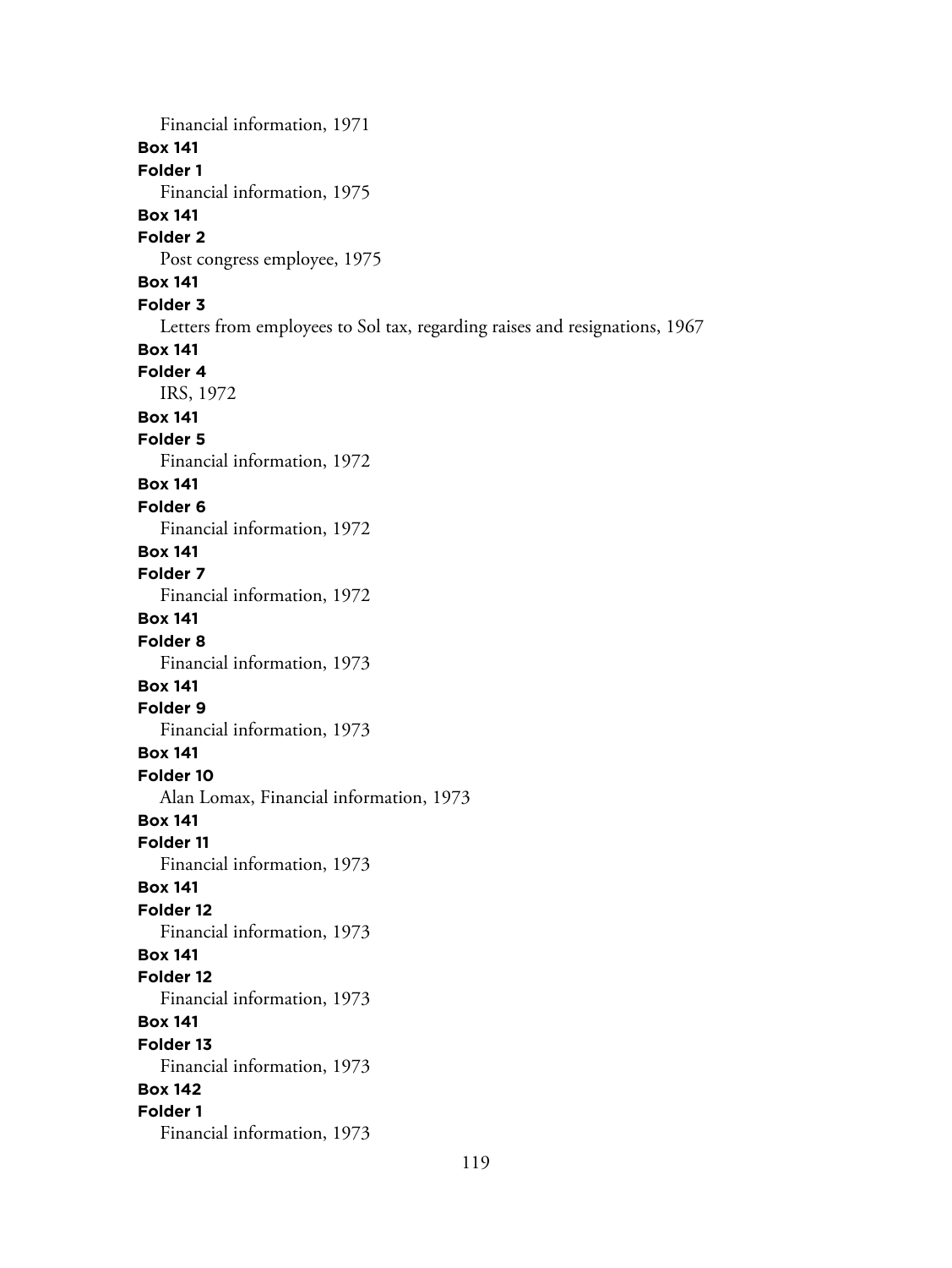Financial information, 1971

**Box 141**
**Folder 1**
Financial information, 1975

**Box 141**
**Folder 2**
Post congress employee, 1975

**Box 141**
**Folder 3**
Letters from employees to Sol tax, regarding raises and resignations, 1967

**Box 141**
**Folder 4**
IRS, 1972

**Box 141**
**Folder 5**
Financial information, 1972

**Box 141**
**Folder 6**
Financial information, 1972

**Box 141**
**Folder 7**
Financial information, 1972

**Box 141**
**Folder 8**
Financial information, 1973

**Box 141**
**Folder 9**
Financial information, 1973

**Box 141**
**Folder 10**
Alan Lomax, Financial information, 1973

**Box 141**
**Folder 11**
Financial information, 1973

**Box 141**
**Folder 12**
Financial information, 1973

**Box 141**
**Folder 12**
Financial information, 1973

**Box 141**
**Folder 13**
Financial information, 1973

**Box 142**
**Folder 1**
Financial information, 1973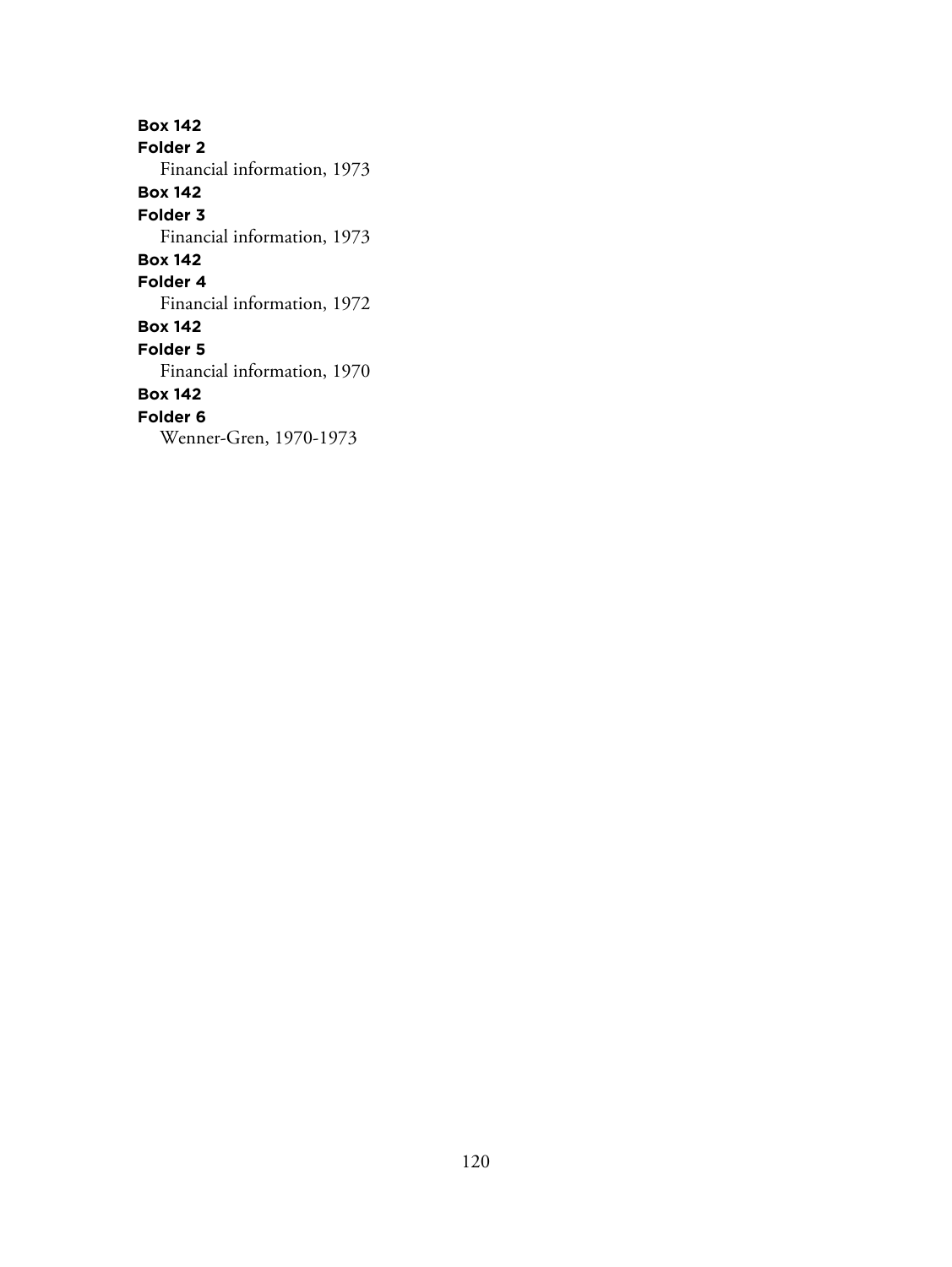**Box 142**
**Folder 2**
Financial information, 1973
**Box 142**
**Folder 3**
Financial information, 1973
**Box 142**
**Folder 4**
Financial information, 1972
**Box 142**
**Folder 5**
Financial information, 1970
**Box 142**
**Folder 6**
Wenner-Gren, 1970-1973